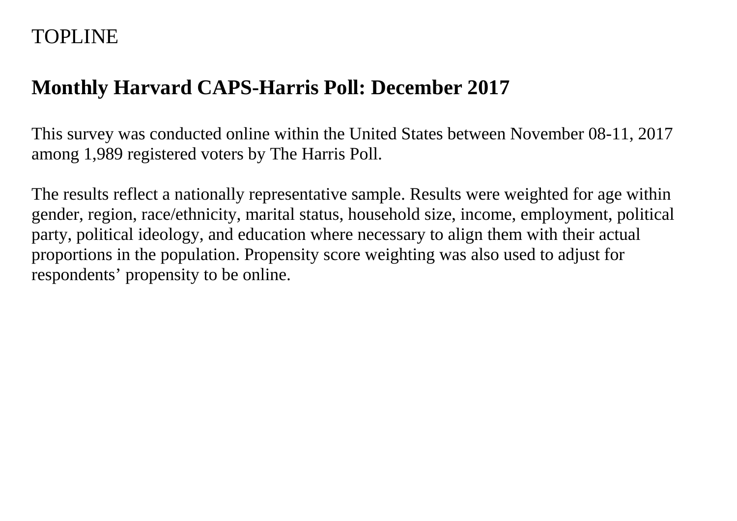TOPLINE

# Monthly Harvard CAPS-Harris Poll: December 2017

This survey was conducted online within the United States between November 08-11, 2017 among 1,989 registered voters by The Harris Poll.

The results reflect a nationally representative sample. Results were weighted for age within gender, region, race/ethnicity, marital status, household size, income, employment, political party, political ideology, and education where necessary to align them with their actual proportions in the population. Propensity score weighting was also used to adjust for respondents' propensity to be online.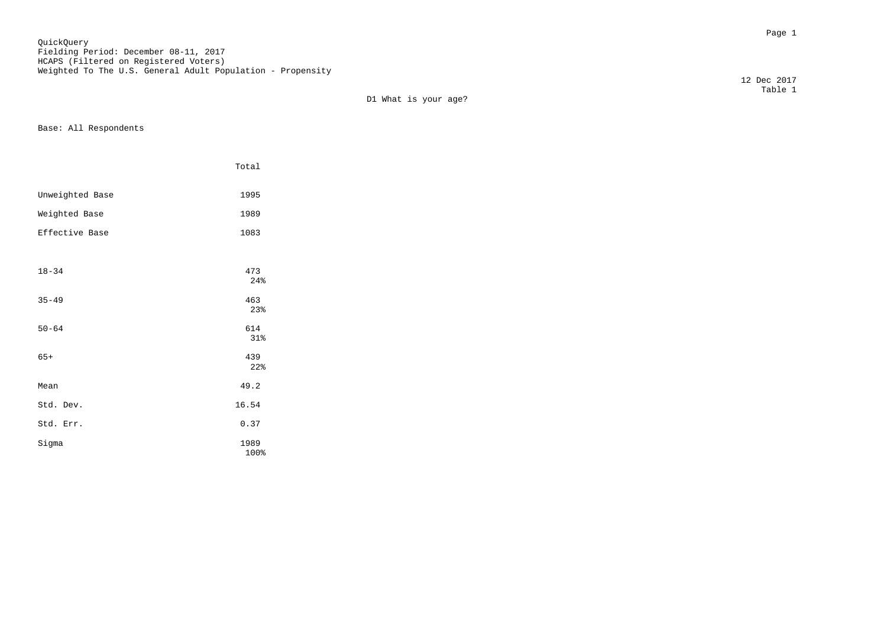QuickQuery
Fielding Period: December 08-11, 2017
HCAPS (Filtered on Registered Voters)
Weighted To The U.S. General Adult Population - Propensity

12 Dec 2017
Table 1

D1 What is your age?

Base: All Respondents

| | Total |
|---|---|
| Unweighted Base | 1995 |
| Weighted Base | 1989 |
| Effective Base | 1083 |
| 18-34 | 473<br>24% |
| 35-49 | 463<br>23% |
| 50-64 | 614<br>31% |
| 65+ | 439<br>22% |
| Mean | 49.2 |
| Std. Dev. | 16.54 |
| Std. Err. | 0.37 |
| Sigma | 1989<br>100% |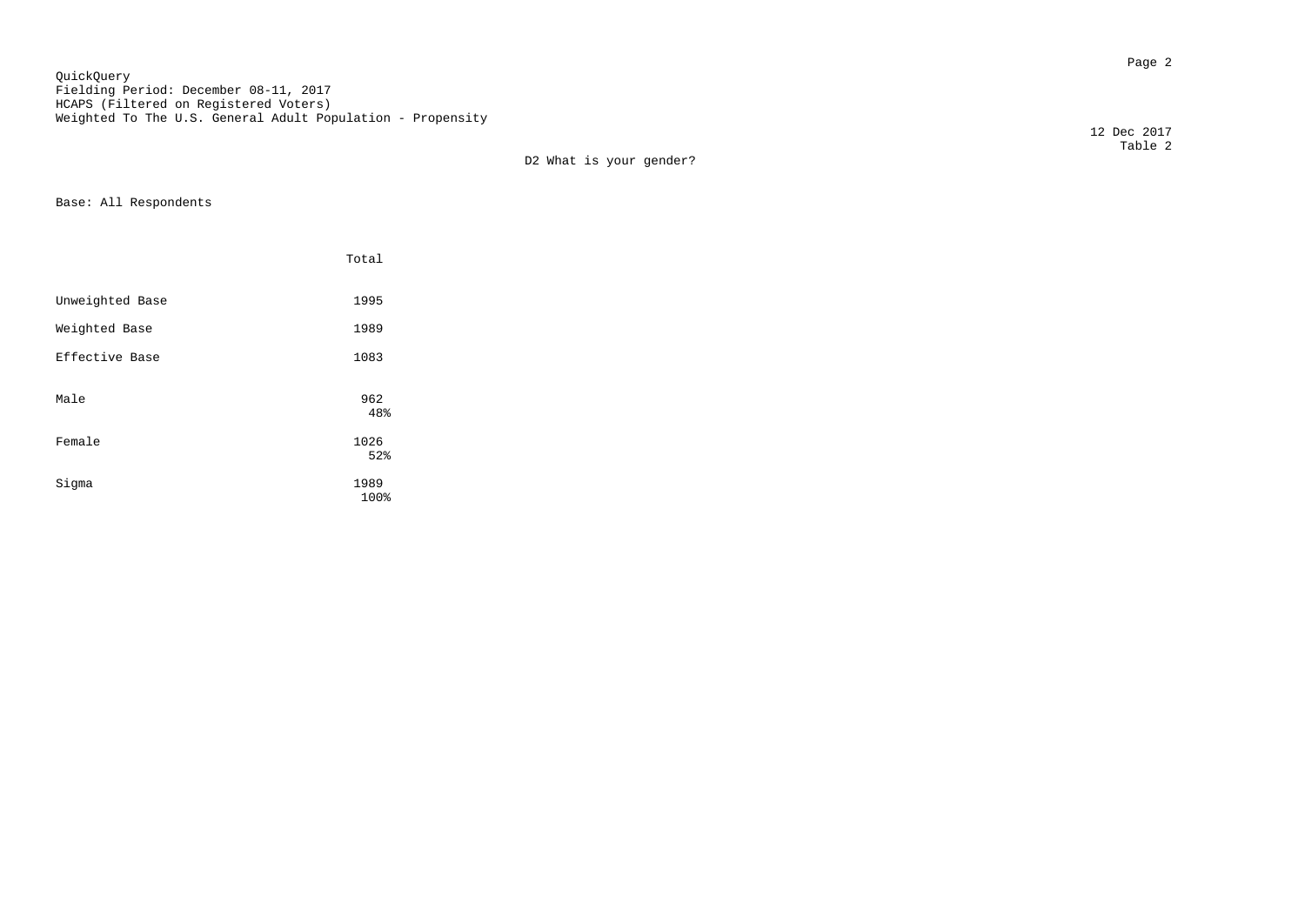QuickQuery
Fielding Period: December 08-11, 2017
HCAPS (Filtered on Registered Voters)
Weighted To The U.S. General Adult Population - Propensity

12 Dec 2017
Table 2

D2 What is your gender?

Base: All Respondents

| | Total |
|---|---|
| Unweighted Base | 1995 |
| Weighted Base | 1989 |
| Effective Base | 1083 |
| Male | 962<br>48% |
| Female | 1026<br>52% |
| Sigma | 1989<br>100% |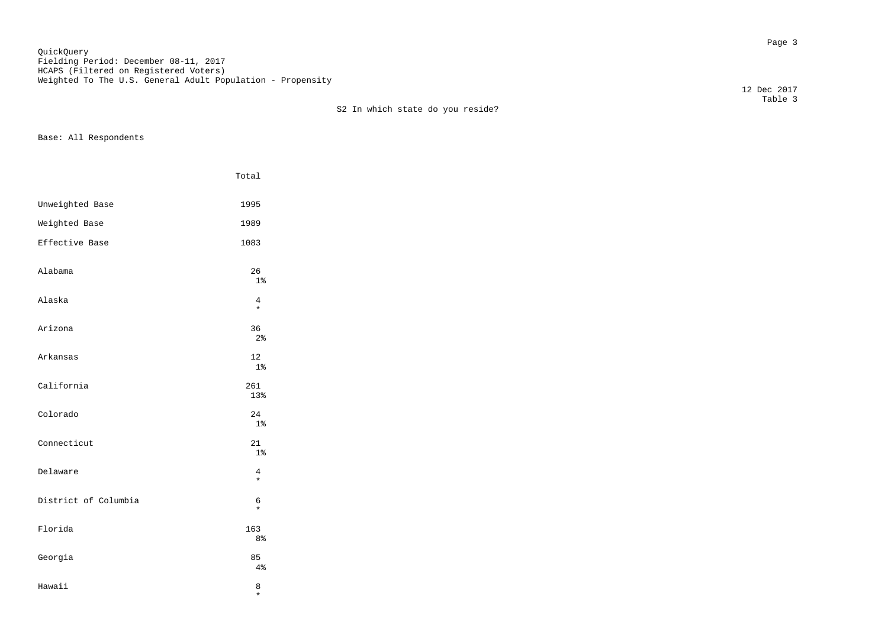QuickQuery
Fielding Period: December 08-11, 2017
HCAPS (Filtered on Registered Voters)
Weighted To The U.S. General Adult Population - Propensity

12 Dec 2017
Table 3

S2 In which state do you reside?

Base: All Respondents

| | Total |
|---|---|
| Unweighted Base | 1995 |
| Weighted Base | 1989 |
| Effective Base | 1083 |
| Alabama | 26<br>1% |
| Alaska | 4<br>* |
| Arizona | 36<br>2% |
| Arkansas | 12<br>1% |
| California | 261<br>13% |
| Colorado | 24<br>1% |
| Connecticut | 21<br>1% |
| Delaware | 4<br>* |
| District of Columbia | 6<br>* |
| Florida | 163<br>8% |
| Georgia | 85<br>4% |
| Hawaii | 8<br>* |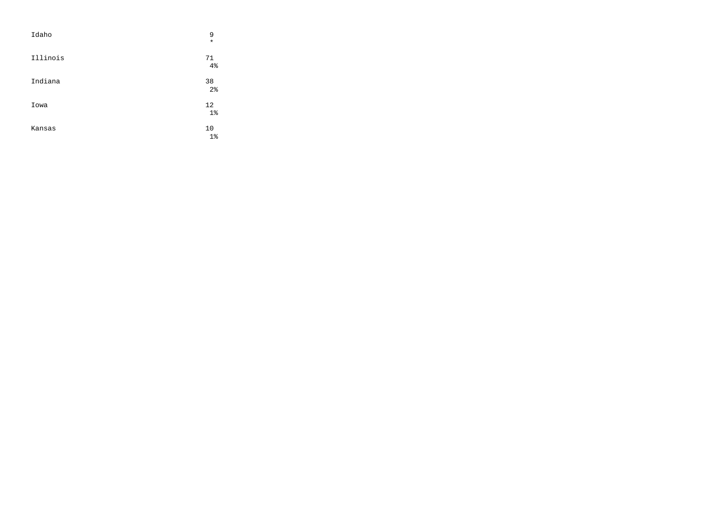| | |
|---|---|
| Idaho | 9 |
| | * |
| Illinois | 71 |
| | 4% |
| Indiana | 38 |
| | 2% |
| Iowa | 12 |
| | 1% |
| Kansas | 10 |
| | 1% |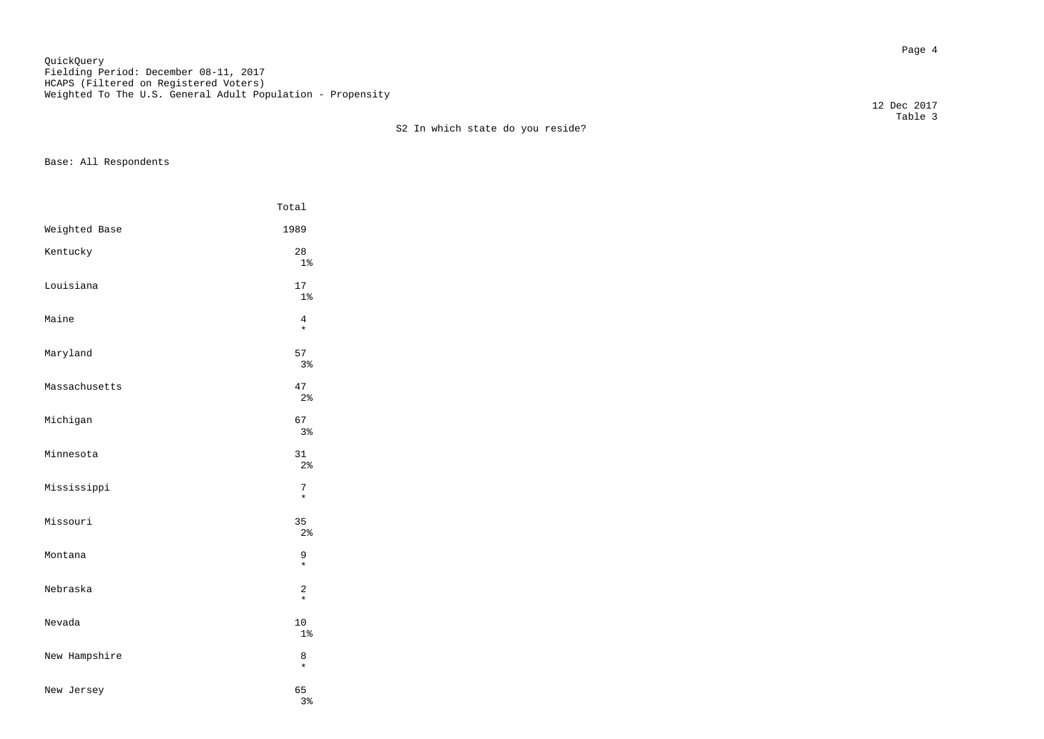QuickQuery
Fielding Period: December 08-11, 2017
HCAPS (Filtered on Registered Voters)
Weighted To The U.S. General Adult Population - Propensity

12 Dec 2017
Table 3

S2 In which state do you reside?

Base: All Respondents

| | Total |
|---|---|
| Weighted Base | 1989 |
| Kentucky | 28<br>1% |
| Louisiana | 17<br>1% |
| Maine | 4<br>* |
| Maryland | 57<br>3% |
| Massachusetts | 47<br>2% |
| Michigan | 67<br>3% |
| Minnesota | 31<br>2% |
| Mississippi | 7<br>* |
| Missouri | 35<br>2% |
| Montana | 9<br>* |
| Nebraska | 2<br>* |
| Nevada | 10<br>1% |
| New Hampshire | 8<br>* |
| New Jersey | 65<br>3% |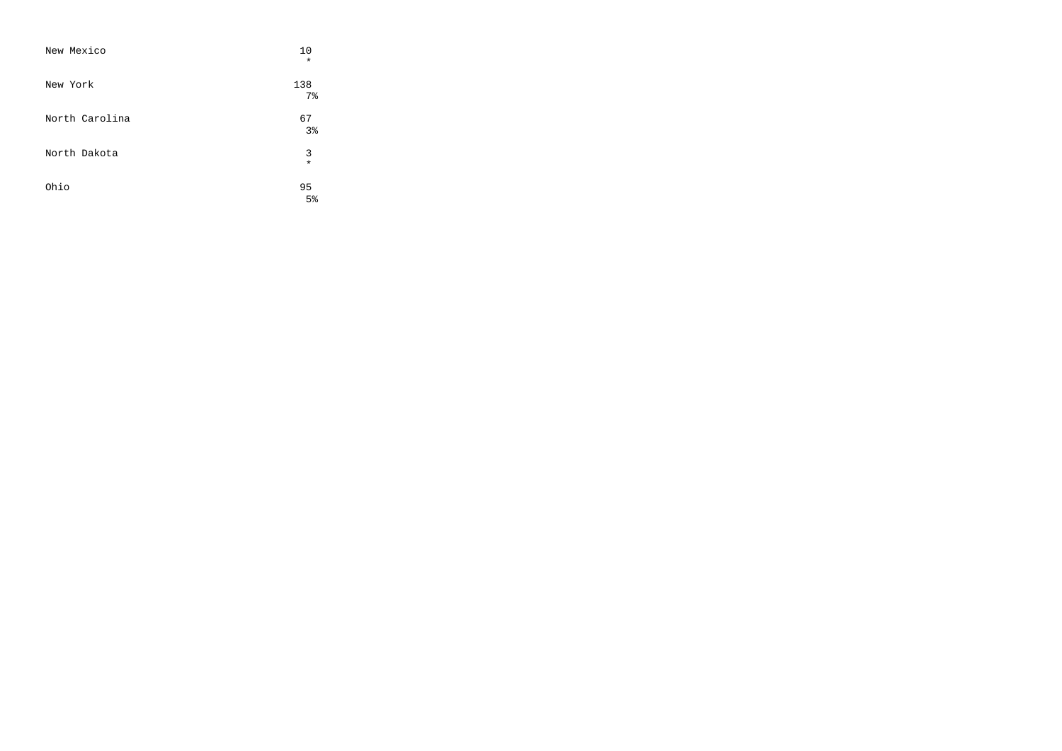| | |
|---|---|
| New Mexico | 10<br>* |
| New York | 138<br>7% |
| North Carolina | 67<br>3% |
| North Dakota | 3<br>* |
| Ohio | 95<br>5% |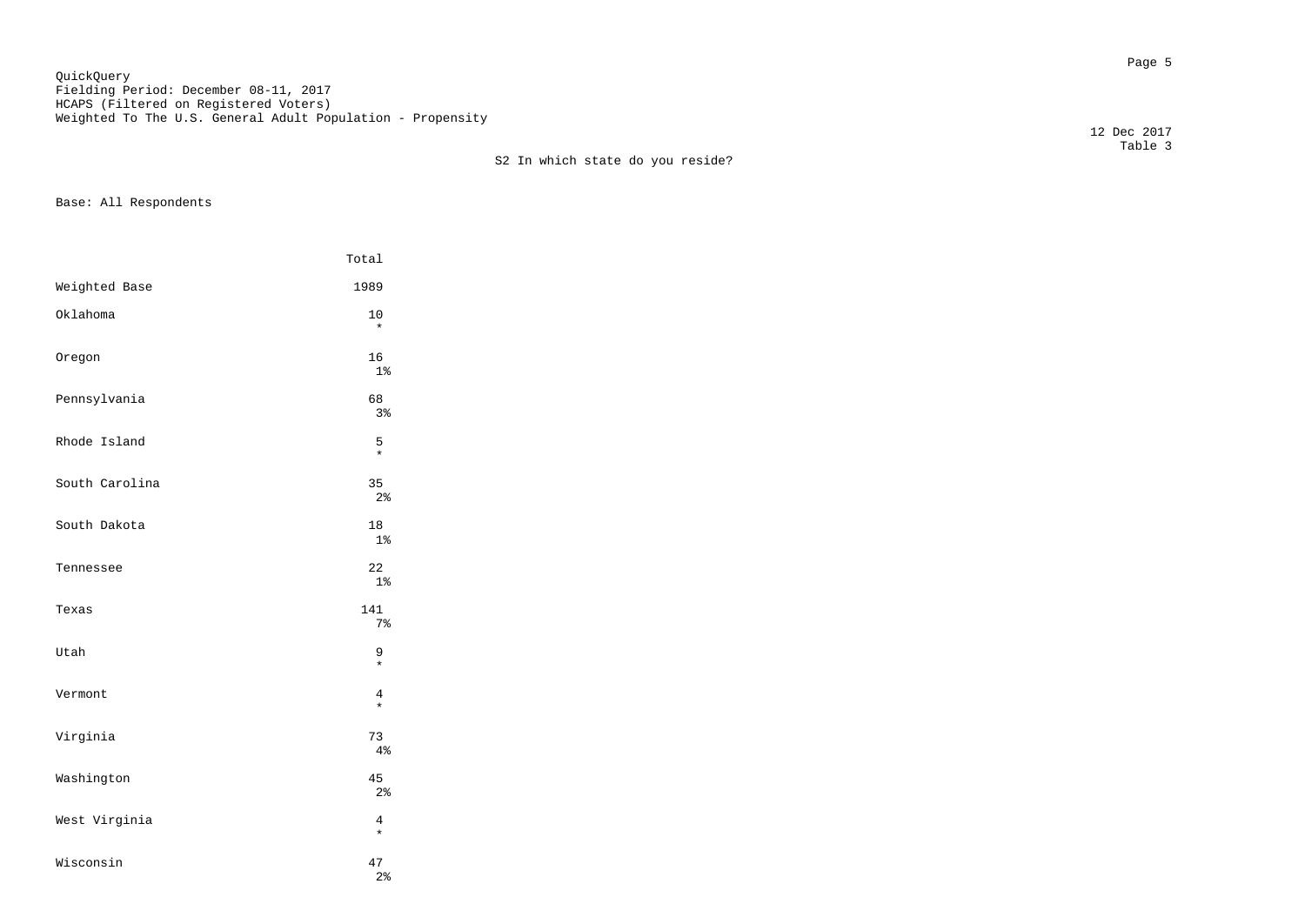QuickQuery
Fielding Period: December 08-11, 2017
HCAPS (Filtered on Registered Voters)
Weighted To The U.S. General Adult Population - Propensity

12 Dec 2017
Table 3

S2 In which state do you reside?

Base: All Respondents

| | Total |
|---|---|
| Weighted Base | 1989 |
| Oklahoma | 10 |
| | * |
| Oregon | 16 |
| | 1% |
| Pennsylvania | 68 |
| | 3% |
| Rhode Island | 5 |
| | * |
| South Carolina | 35 |
| | 2% |
| South Dakota | 18 |
| | 1% |
| Tennessee | 22 |
| | 1% |
| Texas | 141 |
| | 7% |
| Utah | 9 |
| | * |
| Vermont | 4 |
| | * |
| Virginia | 73 |
| | 4% |
| Washington | 45 |
| | 2% |
| West Virginia | 4 |
| | * |
| Wisconsin | 47 |
| | 2% |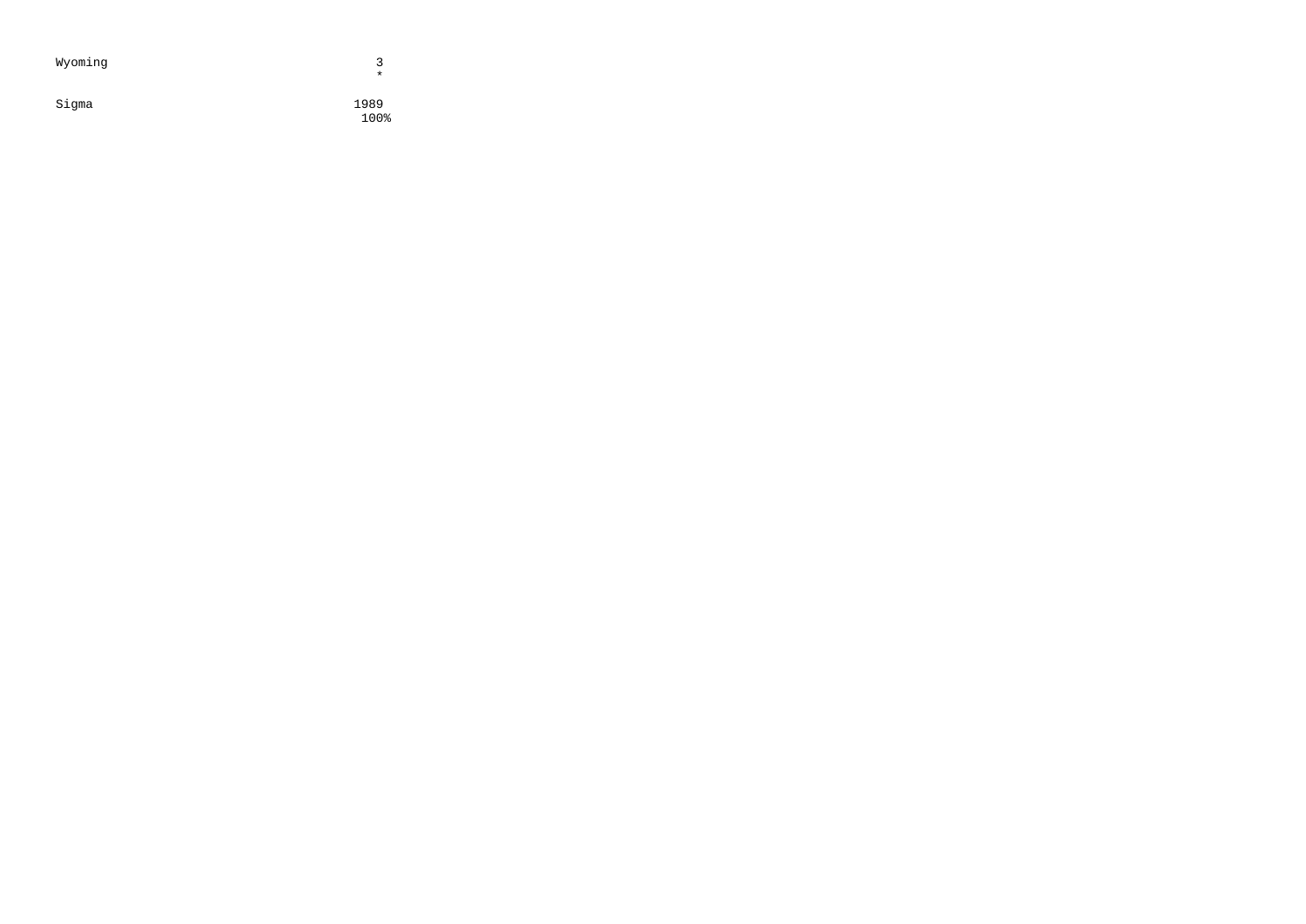| | |
|---|---|
| Wyoming | 3 |
| | * |
| Sigma | 1989 |
| | 100% |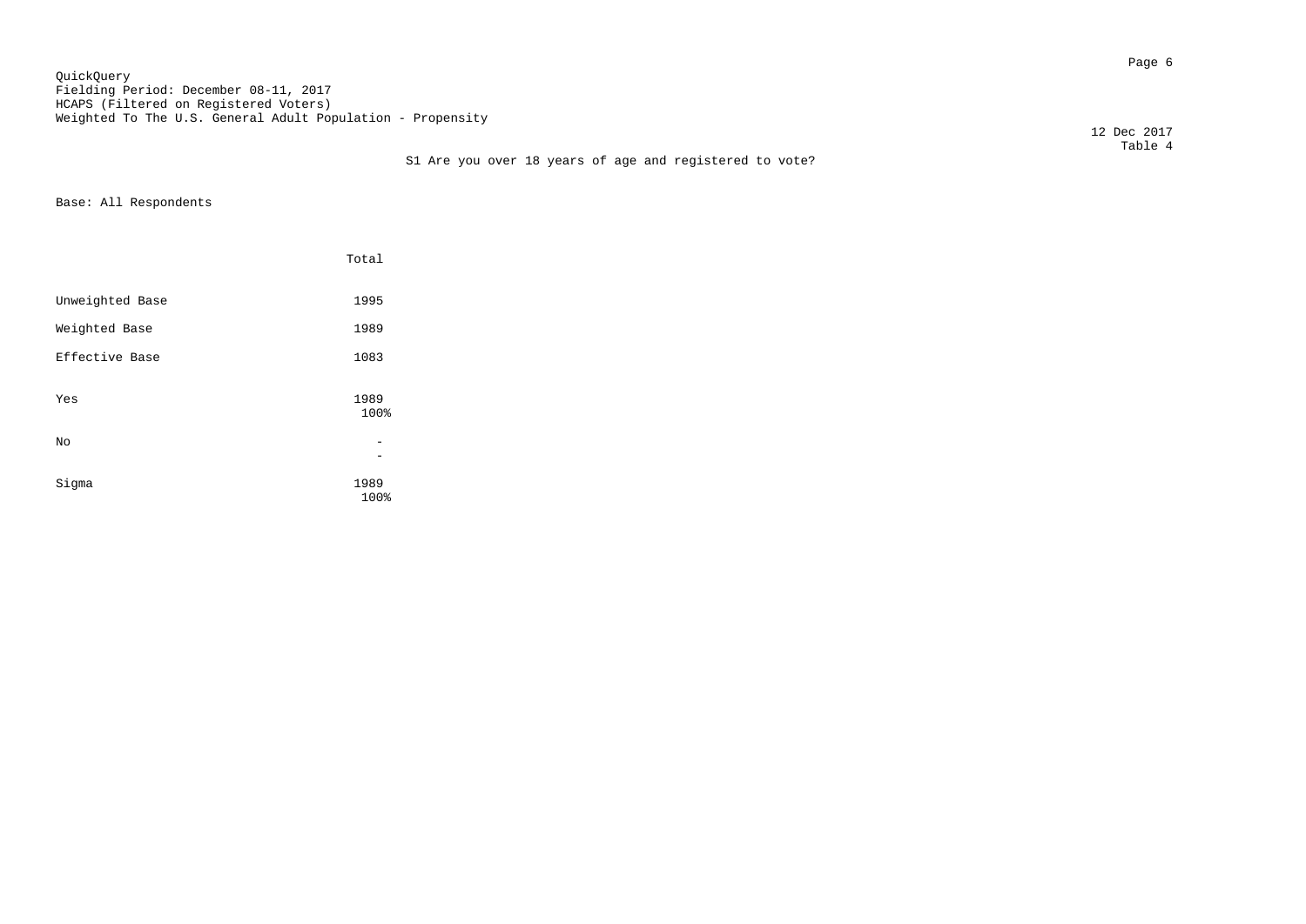QuickQuery
Fielding Period: December 08-11, 2017
HCAPS (Filtered on Registered Voters)
Weighted To The U.S. General Adult Population - Propensity

12 Dec 2017
Table 4

S1 Are you over 18 years of age and registered to vote?

Base: All Respondents

| | Total |
|---|---|
| Unweighted Base | 1995 |
| Weighted Base | 1989 |
| Effective Base | 1083 |
| Yes | 1989<br>100% |
| No | -<br>- |
| Sigma | 1989<br>100% |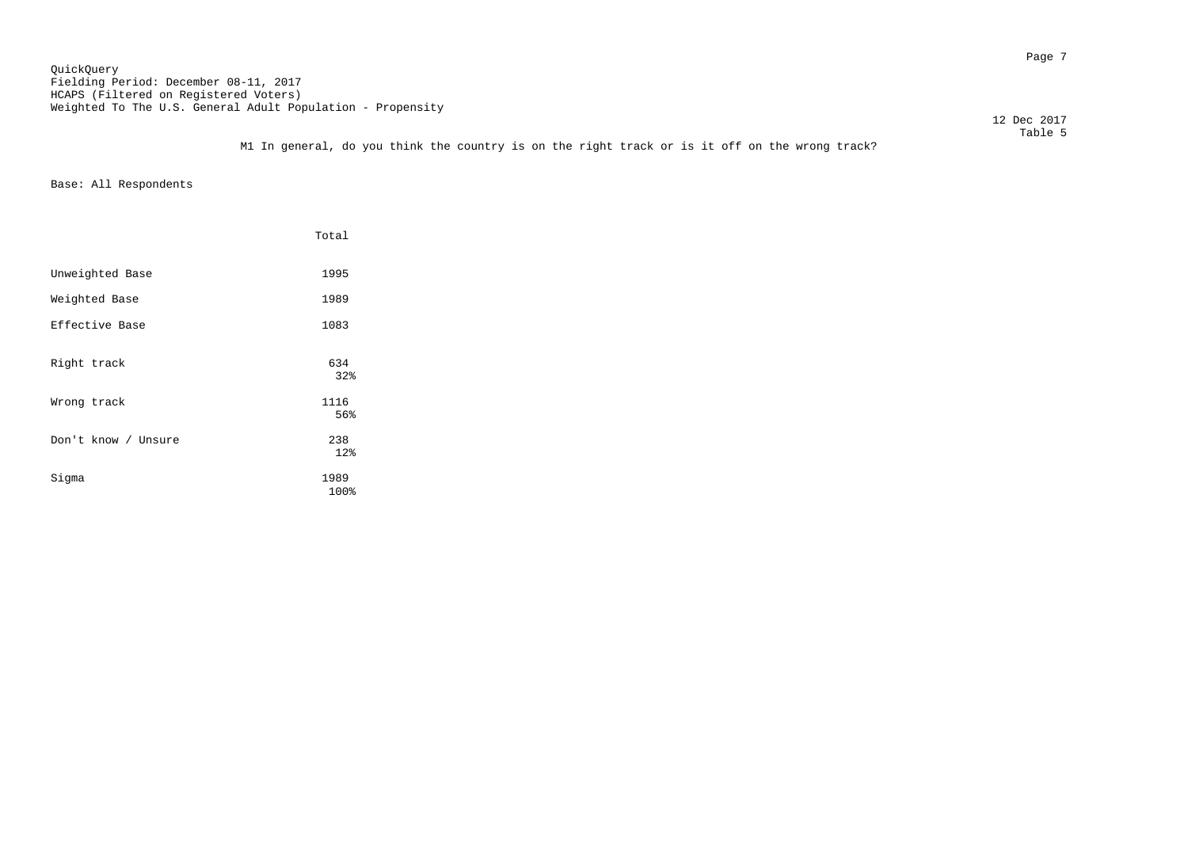QuickQuery
Fielding Period: December 08-11, 2017
HCAPS (Filtered on Registered Voters)
Weighted To The U.S. General Adult Population - Propensity

12 Dec 2017
Table 5

M1 In general, do you think the country is on the right track or is it off on the wrong track?

Base: All Respondents

| | Total |
|---|---|
| Unweighted Base | 1995 |
| Weighted Base | 1989 |
| Effective Base | 1083 |
| Right track | 634<br>32% |
| Wrong track | 1116<br>56% |
| Don't know / Unsure | 238<br>12% |
| Sigma | 1989<br>100% |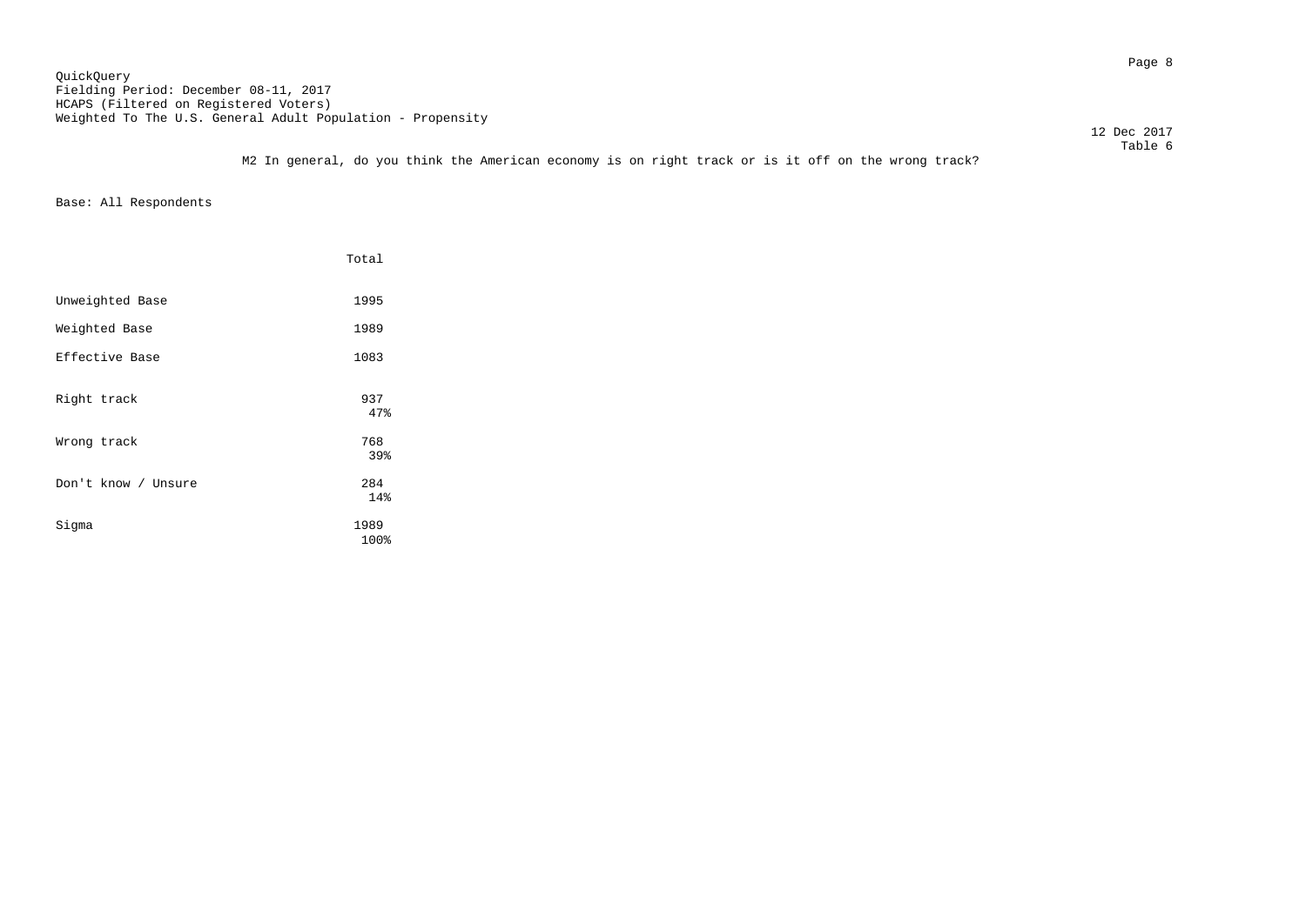QuickQuery
Fielding Period: December 08-11, 2017
HCAPS (Filtered on Registered Voters)
Weighted To The U.S. General Adult Population - Propensity

12 Dec 2017
Table 6

M2 In general, do you think the American economy is on right track or is it off on the wrong track?

Base: All Respondents

| | Total |
|---|---|
| Unweighted Base | 1995 |
| Weighted Base | 1989 |
| Effective Base | 1083 |
| Right track | 937<br>47% |
| Wrong track | 768<br>39% |
| Don't know / Unsure | 284<br>14% |
| Sigma | 1989<br>100% |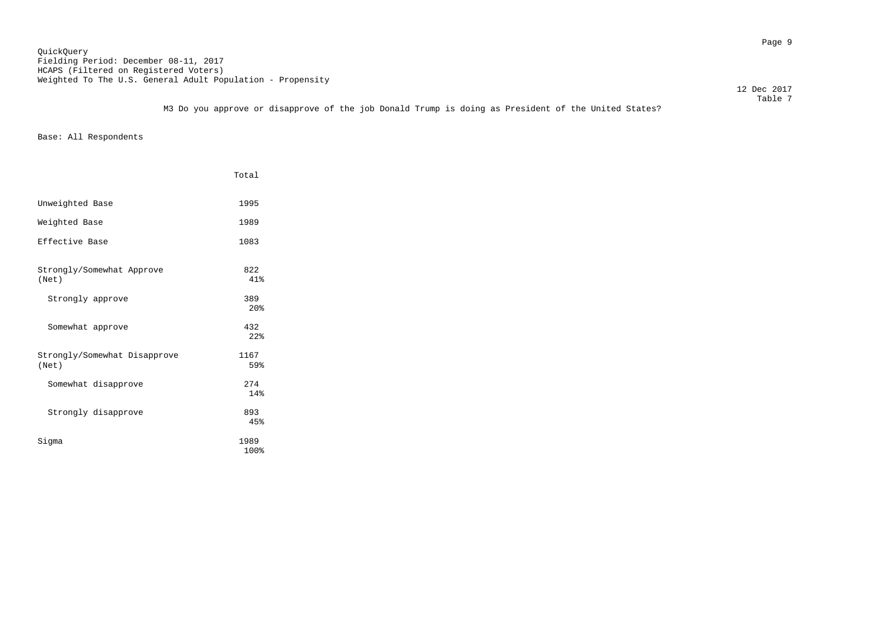QuickQuery
Fielding Period: December 08-11, 2017
HCAPS (Filtered on Registered Voters)
Weighted To The U.S. General Adult Population - Propensity

12 Dec 2017

Table 7

M3 Do you approve or disapprove of the job Donald Trump is doing as President of the United States?

Base: All Respondents

| | Total |
|---|---|
| Unweighted Base | 1995 |
| Weighted Base | 1989 |
| Effective Base | 1083 |
| Strongly/Somewhat Approve (Net) | 822<br>41% |
| Strongly approve | 389<br>20% |
| Somewhat approve | 432<br>22% |
| Strongly/Somewhat Disapprove (Net) | 1167<br>59% |
| Somewhat disapprove | 274<br>14% |
| Strongly disapprove | 893<br>45% |
| Sigma | 1989<br>100% |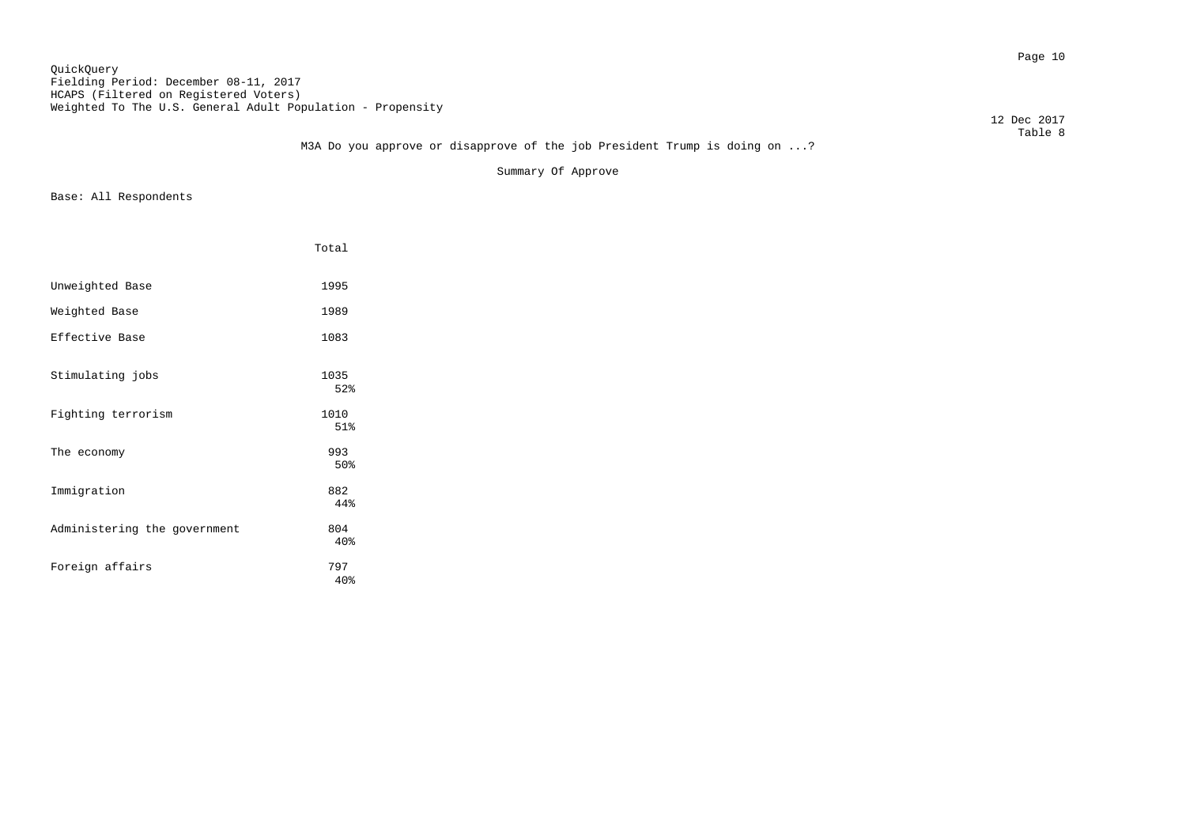QuickQuery
Fielding Period: December 08-11, 2017
HCAPS (Filtered on Registered Voters)
Weighted To The U.S. General Adult Population - Propensity

12 Dec 2017
Table 8

M3A Do you approve or disapprove of the job President Trump is doing on ...?

Summary Of Approve

Base: All Respondents

| | Total |
|---|---|
| Unweighted Base | 1995 |
| Weighted Base | 1989 |
| Effective Base | 1083 |
| Stimulating jobs | 1035<br>52% |
| Fighting terrorism | 1010<br>51% |
| The economy | 993<br>50% |
| Immigration | 882<br>44% |
| Administering the government | 804<br>40% |
| Foreign affairs | 797<br>40% |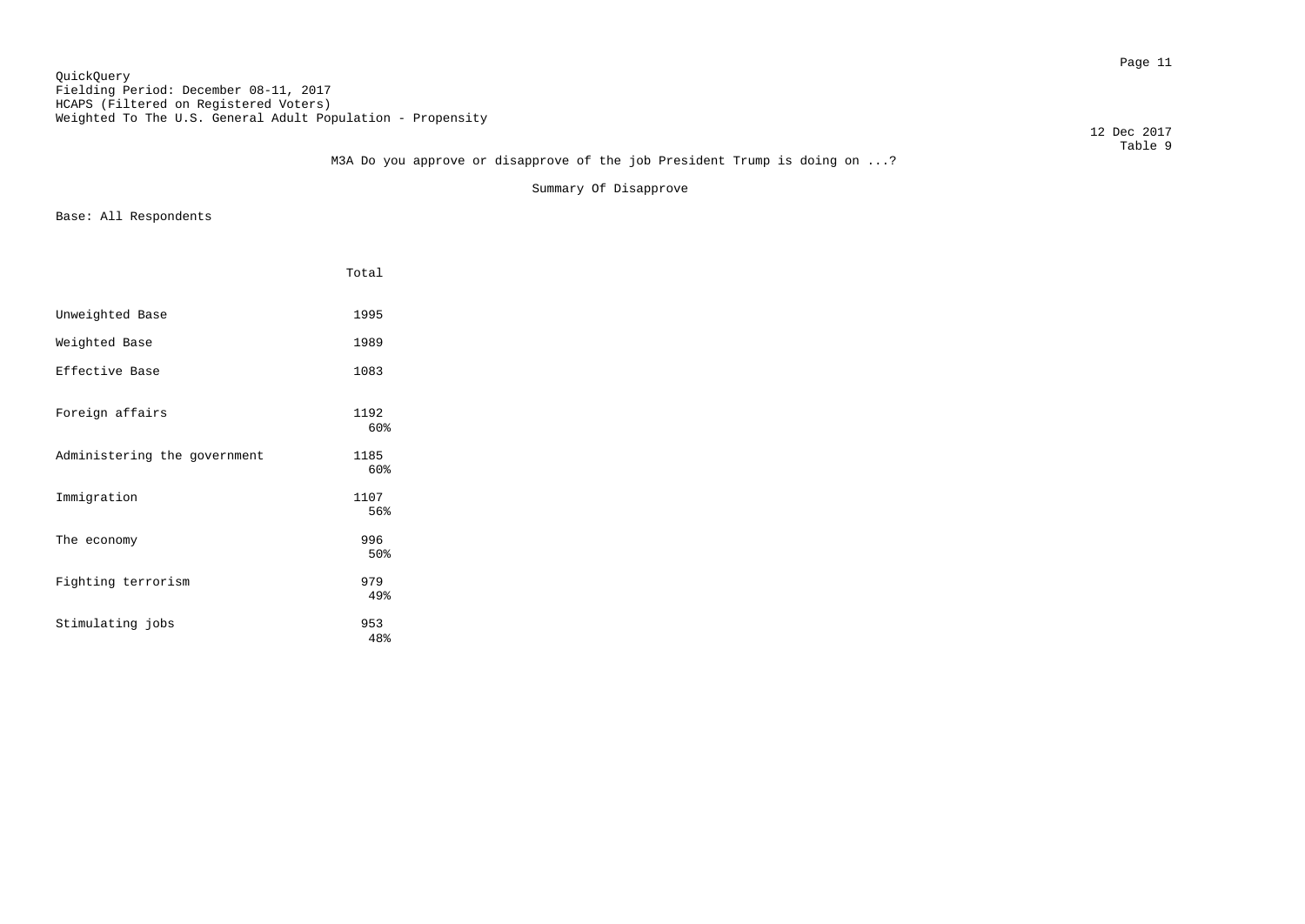QuickQuery
Fielding Period: December 08-11, 2017
HCAPS (Filtered on Registered Voters)
Weighted To The U.S. General Adult Population - Propensity

12 Dec 2017
Table 9

M3A Do you approve or disapprove of the job President Trump is doing on ...?

Summary Of Disapprove

Base: All Respondents

| | Total |
|---|---|
| Unweighted Base | 1995 |
| Weighted Base | 1989 |
| Effective Base | 1083 |
| Foreign affairs | 1192<br>60% |
| Administering the government | 1185<br>60% |
| Immigration | 1107<br>56% |
| The economy | 996<br>50% |
| Fighting terrorism | 979<br>49% |
| Stimulating jobs | 953<br>48% |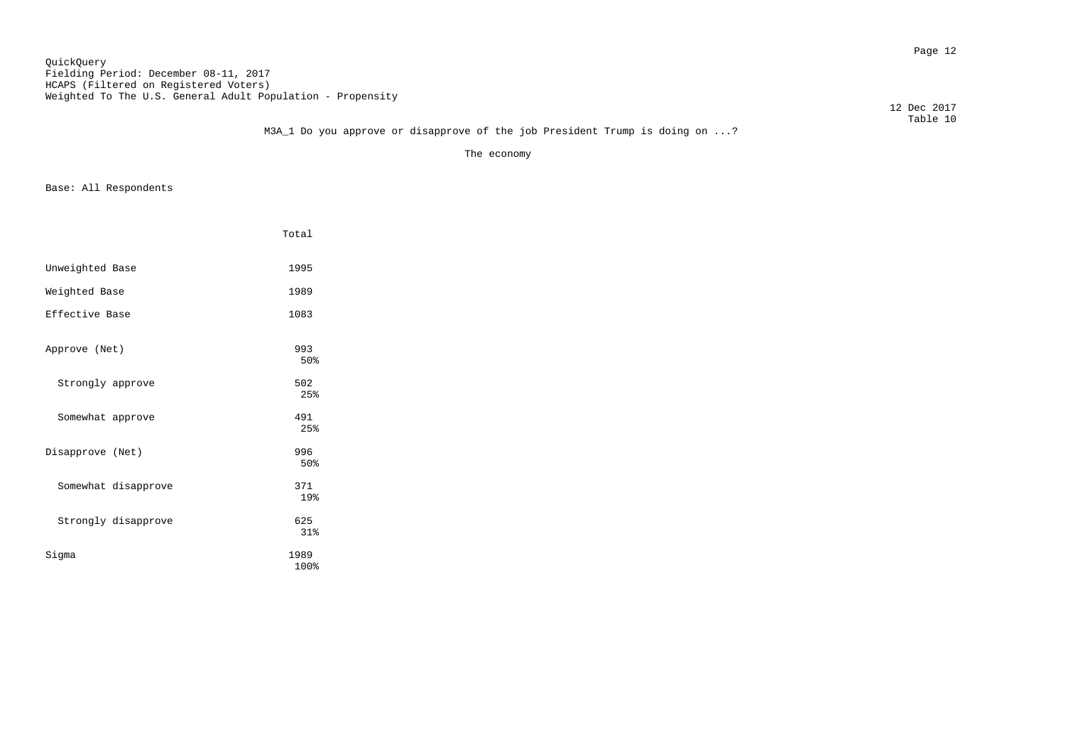QuickQuery
Fielding Period: December 08-11, 2017
HCAPS (Filtered on Registered Voters)
Weighted To The U.S. General Adult Population - Propensity

12 Dec 2017
Table 10

M3A_1 Do you approve or disapprove of the job President Trump is doing on ...?

The economy

Base: All Respondents

| | Total |
|---|---|
| Unweighted Base | 1995 |
| Weighted Base | 1989 |
| Effective Base | 1083 |
| Approve (Net) | 993<br>50% |
| Strongly approve | 502<br>25% |
| Somewhat approve | 491<br>25% |
| Disapprove (Net) | 996<br>50% |
| Somewhat disapprove | 371<br>19% |
| Strongly disapprove | 625<br>31% |
| Sigma | 1989<br>100% |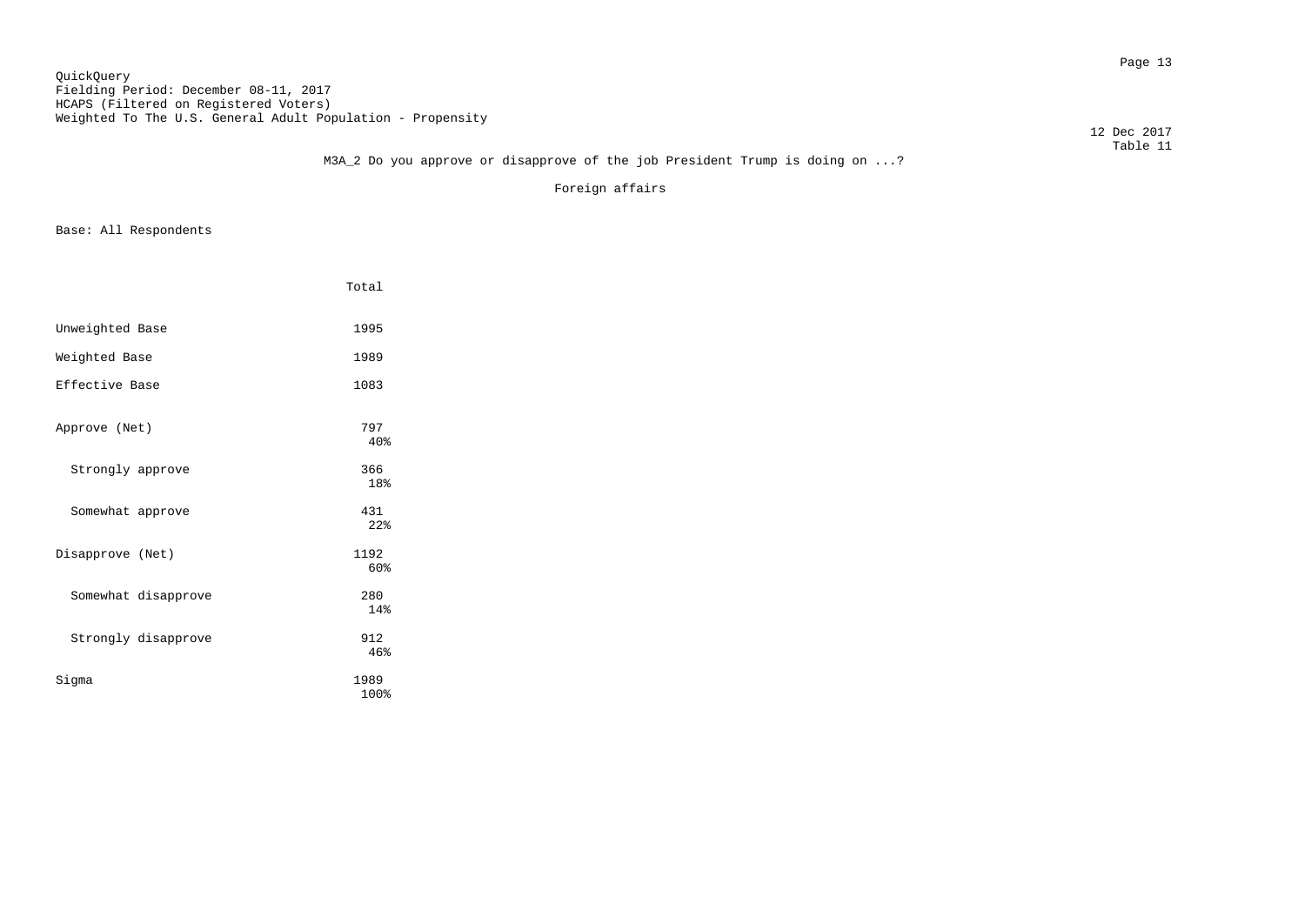QuickQuery
Fielding Period: December 08-11, 2017
HCAPS (Filtered on Registered Voters)
Weighted To The U.S. General Adult Population - Propensity

12 Dec 2017
Table 11

M3A_2 Do you approve or disapprove of the job President Trump is doing on ...?

Foreign affairs

Base: All Respondents

| | Total |
|---|---|
| Unweighted Base | 1995 |
| Weighted Base | 1989 |
| Effective Base | 1083 |
| Approve (Net) | 797<br>40% |
| Strongly approve | 366<br>18% |
| Somewhat approve | 431<br>22% |
| Disapprove (Net) | 1192<br>60% |
| Somewhat disapprove | 280<br>14% |
| Strongly disapprove | 912<br>46% |
| Sigma | 1989<br>100% |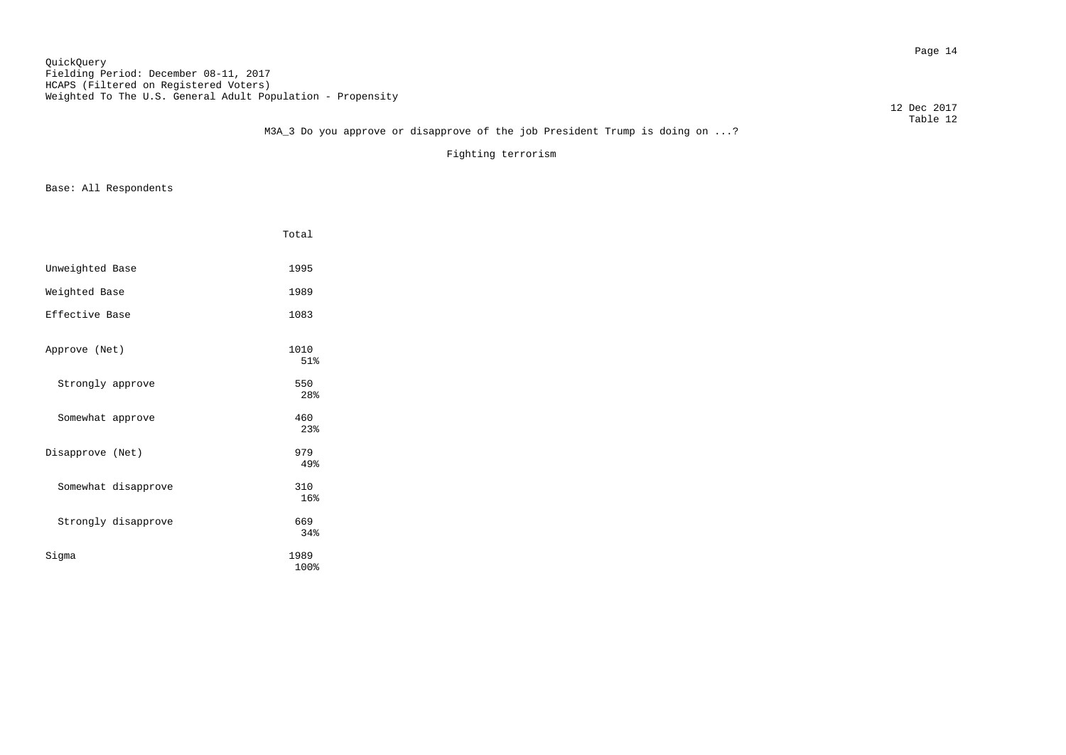QuickQuery
Fielding Period: December 08-11, 2017
HCAPS (Filtered on Registered Voters)
Weighted To The U.S. General Adult Population - Propensity

12 Dec 2017
Table 12

M3A_3 Do you approve or disapprove of the job President Trump is doing on ...?

Fighting terrorism

Base: All Respondents

| | Total |
|---|---|
| Unweighted Base | 1995 |
| Weighted Base | 1989 |
| Effective Base | 1083 |
| Approve (Net) | 1010<br>51% |
| Strongly approve | 550<br>28% |
| Somewhat approve | 460<br>23% |
| Disapprove (Net) | 979<br>49% |
| Somewhat disapprove | 310<br>16% |
| Strongly disapprove | 669<br>34% |
| Sigma | 1989<br>100% |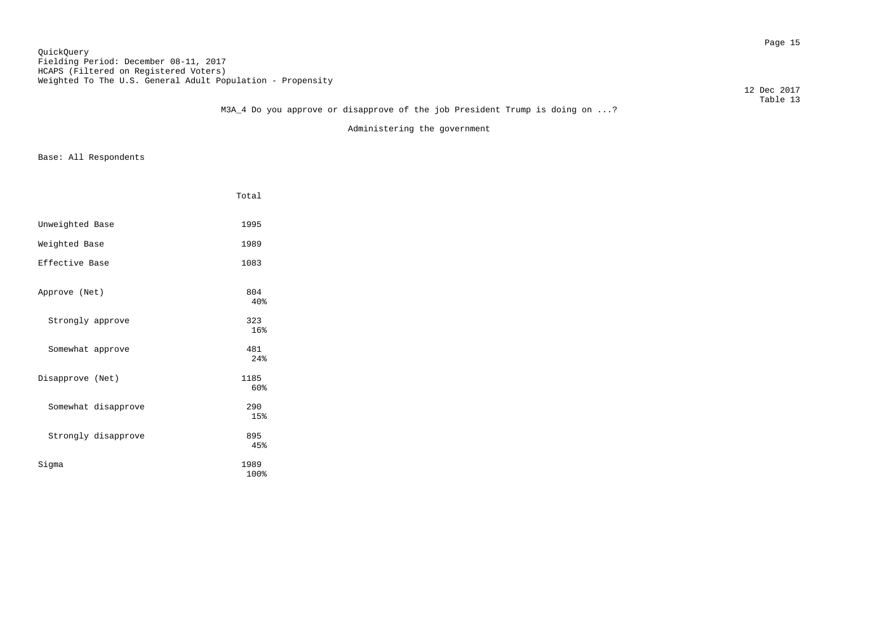QuickQuery
Fielding Period: December 08-11, 2017
HCAPS (Filtered on Registered Voters)
Weighted To The U.S. General Adult Population - Propensity

12 Dec 2017
Table 13

M3A_4 Do you approve or disapprove of the job President Trump is doing on ...?

Administering the government

Base: All Respondents

| | Total |
|---|---|
| Unweighted Base | 1995 |
| Weighted Base | 1989 |
| Effective Base | 1083 |
| Approve (Net) | 804<br>40% |
| Strongly approve | 323<br>16% |
| Somewhat approve | 481<br>24% |
| Disapprove (Net) | 1185<br>60% |
| Somewhat disapprove | 290<br>15% |
| Strongly disapprove | 895<br>45% |
| Sigma | 1989<br>100% |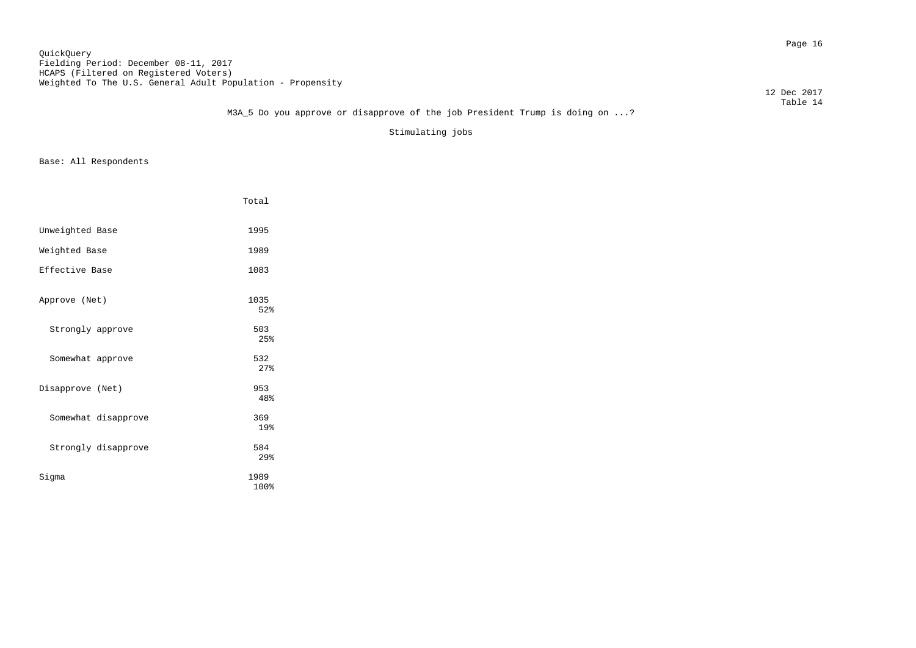QuickQuery
Fielding Period: December 08-11, 2017
HCAPS (Filtered on Registered Voters)
Weighted To The U.S. General Adult Population - Propensity

12 Dec 2017
Table 14

M3A_5 Do you approve or disapprove of the job President Trump is doing on ...?

Stimulating jobs

Base: All Respondents

| | Total |
|---|---|
| Unweighted Base | 1995 |
| Weighted Base | 1989 |
| Effective Base | 1083 |
| Approve (Net) | 1035<br>52% |
| Strongly approve | 503<br>25% |
| Somewhat approve | 532<br>27% |
| Disapprove (Net) | 953<br>48% |
| Somewhat disapprove | 369<br>19% |
| Strongly disapprove | 584<br>29% |
| Sigma | 1989<br>100% |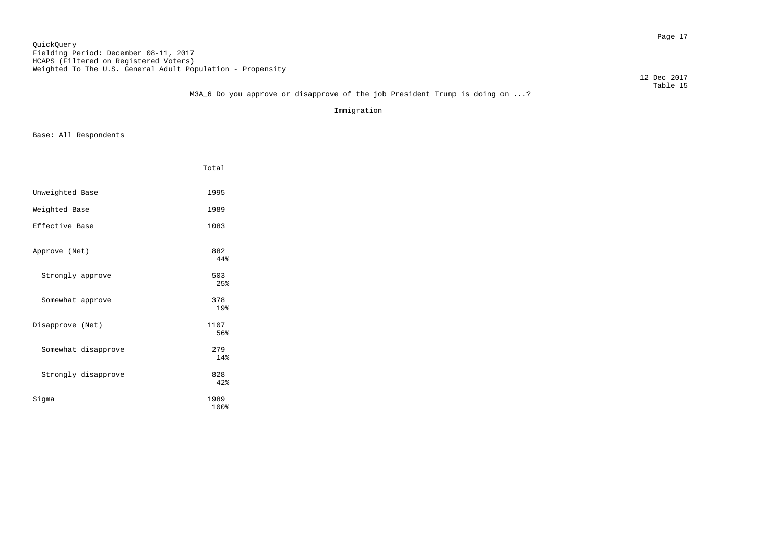QuickQuery
Fielding Period: December 08-11, 2017
HCAPS (Filtered on Registered Voters)
Weighted To The U.S. General Adult Population - Propensity

12 Dec 2017
Table 15

M3A_6 Do you approve or disapprove of the job President Trump is doing on ...?

Immigration

Base: All Respondents

| | Total |
|---|---|
| Unweighted Base | 1995 |
| Weighted Base | 1989 |
| Effective Base | 1083 |
| Approve (Net) | 882<br>44% |
| Strongly approve | 503<br>25% |
| Somewhat approve | 378<br>19% |
| Disapprove (Net) | 1107<br>56% |
| Somewhat disapprove | 279<br>14% |
| Strongly disapprove | 828<br>42% |
| Sigma | 1989<br>100% |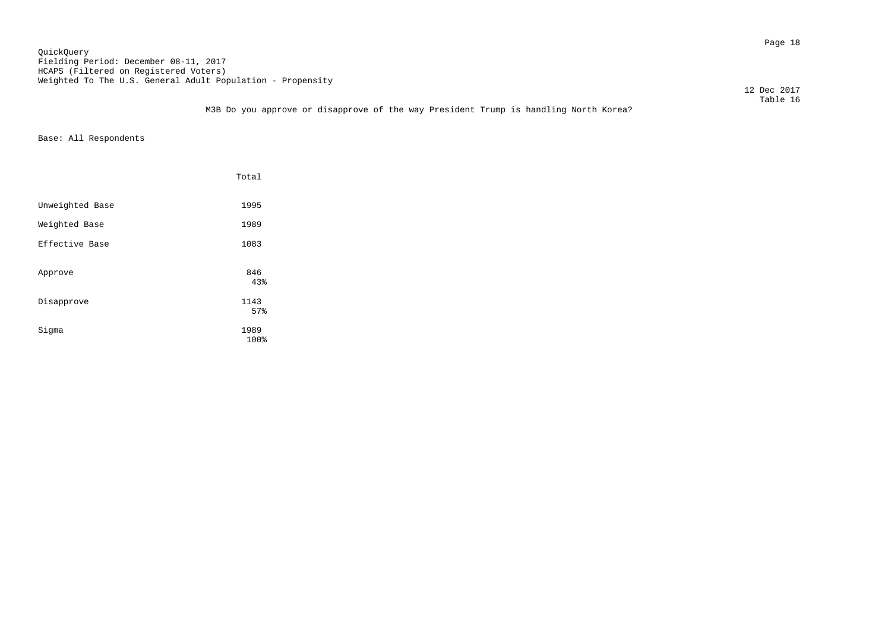QuickQuery
Fielding Period: December 08-11, 2017
HCAPS (Filtered on Registered Voters)
Weighted To The U.S. General Adult Population - Propensity

12 Dec 2017
Table 16

M3B Do you approve or disapprove of the way President Trump is handling North Korea?

Base: All Respondents

| | Total |
|---|---|
| Unweighted Base | 1995 |
| Weighted Base | 1989 |
| Effective Base | 1083 |
| Approve | 846 |
| | 43% |
| Disapprove | 1143 |
| | 57% |
| Sigma | 1989 |
| | 100% |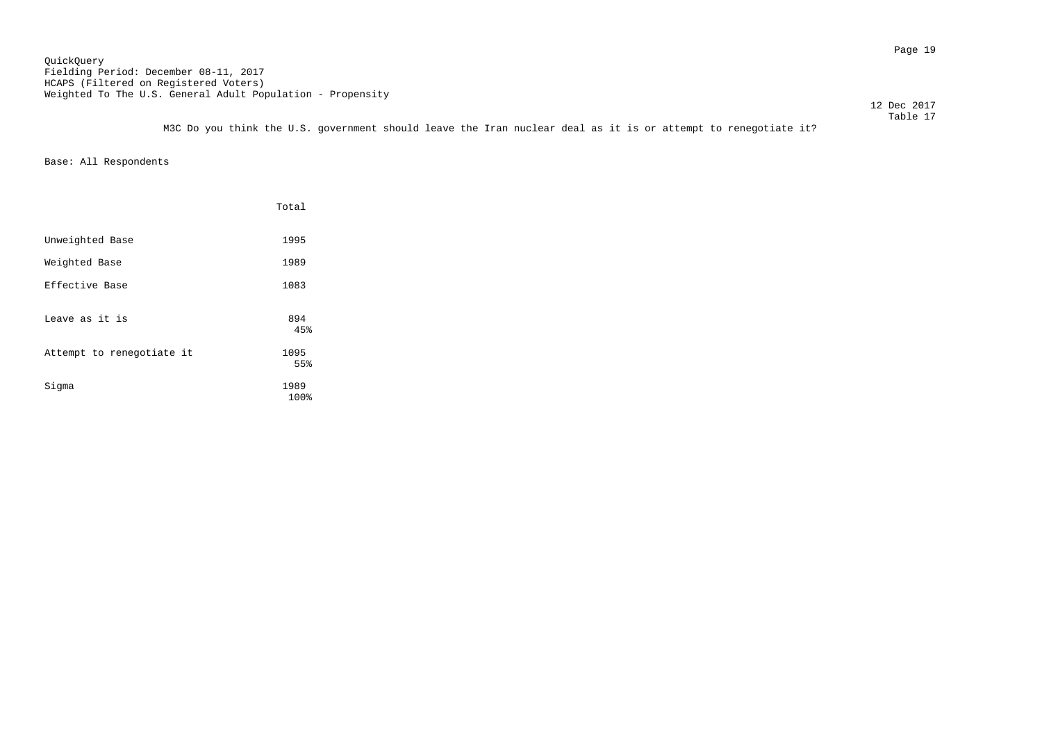QuickQuery
Fielding Period: December 08-11, 2017
HCAPS (Filtered on Registered Voters)
Weighted To The U.S. General Adult Population - Propensity

12 Dec 2017
Table 17

M3C Do you think the U.S. government should leave the Iran nuclear deal as it is or attempt to renegotiate it?

Base: All Respondents

| | Total |
|---|---|
| Unweighted Base | 1995 |
| Weighted Base | 1989 |
| Effective Base | 1083 |
| Leave as it is | 894<br>45% |
| Attempt to renegotiate it | 1095<br>55% |
| Sigma | 1989<br>100% |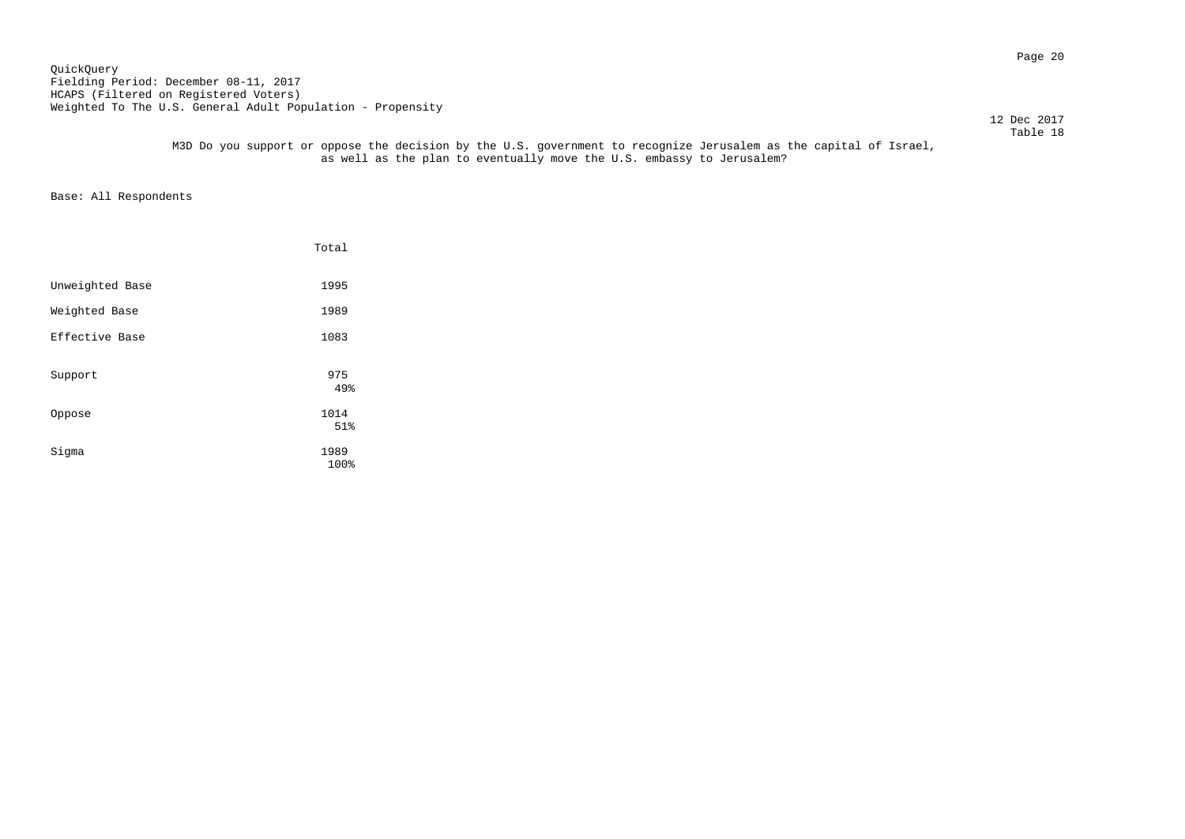QuickQuery
Fielding Period: December 08-11, 2017
HCAPS (Filtered on Registered Voters)
Weighted To The U.S. General Adult Population - Propensity

12 Dec 2017
Table 18

M3D Do you support or oppose the decision by the U.S. government to recognize Jerusalem as the capital of Israel, as well as the plan to eventually move the U.S. embassy to Jerusalem?

Base: All Respondents

| | Total |
|---|---|
| Unweighted Base | 1995 |
| Weighted Base | 1989 |
| Effective Base | 1083 |
| Support | 975<br>49% |
| Oppose | 1014<br>51% |
| Sigma | 1989<br>100% |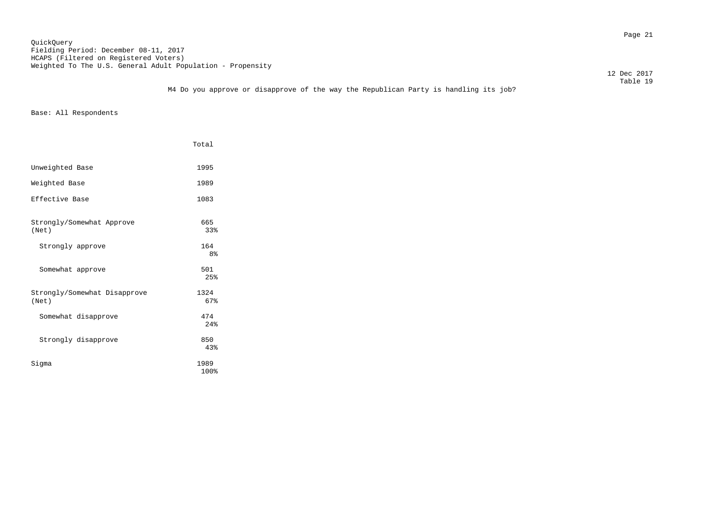QuickQuery
Fielding Period: December 08-11, 2017
HCAPS (Filtered on Registered Voters)
Weighted To The U.S. General Adult Population - Propensity

12 Dec 2017
Table 19

M4 Do you approve or disapprove of the way the Republican Party is handling its job?

Base: All Respondents

| | Total |
|---|---|
| Unweighted Base | 1995 |
| Weighted Base | 1989 |
| Effective Base | 1083 |
| Strongly/Somewhat Approve (Net) | 665<br>33% |
| Strongly approve | 164<br>8% |
| Somewhat approve | 501<br>25% |
| Strongly/Somewhat Disapprove (Net) | 1324<br>67% |
| Somewhat disapprove | 474<br>24% |
| Strongly disapprove | 850<br>43% |
| Sigma | 1989<br>100% |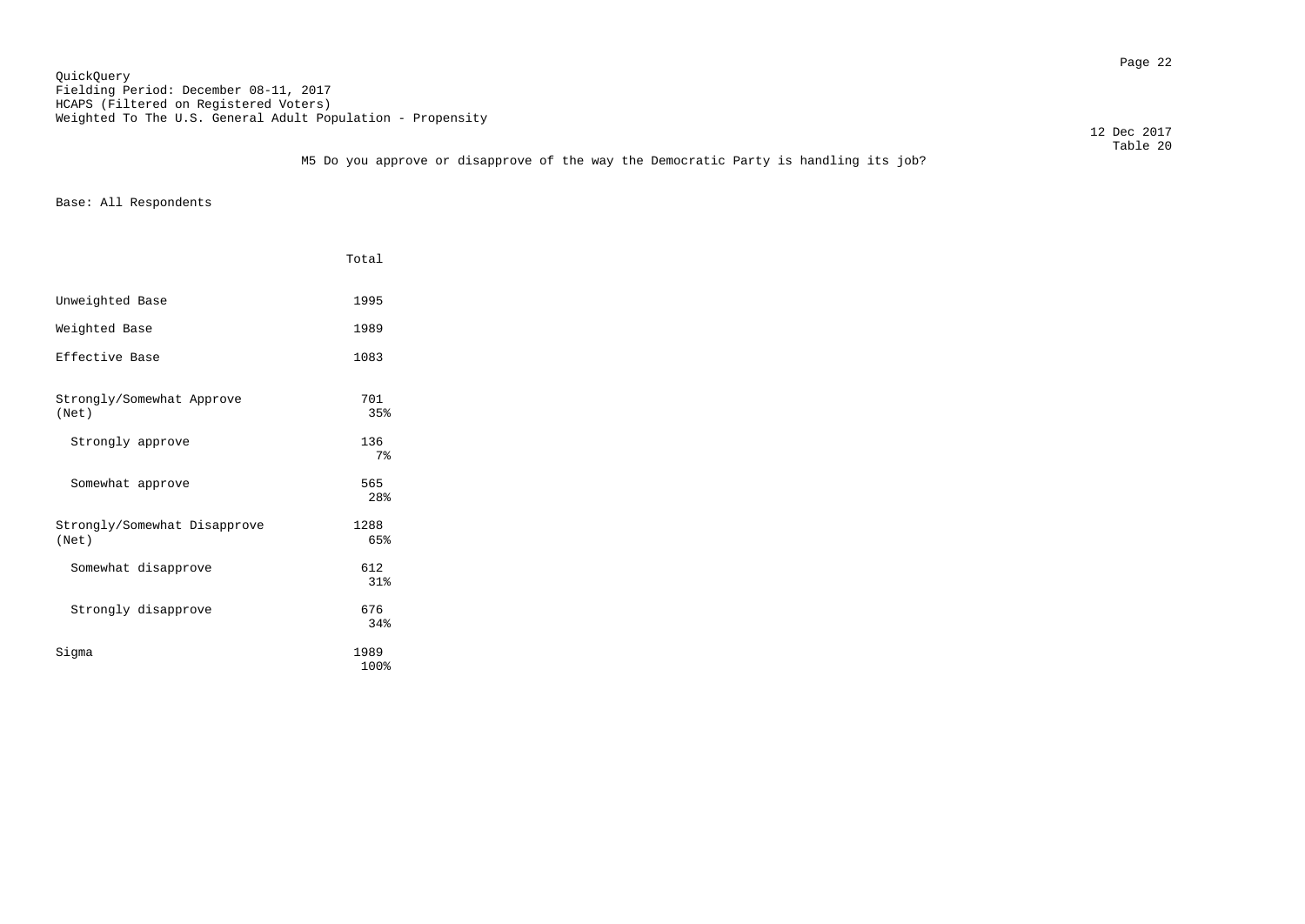QuickQuery
Fielding Period: December 08-11, 2017
HCAPS (Filtered on Registered Voters)
Weighted To The U.S. General Adult Population - Propensity

12 Dec 2017
Table 20

M5 Do you approve or disapprove of the way the Democratic Party is handling its job?

Base: All Respondents

| | Total |
|---|---|
| Unweighted Base | 1995 |
| Weighted Base | 1989 |
| Effective Base | 1083 |
| Strongly/Somewhat Approve (Net) | 701<br>35% |
| Strongly approve | 136<br>7% |
| Somewhat approve | 565<br>28% |
| Strongly/Somewhat Disapprove (Net) | 1288<br>65% |
| Somewhat disapprove | 612<br>31% |
| Strongly disapprove | 676<br>34% |
| Sigma | 1989<br>100% |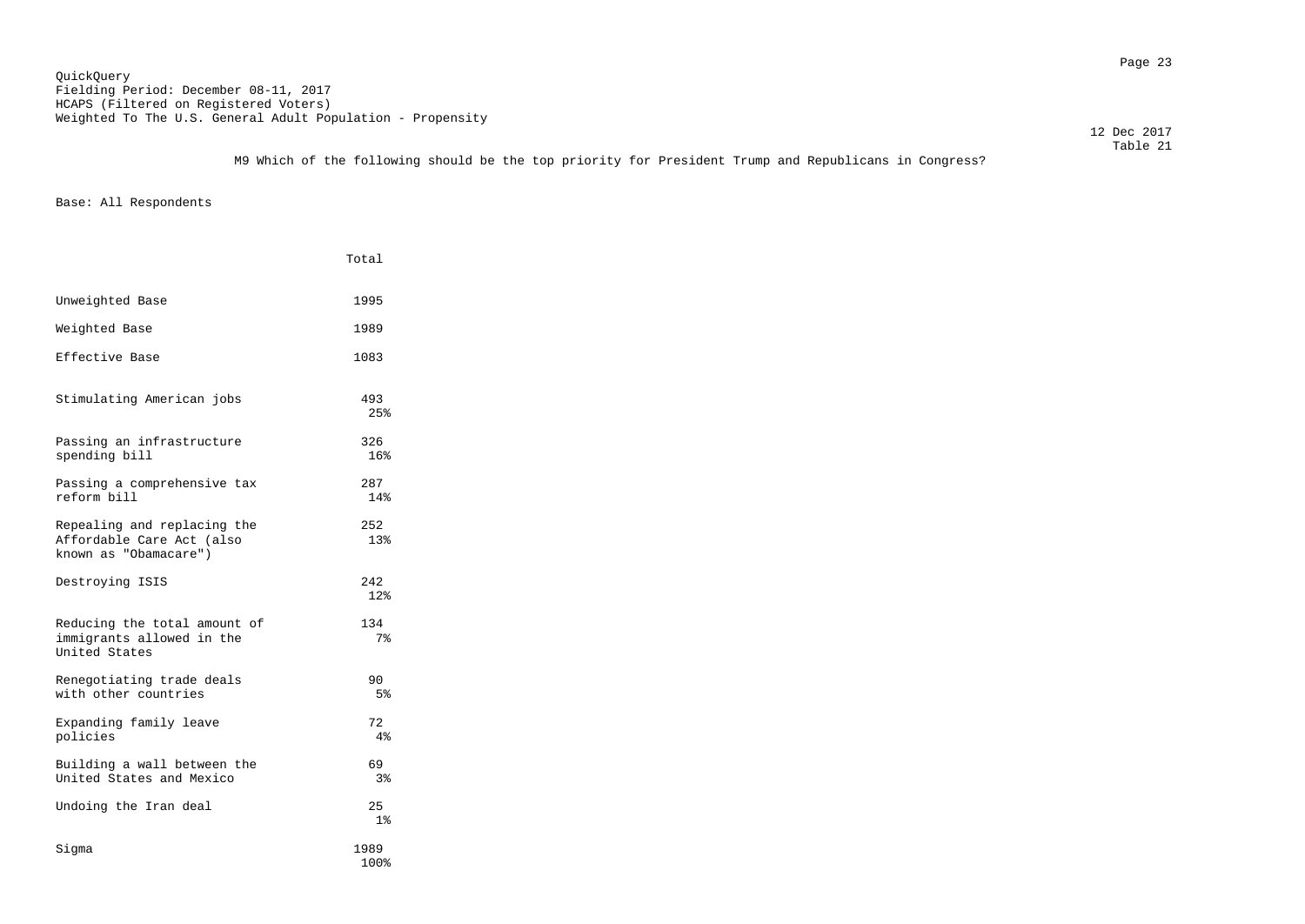QuickQuery
Fielding Period: December 08-11, 2017
HCAPS (Filtered on Registered Voters)
Weighted To The U.S. General Adult Population - Propensity

12 Dec 2017
Table 21

M9 Which of the following should be the top priority for President Trump and Republicans in Congress?

Base: All Respondents

| | Total |
|---|---|
| Unweighted Base | 1995 |
| Weighted Base | 1989 |
| Effective Base | 1083 |
| Stimulating American jobs | 493<br>25% |
| Passing an infrastructure spending bill | 326<br>16% |
| Passing a comprehensive tax reform bill | 287<br>14% |
| Repealing and replacing the Affordable Care Act (also known as "Obamacare") | 252<br>13% |
| Destroying ISIS | 242<br>12% |
| Reducing the total amount of immigrants allowed in the United States | 134<br>7% |
| Renegotiating trade deals with other countries | 90<br>5% |
| Expanding family leave policies | 72<br>4% |
| Building a wall between the United States and Mexico | 69<br>3% |
| Undoing the Iran deal | 25<br>1% |
| Sigma | 1989<br>100% |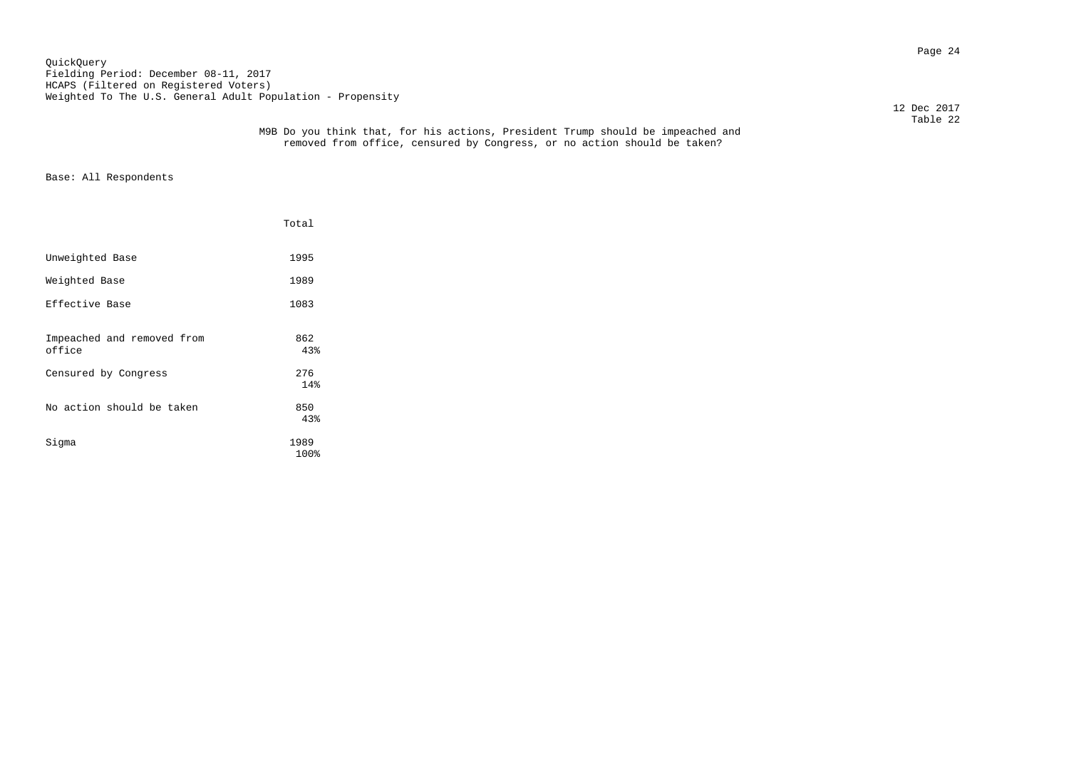QuickQuery
Fielding Period: December 08-11, 2017
HCAPS (Filtered on Registered Voters)
Weighted To The U.S. General Adult Population - Propensity

12 Dec 2017
Table 22

M9B Do you think that, for his actions, President Trump should be impeached and removed from office, censured by Congress, or no action should be taken?

Base: All Respondents

| | Total |
|---|---|
| Unweighted Base | 1995 |
| Weighted Base | 1989 |
| Effective Base | 1083 |
| Impeached and removed from office | 862<br>43% |
| Censured by Congress | 276<br>14% |
| No action should be taken | 850<br>43% |
| Sigma | 1989<br>100% |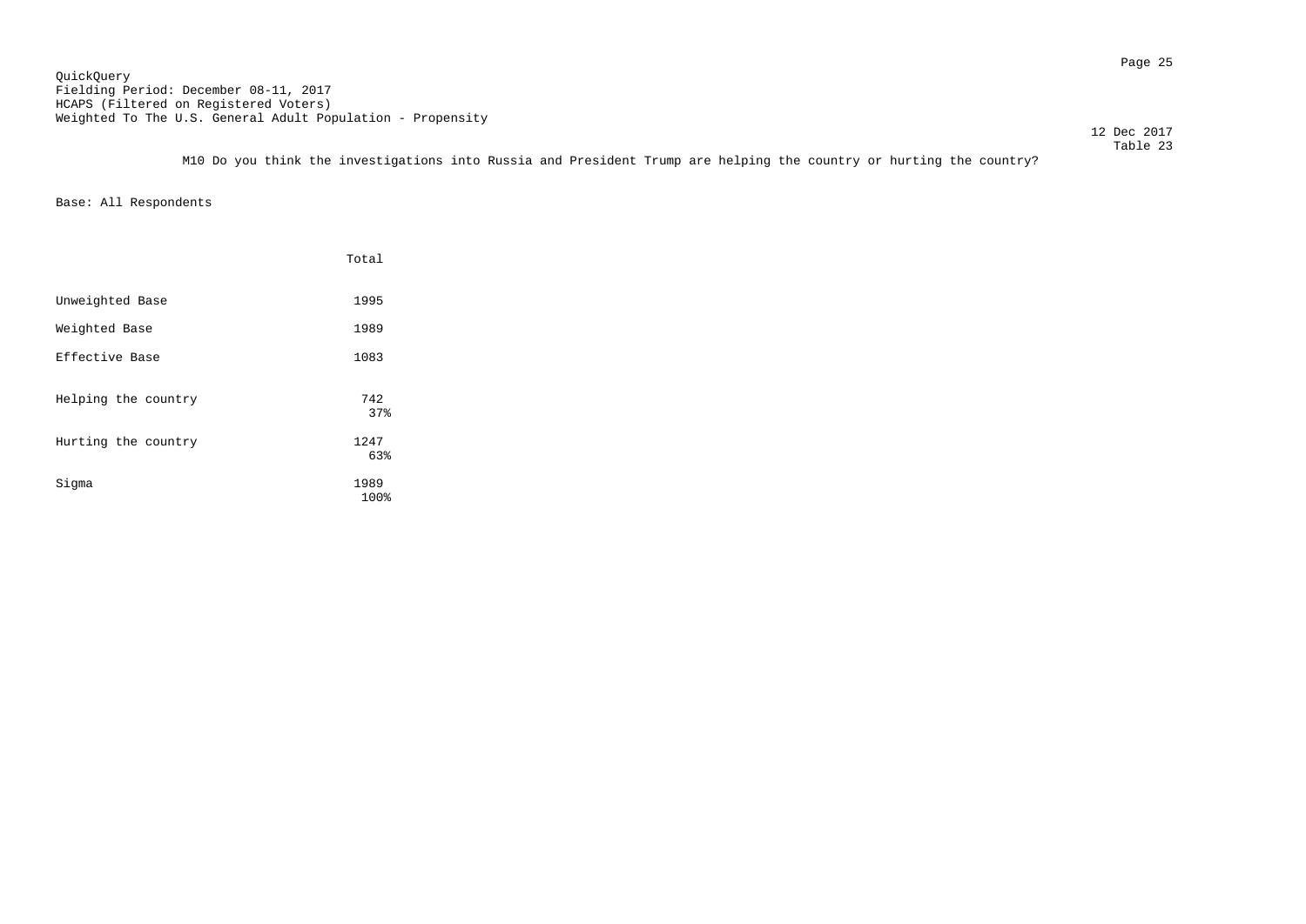QuickQuery
Fielding Period: December 08-11, 2017
HCAPS (Filtered on Registered Voters)
Weighted To The U.S. General Adult Population - Propensity

12 Dec 2017
Table 23

M10 Do you think the investigations into Russia and President Trump are helping the country or hurting the country?

Base: All Respondents

| | Total |
|---|---|
| Unweighted Base | 1995 |
| Weighted Base | 1989 |
| Effective Base | 1083 |
| Helping the country | 742<br>37% |
| Hurting the country | 1247<br>63% |
| Sigma | 1989<br>100% |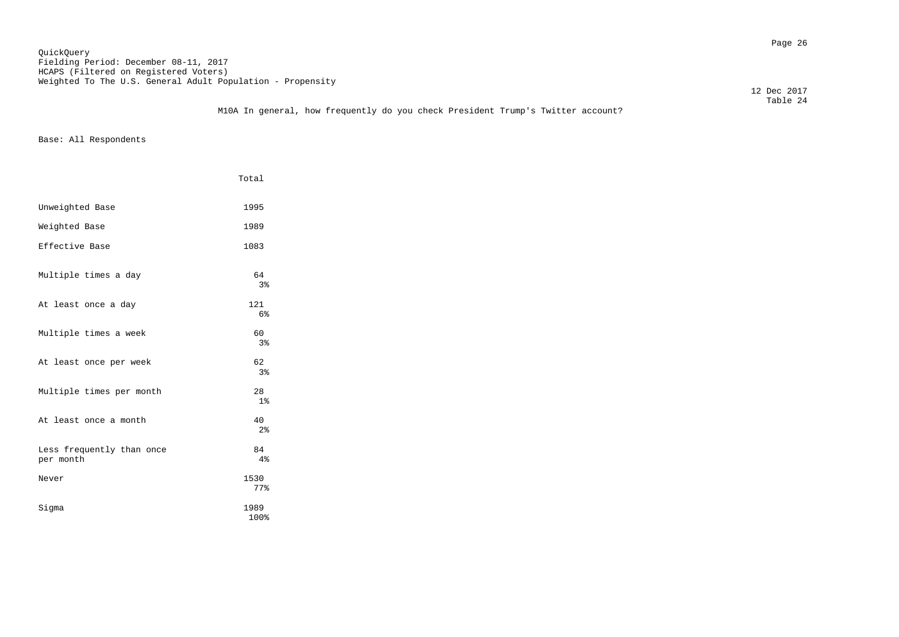QuickQuery
Fielding Period: December 08-11, 2017
HCAPS (Filtered on Registered Voters)
Weighted To The U.S. General Adult Population - Propensity

12 Dec 2017
Table 24

M10A In general, how frequently do you check President Trump's Twitter account?

Base: All Respondents

| | Total |
|---|---|
| Unweighted Base | 1995 |
| Weighted Base | 1989 |
| Effective Base | 1083 |
| Multiple times a day | 64<br>3% |
| At least once a day | 121<br>6% |
| Multiple times a week | 60<br>3% |
| At least once per week | 62<br>3% |
| Multiple times per month | 28<br>1% |
| At least once a month | 40<br>2% |
| Less frequently than once per month | 84<br>4% |
| Never | 1530<br>77% |
| Sigma | 1989<br>100% |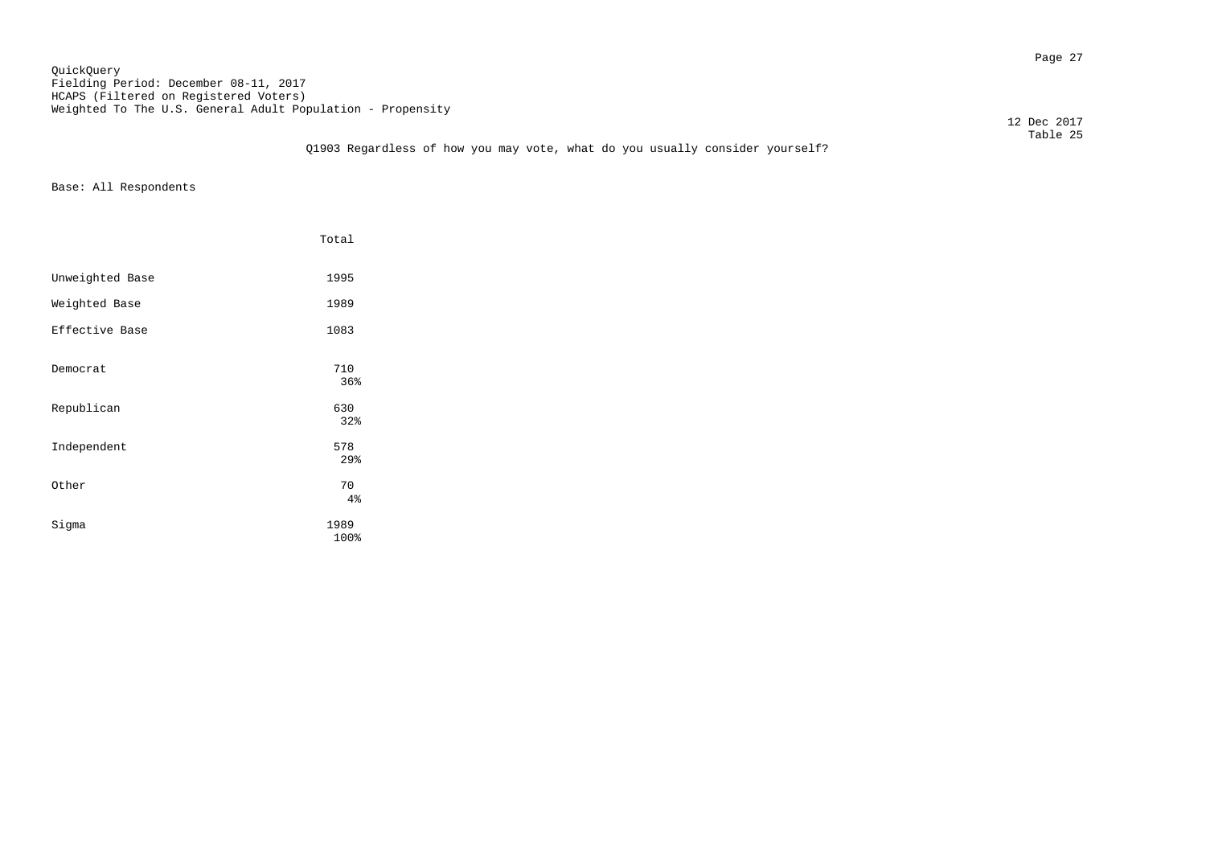QuickQuery
Fielding Period: December 08-11, 2017
HCAPS (Filtered on Registered Voters)
Weighted To The U.S. General Adult Population - Propensity

12 Dec 2017
Table 25

Q1903 Regardless of how you may vote, what do you usually consider yourself?

Base: All Respondents

| | Total |
|---|---|
| Unweighted Base | 1995 |
| Weighted Base | 1989 |
| Effective Base | 1083 |
| Democrat | 710<br>36% |
| Republican | 630<br>32% |
| Independent | 578<br>29% |
| Other | 70<br>4% |
| Sigma | 1989<br>100% |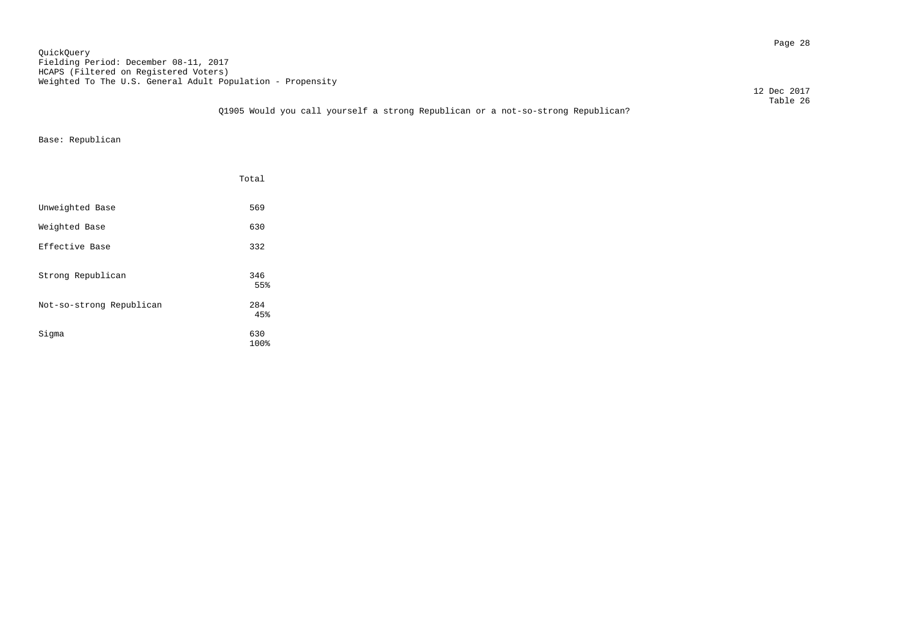QuickQuery
Fielding Period: December 08-11, 2017
HCAPS (Filtered on Registered Voters)
Weighted To The U.S. General Adult Population - Propensity

12 Dec 2017
Table 26

Q1905 Would you call yourself a strong Republican or a not-so-strong Republican?

Base: Republican

| | Total |
|---|---|
| Unweighted Base | 569 |
| Weighted Base | 630 |
| Effective Base | 332 |
| Strong Republican | 346<br>55% |
| Not-so-strong Republican | 284<br>45% |
| Sigma | 630<br>100% |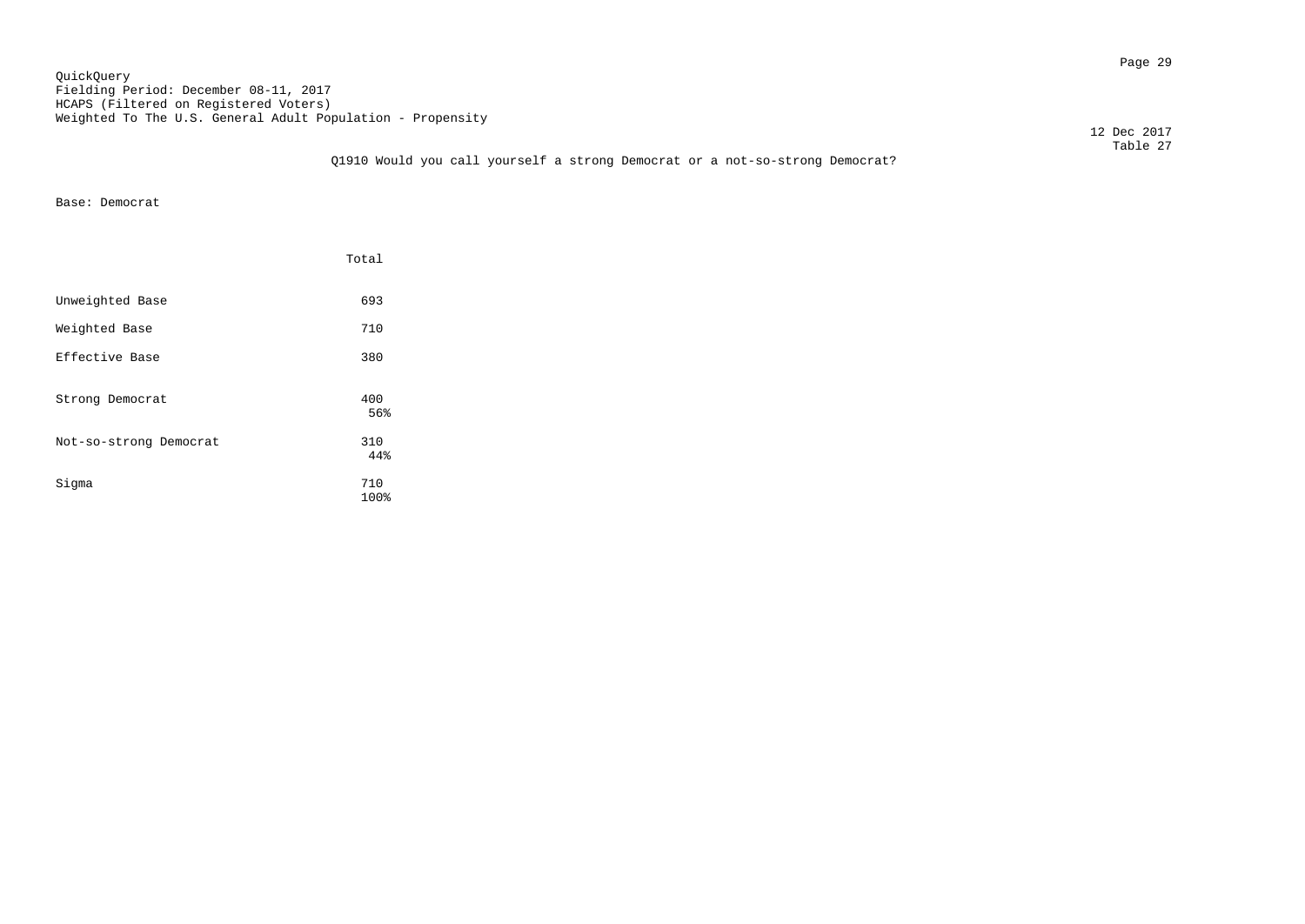QuickQuery
Fielding Period: December 08-11, 2017
HCAPS (Filtered on Registered Voters)
Weighted To The U.S. General Adult Population - Propensity

12 Dec 2017
Table 27

Q1910 Would you call yourself a strong Democrat or a not-so-strong Democrat?

Base: Democrat

| | Total |
|---|---|
| Unweighted Base | 693 |
| Weighted Base | 710 |
| Effective Base | 380 |
| Strong Democrat | 400<br>56% |
| Not-so-strong Democrat | 310<br>44% |
| Sigma | 710<br>100% |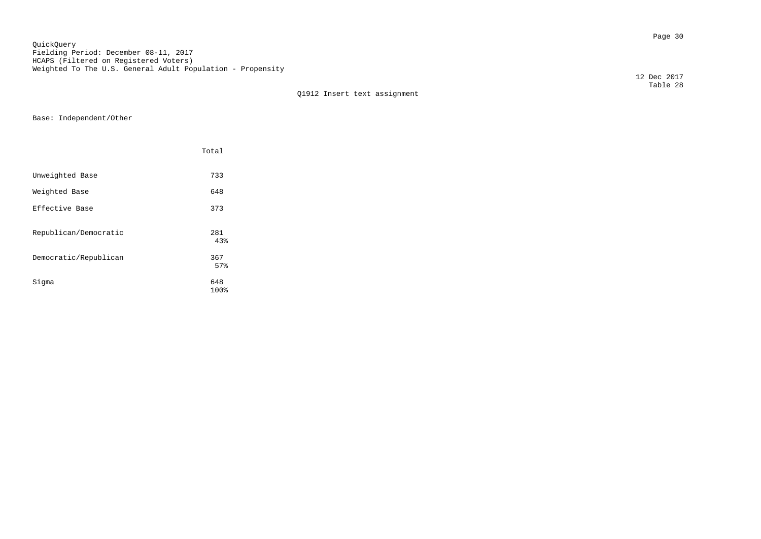QuickQuery
Fielding Period: December 08-11, 2017
HCAPS (Filtered on Registered Voters)
Weighted To The U.S. General Adult Population - Propensity

12 Dec 2017
Table 28

Q1912 Insert text assignment

Base: Independent/Other

| | Total |
|---|---|
| Unweighted Base | 733 |
| Weighted Base | 648 |
| Effective Base | 373 |
| Republican/Democratic | 281<br>43% |
| Democratic/Republican | 367<br>57% |
| Sigma | 648<br>100% |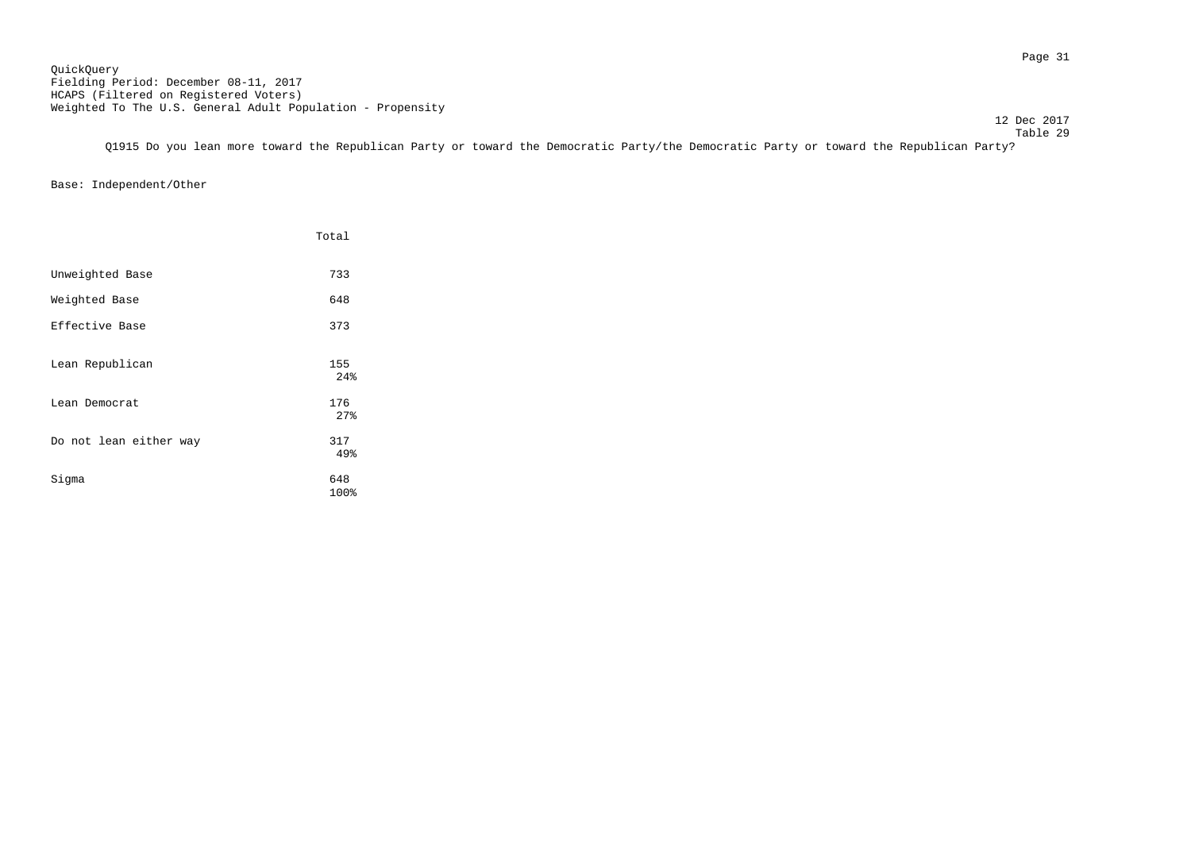QuickQuery
Fielding Period: December 08-11, 2017
HCAPS (Filtered on Registered Voters)
Weighted To The U.S. General Adult Population - Propensity

12 Dec 2017
Table 29

Q1915 Do you lean more toward the Republican Party or toward the Democratic Party/the Democratic Party or toward the Republican Party?

Base: Independent/Other

| | Total |
|---|---|
| Unweighted Base | 733 |
| Weighted Base | 648 |
| Effective Base | 373 |
| Lean Republican | 155<br>24% |
| Lean Democrat | 176<br>27% |
| Do not lean either way | 317<br>49% |
| Sigma | 648<br>100% |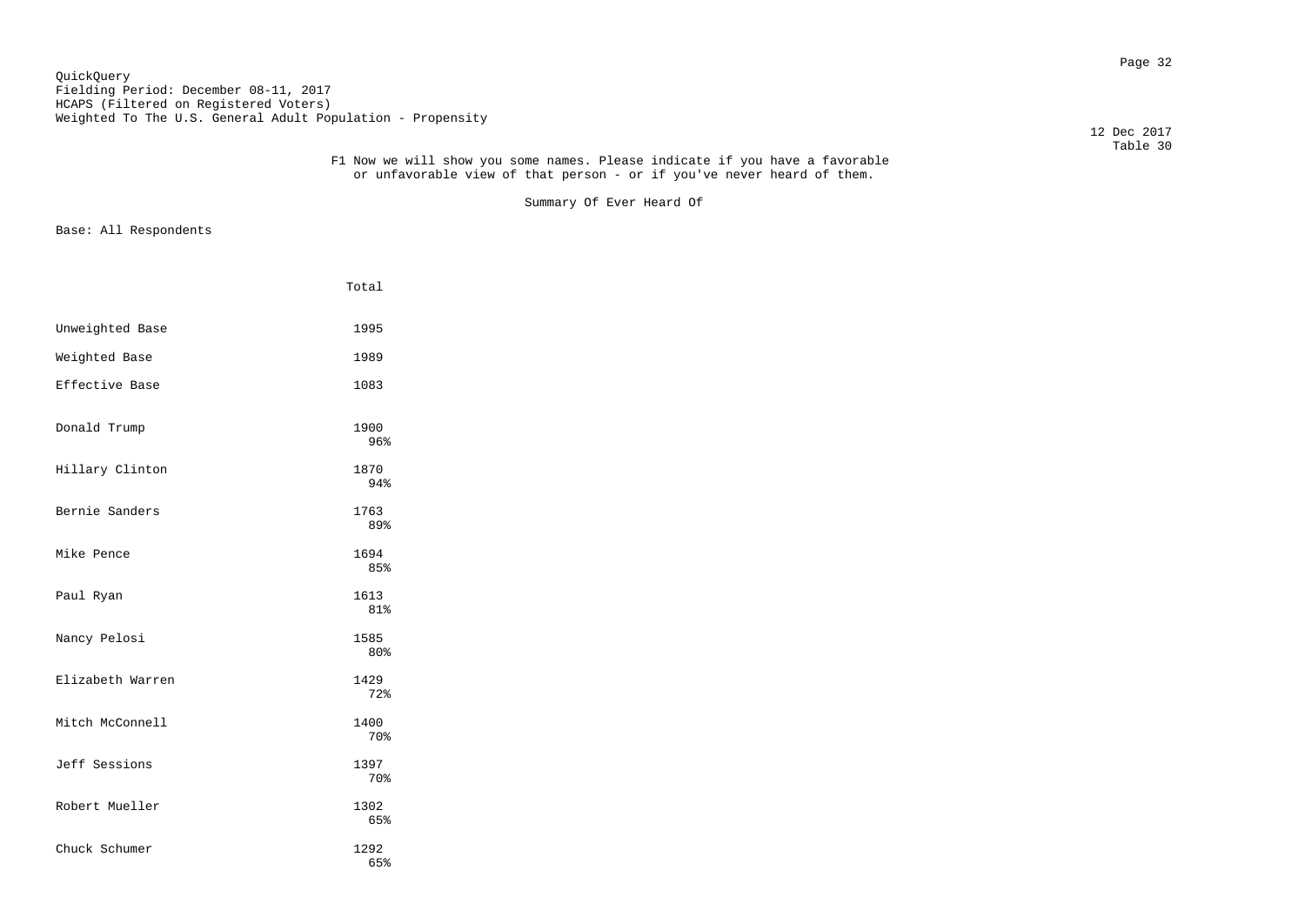QuickQuery
Fielding Period: December 08-11, 2017
HCAPS (Filtered on Registered Voters)
Weighted To The U.S. General Adult Population - Propensity

12 Dec 2017
Table 30

F1 Now we will show you some names. Please indicate if you have a favorable or unfavorable view of that person - or if you've never heard of them.

Summary Of Ever Heard Of

Base: All Respondents

| | Total |
|---|---|
| Unweighted Base | 1995 |
| Weighted Base | 1989 |
| Effective Base | 1083 |
| Donald Trump | 1900<br>96% |
| Hillary Clinton | 1870<br>94% |
| Bernie Sanders | 1763<br>89% |
| Mike Pence | 1694<br>85% |
| Paul Ryan | 1613<br>81% |
| Nancy Pelosi | 1585<br>80% |
| Elizabeth Warren | 1429<br>72% |
| Mitch McConnell | 1400<br>70% |
| Jeff Sessions | 1397<br>70% |
| Robert Mueller | 1302<br>65% |
| Chuck Schumer | 1292<br>65% |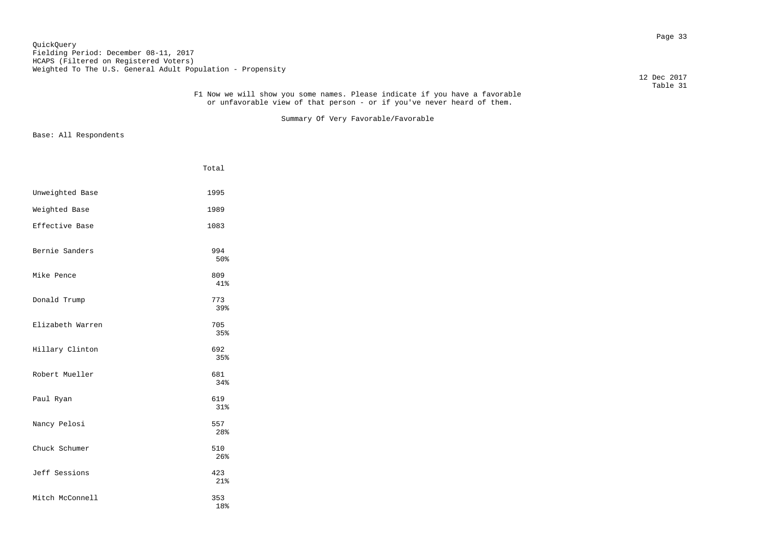QuickQuery
Fielding Period: December 08-11, 2017
HCAPS (Filtered on Registered Voters)
Weighted To The U.S. General Adult Population - Propensity

12 Dec 2017
Table 31

F1 Now we will show you some names. Please indicate if you have a favorable or unfavorable view of that person - or if you've never heard of them.

Summary Of Very Favorable/Favorable

Base: All Respondents

| | Total |
|---|---|
| Unweighted Base | 1995 |
| Weighted Base | 1989 |
| Effective Base | 1083 |
| Bernie Sanders | 994<br>50% |
| Mike Pence | 809<br>41% |
| Donald Trump | 773<br>39% |
| Elizabeth Warren | 705<br>35% |
| Hillary Clinton | 692<br>35% |
| Robert Mueller | 681<br>34% |
| Paul Ryan | 619<br>31% |
| Nancy Pelosi | 557<br>28% |
| Chuck Schumer | 510<br>26% |
| Jeff Sessions | 423<br>21% |
| Mitch McConnell | 353<br>18% |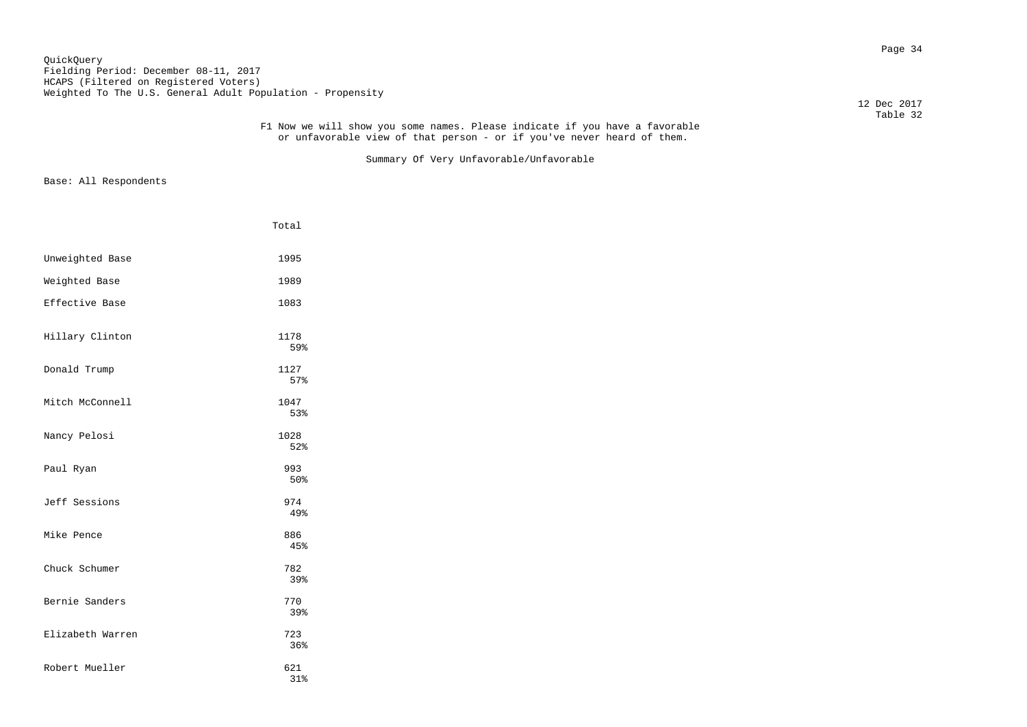QuickQuery
Fielding Period: December 08-11, 2017
HCAPS (Filtered on Registered Voters)
Weighted To The U.S. General Adult Population - Propensity

12 Dec 2017
Table 32

F1 Now we will show you some names. Please indicate if you have a favorable or unfavorable view of that person - or if you've never heard of them.

Summary Of Very Unfavorable/Unfavorable

Base: All Respondents

| | Total |
|---|---|
| Unweighted Base | 1995 |
| Weighted Base | 1989 |
| Effective Base | 1083 |
| Hillary Clinton | 1178<br>59% |
| Donald Trump | 1127<br>57% |
| Mitch McConnell | 1047<br>53% |
| Nancy Pelosi | 1028<br>52% |
| Paul Ryan | 993<br>50% |
| Jeff Sessions | 974<br>49% |
| Mike Pence | 886<br>45% |
| Chuck Schumer | 782<br>39% |
| Bernie Sanders | 770<br>39% |
| Elizabeth Warren | 723<br>36% |
| Robert Mueller | 621<br>31% |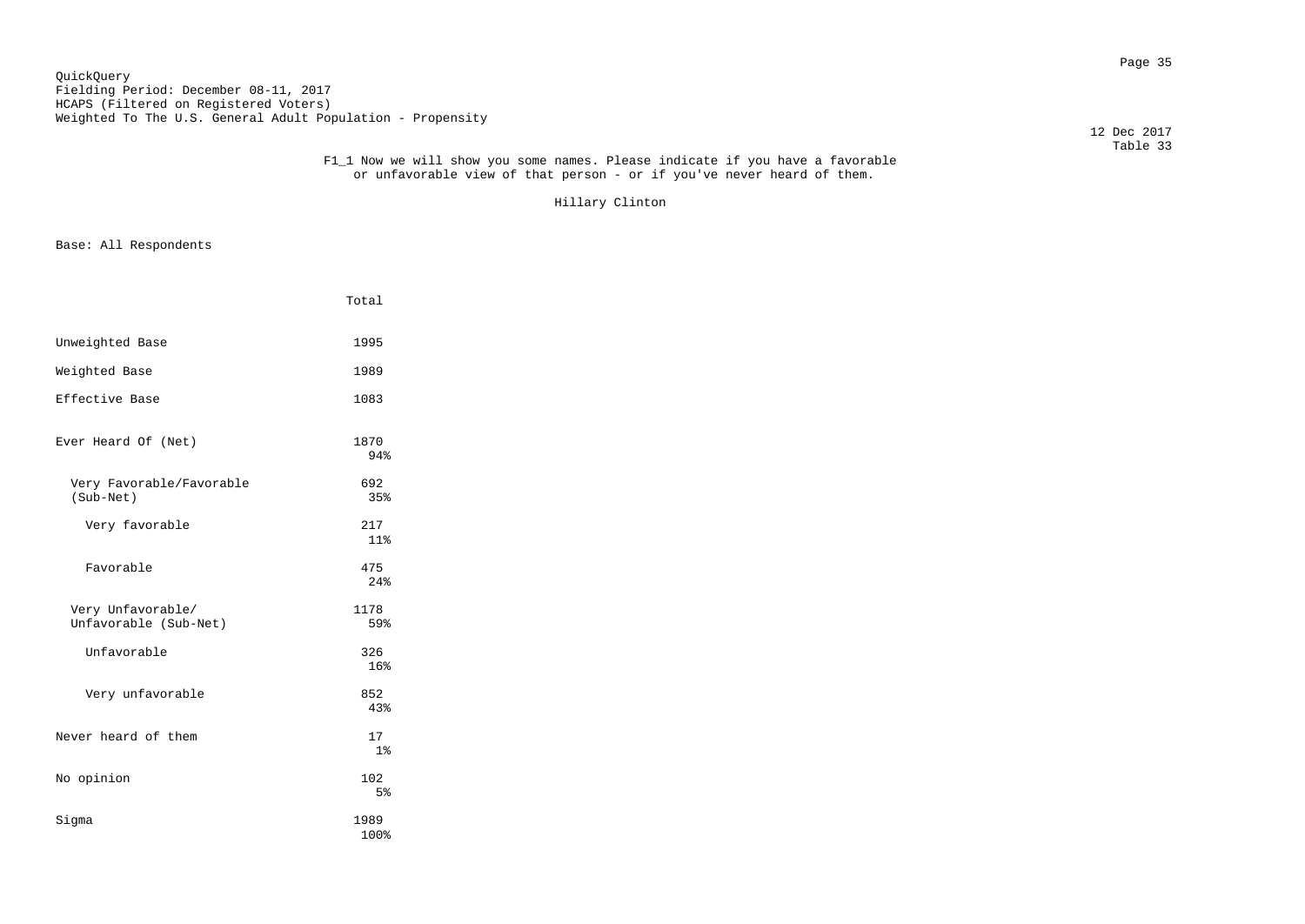QuickQuery
Fielding Period: December 08-11, 2017
HCAPS (Filtered on Registered Voters)
Weighted To The U.S. General Adult Population - Propensity

12 Dec 2017
Table 33

F1_1 Now we will show you some names. Please indicate if you have a favorable or unfavorable view of that person - or if you've never heard of them.

Hillary Clinton

Base: All Respondents

| | Total |
|---|---|
| Unweighted Base | 1995 |
| Weighted Base | 1989 |
| Effective Base | 1083 |
| Ever Heard Of (Net) | 1870<br>94% |
| Very Favorable/Favorable (Sub-Net) | 692<br>35% |
| Very favorable | 217<br>11% |
| Favorable | 475<br>24% |
| Very Unfavorable/ Unfavorable (Sub-Net) | 1178<br>59% |
| Unfavorable | 326<br>16% |
| Very unfavorable | 852<br>43% |
| Never heard of them | 17<br>1% |
| No opinion | 102<br>5% |
| Sigma | 1989<br>100% |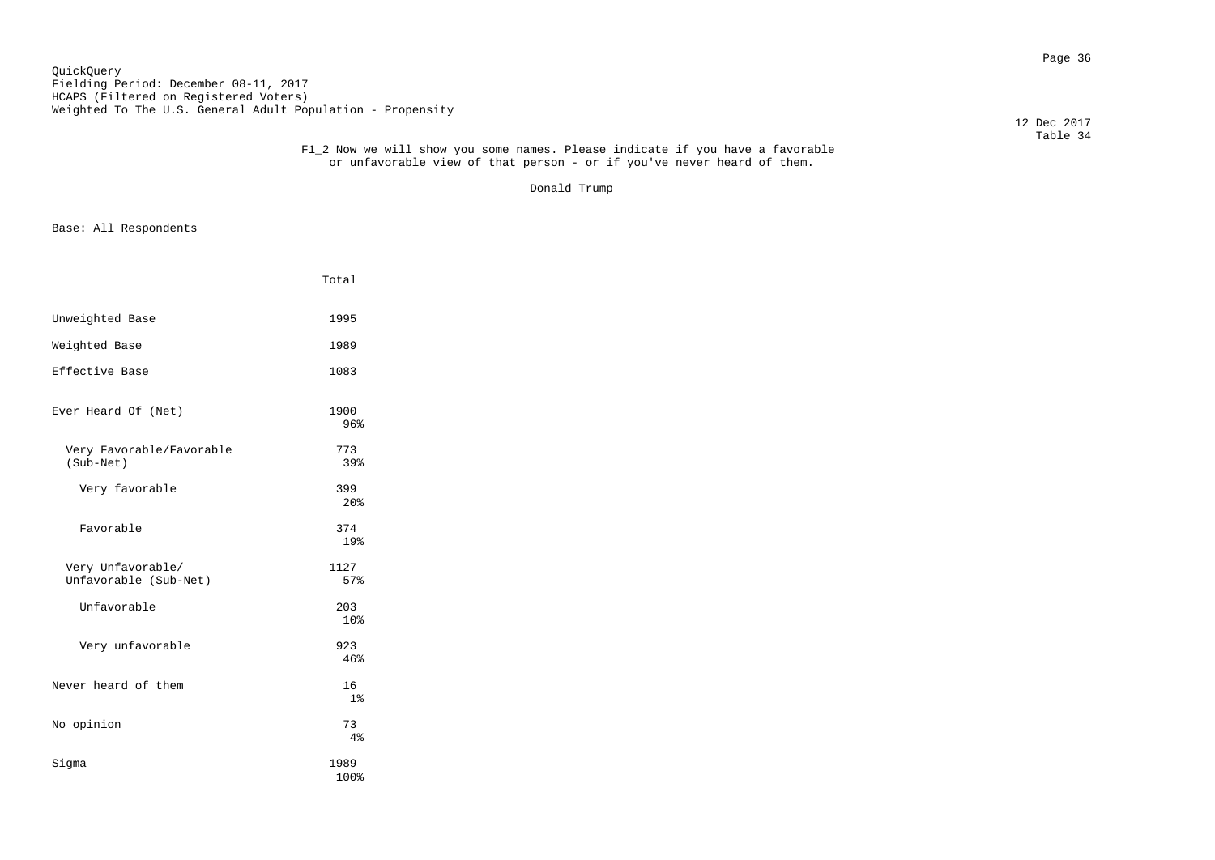QuickQuery
Fielding Period: December 08-11, 2017
HCAPS (Filtered on Registered Voters)
Weighted To The U.S. General Adult Population - Propensity

12 Dec 2017
Table 34

F1_2 Now we will show you some names. Please indicate if you have a favorable or unfavorable view of that person - or if you've never heard of them.

Donald Trump

Base: All Respondents

| | Total |
|---|---|
| Unweighted Base | 1995 |
| Weighted Base | 1989 |
| Effective Base | 1083 |
| Ever Heard Of (Net) | 1900<br>96% |
| Very Favorable/Favorable (Sub-Net) | 773<br>39% |
| Very favorable | 399<br>20% |
| Favorable | 374<br>19% |
| Very Unfavorable/ Unfavorable (Sub-Net) | 1127<br>57% |
| Unfavorable | 203<br>10% |
| Very unfavorable | 923<br>46% |
| Never heard of them | 16<br>1% |
| No opinion | 73<br>4% |
| Sigma | 1989<br>100% |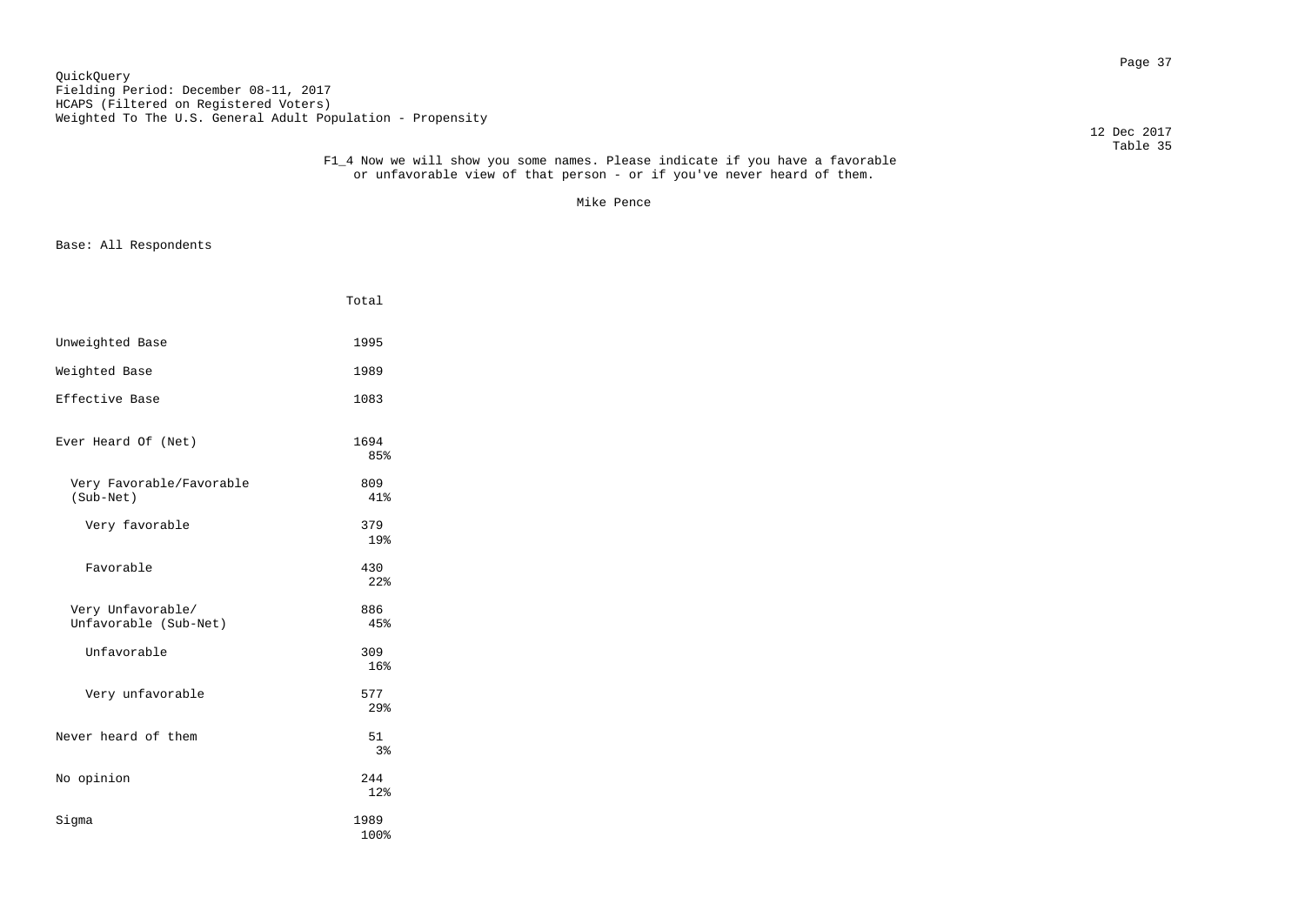QuickQuery
Fielding Period: December 08-11, 2017
HCAPS (Filtered on Registered Voters)
Weighted To The U.S. General Adult Population - Propensity

12 Dec 2017
Table 35

F1_4 Now we will show you some names. Please indicate if you have a favorable or unfavorable view of that person - or if you've never heard of them.

Mike Pence

Base: All Respondents

| | Total |
|---|---|
| Unweighted Base | 1995 |
| Weighted Base | 1989 |
| Effective Base | 1083 |
| Ever Heard Of (Net) | 1694<br>85% |
| Very Favorable/Favorable (Sub-Net) | 809<br>41% |
| Very favorable | 379<br>19% |
| Favorable | 430<br>22% |
| Very Unfavorable/ Unfavorable (Sub-Net) | 886<br>45% |
| Unfavorable | 309<br>16% |
| Very unfavorable | 577<br>29% |
| Never heard of them | 51<br>3% |
| No opinion | 244<br>12% |
| Sigma | 1989<br>100% |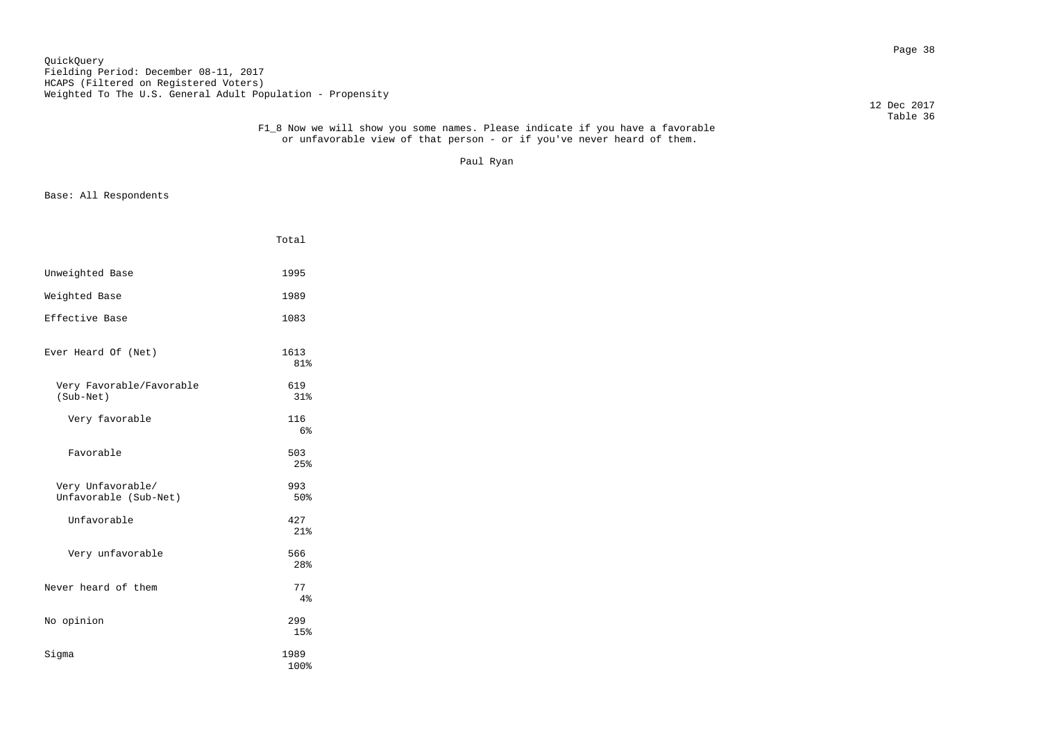QuickQuery
Fielding Period: December 08-11, 2017
HCAPS (Filtered on Registered Voters)
Weighted To The U.S. General Adult Population - Propensity

12 Dec 2017
Table 36

F1_8 Now we will show you some names. Please indicate if you have a favorable or unfavorable view of that person - or if you've never heard of them.

Paul Ryan

Base: All Respondents

| | Total |
|---|---|
| Unweighted Base | 1995 |
| Weighted Base | 1989 |
| Effective Base | 1083 |
| Ever Heard Of (Net) | 1613<br>81% |
| Very Favorable/Favorable (Sub-Net) | 619<br>31% |
| Very favorable | 116<br>6% |
| Favorable | 503<br>25% |
| Very Unfavorable/ Unfavorable (Sub-Net) | 993<br>50% |
| Unfavorable | 427<br>21% |
| Very unfavorable | 566<br>28% |
| Never heard of them | 77<br>4% |
| No opinion | 299<br>15% |
| Sigma | 1989<br>100% |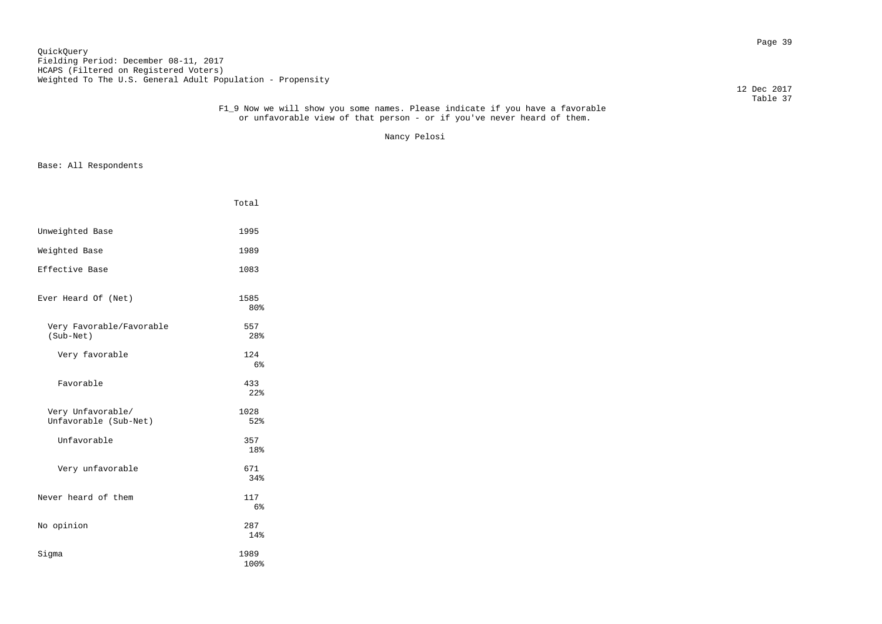QuickQuery
Fielding Period: December 08-11, 2017
HCAPS (Filtered on Registered Voters)
Weighted To The U.S. General Adult Population - Propensity

12 Dec 2017
Table 37

F1_9 Now we will show you some names. Please indicate if you have a favorable or unfavorable view of that person - or if you've never heard of them.

Nancy Pelosi

Base: All Respondents

| | Total |
|---|---|
| Unweighted Base | 1995 |
| Weighted Base | 1989 |
| Effective Base | 1083 |
| Ever Heard Of (Net) | 1585<br>80% |
| Very Favorable/Favorable (Sub-Net) | 557<br>28% |
| Very favorable | 124<br>6% |
| Favorable | 433<br>22% |
| Very Unfavorable/ Unfavorable (Sub-Net) | 1028<br>52% |
| Unfavorable | 357<br>18% |
| Very unfavorable | 671<br>34% |
| Never heard of them | 117<br>6% |
| No opinion | 287<br>14% |
| Sigma | 1989<br>100% |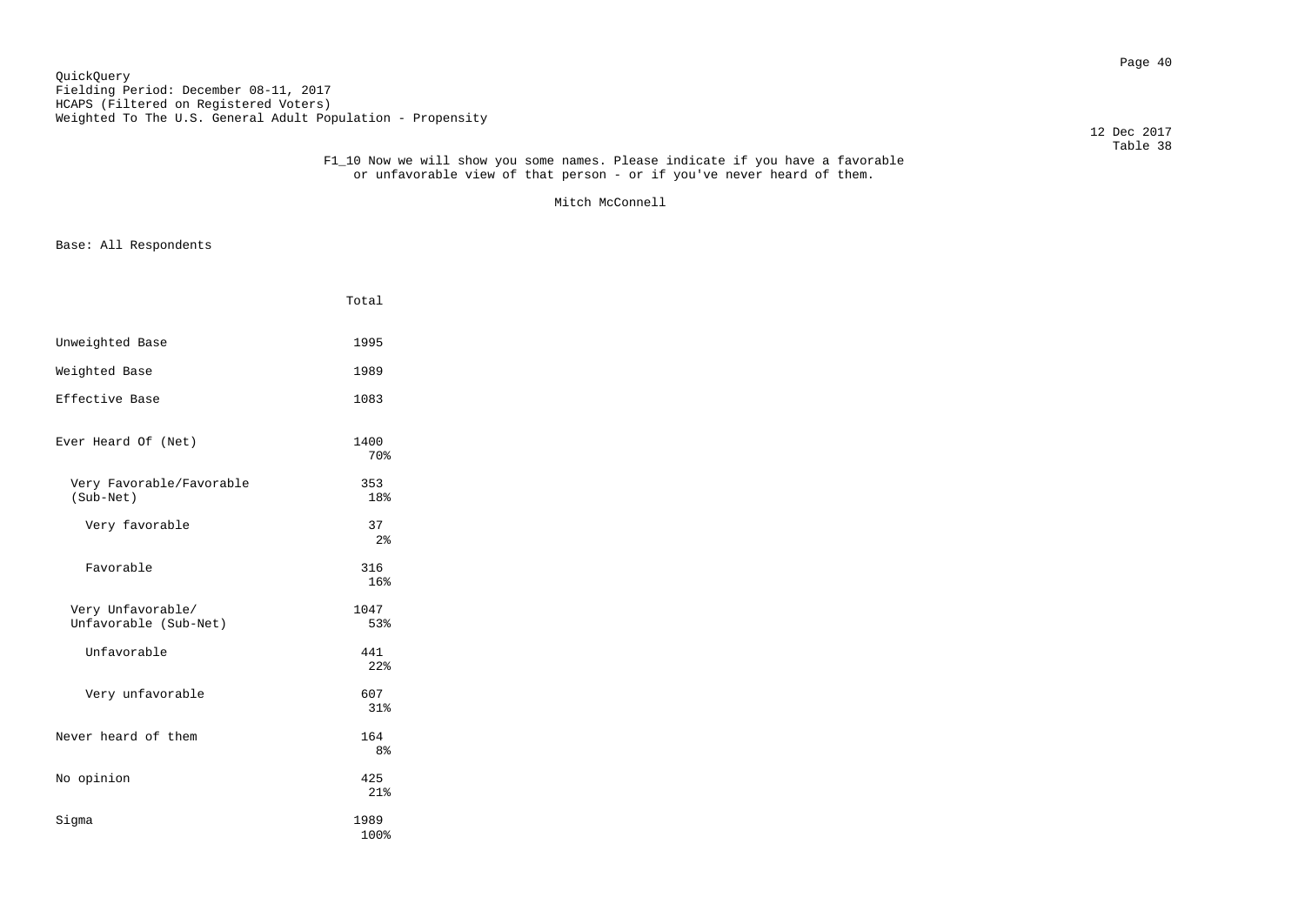QuickQuery
Fielding Period: December 08-11, 2017
HCAPS (Filtered on Registered Voters)
Weighted To The U.S. General Adult Population - Propensity

12 Dec 2017
Table 38

F1_10 Now we will show you some names. Please indicate if you have a favorable or unfavorable view of that person - or if you've never heard of them.

Mitch McConnell

Base: All Respondents

| | Total |
|---|---|
| Unweighted Base | 1995 |
| Weighted Base | 1989 |
| Effective Base | 1083 |
| Ever Heard Of (Net) | 1400<br>70% |
| Very Favorable/Favorable (Sub-Net) | 353<br>18% |
| Very favorable | 37<br>2% |
| Favorable | 316<br>16% |
| Very Unfavorable/ Unfavorable (Sub-Net) | 1047<br>53% |
| Unfavorable | 441<br>22% |
| Very unfavorable | 607<br>31% |
| Never heard of them | 164<br>8% |
| No opinion | 425<br>21% |
| Sigma | 1989<br>100% |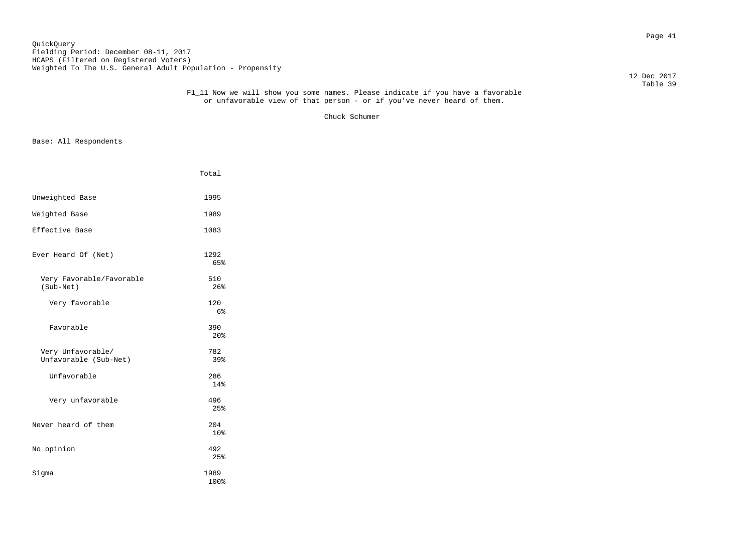QuickQuery
Fielding Period: December 08-11, 2017
HCAPS (Filtered on Registered Voters)
Weighted To The U.S. General Adult Population - Propensity

12 Dec 2017
Table 39

F1_11 Now we will show you some names. Please indicate if you have a favorable or unfavorable view of that person - or if you've never heard of them.

Chuck Schumer

Base: All Respondents

| | Total |
|---|---|
| Unweighted Base | 1995 |
| Weighted Base | 1989 |
| Effective Base | 1083 |
| Ever Heard Of (Net) | 1292<br>65% |
| Very Favorable/Favorable (Sub-Net) | 510<br>26% |
| Very favorable | 120<br>6% |
| Favorable | 390<br>20% |
| Very Unfavorable/ Unfavorable (Sub-Net) | 782<br>39% |
| Unfavorable | 286<br>14% |
| Very unfavorable | 496<br>25% |
| Never heard of them | 204<br>10% |
| No opinion | 492<br>25% |
| Sigma | 1989<br>100% |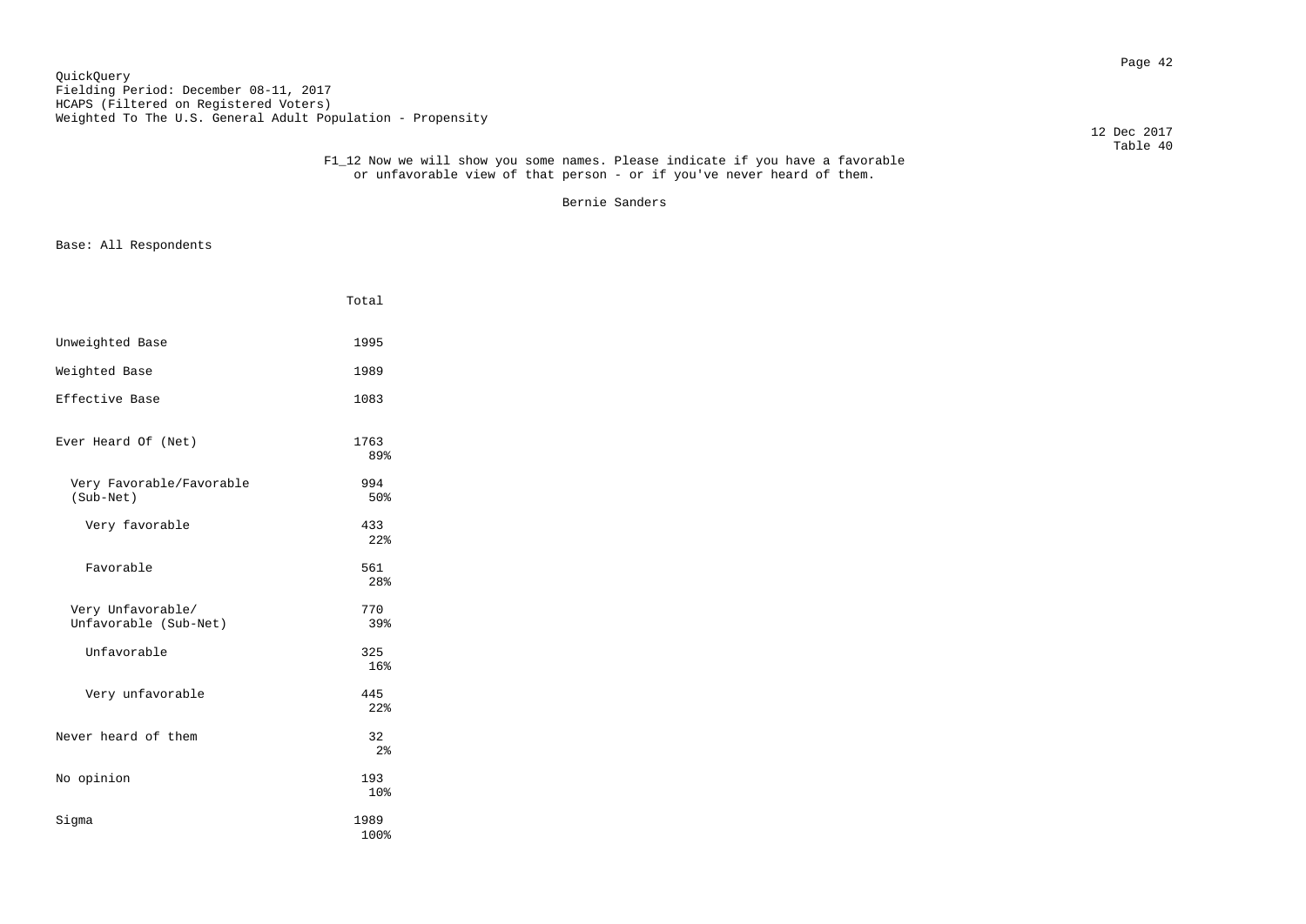QuickQuery
Fielding Period: December 08-11, 2017
HCAPS (Filtered on Registered Voters)
Weighted To The U.S. General Adult Population - Propensity

12 Dec 2017
Table 40

F1_12 Now we will show you some names. Please indicate if you have a favorable or unfavorable view of that person - or if you've never heard of them.

Bernie Sanders

Base: All Respondents

| | Total |
|---|---|
| Unweighted Base | 1995 |
| Weighted Base | 1989 |
| Effective Base | 1083 |
| Ever Heard Of (Net) | 1763<br>89% |
| Very Favorable/Favorable (Sub-Net) | 994<br>50% |
| Very favorable | 433<br>22% |
| Favorable | 561<br>28% |
| Very Unfavorable/ Unfavorable (Sub-Net) | 770<br>39% |
| Unfavorable | 325<br>16% |
| Very unfavorable | 445<br>22% |
| Never heard of them | 32<br>2% |
| No opinion | 193<br>10% |
| Sigma | 1989<br>100% |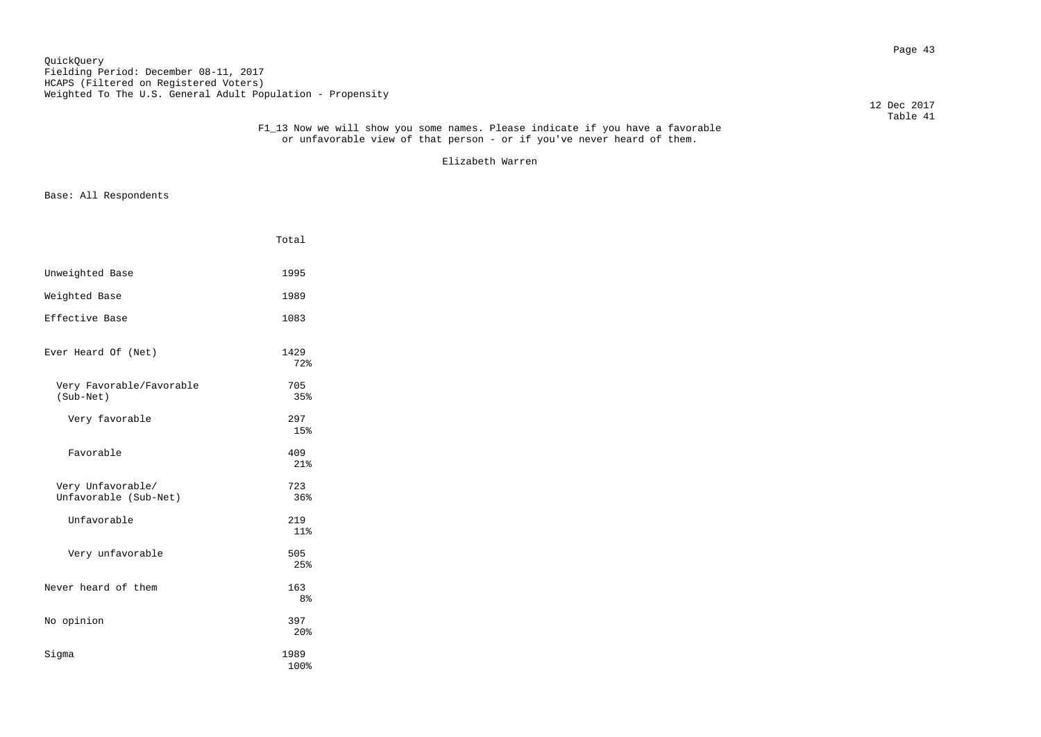QuickQuery
Fielding Period: December 08-11, 2017
HCAPS (Filtered on Registered Voters)
Weighted To The U.S. General Adult Population - Propensity

12 Dec 2017
Table 41

F1_13 Now we will show you some names. Please indicate if you have a favorable or unfavorable view of that person - or if you've never heard of them.

Elizabeth Warren

Base: All Respondents

| | Total |
|---|---|
| Unweighted Base | 1995 |
| Weighted Base | 1989 |
| Effective Base | 1083 |
| Ever Heard Of (Net) | 1429<br>72% |
| Very Favorable/Favorable (Sub-Net) | 705<br>35% |
| Very favorable | 297<br>15% |
| Favorable | 409<br>21% |
| Very Unfavorable/ Unfavorable (Sub-Net) | 723<br>36% |
| Unfavorable | 219<br>11% |
| Very unfavorable | 505<br>25% |
| Never heard of them | 163<br>8% |
| No opinion | 397<br>20% |
| Sigma | 1989<br>100% |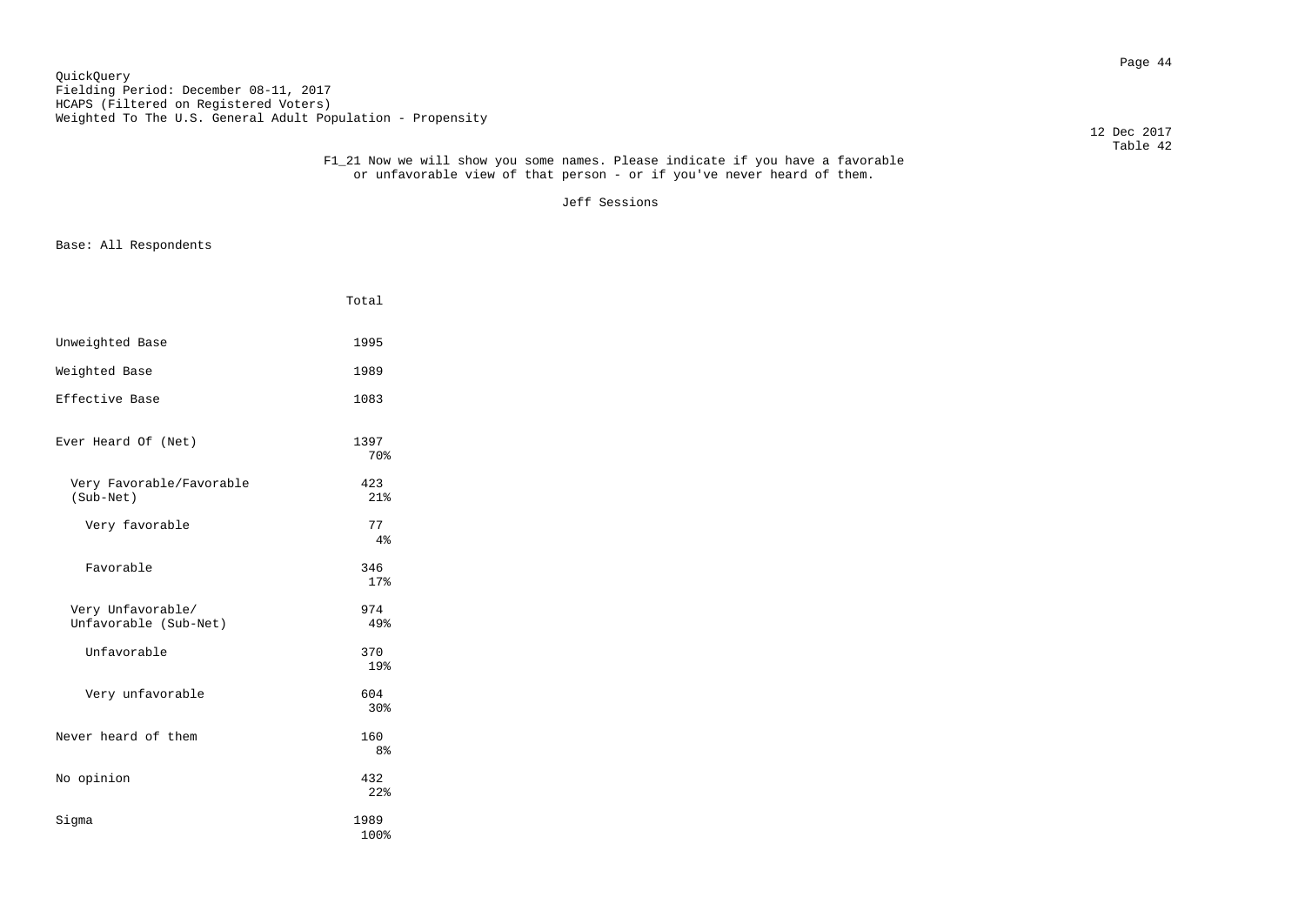QuickQuery
Fielding Period: December 08-11, 2017
HCAPS (Filtered on Registered Voters)
Weighted To The U.S. General Adult Population - Propensity

12 Dec 2017
Table 42

F1_21 Now we will show you some names. Please indicate if you have a favorable or unfavorable view of that person - or if you've never heard of them.

Jeff Sessions

Base: All Respondents

| | Total |
|---|---|
| Unweighted Base | 1995 |
| Weighted Base | 1989 |
| Effective Base | 1083 |
| Ever Heard Of (Net) | 1397<br>70% |
| Very Favorable/Favorable (Sub-Net) | 423<br>21% |
| Very favorable | 77<br>4% |
| Favorable | 346<br>17% |
| Very Unfavorable/ Unfavorable (Sub-Net) | 974<br>49% |
| Unfavorable | 370<br>19% |
| Very unfavorable | 604<br>30% |
| Never heard of them | 160<br>8% |
| No opinion | 432<br>22% |
| Sigma | 1989<br>100% |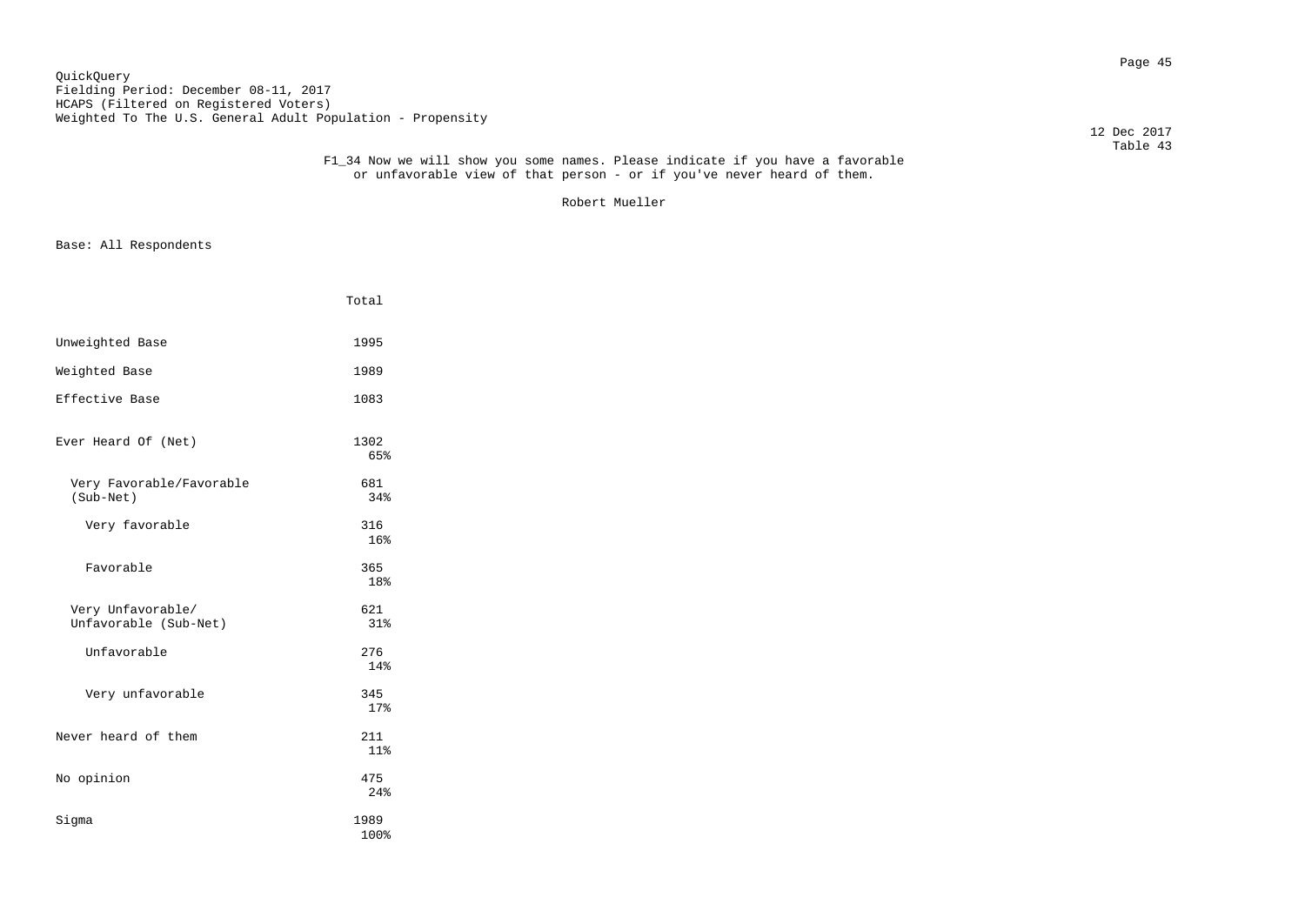QuickQuery
Fielding Period: December 08-11, 2017
HCAPS (Filtered on Registered Voters)
Weighted To The U.S. General Adult Population - Propensity

12 Dec 2017
Table 43

F1_34 Now we will show you some names. Please indicate if you have a favorable or unfavorable view of that person - or if you've never heard of them.

Robert Mueller

Base: All Respondents

| | Total |
|---|---|
| Unweighted Base | 1995 |
| Weighted Base | 1989 |
| Effective Base | 1083 |
| Ever Heard Of (Net) | 1302<br>65% |
| Very Favorable/Favorable (Sub-Net) | 681<br>34% |
| Very favorable | 316<br>16% |
| Favorable | 365<br>18% |
| Very Unfavorable/ Unfavorable (Sub-Net) | 621<br>31% |
| Unfavorable | 276<br>14% |
| Very unfavorable | 345<br>17% |
| Never heard of them | 211<br>11% |
| No opinion | 475<br>24% |
| Sigma | 1989<br>100% |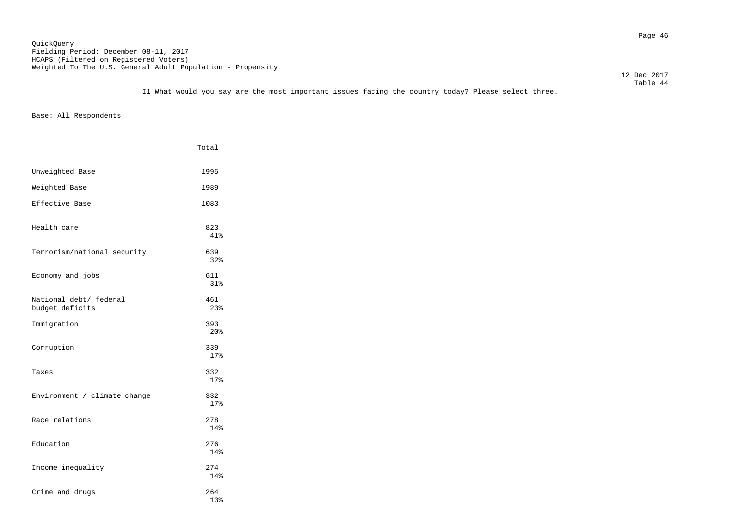QuickQuery
Fielding Period: December 08-11, 2017
HCAPS (Filtered on Registered Voters)
Weighted To The U.S. General Adult Population - Propensity

12 Dec 2017
Table 44

I1 What would you say are the most important issues facing the country today? Please select three.

Base: All Respondents

| | Total |
|---|---|
| Unweighted Base | 1995 |
| Weighted Base | 1989 |
| Effective Base | 1083 |
| Health care | 823 |
| | 41% |
| Terrorism/national security | 639 |
| | 32% |
| Economy and jobs | 611 |
| | 31% |
| National debt/ federal budget deficits | 461 |
| | 23% |
| Immigration | 393 |
| | 20% |
| Corruption | 339 |
| | 17% |
| Taxes | 332 |
| | 17% |
| Environment / climate change | 332 |
| | 17% |
| Race relations | 278 |
| | 14% |
| Education | 276 |
| | 14% |
| Income inequality | 274 |
| | 14% |
| Crime and drugs | 264 |
| | 13% |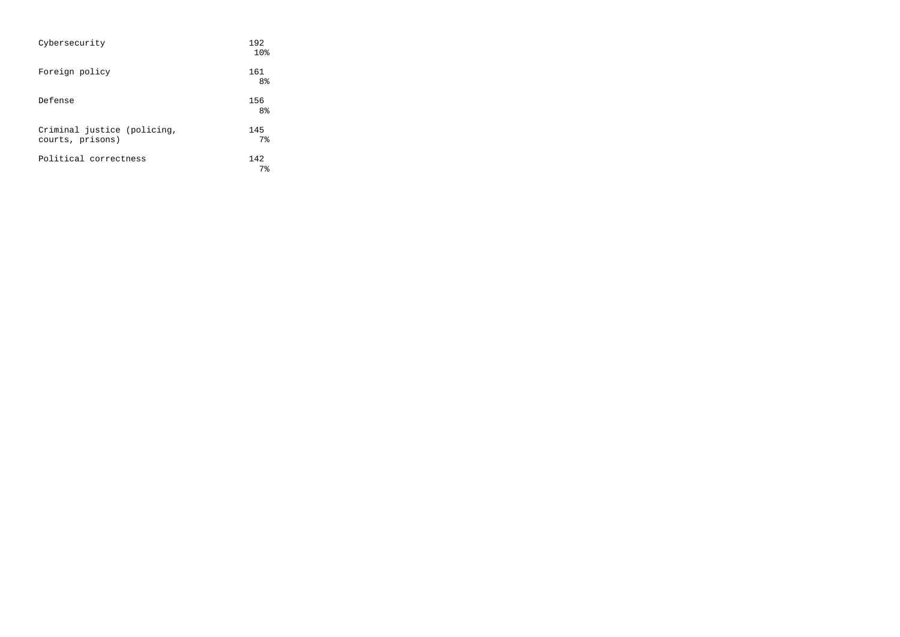| | |
|---|---|
| Cybersecurity | 192<br>10% |
| Foreign policy | 161<br>8% |
| Defense | 156<br>8% |
| Criminal justice (policing, courts, prisons) | 145<br>7% |
| Political correctness | 142<br>7% |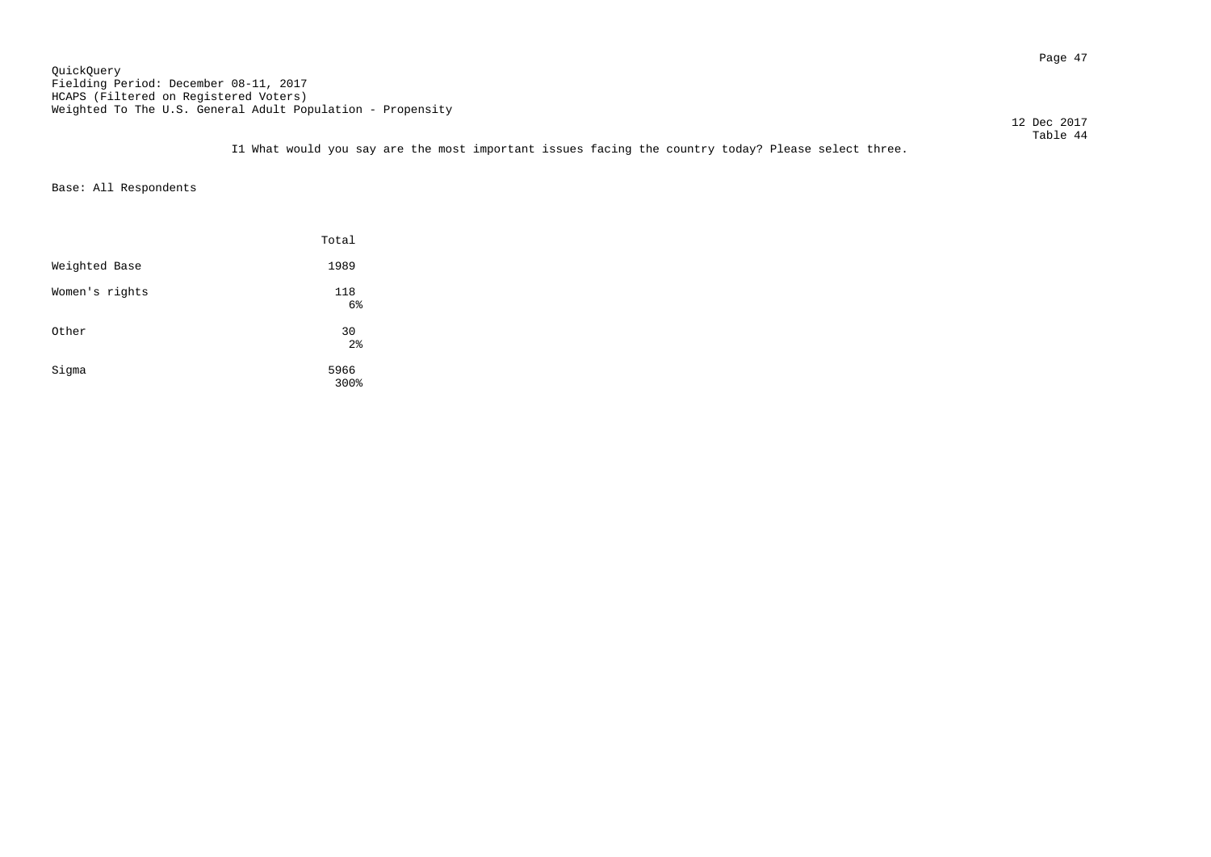QuickQuery
Fielding Period: December 08-11, 2017
HCAPS (Filtered on Registered Voters)
Weighted To The U.S. General Adult Population - Propensity

12 Dec 2017
Table 44

I1 What would you say are the most important issues facing the country today? Please select three.

Base: All Respondents

| | Total |
|---|---|
| Weighted Base | 1989 |
| Women's rights | 118 |
| | 6% |
| Other | 30 |
| | 2% |
| Sigma | 5966 |
| | 300% |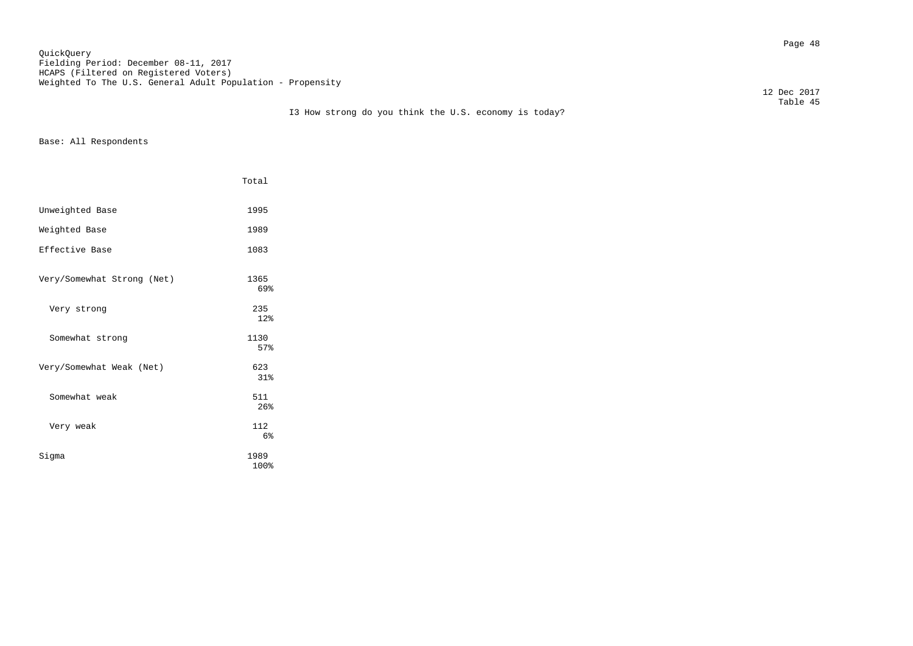QuickQuery
Fielding Period: December 08-11, 2017
HCAPS (Filtered on Registered Voters)
Weighted To The U.S. General Adult Population - Propensity

12 Dec 2017
Table 45

I3 How strong do you think the U.S. economy is today?

Base: All Respondents

| | Total |
|---|---|
| Unweighted Base | 1995 |
| Weighted Base | 1989 |
| Effective Base | 1083 |
| Very/Somewhat Strong (Net) | 1365<br>69% |
| Very strong | 235<br>12% |
| Somewhat strong | 1130<br>57% |
| Very/Somewhat Weak (Net) | 623<br>31% |
| Somewhat weak | 511<br>26% |
| Very weak | 112<br>6% |
| Sigma | 1989<br>100% |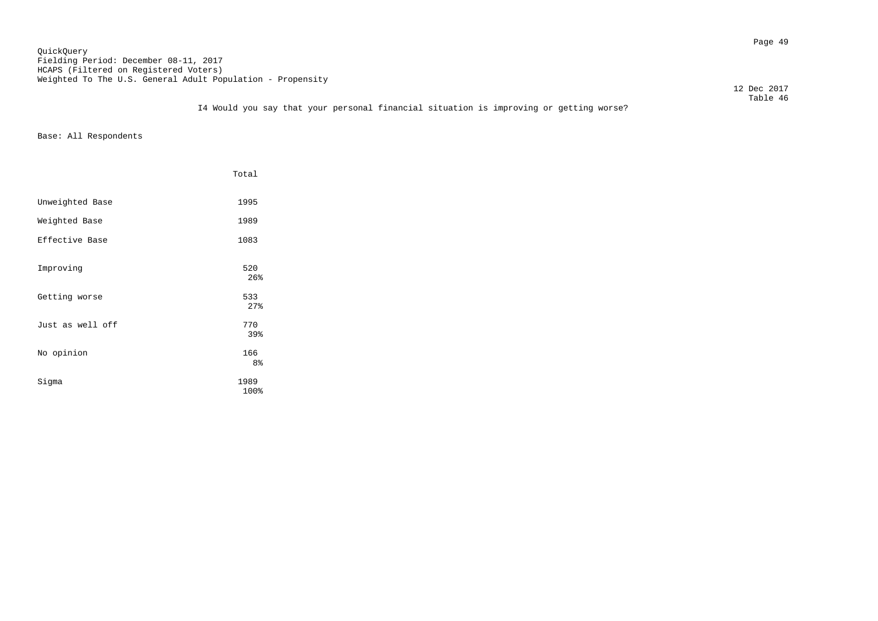QuickQuery
Fielding Period: December 08-11, 2017
HCAPS (Filtered on Registered Voters)
Weighted To The U.S. General Adult Population - Propensity

12 Dec 2017
Table 46

I4 Would you say that your personal financial situation is improving or getting worse?

Base: All Respondents

| | Total |
|---|---|
| Unweighted Base | 1995 |
| Weighted Base | 1989 |
| Effective Base | 1083 |
| Improving | 520<br>26% |
| Getting worse | 533<br>27% |
| Just as well off | 770<br>39% |
| No opinion | 166<br>8% |
| Sigma | 1989<br>100% |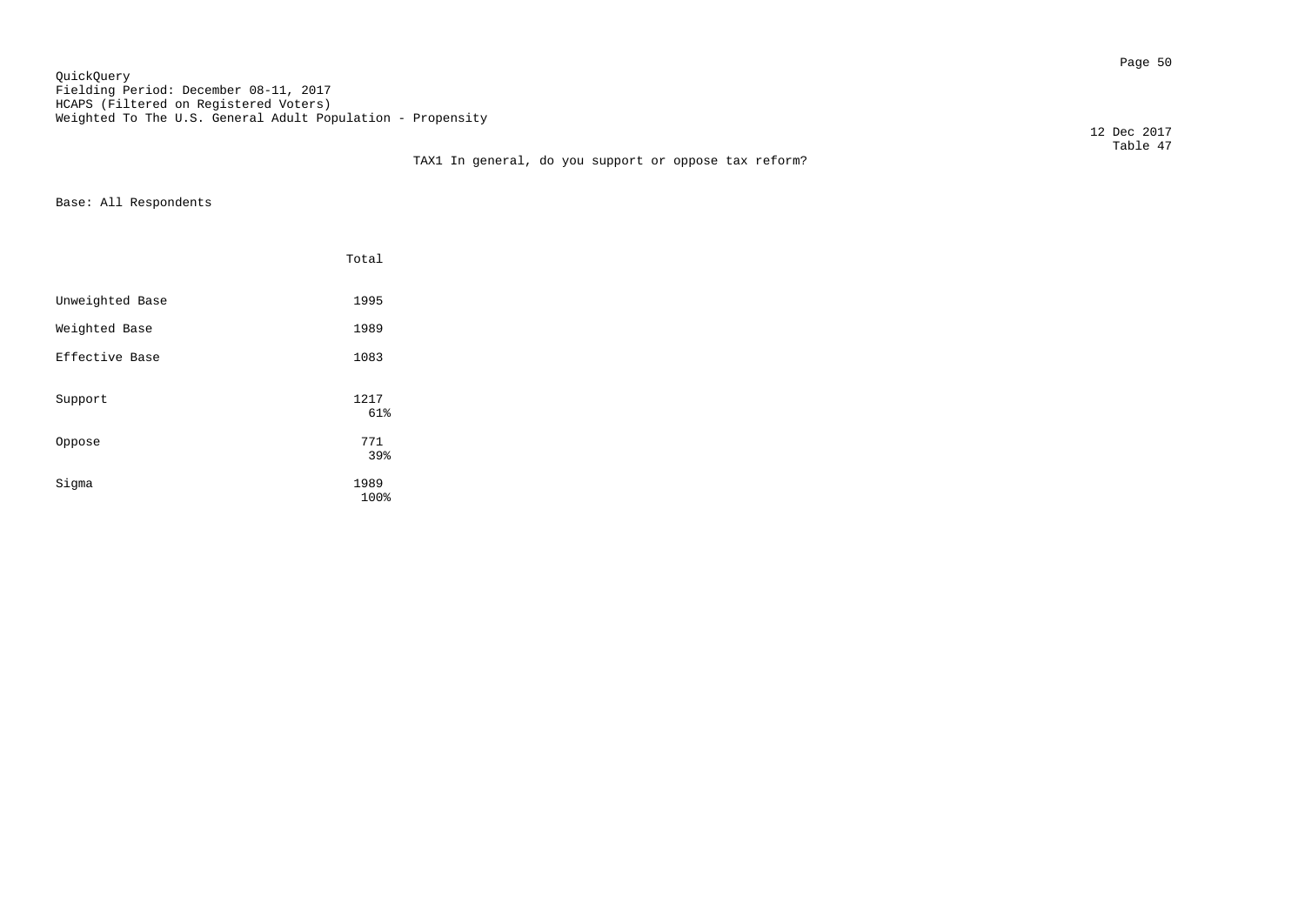QuickQuery
Fielding Period: December 08-11, 2017
HCAPS (Filtered on Registered Voters)
Weighted To The U.S. General Adult Population - Propensity

12 Dec 2017
Table 47

TAX1 In general, do you support or oppose tax reform?

Base: All Respondents

| | Total |
|---|---|
| Unweighted Base | 1995 |
| Weighted Base | 1989 |
| Effective Base | 1083 |
| Support | 1217<br>61% |
| Oppose | 771<br>39% |
| Sigma | 1989<br>100% |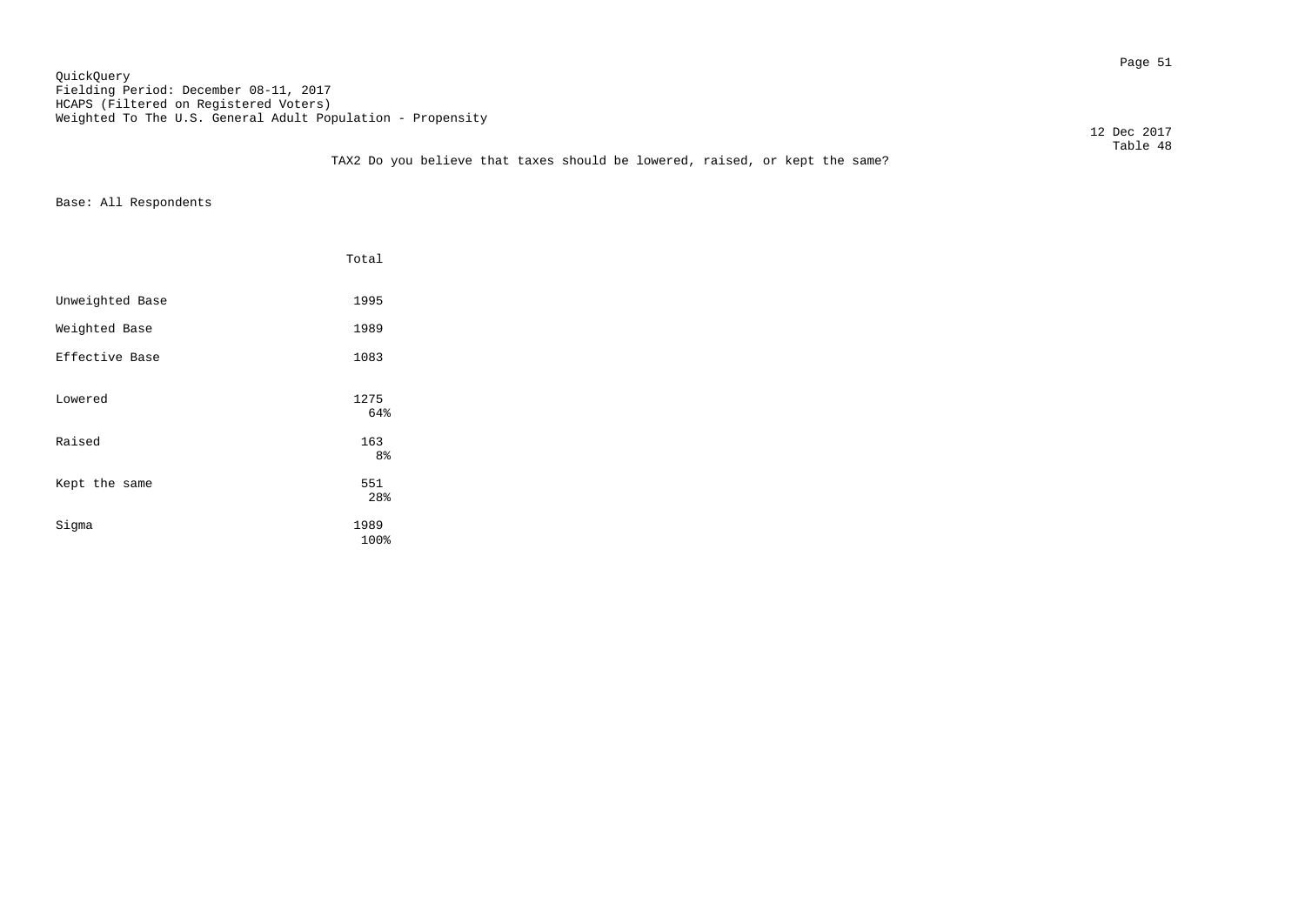QuickQuery
Fielding Period: December 08-11, 2017
HCAPS (Filtered on Registered Voters)
Weighted To The U.S. General Adult Population - Propensity

12 Dec 2017
Table 48

TAX2 Do you believe that taxes should be lowered, raised, or kept the same?

Base: All Respondents

| | Total |
|---|---|
| Unweighted Base | 1995 |
| Weighted Base | 1989 |
| Effective Base | 1083 |
| Lowered | 1275<br>64% |
| Raised | 163<br>8% |
| Kept the same | 551<br>28% |
| Sigma | 1989<br>100% |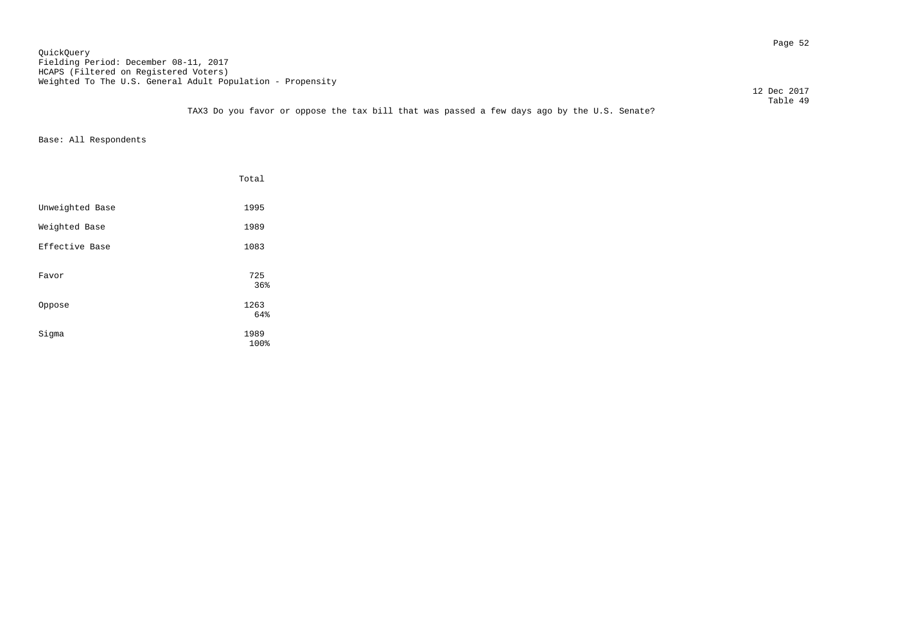QuickQuery
Fielding Period: December 08-11, 2017
HCAPS (Filtered on Registered Voters)
Weighted To The U.S. General Adult Population - Propensity

12 Dec 2017
Table 49

TAX3 Do you favor or oppose the tax bill that was passed a few days ago by the U.S. Senate?

Base: All Respondents

| | Total |
|---|---|
| Unweighted Base | 1995 |
| Weighted Base | 1989 |
| Effective Base | 1083 |
| Favor | 725<br>36% |
| Oppose | 1263<br>64% |
| Sigma | 1989<br>100% |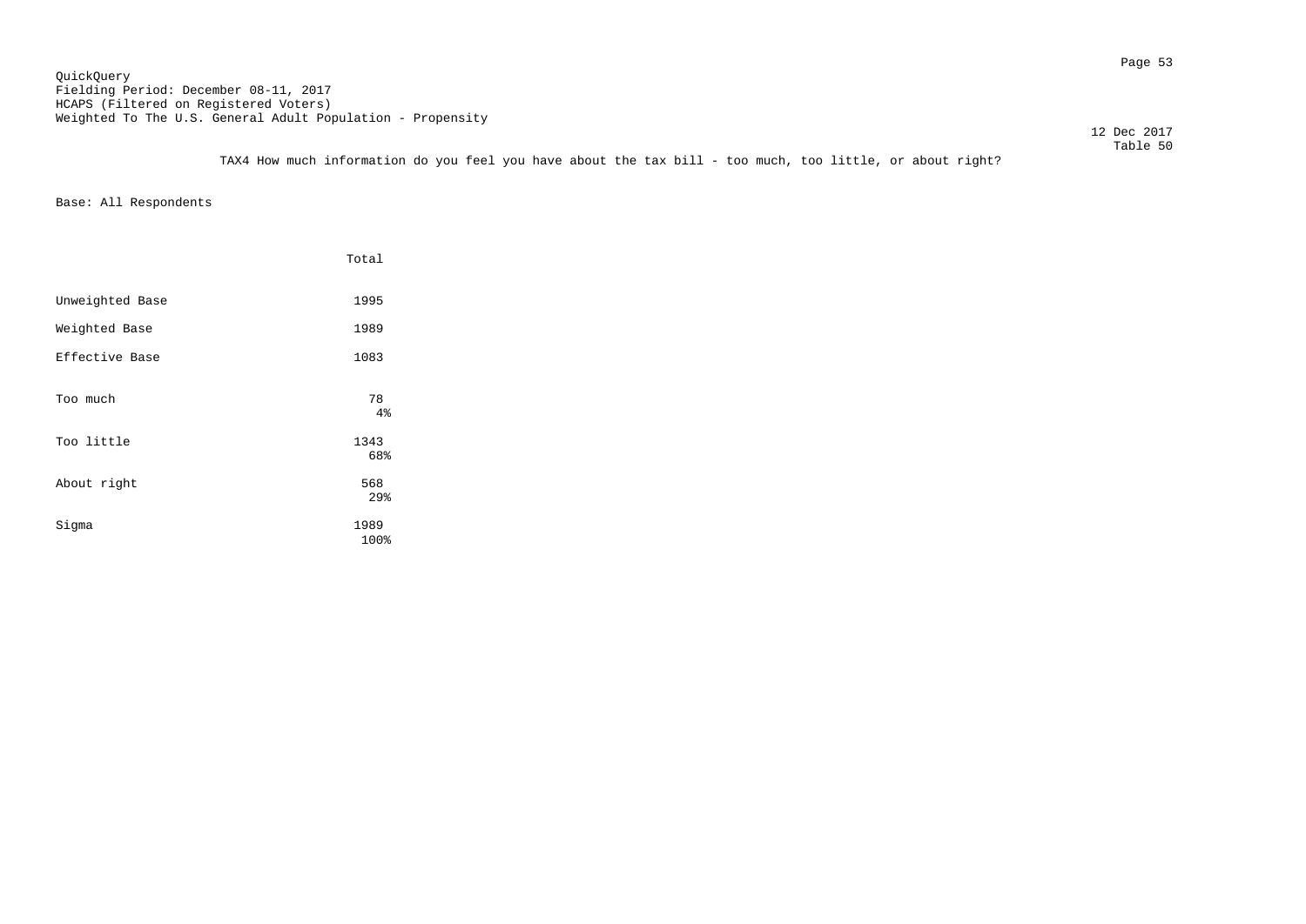QuickQuery
Fielding Period: December 08-11, 2017
HCAPS (Filtered on Registered Voters)
Weighted To The U.S. General Adult Population - Propensity

12 Dec 2017
Table 50

TAX4 How much information do you feel you have about the tax bill - too much, too little, or about right?

Base: All Respondents

| | Total |
|---|---|
| Unweighted Base | 1995 |
| Weighted Base | 1989 |
| Effective Base | 1083 |
| Too much | 78<br>4% |
| Too little | 1343<br>68% |
| About right | 568<br>29% |
| Sigma | 1989<br>100% |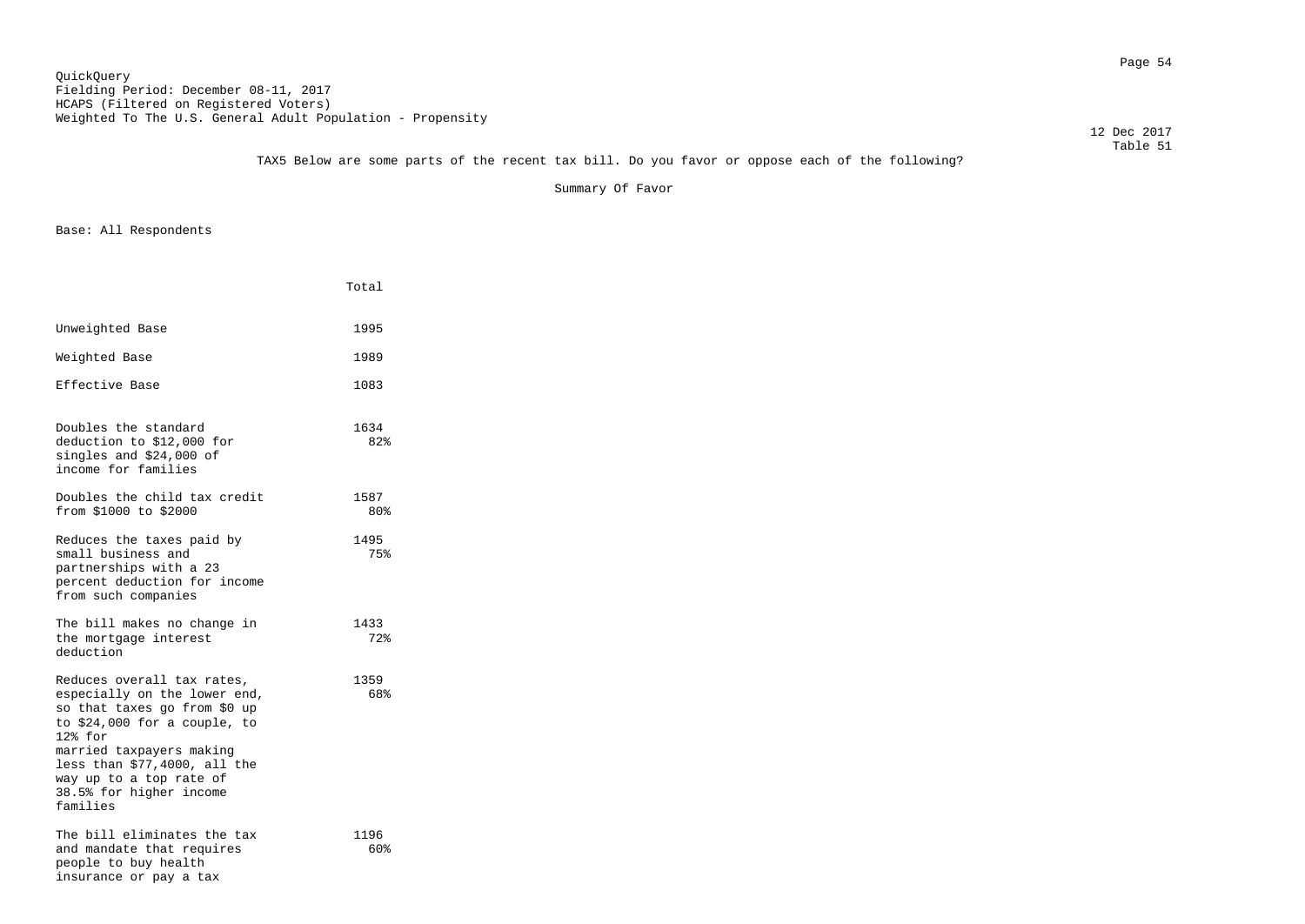QuickQuery
Fielding Period: December 08-11, 2017
HCAPS (Filtered on Registered Voters)
Weighted To The U.S. General Adult Population - Propensity

12 Dec 2017
Table 51

TAX5 Below are some parts of the recent tax bill. Do you favor or oppose each of the following?

Summary Of Favor

Base: All Respondents

| | Total |
|---|---|
| Unweighted Base | 1995 |
| Weighted Base | 1989 |
| Effective Base | 1083 |
| Doubles the standard deduction to $12,000 for singles and $24,000 of income for families | 1634<br>82% |
| Doubles the child tax credit from $1000 to $2000 | 1587<br>80% |
| Reduces the taxes paid by small business and partnerships with a 23 percent deduction for income from such companies | 1495<br>75% |
| The bill makes no change in the mortgage interest deduction | 1433<br>72% |
| Reduces overall tax rates, especially on the lower end, so that taxes go from $0 up to $24,000 for a couple, to 12% for married taxpayers making less than $77,4000, all the way up to a top rate of 38.5% for higher income families | 1359<br>68% |
| The bill eliminates the tax and mandate that requires people to buy health insurance or pay a tax | 1196<br>60% |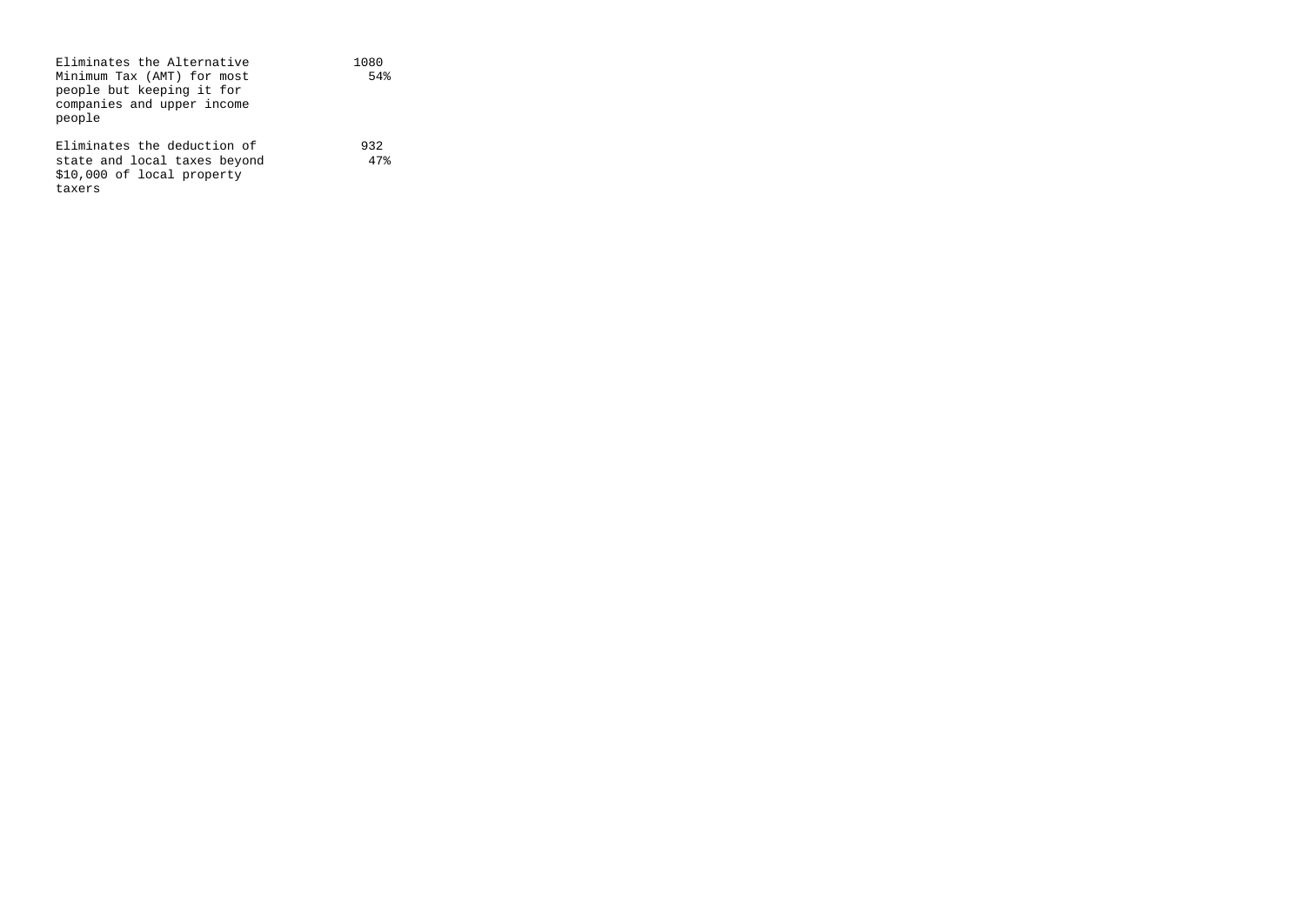| | |
|---|---|
| Eliminates the Alternative Minimum Tax (AMT) for most people but keeping it for companies and upper income people | 1080<br>54% |
| Eliminates the deduction of state and local taxes beyond $10,000 of local property taxers | 932<br>47% |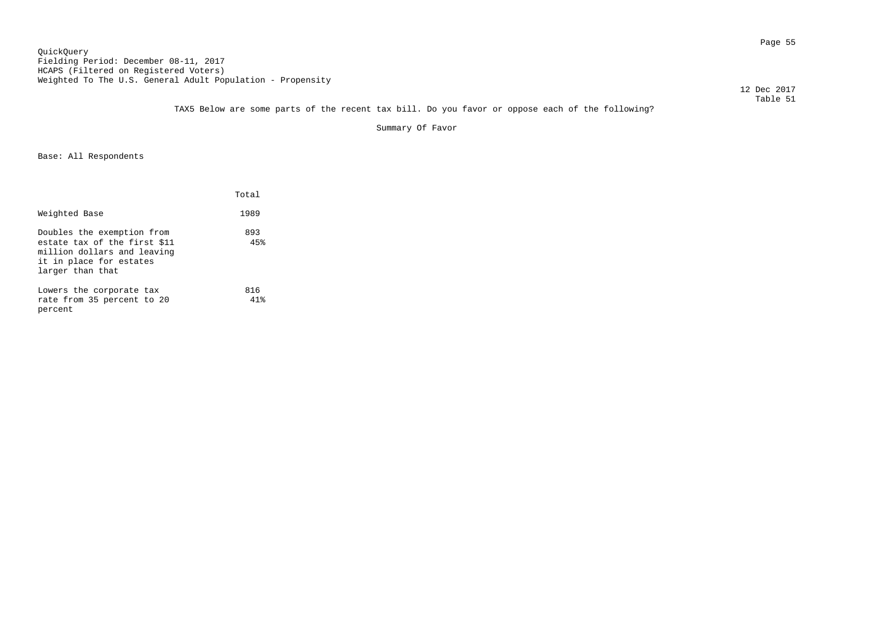QuickQuery
Fielding Period: December 08-11, 2017
HCAPS (Filtered on Registered Voters)
Weighted To The U.S. General Adult Population - Propensity

12 Dec 2017
Table 51

TAX5 Below are some parts of the recent tax bill. Do you favor or oppose each of the following?

Summary Of Favor

Base: All Respondents

| | Total |
|---|---|
| Weighted Base | 1989 |
| Doubles the exemption from estate tax of the first $11 million dollars and leaving it in place for estates larger than that | 893<br>45% |
| Lowers the corporate tax rate from 35 percent to 20 percent | 816<br>41% |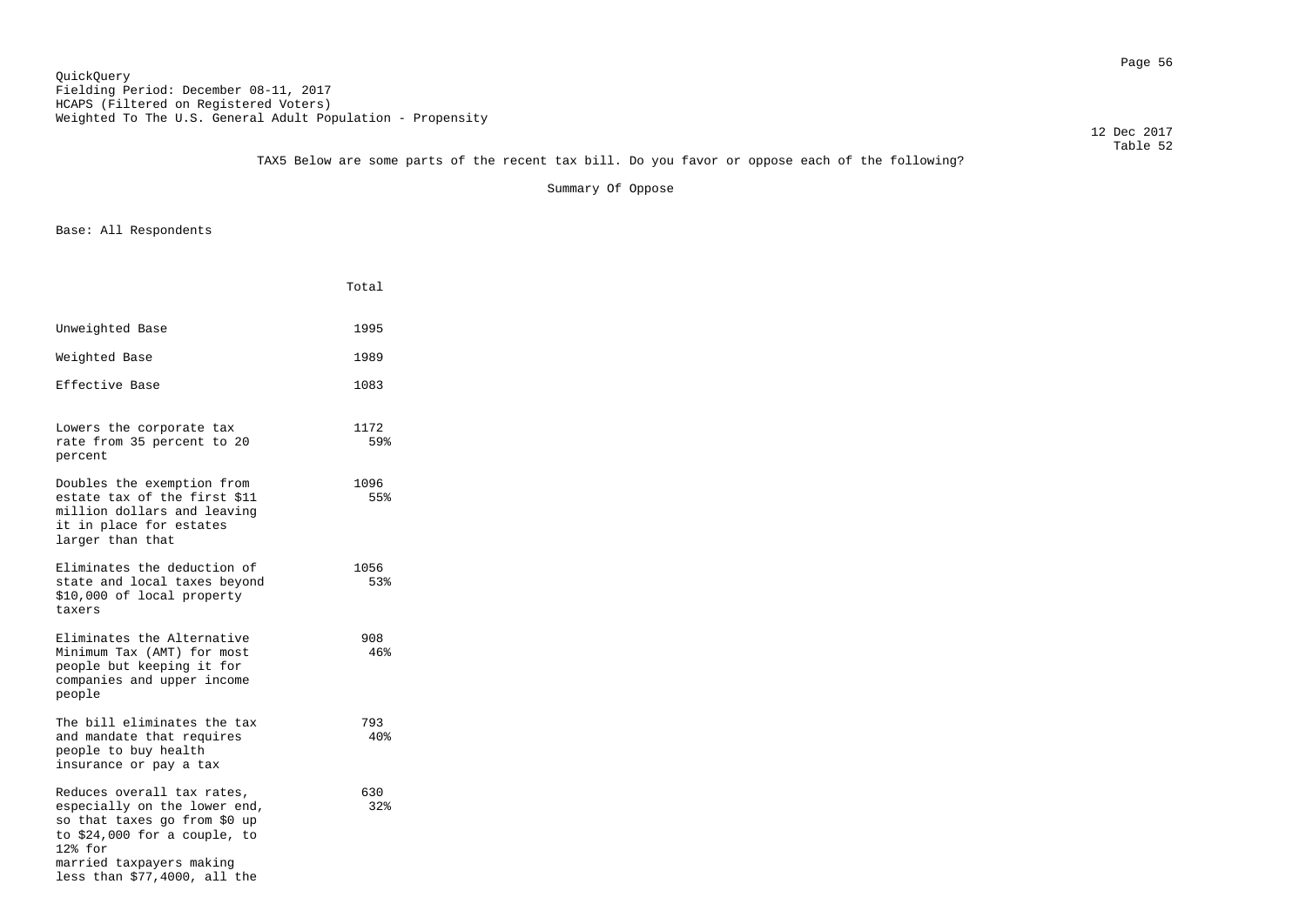QuickQuery
Fielding Period: December 08-11, 2017
HCAPS (Filtered on Registered Voters)
Weighted To The U.S. General Adult Population - Propensity

12 Dec 2017
Table 52

TAX5 Below are some parts of the recent tax bill. Do you favor or oppose each of the following?

Summary Of Oppose

Base: All Respondents

| | Total |
|---|---|
| Unweighted Base | 1995 |
| Weighted Base | 1989 |
| Effective Base | 1083 |
| Lowers the corporate tax rate from 35 percent to 20 percent | 1172<br>59% |
| Doubles the exemption from estate tax of the first $11 million dollars and leaving it in place for estates larger than that | 1096<br>55% |
| Eliminates the deduction of state and local taxes beyond $10,000 of local property taxers | 1056<br>53% |
| Eliminates the Alternative Minimum Tax (AMT) for most people but keeping it for companies and upper income people | 908<br>46% |
| The bill eliminates the tax and mandate that requires people to buy health insurance or pay a tax | 793<br>40% |
| Reduces overall tax rates, especially on the lower end, so that taxes go from $0 up to $24,000 for a couple, to 12% for married taxpayers making less than $77,4000, all the | 630<br>32% |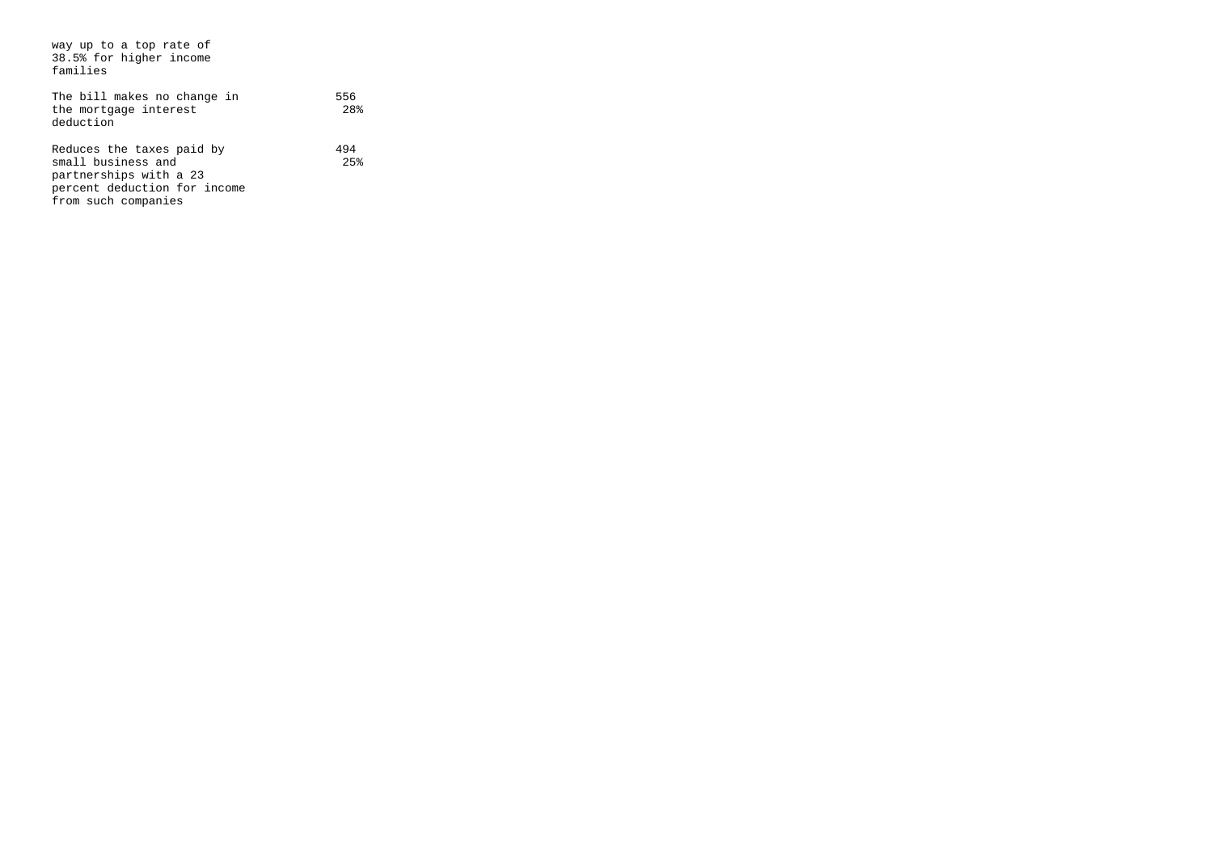| | |
|---|---|
| way up to a top rate of 38.5% for higher income families | |
| The bill makes no change in the mortgage interest deduction | 556<br>28% |
| Reduces the taxes paid by small business and partnerships with a 23 percent deduction for income from such companies | 494<br>25% |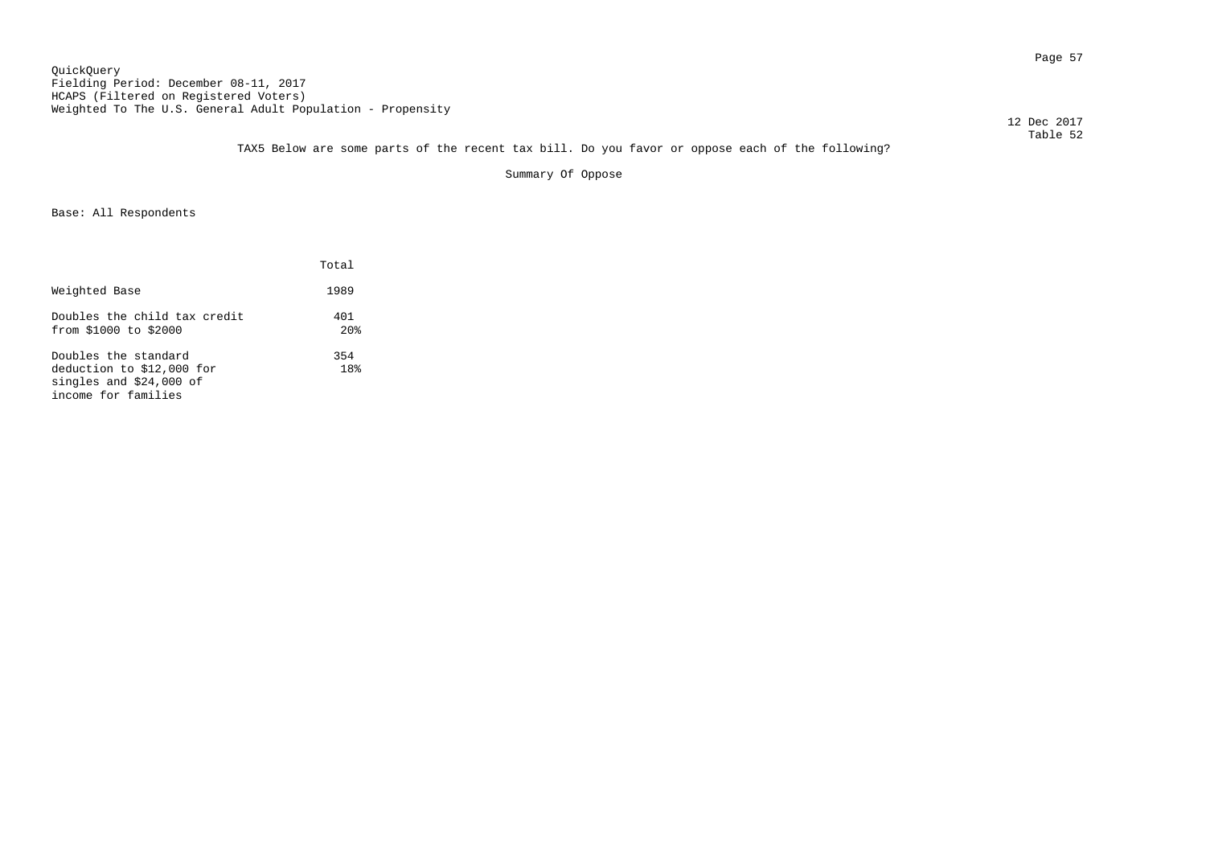QuickQuery
Fielding Period: December 08-11, 2017
HCAPS (Filtered on Registered Voters)
Weighted To The U.S. General Adult Population - Propensity

12 Dec 2017
Table 52

TAX5 Below are some parts of the recent tax bill. Do you favor or oppose each of the following?

Summary Of Oppose

Base: All Respondents

| | Total |
|---|---|
| Weighted Base | 1989 |
| Doubles the child tax credit from $1000 to $2000 | 401<br>20% |
| Doubles the standard deduction to $12,000 for singles and $24,000 of income for families | 354<br>18% |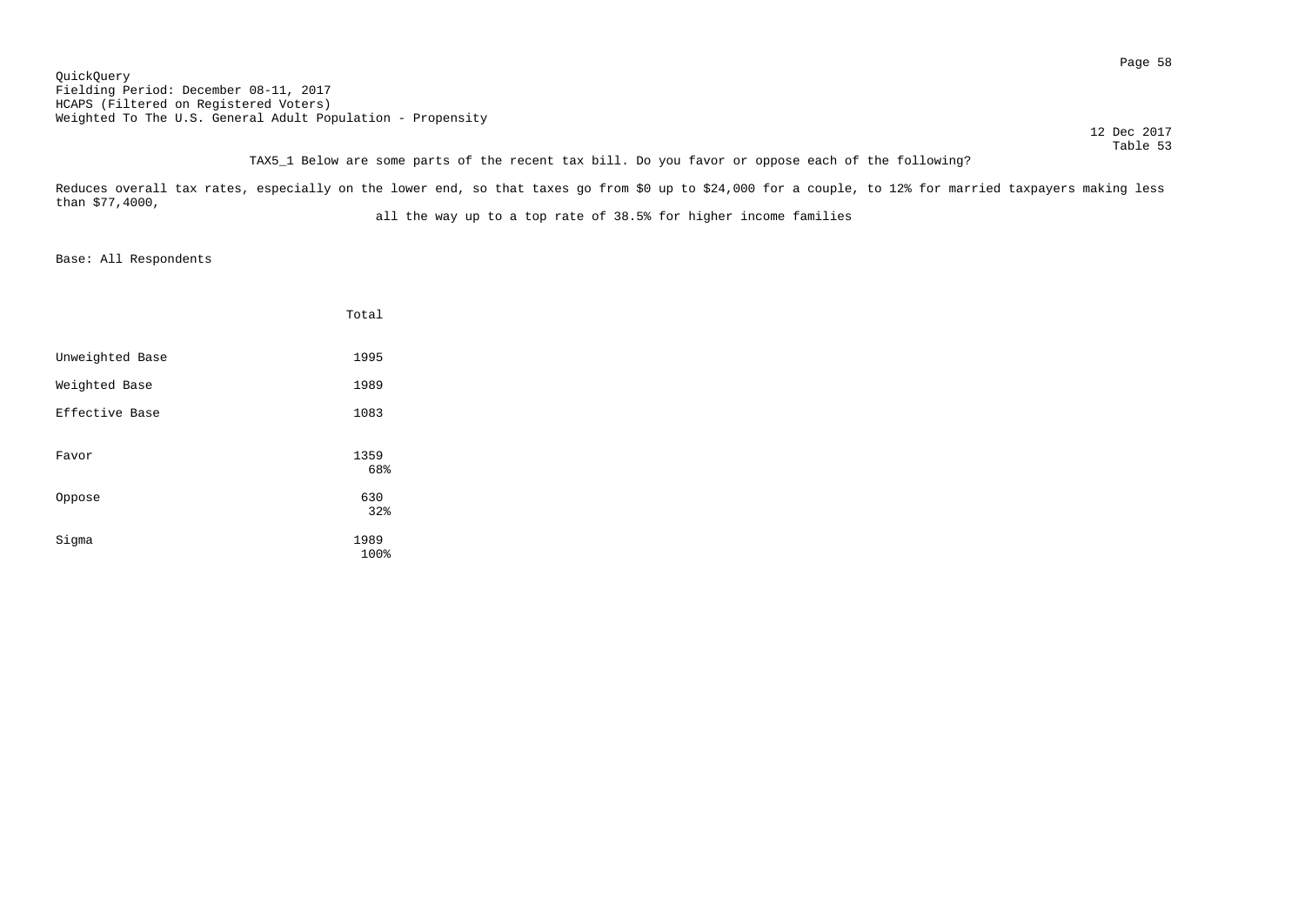QuickQuery
Fielding Period: December 08-11, 2017
HCAPS (Filtered on Registered Voters)
Weighted To The U.S. General Adult Population - Propensity

12 Dec 2017
Table 53

TAX5_1 Below are some parts of the recent tax bill. Do you favor or oppose each of the following?

Reduces overall tax rates, especially on the lower end, so that taxes go from $0 up to $24,000 for a couple, to 12% for married taxpayers making less than $77,4000,
all the way up to a top rate of 38.5% for higher income families

Base: All Respondents

| | Total |
|---|---|
| Unweighted Base | 1995 |
| Weighted Base | 1989 |
| Effective Base | 1083 |
| Favor | 1359<br>68% |
| Oppose | 630<br>32% |
| Sigma | 1989<br>100% |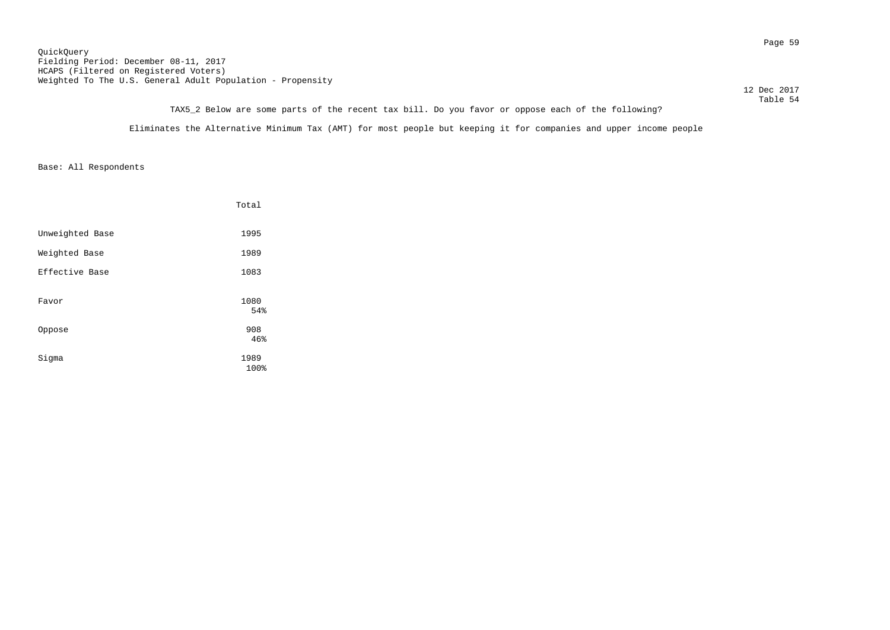QuickQuery
Fielding Period: December 08-11, 2017
HCAPS (Filtered on Registered Voters)
Weighted To The U.S. General Adult Population - Propensity

12 Dec 2017
Table 54

TAX5_2 Below are some parts of the recent tax bill. Do you favor or oppose each of the following?

Eliminates the Alternative Minimum Tax (AMT) for most people but keeping it for companies and upper income people

Base: All Respondents

| | Total |
|---|---|
| Unweighted Base | 1995 |
| Weighted Base | 1989 |
| Effective Base | 1083 |
| Favor | 1080<br>54% |
| Oppose | 908<br>46% |
| Sigma | 1989<br>100% |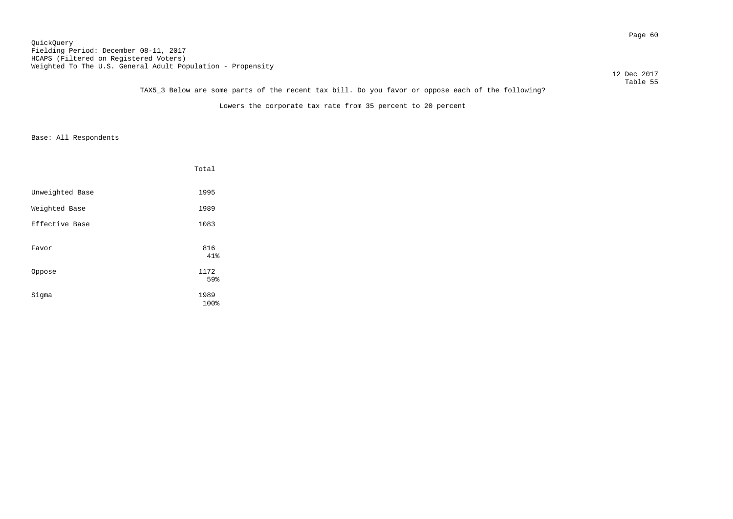QuickQuery
Fielding Period: December 08-11, 2017
HCAPS (Filtered on Registered Voters)
Weighted To The U.S. General Adult Population - Propensity

12 Dec 2017
Table 55

TAX5_3 Below are some parts of the recent tax bill. Do you favor or oppose each of the following?

Lowers the corporate tax rate from 35 percent to 20 percent

Base: All Respondents

| | Total |
|---|---|
| Unweighted Base | 1995 |
| Weighted Base | 1989 |
| Effective Base | 1083 |
| Favor | 816<br>41% |
| Oppose | 1172<br>59% |
| Sigma | 1989<br>100% |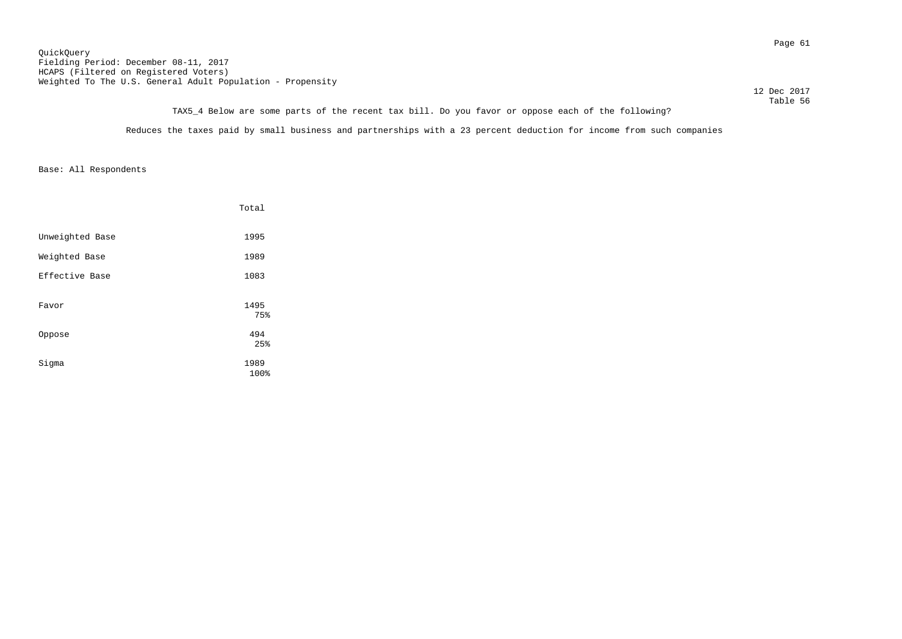QuickQuery
Fielding Period: December 08-11, 2017
HCAPS (Filtered on Registered Voters)
Weighted To The U.S. General Adult Population - Propensity

12 Dec 2017
Table 56

TAX5_4 Below are some parts of the recent tax bill. Do you favor or oppose each of the following?

Reduces the taxes paid by small business and partnerships with a 23 percent deduction for income from such companies

Base: All Respondents

| | Total |
|---|---|
| Unweighted Base | 1995 |
| Weighted Base | 1989 |
| Effective Base | 1083 |
| Favor | 1495<br>75% |
| Oppose | 494<br>25% |
| Sigma | 1989<br>100% |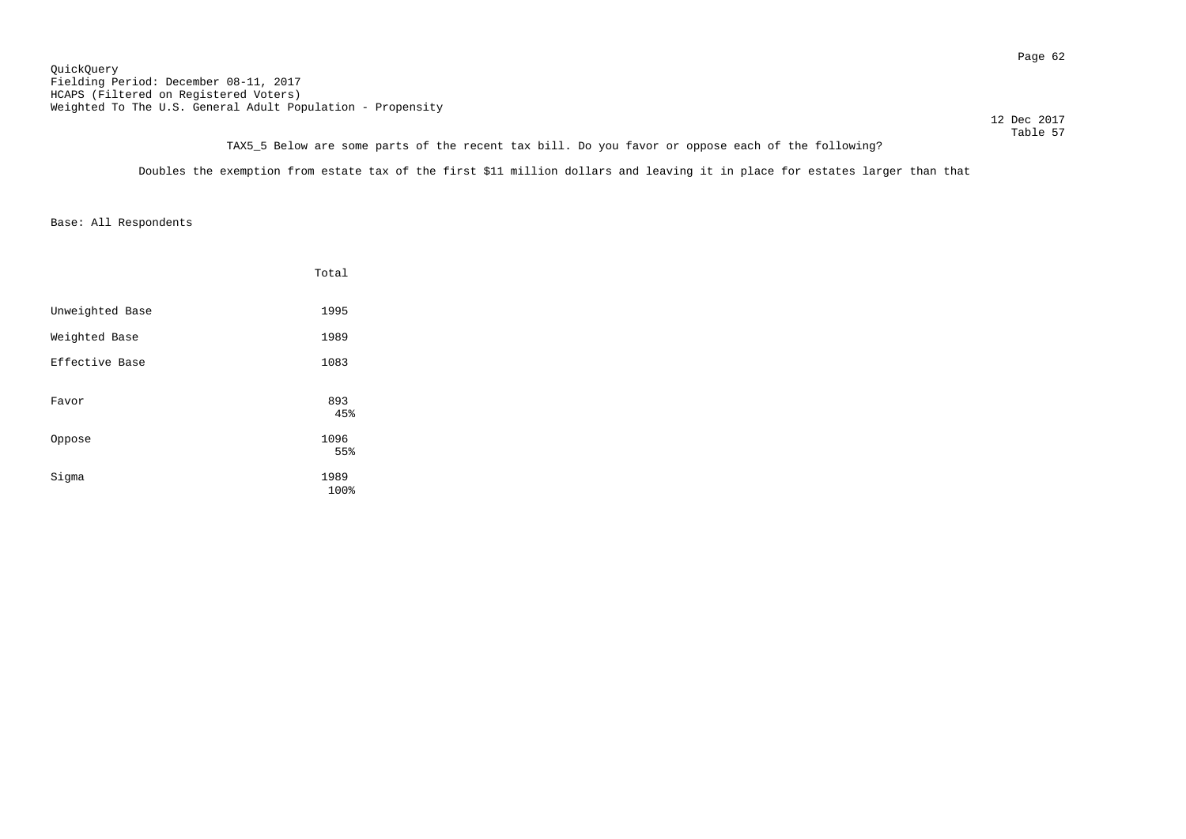QuickQuery
Fielding Period: December 08-11, 2017
HCAPS (Filtered on Registered Voters)
Weighted To The U.S. General Adult Population - Propensity

12 Dec 2017
Table 57

TAX5_5 Below are some parts of the recent tax bill. Do you favor or oppose each of the following?

Doubles the exemption from estate tax of the first $11 million dollars and leaving it in place for estates larger than that

Base: All Respondents

| | Total |
|---|---|
| Unweighted Base | 1995 |
| Weighted Base | 1989 |
| Effective Base | 1083 |
| Favor | 893<br>45% |
| Oppose | 1096<br>55% |
| Sigma | 1989<br>100% |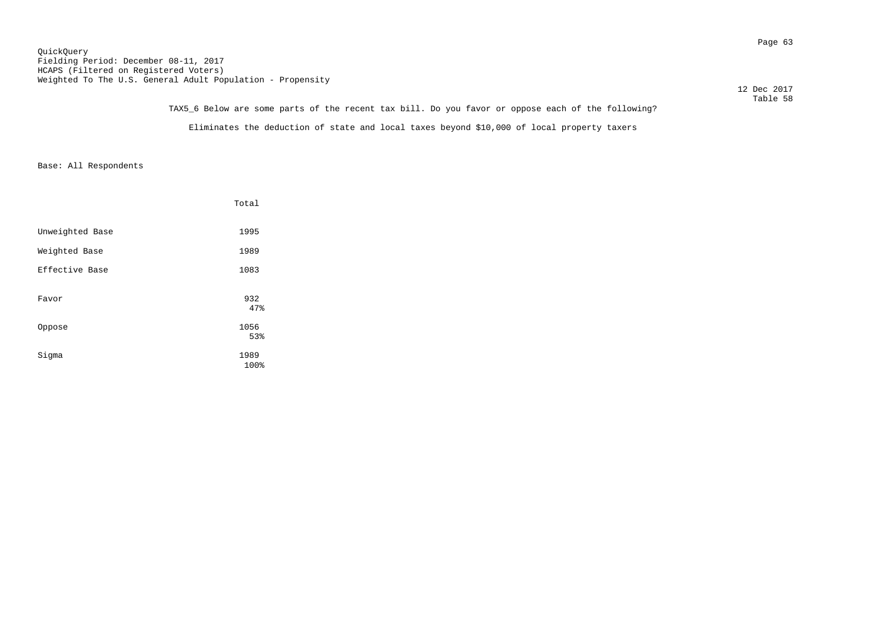QuickQuery
Fielding Period: December 08-11, 2017
HCAPS (Filtered on Registered Voters)
Weighted To The U.S. General Adult Population - Propensity

12 Dec 2017
Table 58

TAX5_6 Below are some parts of the recent tax bill. Do you favor or oppose each of the following?

Eliminates the deduction of state and local taxes beyond $10,000 of local property taxers

Base: All Respondents

| | Total |
|---|---|
| Unweighted Base | 1995 |
| Weighted Base | 1989 |
| Effective Base | 1083 |
| Favor | 932<br>47% |
| Oppose | 1056<br>53% |
| Sigma | 1989<br>100% |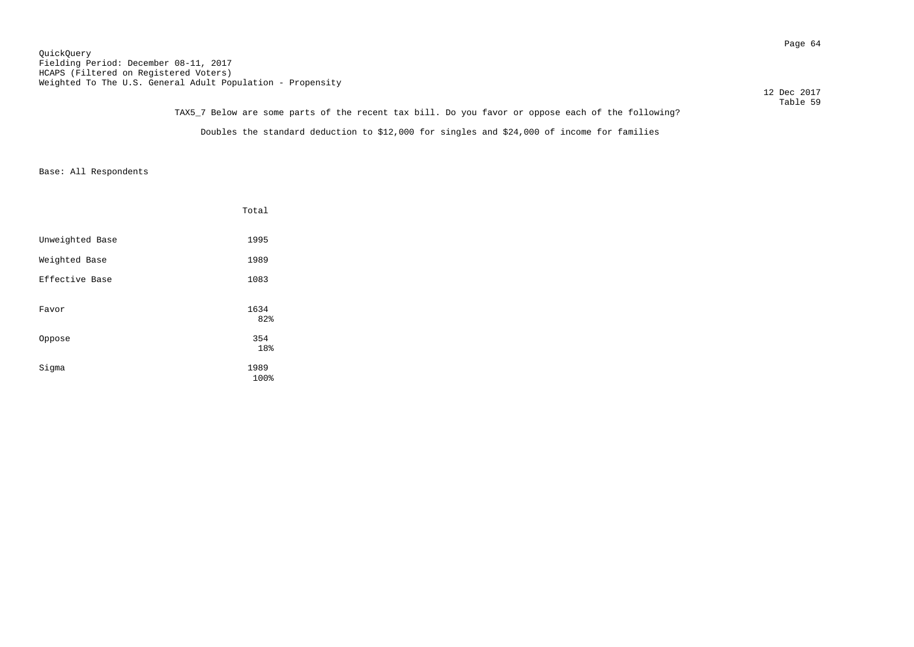QuickQuery
Fielding Period: December 08-11, 2017
HCAPS (Filtered on Registered Voters)
Weighted To The U.S. General Adult Population - Propensity

12 Dec 2017
Table 59

TAX5_7 Below are some parts of the recent tax bill. Do you favor or oppose each of the following?

Doubles the standard deduction to $12,000 for singles and $24,000 of income for families

Base: All Respondents

| | Total |
|---|---|
| Unweighted Base | 1995 |
| Weighted Base | 1989 |
| Effective Base | 1083 |
| Favor | 1634<br>82% |
| Oppose | 354<br>18% |
| Sigma | 1989<br>100% |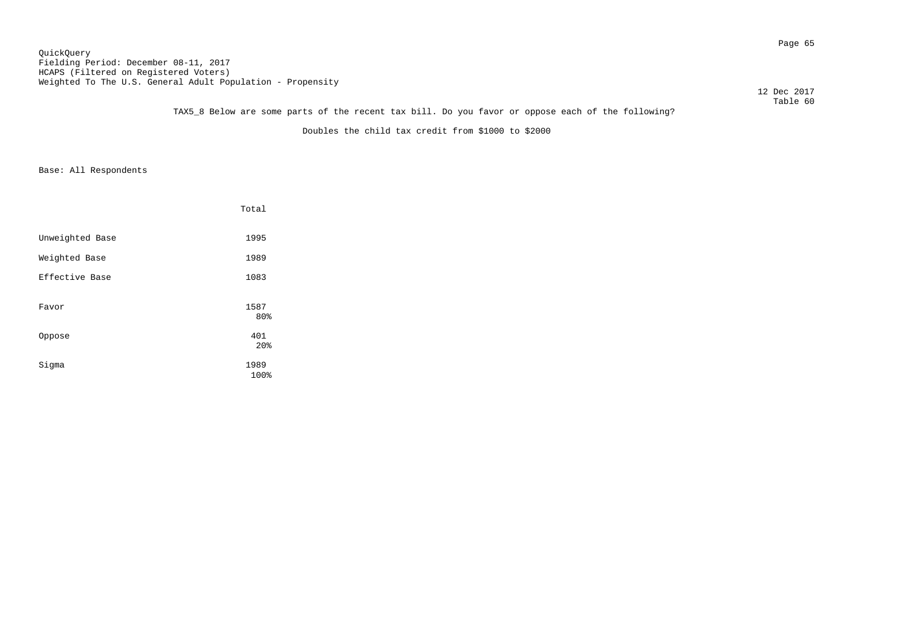QuickQuery
Fielding Period: December 08-11, 2017
HCAPS (Filtered on Registered Voters)
Weighted To The U.S. General Adult Population - Propensity

12 Dec 2017
Table 60

TAX5_8 Below are some parts of the recent tax bill. Do you favor or oppose each of the following?

Doubles the child tax credit from $1000 to $2000

Base: All Respondents

| | Total |
|---|---|
| Unweighted Base | 1995 |
| Weighted Base | 1989 |
| Effective Base | 1083 |
| Favor | 1587<br>80% |
| Oppose | 401<br>20% |
| Sigma | 1989<br>100% |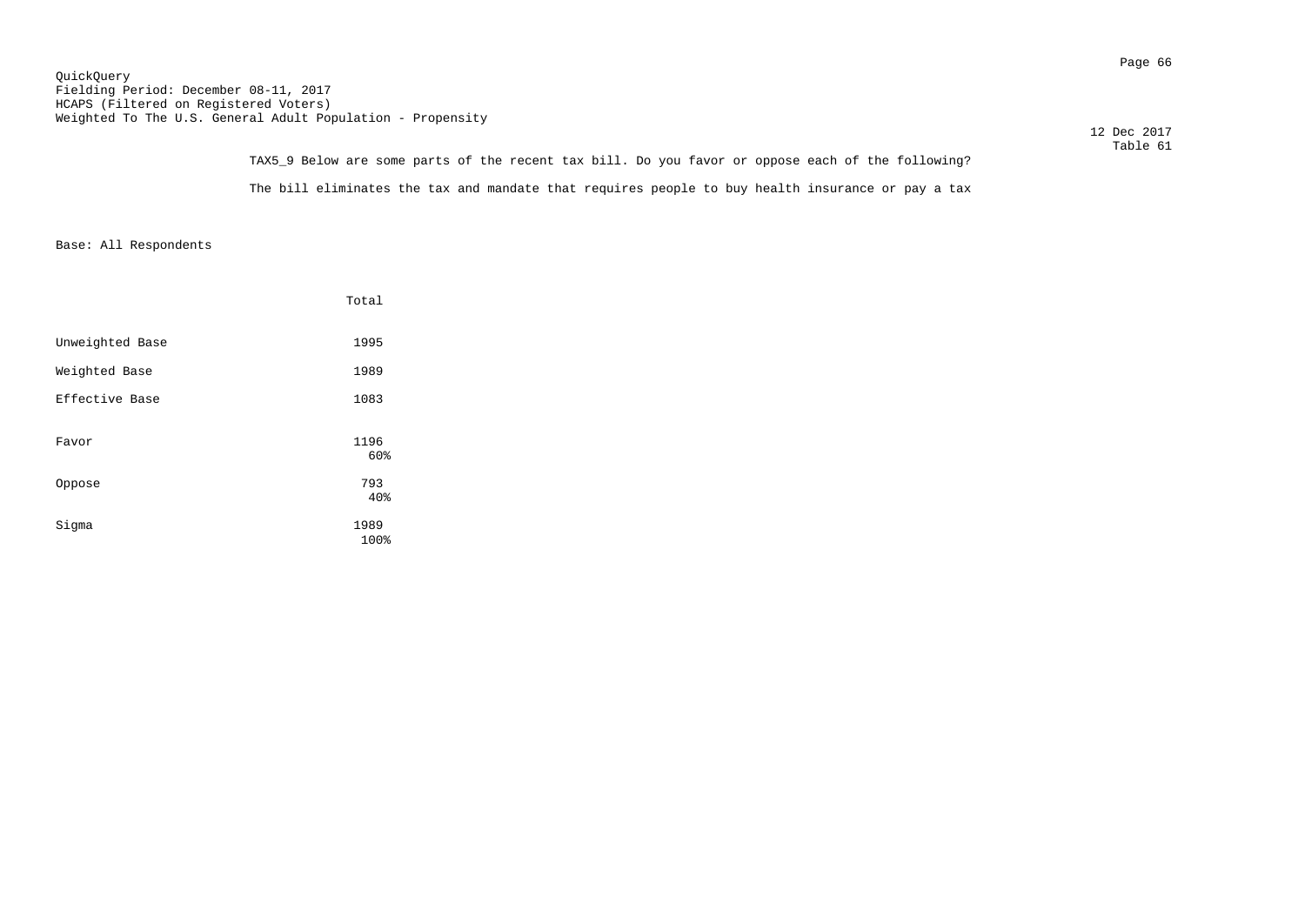QuickQuery
Fielding Period: December 08-11, 2017
HCAPS (Filtered on Registered Voters)
Weighted To The U.S. General Adult Population - Propensity

12 Dec 2017
Table 61

TAX5_9 Below are some parts of the recent tax bill. Do you favor or oppose each of the following?

The bill eliminates the tax and mandate that requires people to buy health insurance or pay a tax

Base: All Respondents

| | Total |
|---|---|
| Unweighted Base | 1995 |
| Weighted Base | 1989 |
| Effective Base | 1083 |
| Favor | 1196<br>60% |
| Oppose | 793<br>40% |
| Sigma | 1989<br>100% |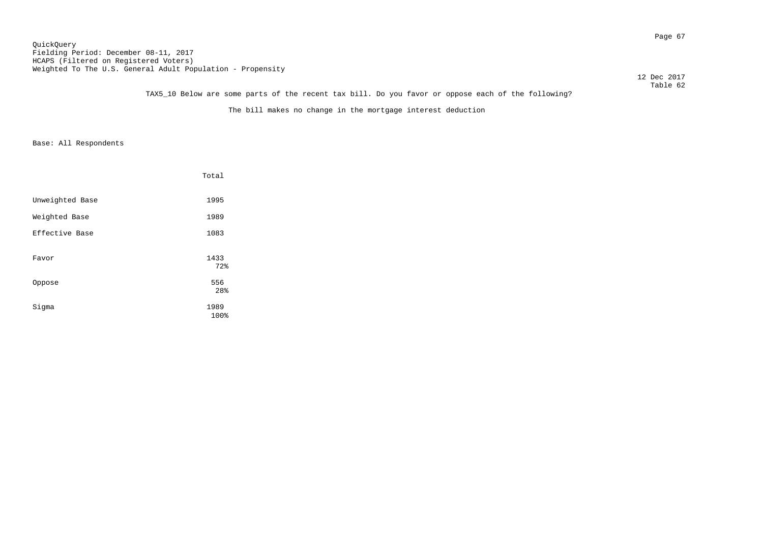QuickQuery
Fielding Period: December 08-11, 2017
HCAPS (Filtered on Registered Voters)
Weighted To The U.S. General Adult Population - Propensity

12 Dec 2017
Table 62

TAX5_10 Below are some parts of the recent tax bill. Do you favor or oppose each of the following?

The bill makes no change in the mortgage interest deduction

Base: All Respondents

| | Total |
|---|---|
| Unweighted Base | 1995 |
| Weighted Base | 1989 |
| Effective Base | 1083 |
| Favor | 1433<br>72% |
| Oppose | 556<br>28% |
| Sigma | 1989<br>100% |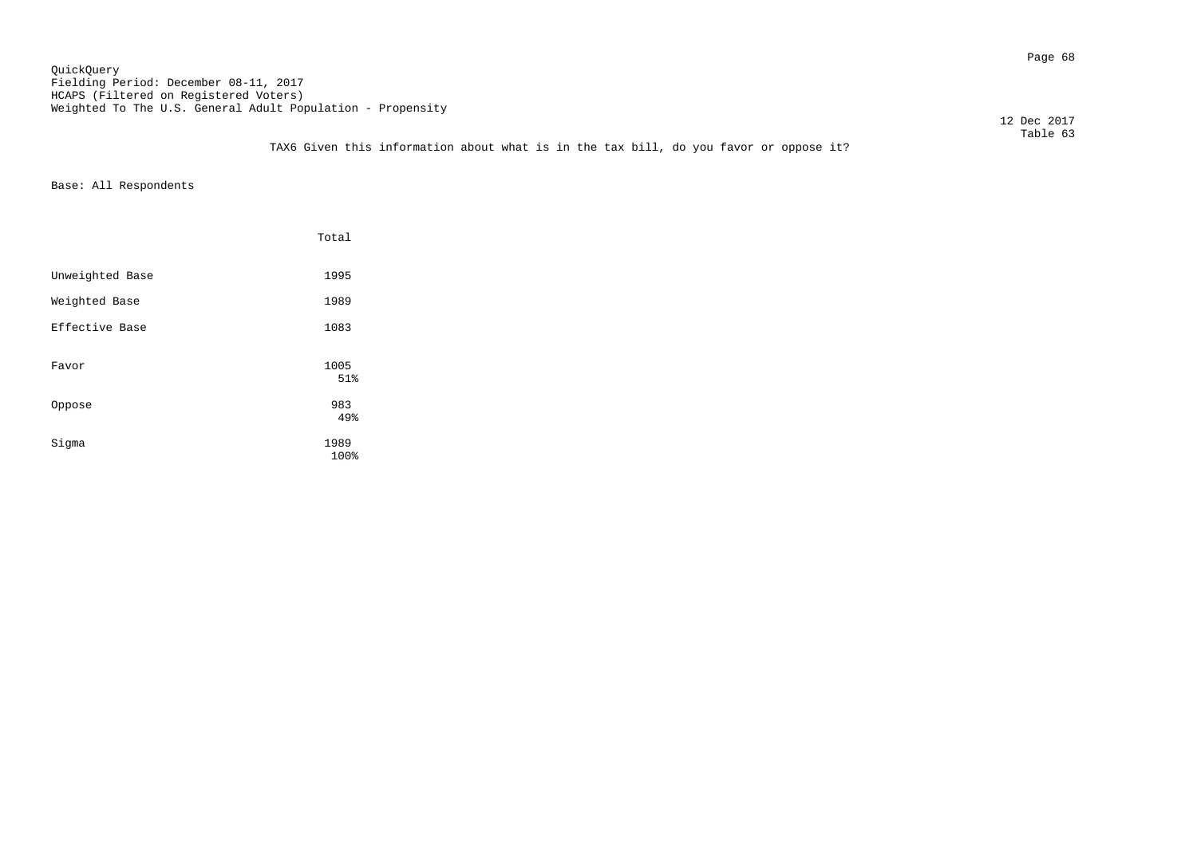QuickQuery
Fielding Period: December 08-11, 2017
HCAPS (Filtered on Registered Voters)
Weighted To The U.S. General Adult Population - Propensity

12 Dec 2017
Table 63

TAX6 Given this information about what is in the tax bill, do you favor or oppose it?

Base: All Respondents

| | Total |
|---|---|
| Unweighted Base | 1995 |
| Weighted Base | 1989 |
| Effective Base | 1083 |
| Favor | 1005<br>51% |
| Oppose | 983<br>49% |
| Sigma | 1989<br>100% |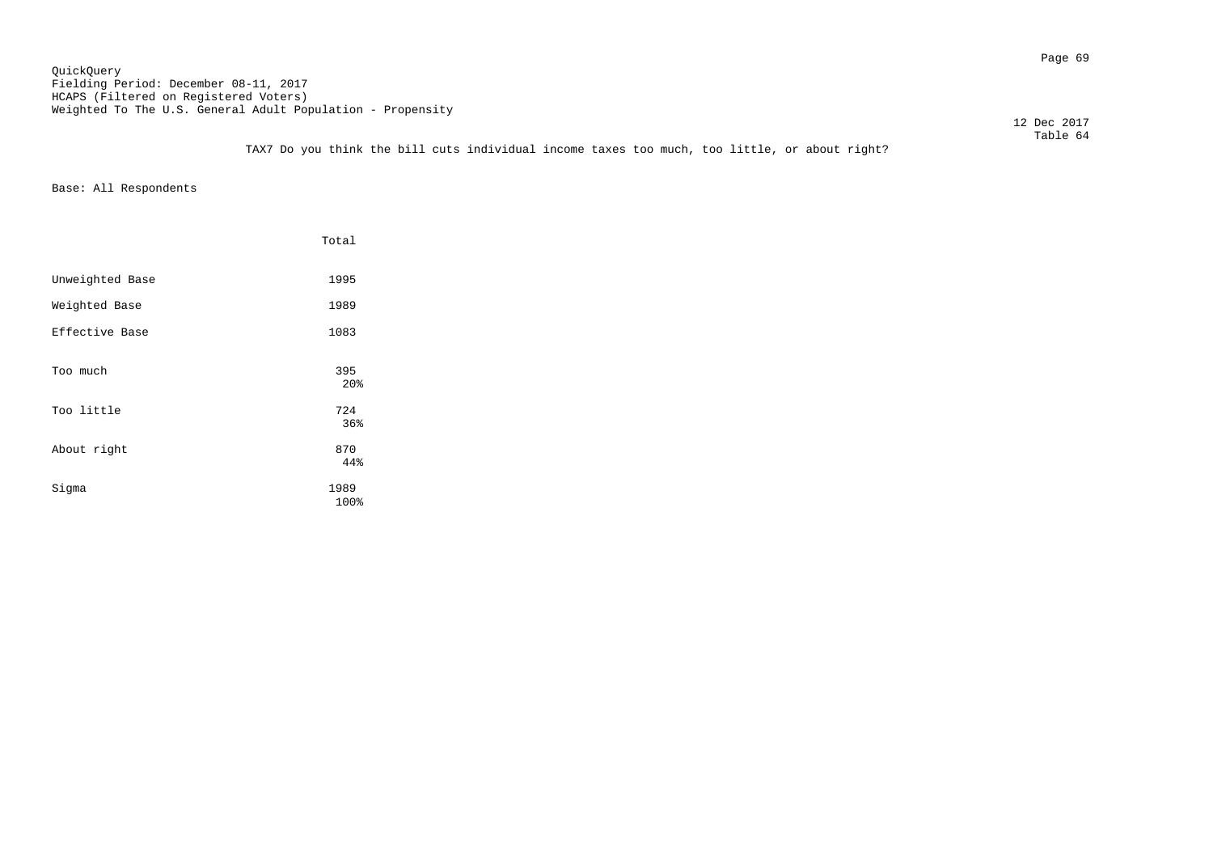QuickQuery
Fielding Period: December 08-11, 2017
HCAPS (Filtered on Registered Voters)
Weighted To The U.S. General Adult Population - Propensity

12 Dec 2017
Table 64

TAX7 Do you think the bill cuts individual income taxes too much, too little, or about right?

Base: All Respondents

| | Total |
|---|---|
| Unweighted Base | 1995 |
| Weighted Base | 1989 |
| Effective Base | 1083 |
| Too much | 395<br>20% |
| Too little | 724<br>36% |
| About right | 870<br>44% |
| Sigma | 1989<br>100% |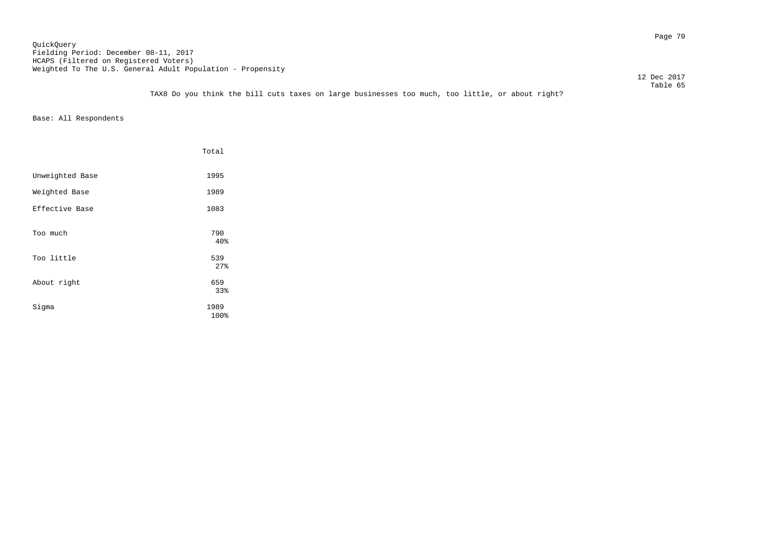QuickQuery
Fielding Period: December 08-11, 2017
HCAPS (Filtered on Registered Voters)
Weighted To The U.S. General Adult Population - Propensity

12 Dec 2017
Table 65

TAX8 Do you think the bill cuts taxes on large businesses too much, too little, or about right?

Base: All Respondents

| | Total |
|---|---|
| Unweighted Base | 1995 |
| Weighted Base | 1989 |
| Effective Base | 1083 |
| Too much | 790 |
| | 40% |
| Too little | 539 |
| | 27% |
| About right | 659 |
| | 33% |
| Sigma | 1989 |
| | 100% |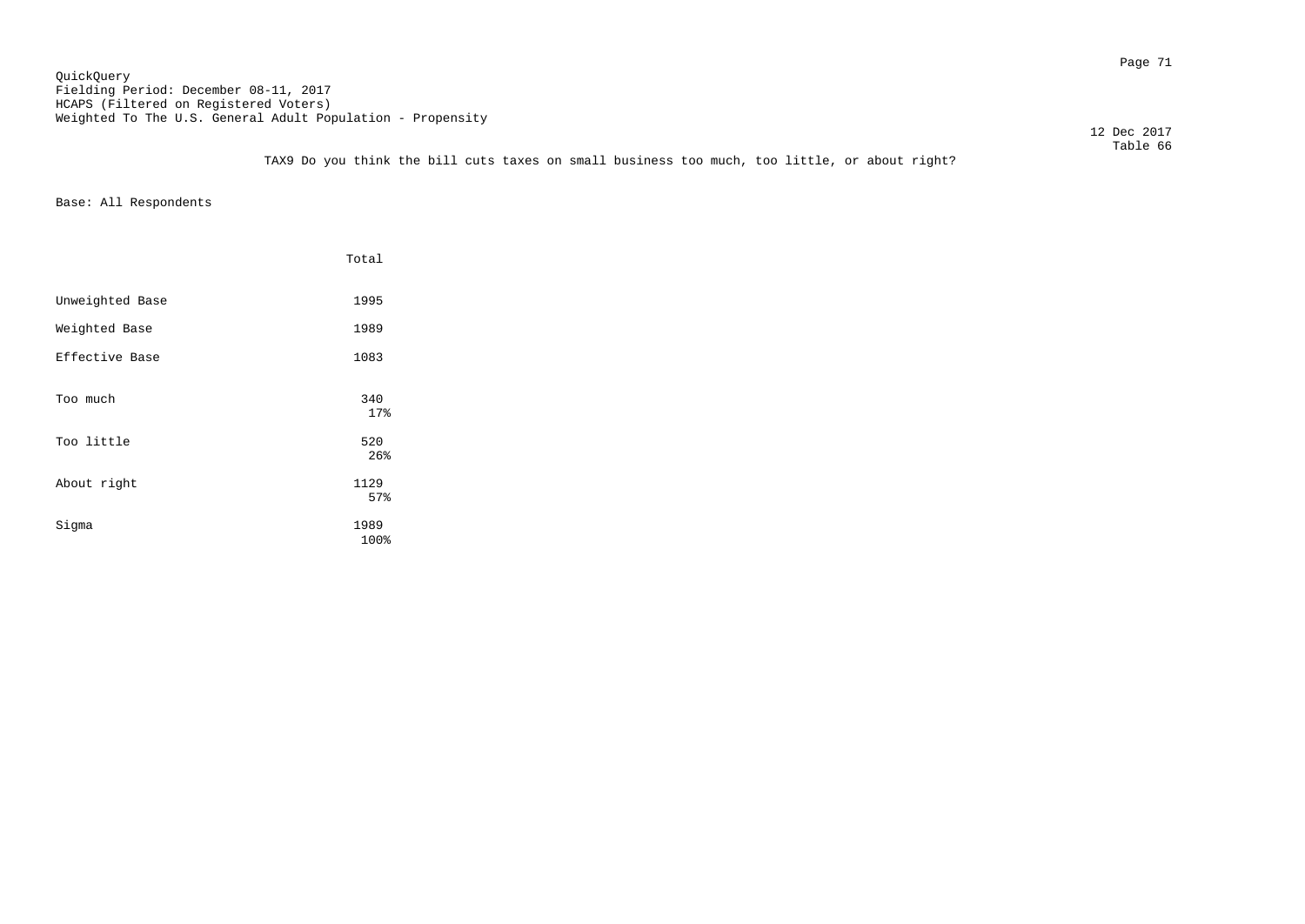QuickQuery
Fielding Period: December 08-11, 2017
HCAPS (Filtered on Registered Voters)
Weighted To The U.S. General Adult Population - Propensity

12 Dec 2017
Table 66

TAX9 Do you think the bill cuts taxes on small business too much, too little, or about right?

Base: All Respondents

| | Total |
|---|---|
| Unweighted Base | 1995 |
| Weighted Base | 1989 |
| Effective Base | 1083 |
| Too much | 340<br>17% |
| Too little | 520<br>26% |
| About right | 1129<br>57% |
| Sigma | 1989<br>100% |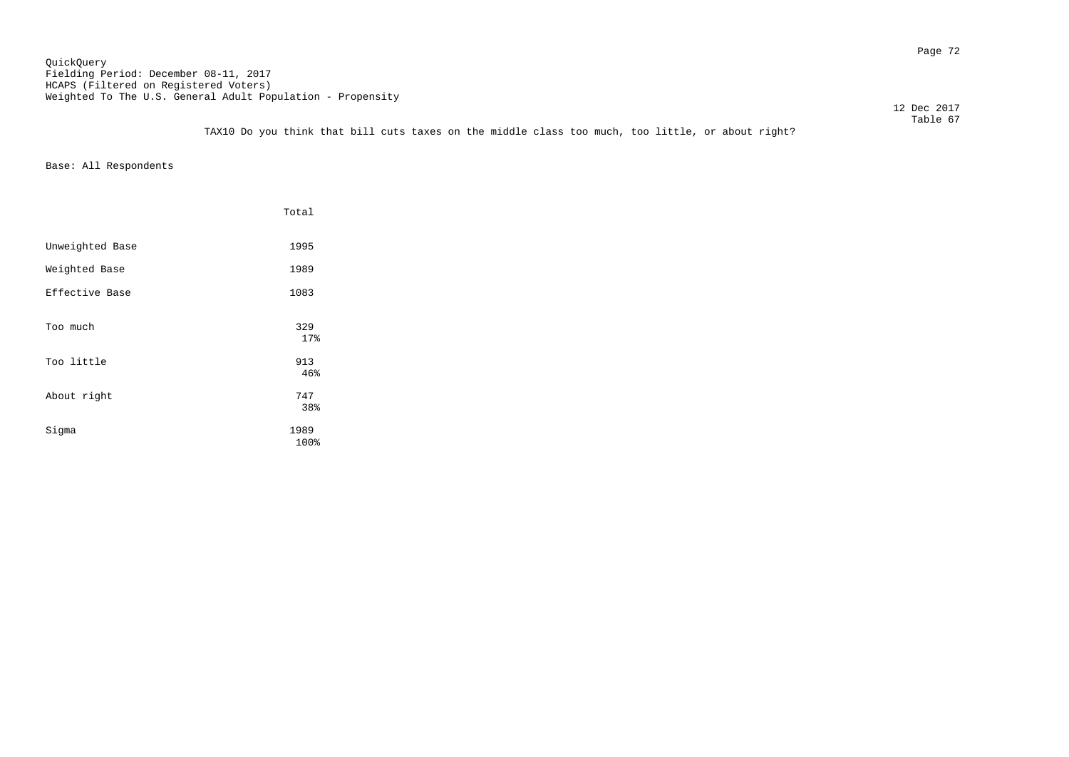QuickQuery
Fielding Period: December 08-11, 2017
HCAPS (Filtered on Registered Voters)
Weighted To The U.S. General Adult Population - Propensity

12 Dec 2017
Table 67

TAX10 Do you think that bill cuts taxes on the middle class too much, too little, or about right?

Base: All Respondents

| | Total |
|---|---|
| Unweighted Base | 1995 |
| Weighted Base | 1989 |
| Effective Base | 1083 |
| Too much | 329<br>17% |
| Too little | 913<br>46% |
| About right | 747<br>38% |
| Sigma | 1989<br>100% |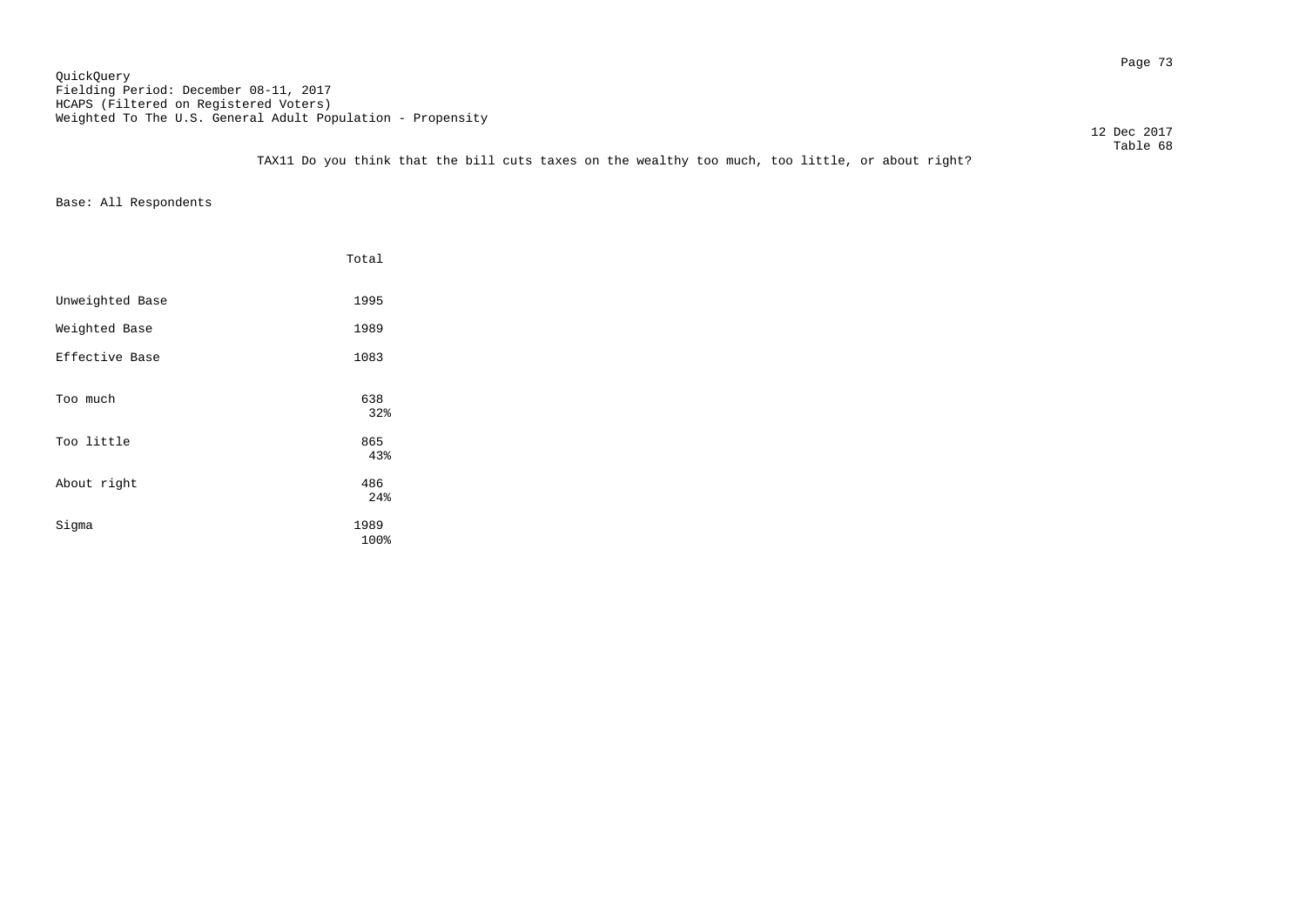QuickQuery
Fielding Period: December 08-11, 2017
HCAPS (Filtered on Registered Voters)
Weighted To The U.S. General Adult Population - Propensity

12 Dec 2017
Table 68

TAX11 Do you think that the bill cuts taxes on the wealthy too much, too little, or about right?

Base: All Respondents

| | Total |
|---|---|
| Unweighted Base | 1995 |
| Weighted Base | 1989 |
| Effective Base | 1083 |
| Too much | 638<br>32% |
| Too little | 865<br>43% |
| About right | 486<br>24% |
| Sigma | 1989<br>100% |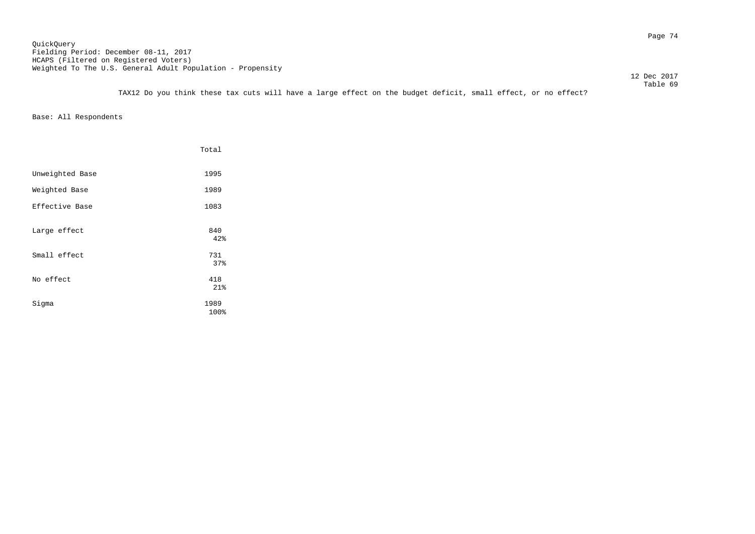QuickQuery
Fielding Period: December 08-11, 2017
HCAPS (Filtered on Registered Voters)
Weighted To The U.S. General Adult Population - Propensity

12 Dec 2017
Table 69

TAX12 Do you think these tax cuts will have a large effect on the budget deficit, small effect, or no effect?

Base: All Respondents

| | Total |
|---|---|
| Unweighted Base | 1995 |
| Weighted Base | 1989 |
| Effective Base | 1083 |
| Large effect | 840<br>42% |
| Small effect | 731<br>37% |
| No effect | 418<br>21% |
| Sigma | 1989<br>100% |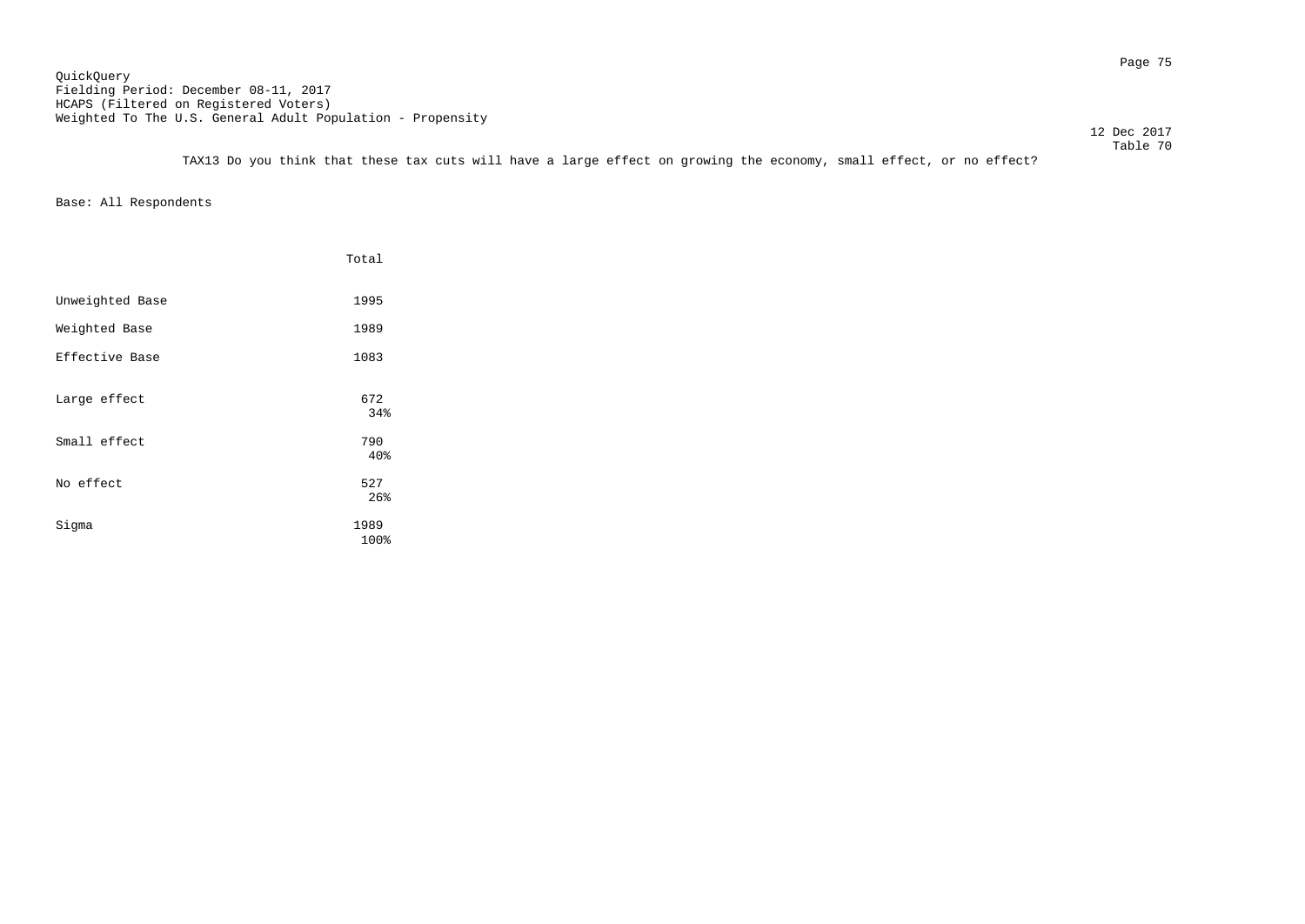QuickQuery
Fielding Period: December 08-11, 2017
HCAPS (Filtered on Registered Voters)
Weighted To The U.S. General Adult Population - Propensity

12 Dec 2017
Table 70

TAX13 Do you think that these tax cuts will have a large effect on growing the economy, small effect, or no effect?

Base: All Respondents

| | Total |
|---|---|
| Unweighted Base | 1995 |
| Weighted Base | 1989 |
| Effective Base | 1083 |
| Large effect | 672<br>34% |
| Small effect | 790<br>40% |
| No effect | 527<br>26% |
| Sigma | 1989<br>100% |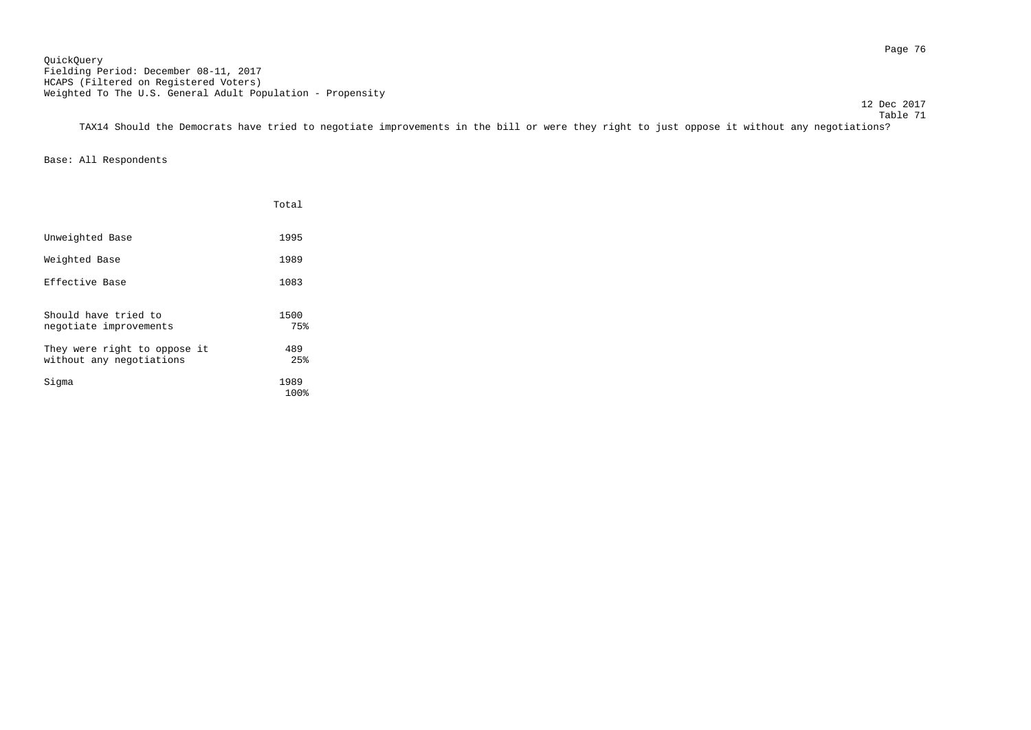QuickQuery
Fielding Period: December 08-11, 2017
HCAPS (Filtered on Registered Voters)
Weighted To The U.S. General Adult Population - Propensity

12 Dec 2017
Table 71

TAX14 Should the Democrats have tried to negotiate improvements in the bill or were they right to just oppose it without any negotiations?

Base: All Respondents

| | Total |
|---|---|
| Unweighted Base | 1995 |
| Weighted Base | 1989 |
| Effective Base | 1083 |
| Should have tried to negotiate improvements | 1500<br>75% |
| They were right to oppose it without any negotiations | 489<br>25% |
| Sigma | 1989<br>100% |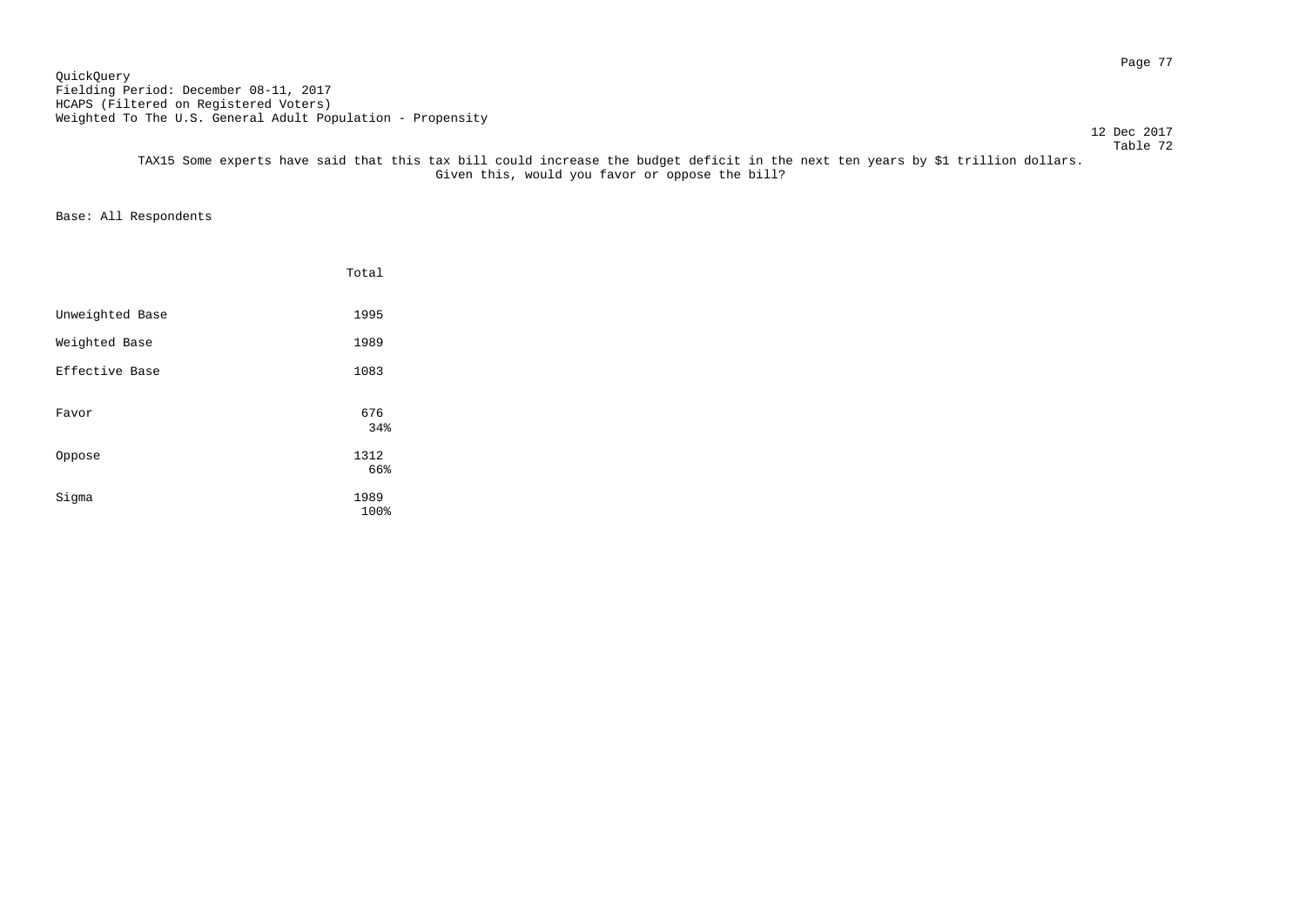QuickQuery
Fielding Period: December 08-11, 2017
HCAPS (Filtered on Registered Voters)
Weighted To The U.S. General Adult Population - Propensity

12 Dec 2017
Table 72

TAX15 Some experts have said that this tax bill could increase the budget deficit in the next ten years by $1 trillion dollars.
Given this, would you favor or oppose the bill?

Base: All Respondents

| | Total |
|---|---|
| Unweighted Base | 1995 |
| Weighted Base | 1989 |
| Effective Base | 1083 |
| Favor | 676<br>34% |
| Oppose | 1312<br>66% |
| Sigma | 1989<br>100% |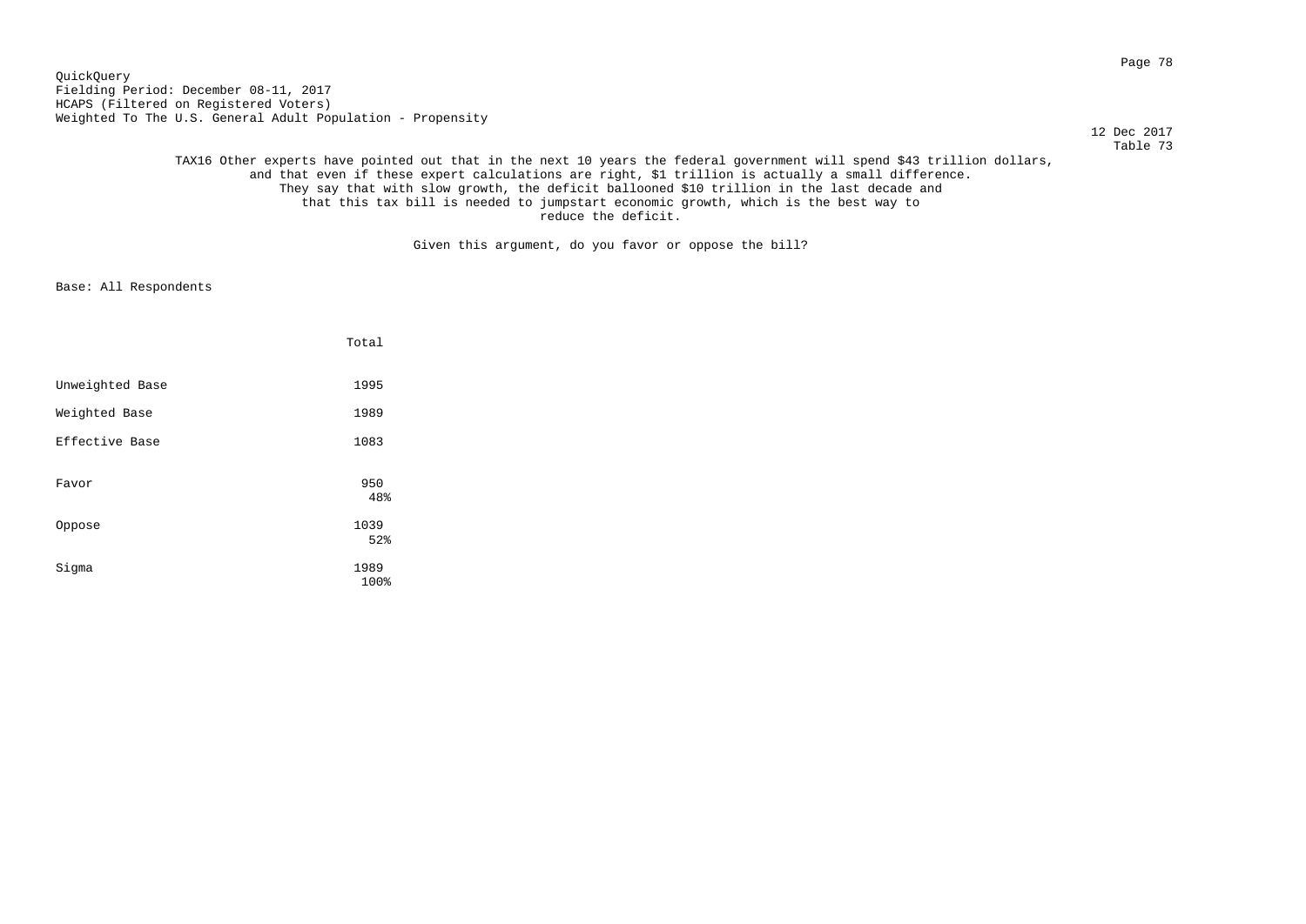QuickQuery
Fielding Period: December 08-11, 2017
HCAPS (Filtered on Registered Voters)
Weighted To The U.S. General Adult Population - Propensity

12 Dec 2017
Table 73

TAX16 Other experts have pointed out that in the next 10 years the federal government will spend $43 trillion dollars, and that even if these expert calculations are right, $1 trillion is actually a small difference. They say that with slow growth, the deficit ballooned $10 trillion in the last decade and that this tax bill is needed to jumpstart economic growth, which is the best way to reduce the deficit.

Given this argument, do you favor or oppose the bill?

Base: All Respondents

| | Total |
|---|---|
| Unweighted Base | 1995 |
| Weighted Base | 1989 |
| Effective Base | 1083 |
| Favor | 950<br>48% |
| Oppose | 1039<br>52% |
| Sigma | 1989<br>100% |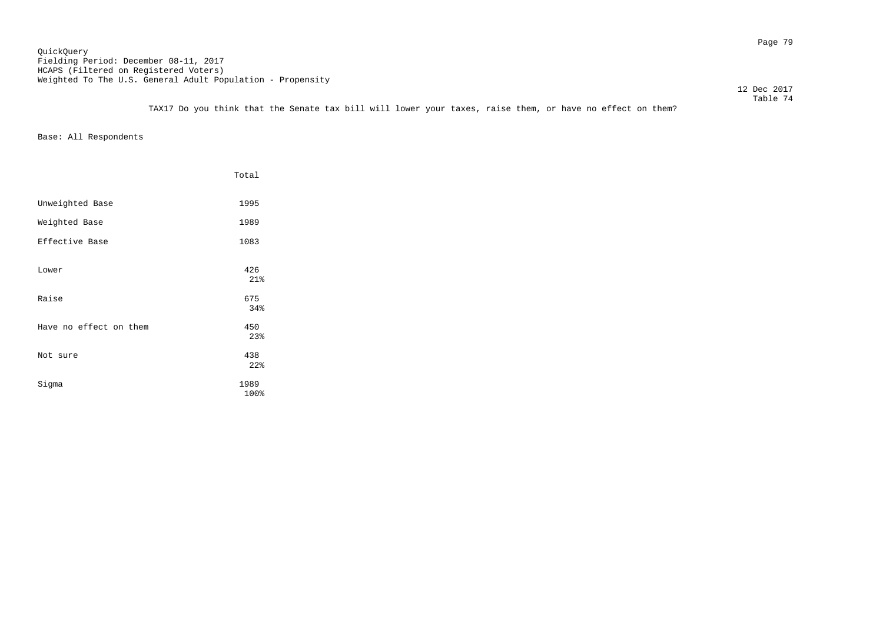QuickQuery
Fielding Period: December 08-11, 2017
HCAPS (Filtered on Registered Voters)
Weighted To The U.S. General Adult Population - Propensity

12 Dec 2017
Table 74

TAX17 Do you think that the Senate tax bill will lower your taxes, raise them, or have no effect on them?

Base: All Respondents

| | Total |
|---|---|
| Unweighted Base | 1995 |
| Weighted Base | 1989 |
| Effective Base | 1083 |
| Lower | 426<br>21% |
| Raise | 675<br>34% |
| Have no effect on them | 450<br>23% |
| Not sure | 438<br>22% |
| Sigma | 1989<br>100% |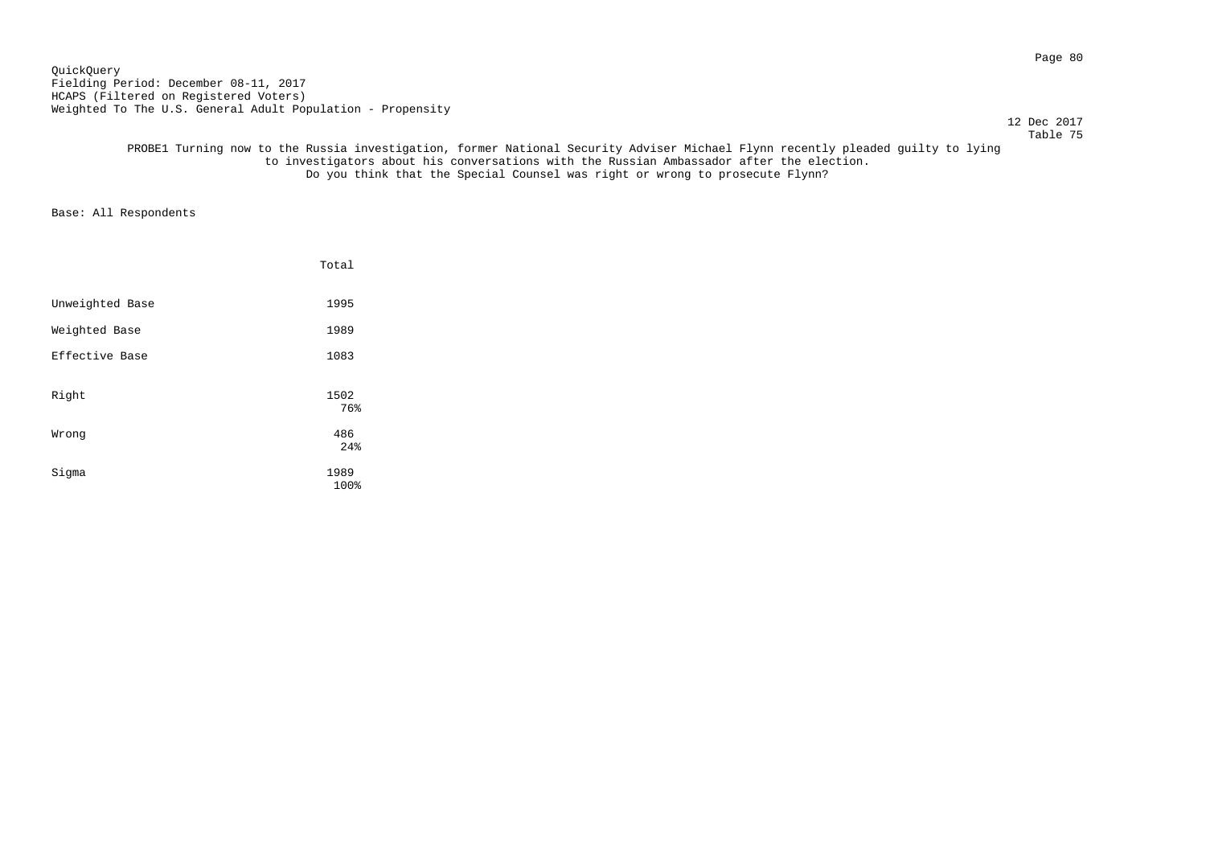QuickQuery
Fielding Period: December 08-11, 2017
HCAPS (Filtered on Registered Voters)
Weighted To The U.S. General Adult Population - Propensity

12 Dec 2017
Table 75

PROBE1 Turning now to the Russia investigation, former National Security Adviser Michael Flynn recently pleaded guilty to lying to investigators about his conversations with the Russian Ambassador after the election.
Do you think that the Special Counsel was right or wrong to prosecute Flynn?

Base: All Respondents

| | Total |
|---|---|
| Unweighted Base | 1995 |
| Weighted Base | 1989 |
| Effective Base | 1083 |
| Right | 1502<br>76% |
| Wrong | 486<br>24% |
| Sigma | 1989<br>100% |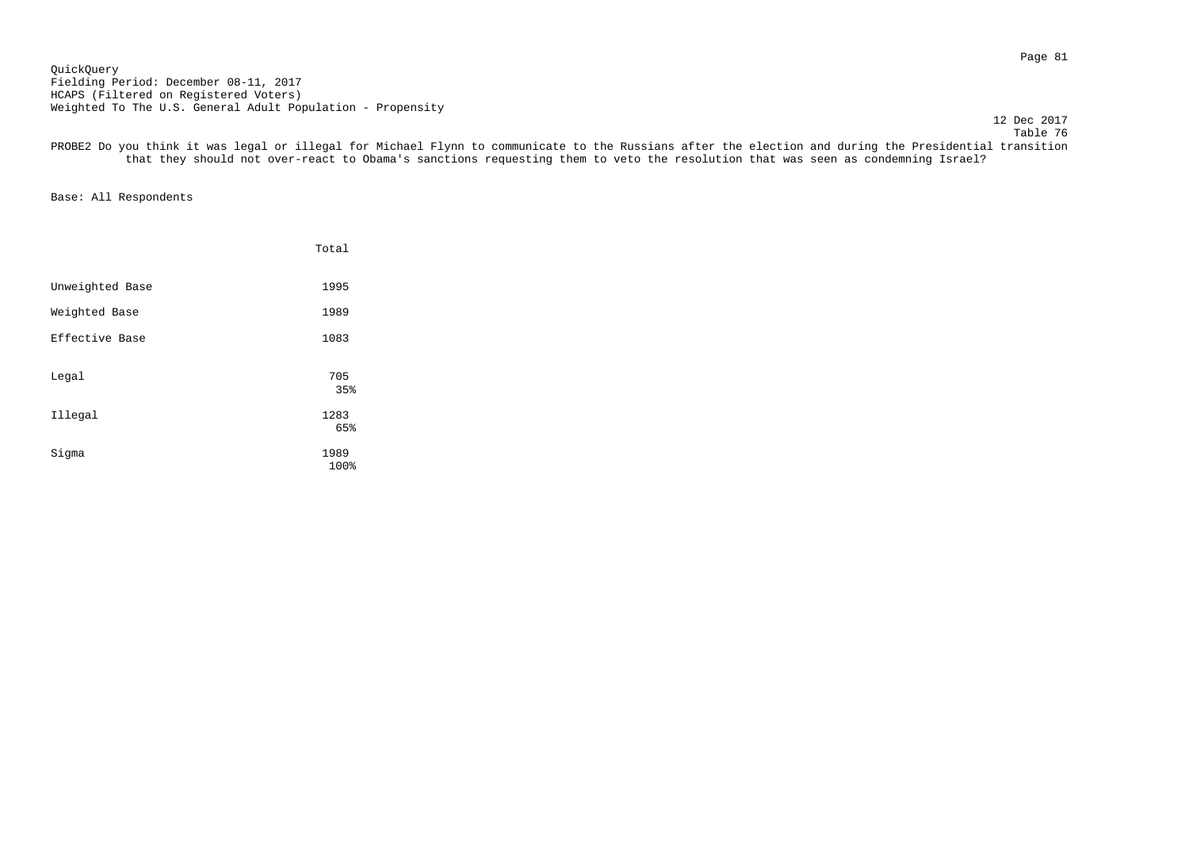QuickQuery
Fielding Period: December 08-11, 2017
HCAPS (Filtered on Registered Voters)
Weighted To The U.S. General Adult Population - Propensity

12 Dec 2017
Table 76

PROBE2 Do you think it was legal or illegal for Michael Flynn to communicate to the Russians after the election and during the Presidential transition that they should not over-react to Obama's sanctions requesting them to veto the resolution that was seen as condemning Israel?

Base: All Respondents

| | Total |
|---|---|
| Unweighted Base | 1995 |
| Weighted Base | 1989 |
| Effective Base | 1083 |
| Legal | 705<br>35% |
| Illegal | 1283<br>65% |
| Sigma | 1989<br>100% |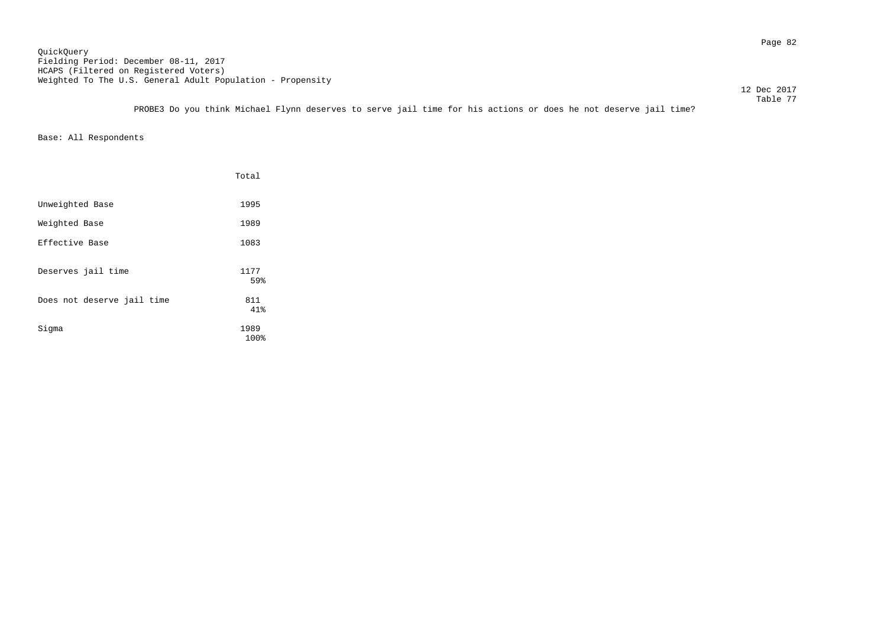QuickQuery
Fielding Period: December 08-11, 2017
HCAPS (Filtered on Registered Voters)
Weighted To The U.S. General Adult Population - Propensity

12 Dec 2017
Table 77

PROBE3 Do you think Michael Flynn deserves to serve jail time for his actions or does he not deserve jail time?

Base: All Respondents

| | Total |
|---|---|
| Unweighted Base | 1995 |
| Weighted Base | 1989 |
| Effective Base | 1083 |
| Deserves jail time | 1177<br>59% |
| Does not deserve jail time | 811<br>41% |
| Sigma | 1989<br>100% |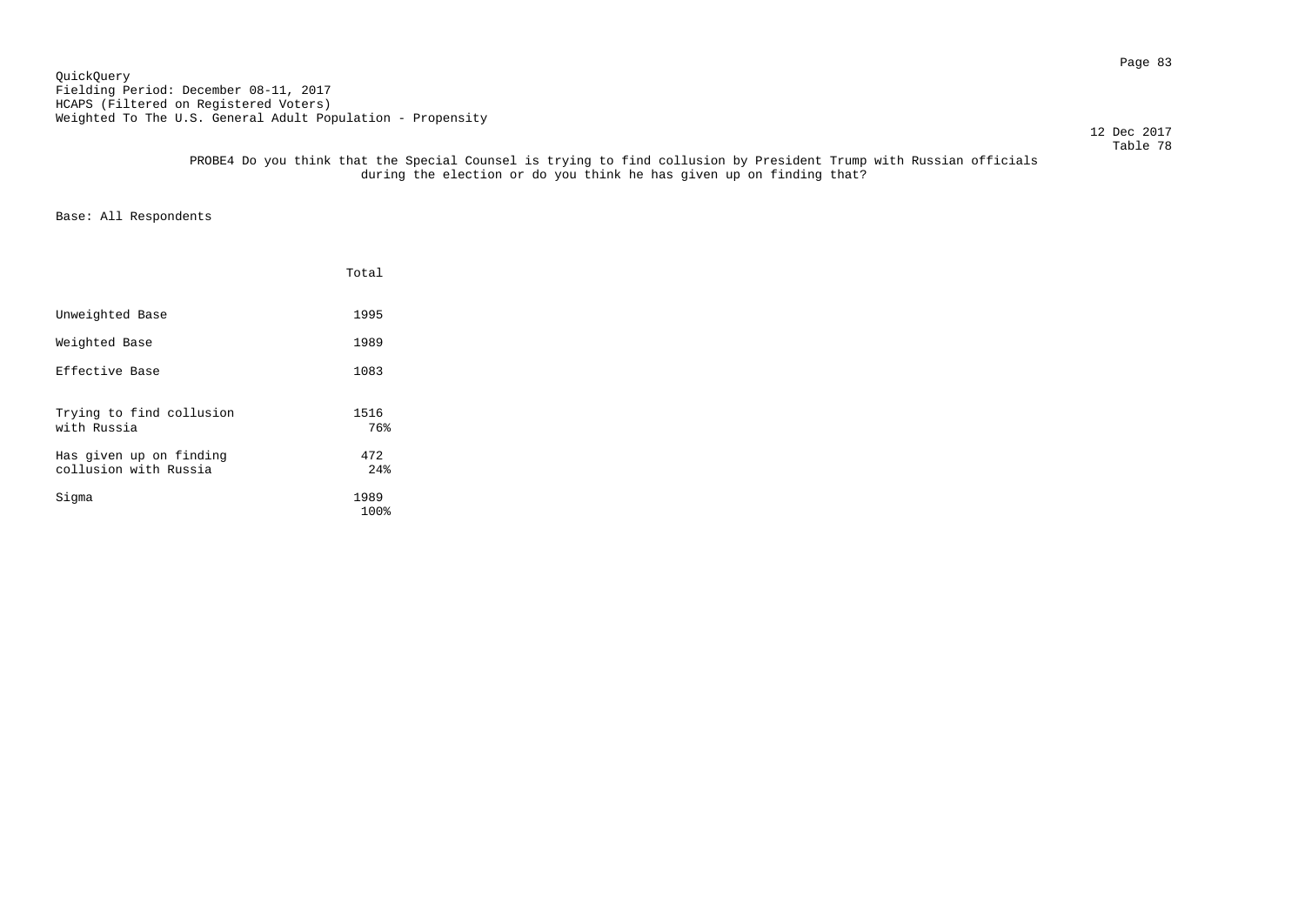QuickQuery
Fielding Period: December 08-11, 2017
HCAPS (Filtered on Registered Voters)
Weighted To The U.S. General Adult Population - Propensity

12 Dec 2017
Table 78

PROBE4 Do you think that the Special Counsel is trying to find collusion by President Trump with Russian officials during the election or do you think he has given up on finding that?

Base: All Respondents

| | Total |
|---|---|
| Unweighted Base | 1995 |
| Weighted Base | 1989 |
| Effective Base | 1083 |
| Trying to find collusion with Russia | 1516<br>76% |
| Has given up on finding collusion with Russia | 472<br>24% |
| Sigma | 1989<br>100% |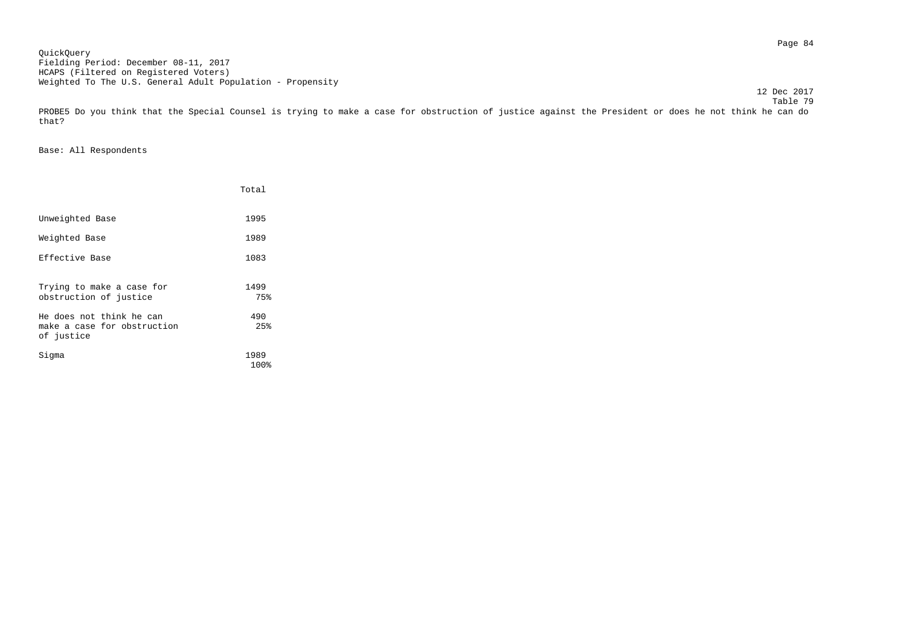QuickQuery
Fielding Period: December 08-11, 2017
HCAPS (Filtered on Registered Voters)
Weighted To The U.S. General Adult Population - Propensity

12 Dec 2017
Table 79

PROBE5 Do you think that the Special Counsel is trying to make a case for obstruction of justice against the President or does he not think he can do that?

Base: All Respondents

| | Total |
|---|---|
| Unweighted Base | 1995 |
| Weighted Base | 1989 |
| Effective Base | 1083 |
| Trying to make a case for obstruction of justice | 1499<br>75% |
| He does not think he can make a case for obstruction of justice | 490<br>25% |
| Sigma | 1989<br>100% |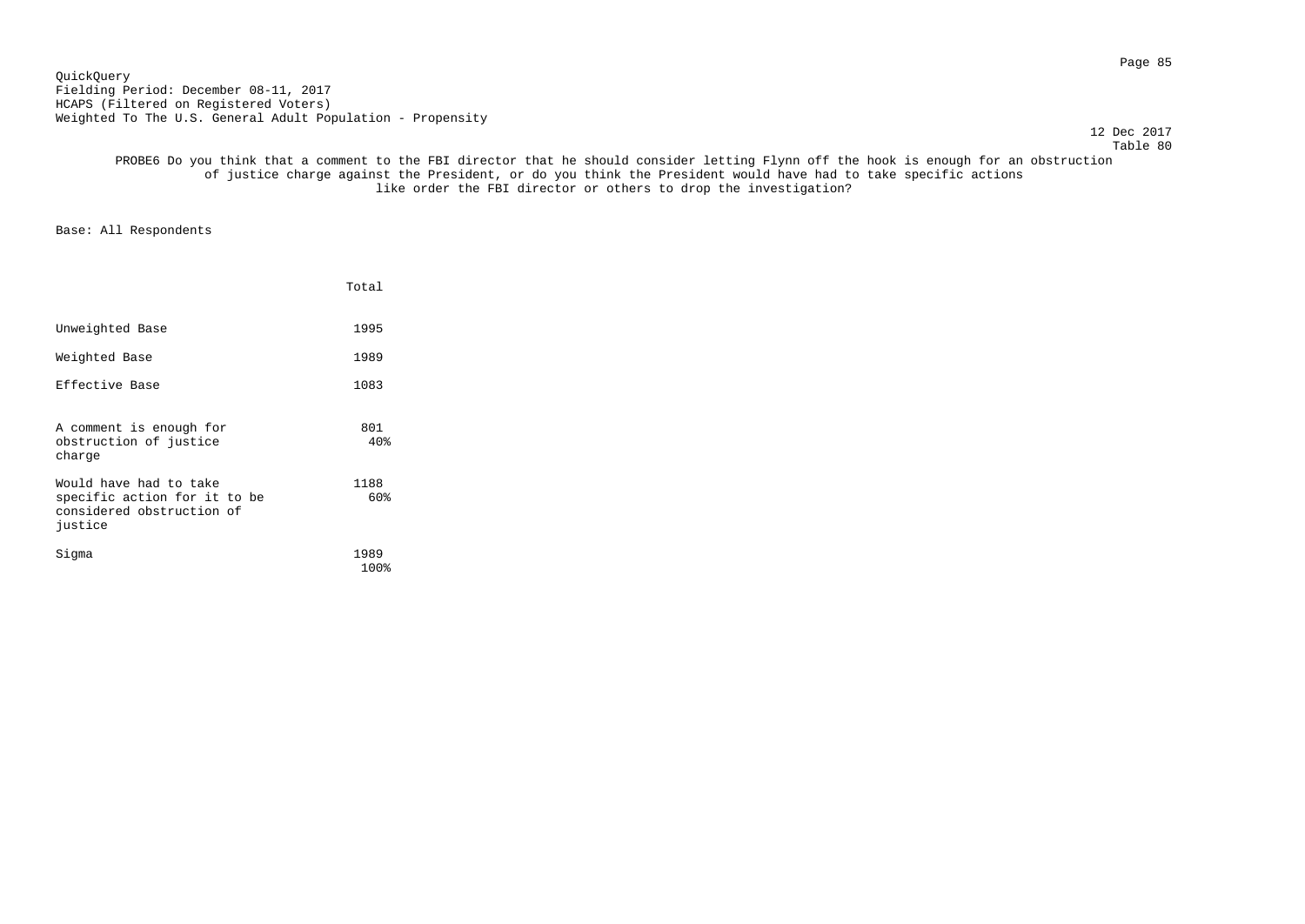QuickQuery
Fielding Period: December 08-11, 2017
HCAPS (Filtered on Registered Voters)
Weighted To The U.S. General Adult Population - Propensity

12 Dec 2017
Table 80

PROBE6 Do you think that a comment to the FBI director that he should consider letting Flynn off the hook is enough for an obstruction of justice charge against the President, or do you think the President would have had to take specific actions like order the FBI director or others to drop the investigation?

Base: All Respondents

| | Total |
|---|---|
| Unweighted Base | 1995 |
| Weighted Base | 1989 |
| Effective Base | 1083 |
| A comment is enough for obstruction of justice charge | 801<br>40% |
| Would have had to take specific action for it to be considered obstruction of justice | 1188<br>60% |
| Sigma | 1989<br>100% |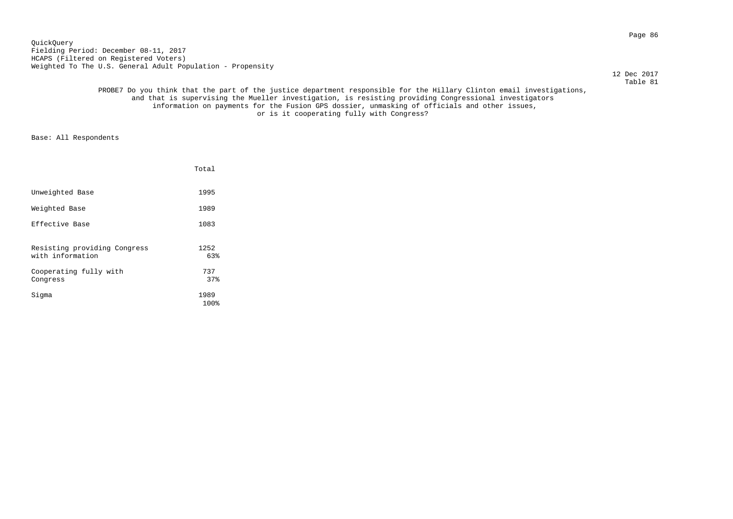QuickQuery
Fielding Period: December 08-11, 2017
HCAPS (Filtered on Registered Voters)
Weighted To The U.S. General Adult Population - Propensity

12 Dec 2017
Table 81

PROBE7 Do you think that the part of the justice department responsible for the Hillary Clinton email investigations, and that is supervising the Mueller investigation, is resisting providing Congressional investigators information on payments for the Fusion GPS dossier, unmasking of officials and other issues, or is it cooperating fully with Congress?

Base: All Respondents

| | Total |
|---|---|
| Unweighted Base | 1995 |
| Weighted Base | 1989 |
| Effective Base | 1083 |
| Resisting providing Congress with information | 1252<br>63% |
| Cooperating fully with Congress | 737<br>37% |
| Sigma | 1989<br>100% |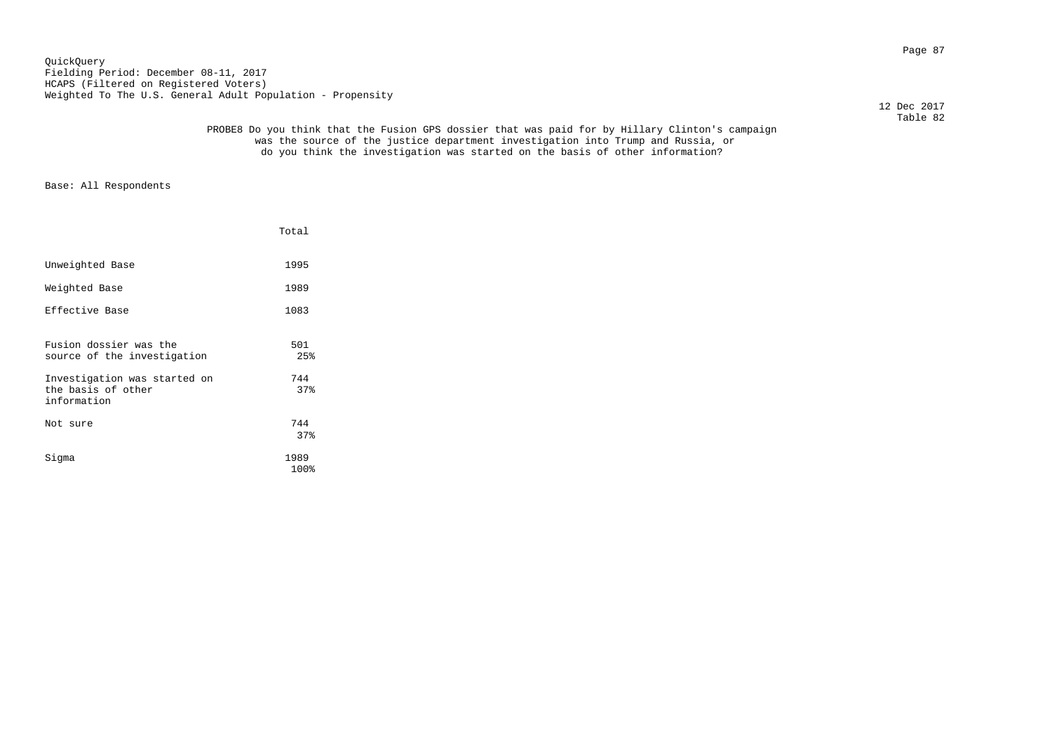QuickQuery
Fielding Period: December 08-11, 2017
HCAPS (Filtered on Registered Voters)
Weighted To The U.S. General Adult Population - Propensity

12 Dec 2017
Table 82

PROBE8 Do you think that the Fusion GPS dossier that was paid for by Hillary Clinton's campaign was the source of the justice department investigation into Trump and Russia, or do you think the investigation was started on the basis of other information?

Base: All Respondents

| | Total |
|---|---|
| Unweighted Base | 1995 |
| Weighted Base | 1989 |
| Effective Base | 1083 |
| Fusion dossier was the source of the investigation | 501<br>25% |
| Investigation was started on the basis of other information | 744<br>37% |
| Not sure | 744<br>37% |
| Sigma | 1989<br>100% |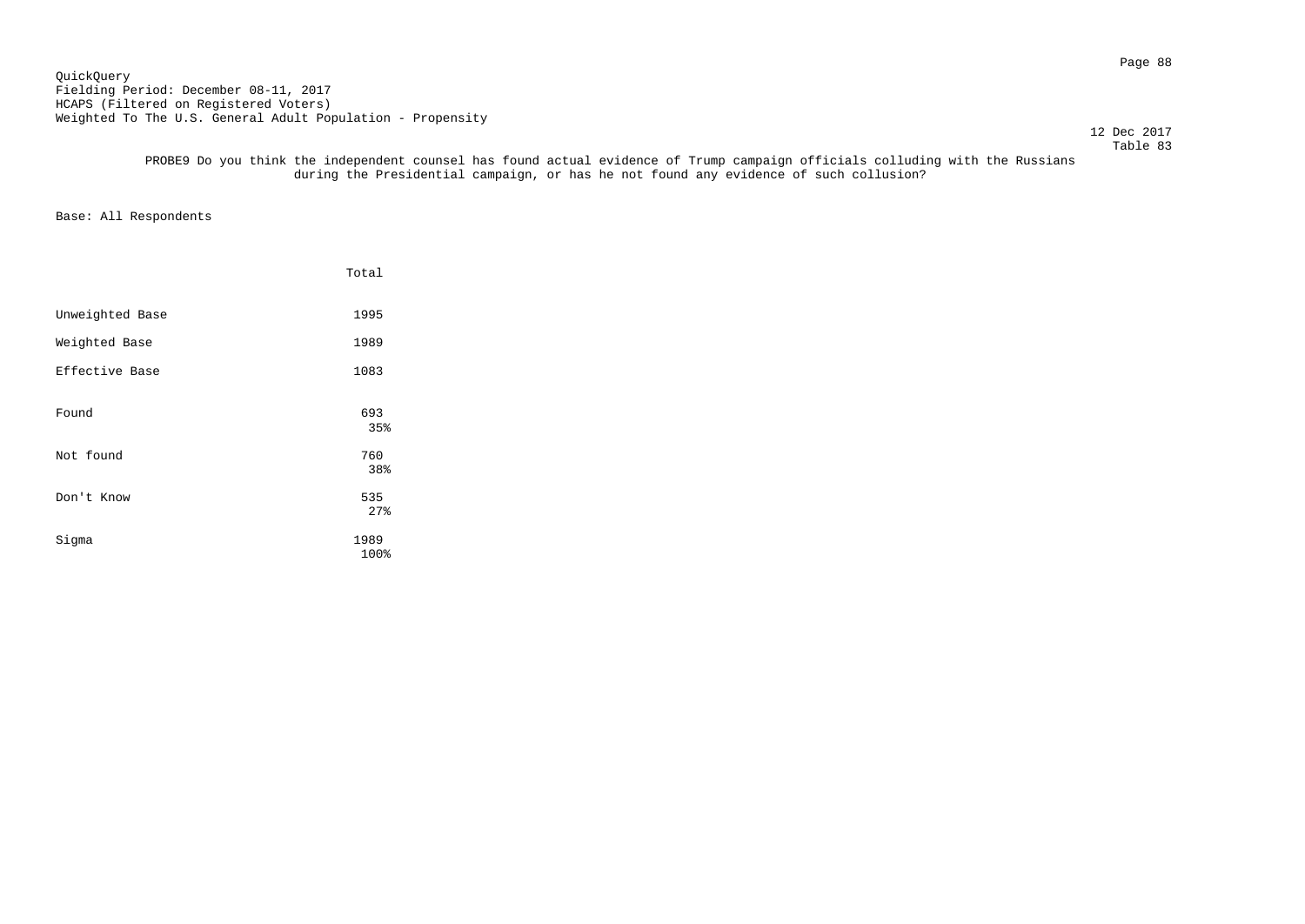QuickQuery
Fielding Period: December 08-11, 2017
HCAPS (Filtered on Registered Voters)
Weighted To The U.S. General Adult Population - Propensity

12 Dec 2017
Table 83

PROBE9 Do you think the independent counsel has found actual evidence of Trump campaign officials colluding with the Russians during the Presidential campaign, or has he not found any evidence of such collusion?

Base: All Respondents

| | Total |
|---|---|
| Unweighted Base | 1995 |
| Weighted Base | 1989 |
| Effective Base | 1083 |
| Found | 693<br>35% |
| Not found | 760<br>38% |
| Don't Know | 535<br>27% |
| Sigma | 1989<br>100% |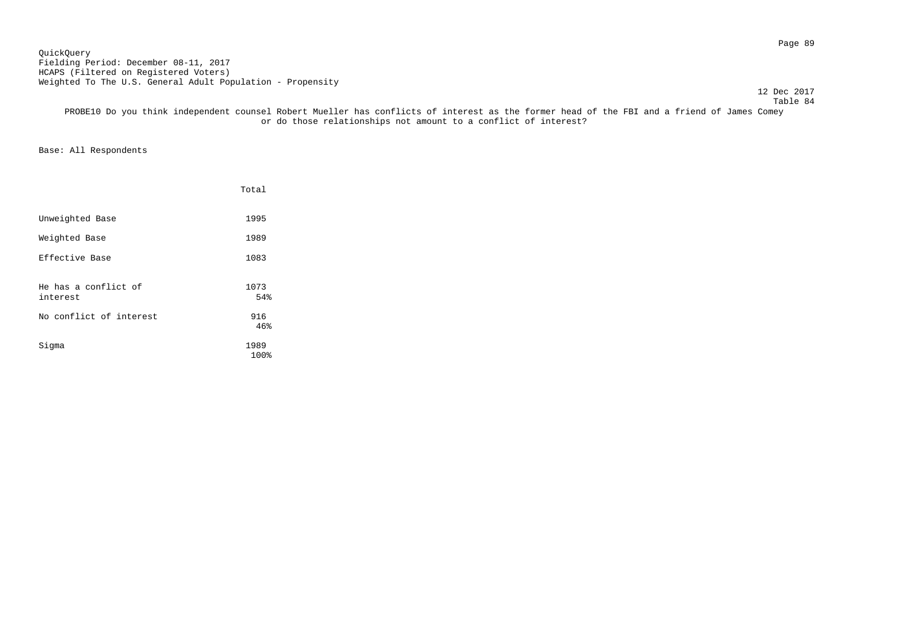QuickQuery
Fielding Period: December 08-11, 2017
HCAPS (Filtered on Registered Voters)
Weighted To The U.S. General Adult Population - Propensity

12 Dec 2017
Table 84

PROBE10 Do you think independent counsel Robert Mueller has conflicts of interest as the former head of the FBI and a friend of James Comey or do those relationships not amount to a conflict of interest?

Base: All Respondents

| | Total |
|---|---|
| Unweighted Base | 1995 |
| Weighted Base | 1989 |
| Effective Base | 1083 |
| He has a conflict of interest | 1073<br>54% |
| No conflict of interest | 916<br>46% |
| Sigma | 1989<br>100% |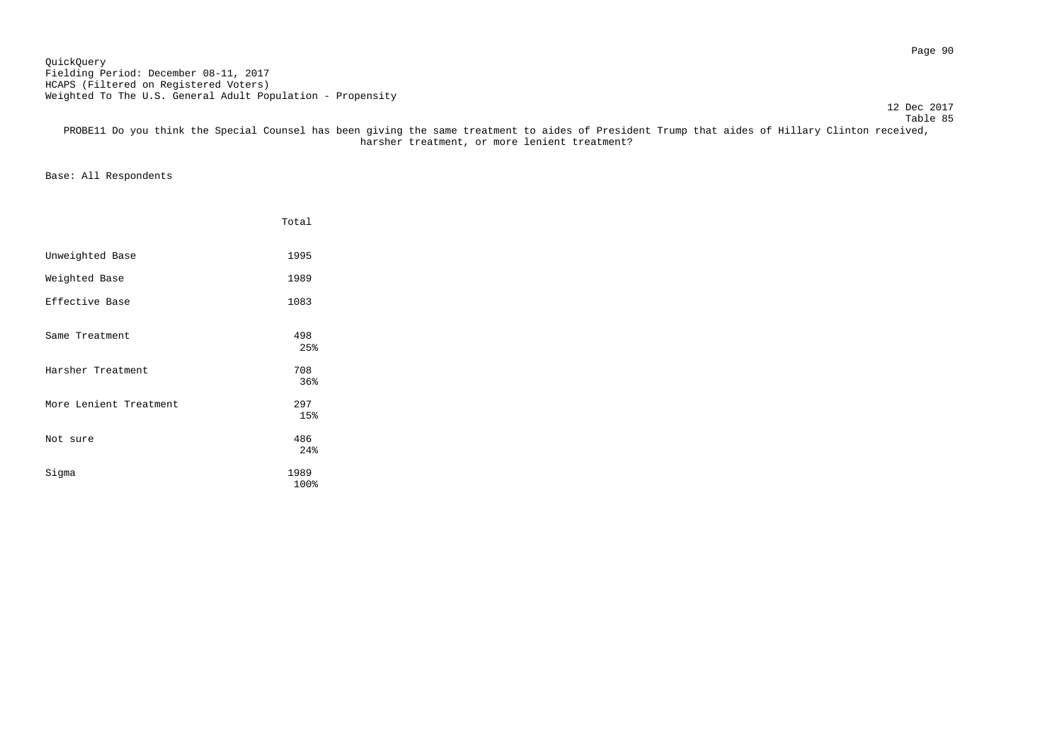QuickQuery
Fielding Period: December 08-11, 2017
HCAPS (Filtered on Registered Voters)
Weighted To The U.S. General Adult Population - Propensity

12 Dec 2017
Table 85

PROBE11 Do you think the Special Counsel has been giving the same treatment to aides of President Trump that aides of Hillary Clinton received, harsher treatment, or more lenient treatment?

Base: All Respondents

| | Total |
|---|---|
| Unweighted Base | 1995 |
| Weighted Base | 1989 |
| Effective Base | 1083 |
| Same Treatment | 498<br>25% |
| Harsher Treatment | 708<br>36% |
| More Lenient Treatment | 297<br>15% |
| Not sure | 486<br>24% |
| Sigma | 1989<br>100% |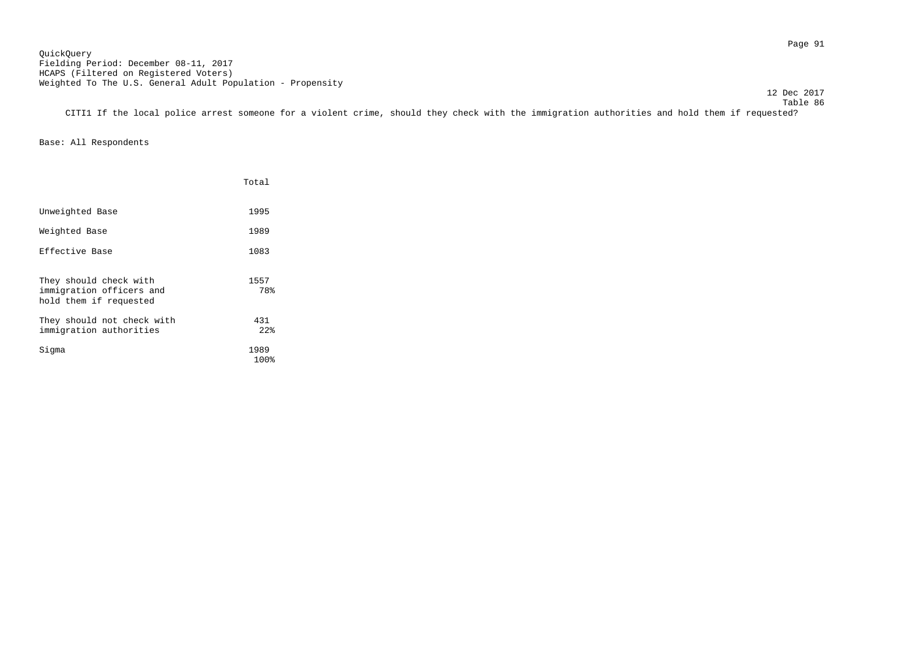QuickQuery
Fielding Period: December 08-11, 2017
HCAPS (Filtered on Registered Voters)
Weighted To The U.S. General Adult Population - Propensity

12 Dec 2017
Table 86

CITI1 If the local police arrest someone for a violent crime, should they check with the immigration authorities and hold them if requested?

Base: All Respondents

| | Total |
|---|---|
| Unweighted Base | 1995 |
| Weighted Base | 1989 |
| Effective Base | 1083 |
| They should check with immigration officers and hold them if requested | 1557<br>78% |
| They should not check with immigration authorities | 431<br>22% |
| Sigma | 1989<br>100% |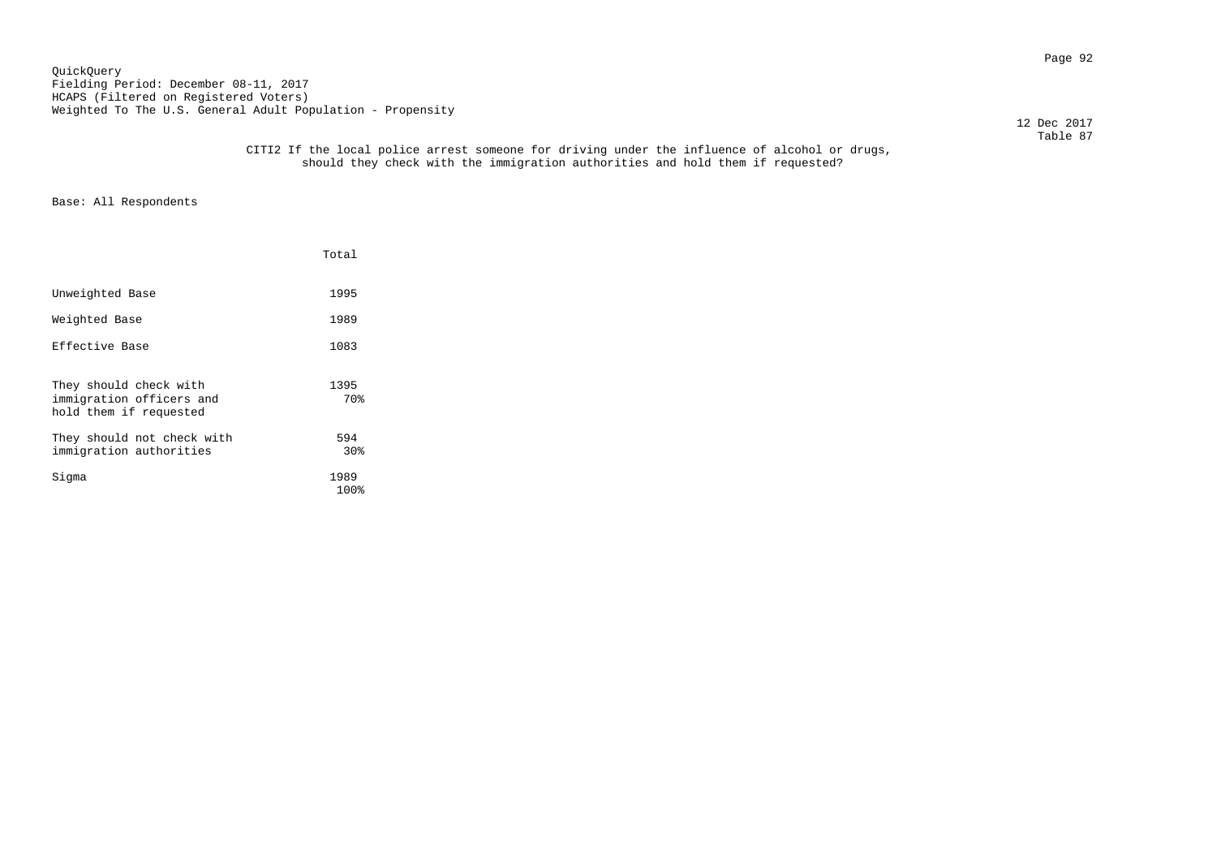QuickQuery
Fielding Period: December 08-11, 2017
HCAPS (Filtered on Registered Voters)
Weighted To The U.S. General Adult Population - Propensity

12 Dec 2017
Table 87

CITI2 If the local police arrest someone for driving under the influence of alcohol or drugs, should they check with the immigration authorities and hold them if requested?

Base: All Respondents

| | Total |
|---|---|
| Unweighted Base | 1995 |
| Weighted Base | 1989 |
| Effective Base | 1083 |
| They should check with immigration officers and hold them if requested | 1395<br>70% |
| They should not check with immigration authorities | 594<br>30% |
| Sigma | 1989<br>100% |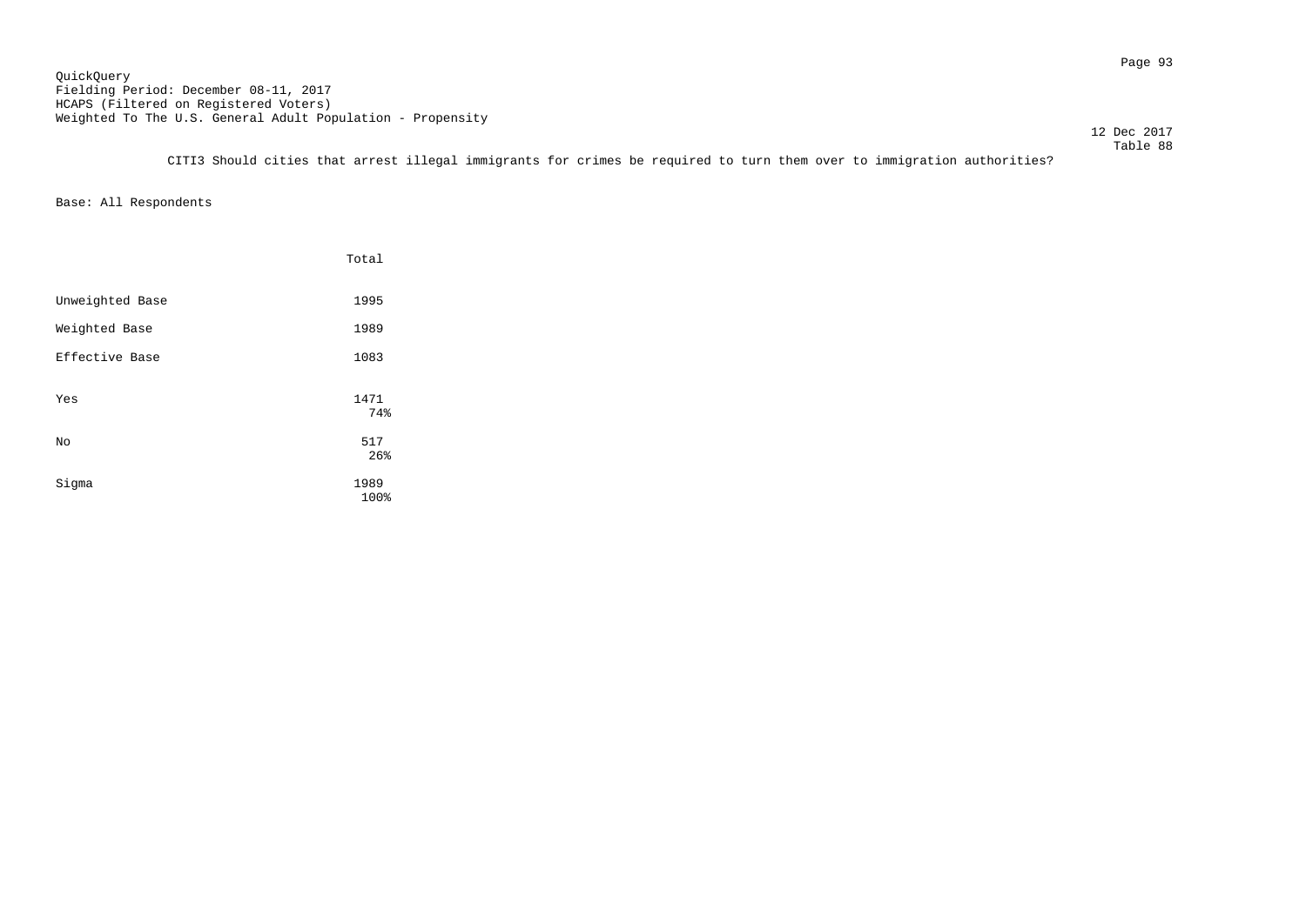QuickQuery
Fielding Period: December 08-11, 2017
HCAPS (Filtered on Registered Voters)
Weighted To The U.S. General Adult Population - Propensity

12 Dec 2017
Table 88

CITI3 Should cities that arrest illegal immigrants for crimes be required to turn them over to immigration authorities?

Base: All Respondents

| | Total |
|---|---|
| Unweighted Base | 1995 |
| Weighted Base | 1989 |
| Effective Base | 1083 |
| Yes | 1471<br>74% |
| No | 517<br>26% |
| Sigma | 1989<br>100% |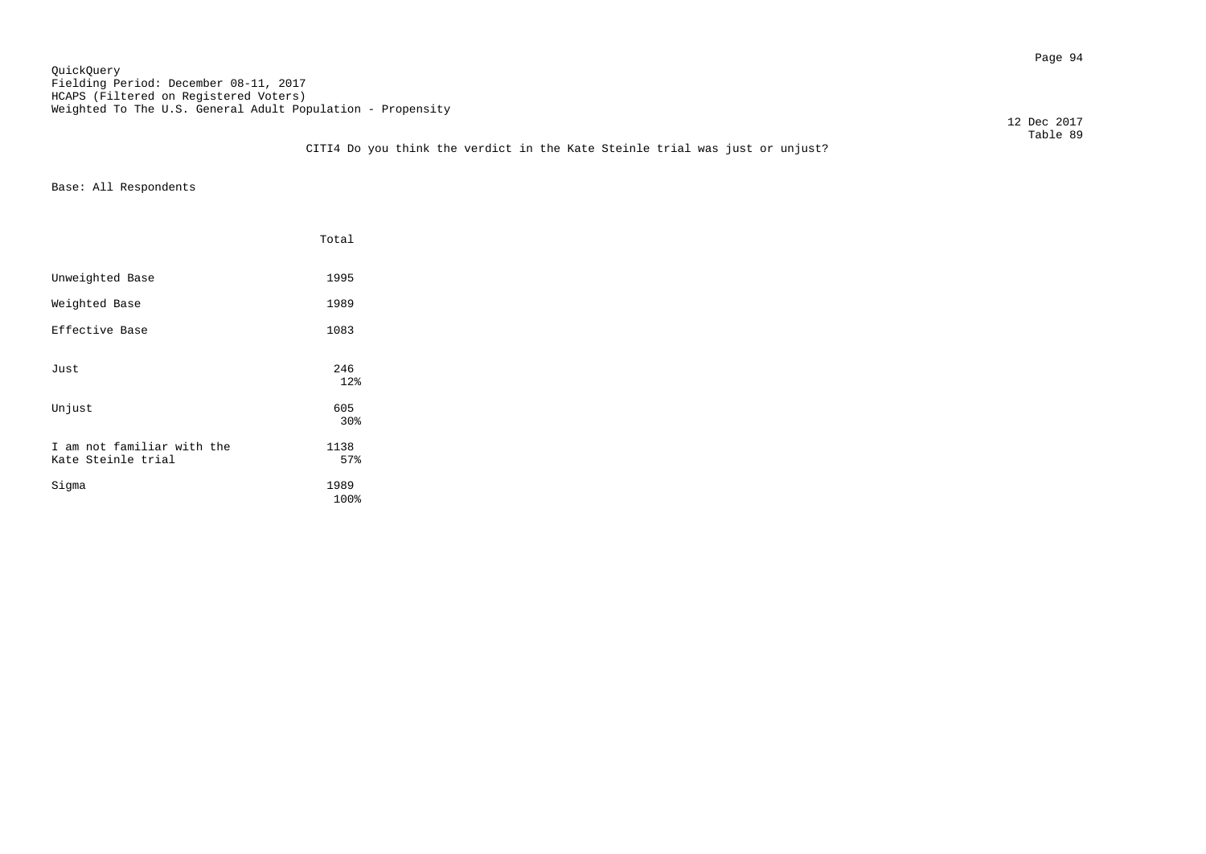QuickQuery
Fielding Period: December 08-11, 2017
HCAPS (Filtered on Registered Voters)
Weighted To The U.S. General Adult Population - Propensity

12 Dec 2017
Table 89

CITI4 Do you think the verdict in the Kate Steinle trial was just or unjust?

Base: All Respondents

| | Total |
|---|---|
| Unweighted Base | 1995 |
| Weighted Base | 1989 |
| Effective Base | 1083 |
| Just | 246<br>12% |
| Unjust | 605<br>30% |
| I am not familiar with the Kate Steinle trial | 1138<br>57% |
| Sigma | 1989<br>100% |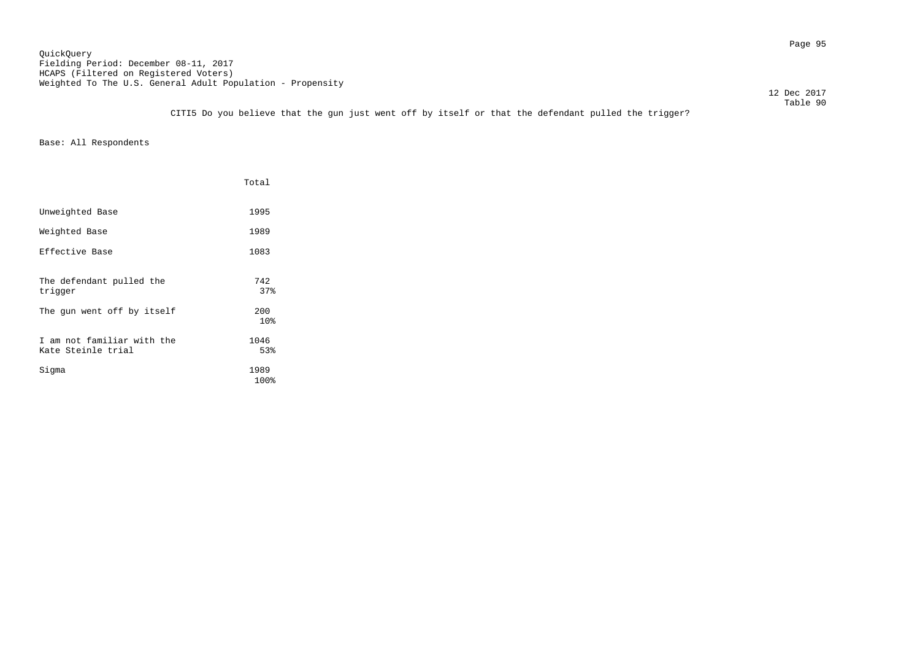QuickQuery
Fielding Period: December 08-11, 2017
HCAPS (Filtered on Registered Voters)
Weighted To The U.S. General Adult Population - Propensity

12 Dec 2017
Table 90

CITI5 Do you believe that the gun just went off by itself or that the defendant pulled the trigger?

Base: All Respondents

| | Total |
|---|---|
| Unweighted Base | 1995 |
| Weighted Base | 1989 |
| Effective Base | 1083 |
| The defendant pulled the trigger | 742<br>37% |
| The gun went off by itself | 200<br>10% |
| I am not familiar with the Kate Steinle trial | 1046<br>53% |
| Sigma | 1989<br>100% |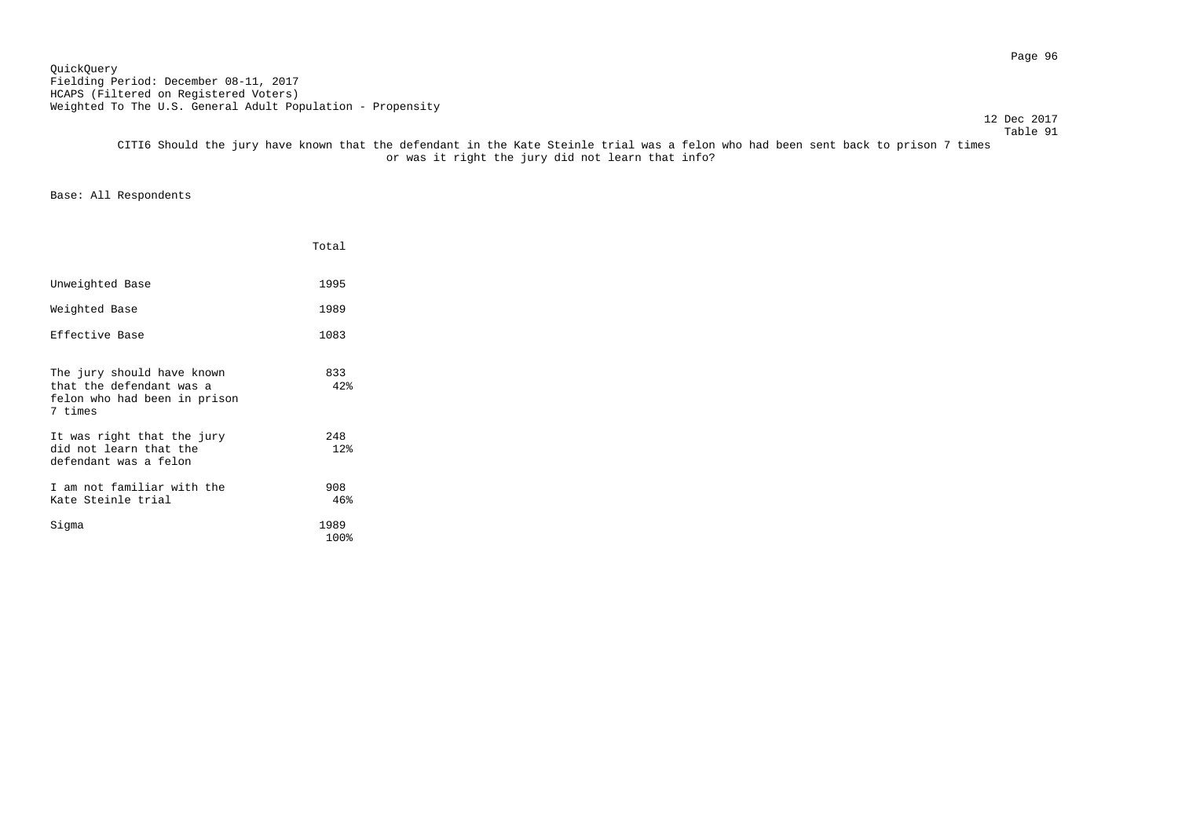QuickQuery
Fielding Period: December 08-11, 2017
HCAPS (Filtered on Registered Voters)
Weighted To The U.S. General Adult Population - Propensity

12 Dec 2017
Table 91

CITI6 Should the jury have known that the defendant in the Kate Steinle trial was a felon who had been sent back to prison 7 times or was it right the jury did not learn that info?

Base: All Respondents

| | Total |
|---|---|
| Unweighted Base | 1995 |
| Weighted Base | 1989 |
| Effective Base | 1083 |
| The jury should have known that the defendant was a felon who had been in prison 7 times | 833<br>42% |
| It was right that the jury did not learn that the defendant was a felon | 248<br>12% |
| I am not familiar with the Kate Steinle trial | 908<br>46% |
| Sigma | 1989<br>100% |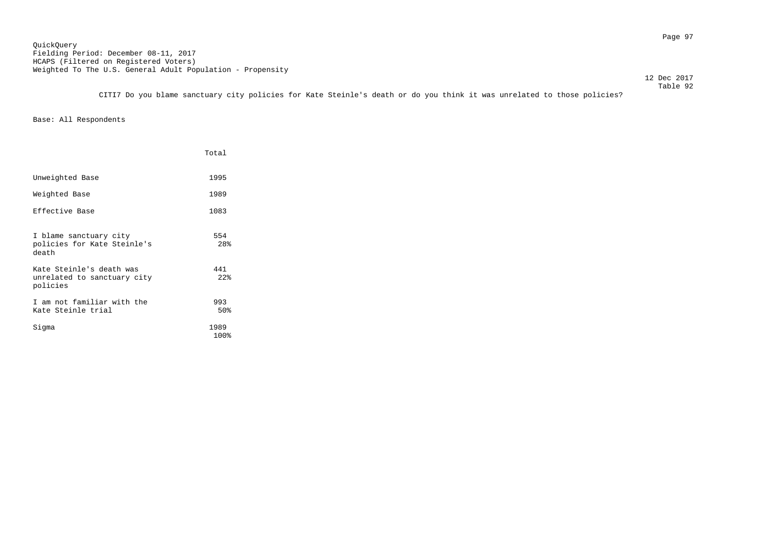QuickQuery
Fielding Period: December 08-11, 2017
HCAPS (Filtered on Registered Voters)
Weighted To The U.S. General Adult Population - Propensity

12 Dec 2017
Table 92

CITI7 Do you blame sanctuary city policies for Kate Steinle's death or do you think it was unrelated to those policies?

Base: All Respondents

| | Total |
|---|---|
| Unweighted Base | 1995 |
| Weighted Base | 1989 |
| Effective Base | 1083 |
| I blame sanctuary city policies for Kate Steinle's death | 554<br>28% |
| Kate Steinle's death was unrelated to sanctuary city policies | 441<br>22% |
| I am not familiar with the Kate Steinle trial | 993<br>50% |
| Sigma | 1989<br>100% |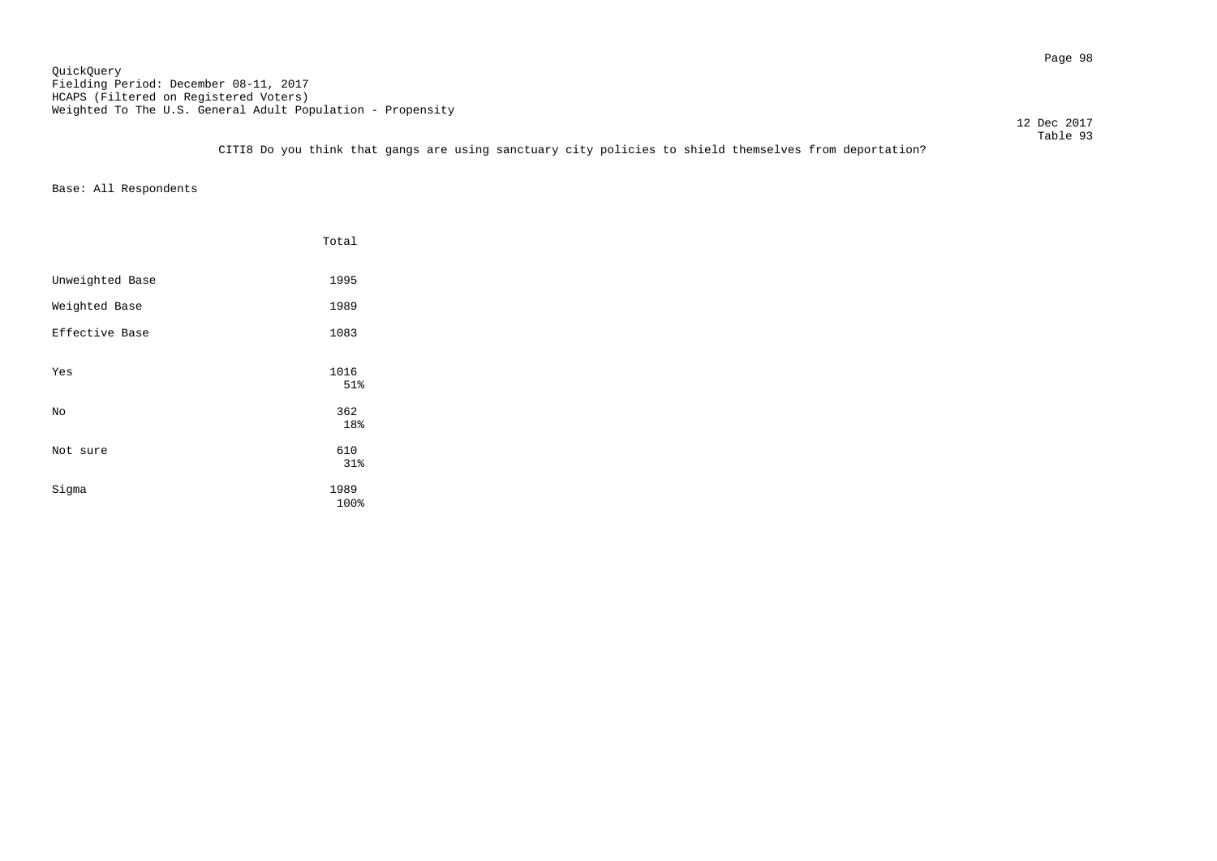QuickQuery
Fielding Period: December 08-11, 2017
HCAPS (Filtered on Registered Voters)
Weighted To The U.S. General Adult Population - Propensity

12 Dec 2017
Table 93

CITI8 Do you think that gangs are using sanctuary city policies to shield themselves from deportation?

Base: All Respondents

| | Total |
|---|---|
| Unweighted Base | 1995 |
| Weighted Base | 1989 |
| Effective Base | 1083 |
| Yes | 1016<br>51% |
| No | 362<br>18% |
| Not sure | 610<br>31% |
| Sigma | 1989<br>100% |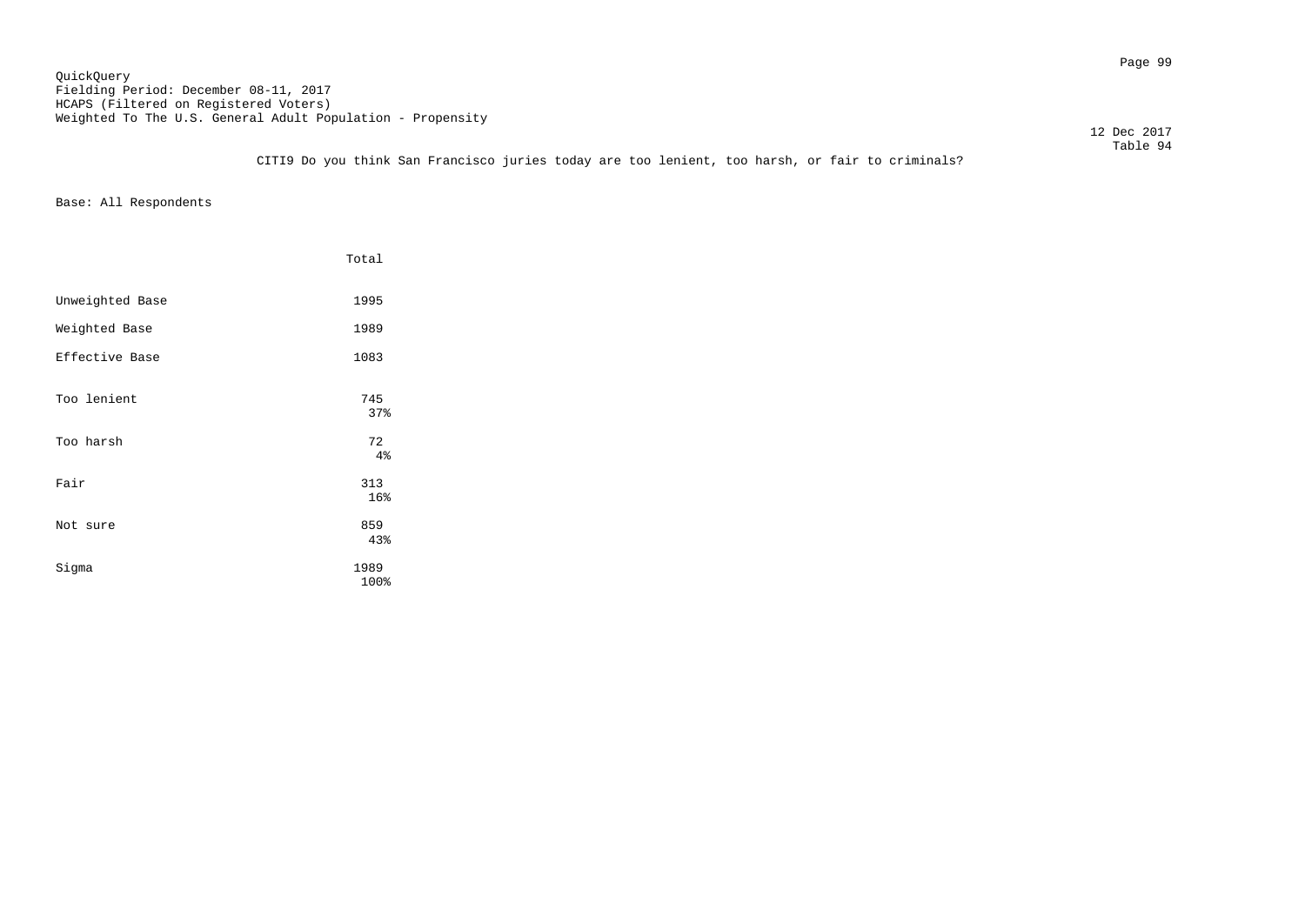QuickQuery
Fielding Period: December 08-11, 2017
HCAPS (Filtered on Registered Voters)
Weighted To The U.S. General Adult Population - Propensity

12 Dec 2017
Table 94

CITI9 Do you think San Francisco juries today are too lenient, too harsh, or fair to criminals?

Base: All Respondents

| | Total |
|---|---|
| Unweighted Base | 1995 |
| Weighted Base | 1989 |
| Effective Base | 1083 |
| Too lenient | 745<br>37% |
| Too harsh | 72<br>4% |
| Fair | 313<br>16% |
| Not sure | 859<br>43% |
| Sigma | 1989<br>100% |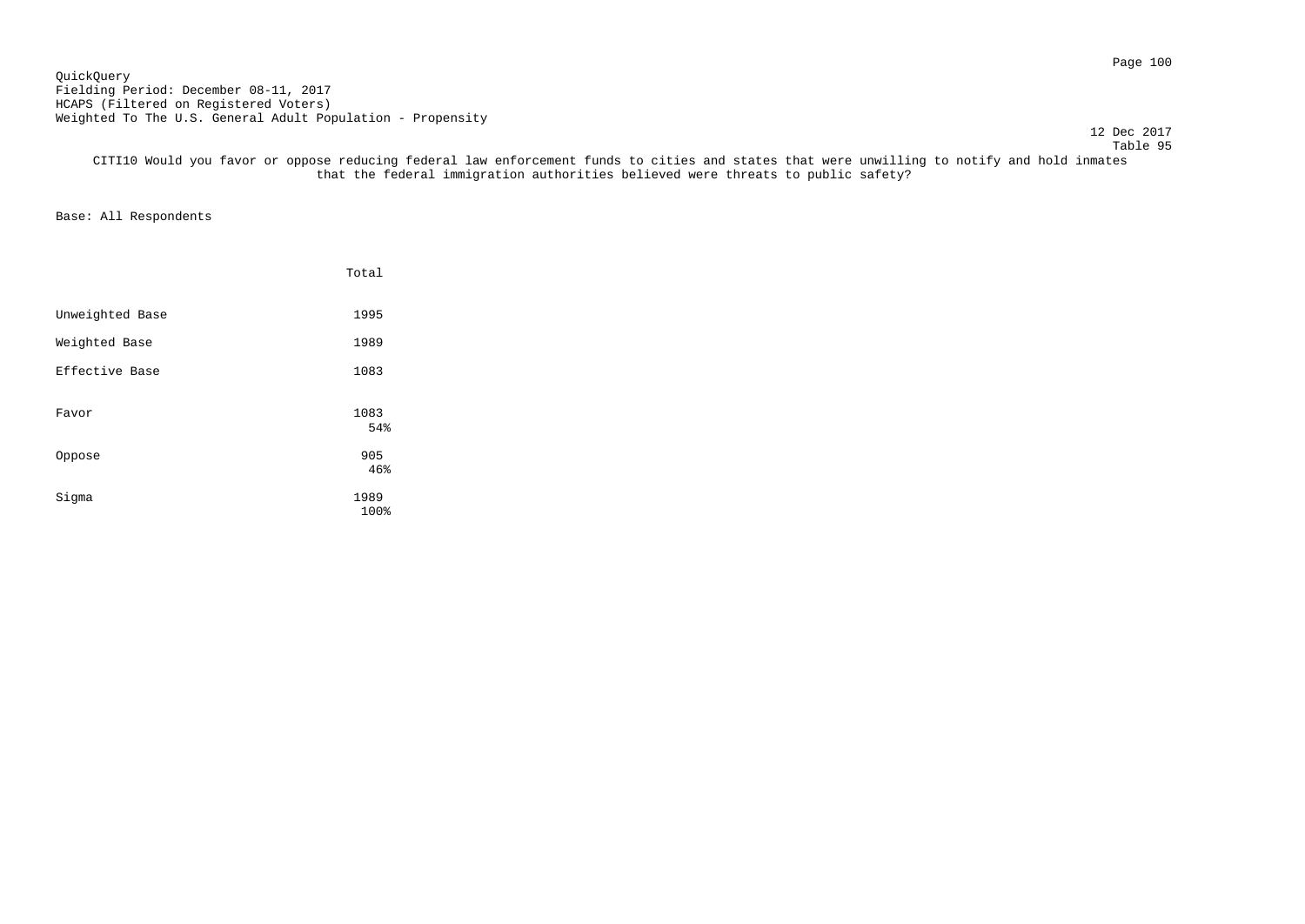QuickQuery
Fielding Period: December 08-11, 2017
HCAPS (Filtered on Registered Voters)
Weighted To The U.S. General Adult Population - Propensity

12 Dec 2017
Table 95

CITI10 Would you favor or oppose reducing federal law enforcement funds to cities and states that were unwilling to notify and hold inmates that the federal immigration authorities believed were threats to public safety?

Base: All Respondents

| | Total |
|---|---|
| Unweighted Base | 1995 |
| Weighted Base | 1989 |
| Effective Base | 1083 |
| Favor | 1083<br>54% |
| Oppose | 905<br>46% |
| Sigma | 1989<br>100% |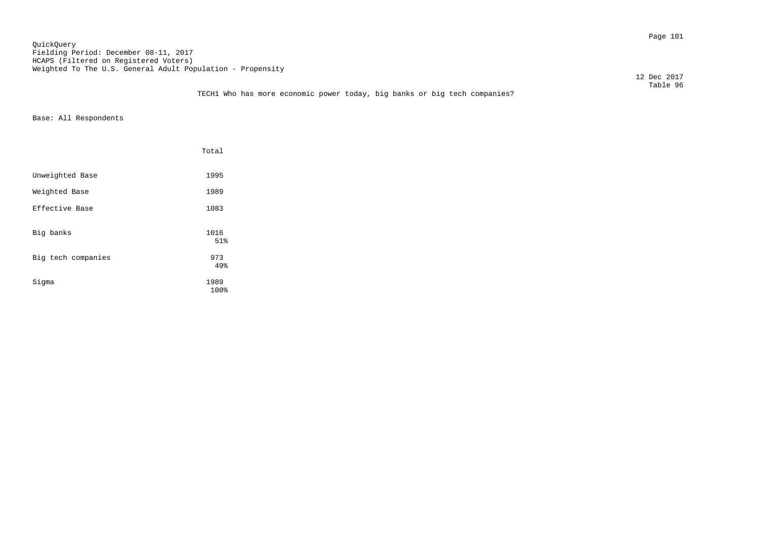QuickQuery
Fielding Period: December 08-11, 2017
HCAPS (Filtered on Registered Voters)
Weighted To The U.S. General Adult Population - Propensity

12 Dec 2017
Table 96

TECH1 Who has more economic power today, big banks or big tech companies?

Base: All Respondents

| | Total |
|---|---|
| Unweighted Base | 1995 |
| Weighted Base | 1989 |
| Effective Base | 1083 |
| Big banks | 1016<br>51% |
| Big tech companies | 973<br>49% |
| Sigma | 1989<br>100% |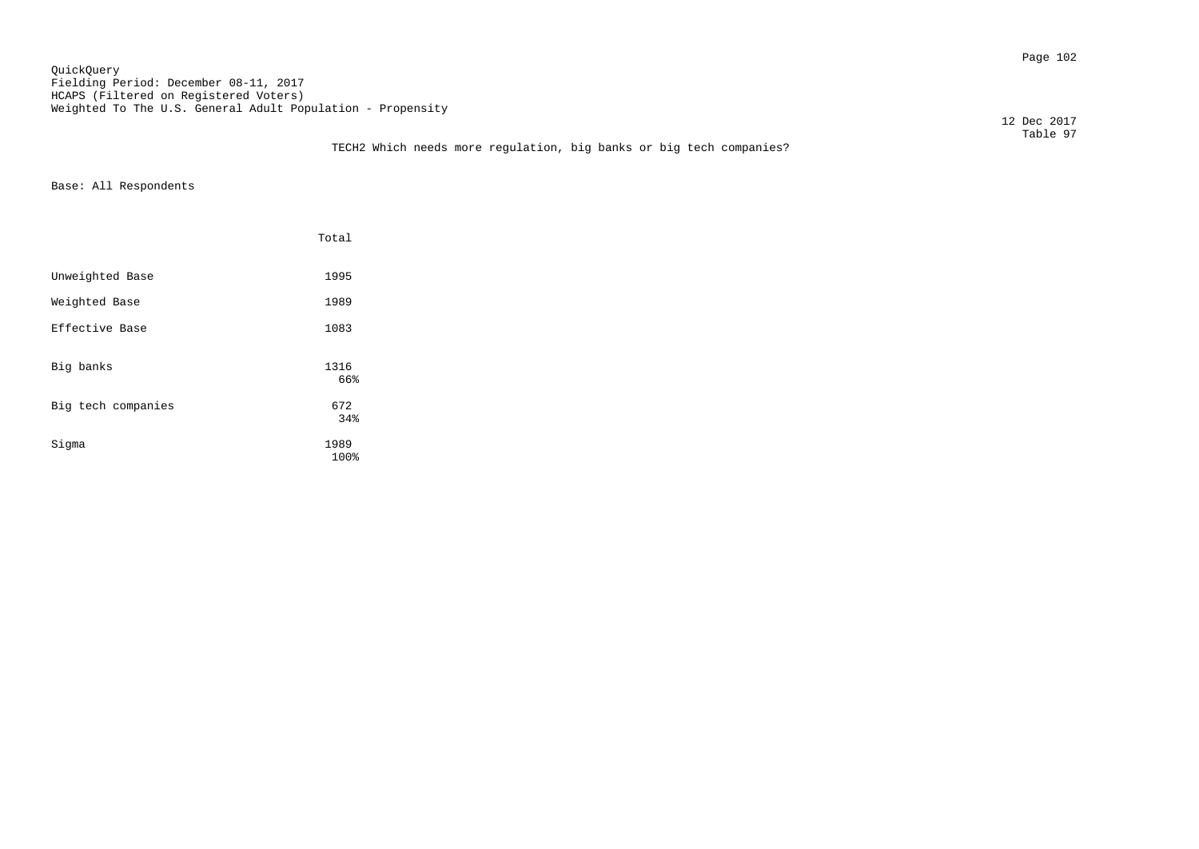QuickQuery
Fielding Period: December 08-11, 2017
HCAPS (Filtered on Registered Voters)
Weighted To The U.S. General Adult Population - Propensity

12 Dec 2017
Table 97

TECH2 Which needs more regulation, big banks or big tech companies?

Base: All Respondents

| | Total |
|---|---|
| Unweighted Base | 1995 |
| Weighted Base | 1989 |
| Effective Base | 1083 |
| Big banks | 1316<br>66% |
| Big tech companies | 672<br>34% |
| Sigma | 1989<br>100% |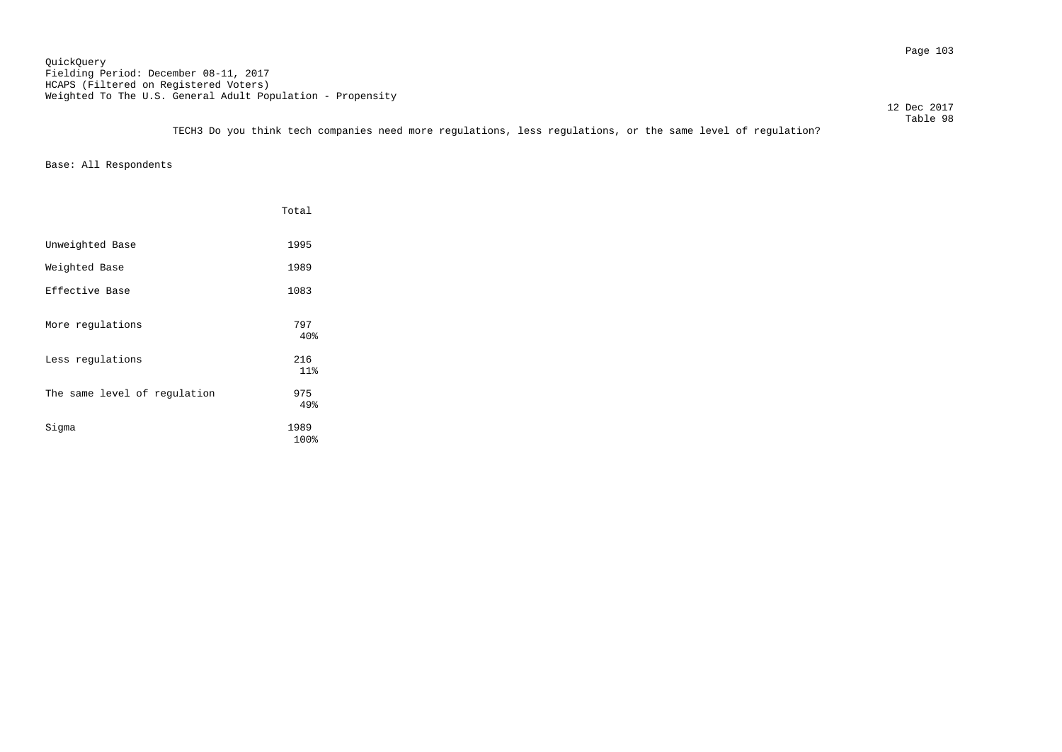QuickQuery
Fielding Period: December 08-11, 2017
HCAPS (Filtered on Registered Voters)
Weighted To The U.S. General Adult Population - Propensity

12 Dec 2017
Table 98

TECH3 Do you think tech companies need more regulations, less regulations, or the same level of regulation?

Base: All Respondents

| | Total |
|---|---|
| Unweighted Base | 1995 |
| Weighted Base | 1989 |
| Effective Base | 1083 |
| More regulations | 797<br>40% |
| Less regulations | 216<br>11% |
| The same level of regulation | 975<br>49% |
| Sigma | 1989<br>100% |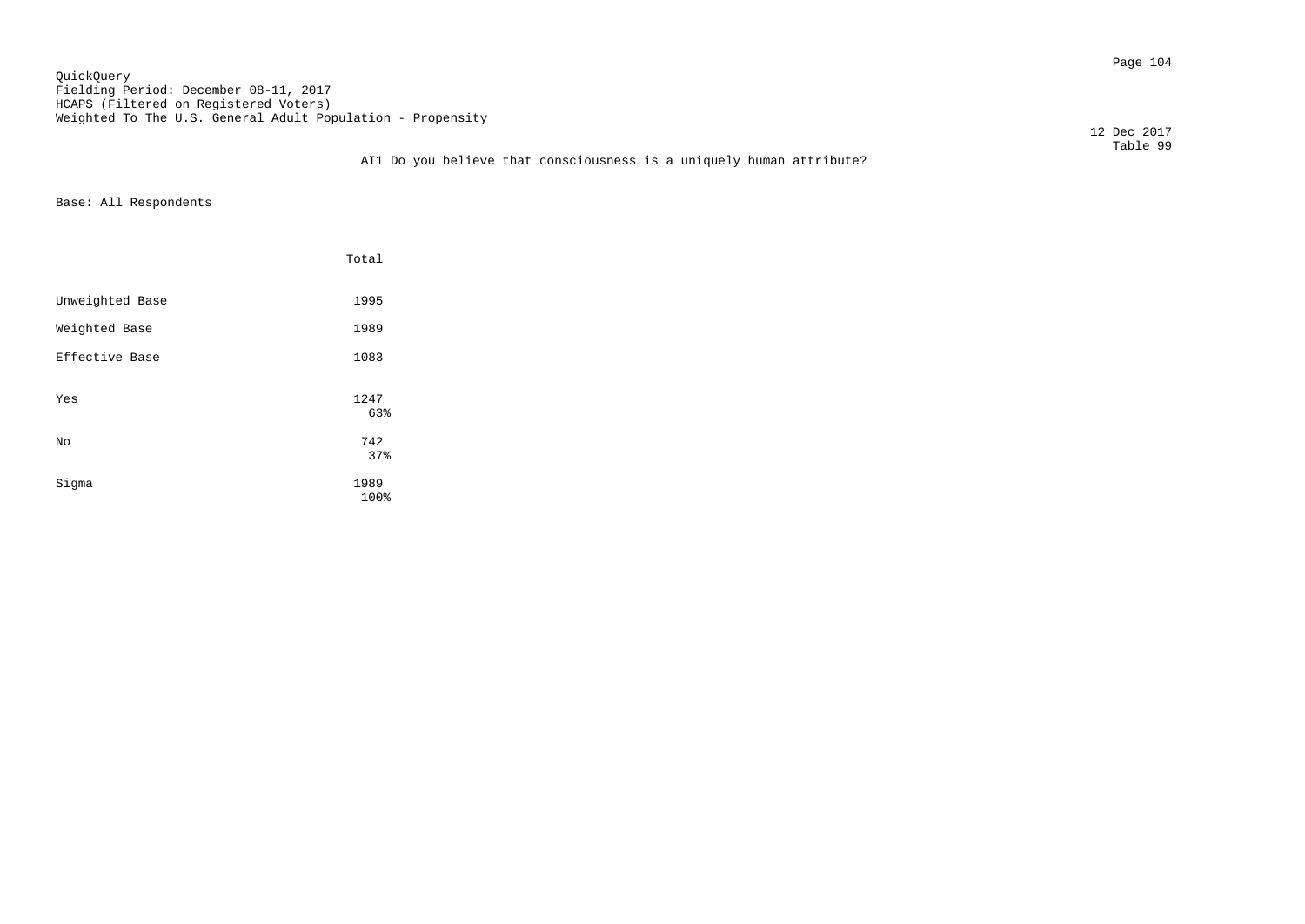QuickQuery
Fielding Period: December 08-11, 2017
HCAPS (Filtered on Registered Voters)
Weighted To The U.S. General Adult Population - Propensity

12 Dec 2017
Table 99

AI1 Do you believe that consciousness is a uniquely human attribute?

Base: All Respondents

| | Total |
|---|---|
| Unweighted Base | 1995 |
| Weighted Base | 1989 |
| Effective Base | 1083 |
| Yes | 1247<br>63% |
| No | 742<br>37% |
| Sigma | 1989<br>100% |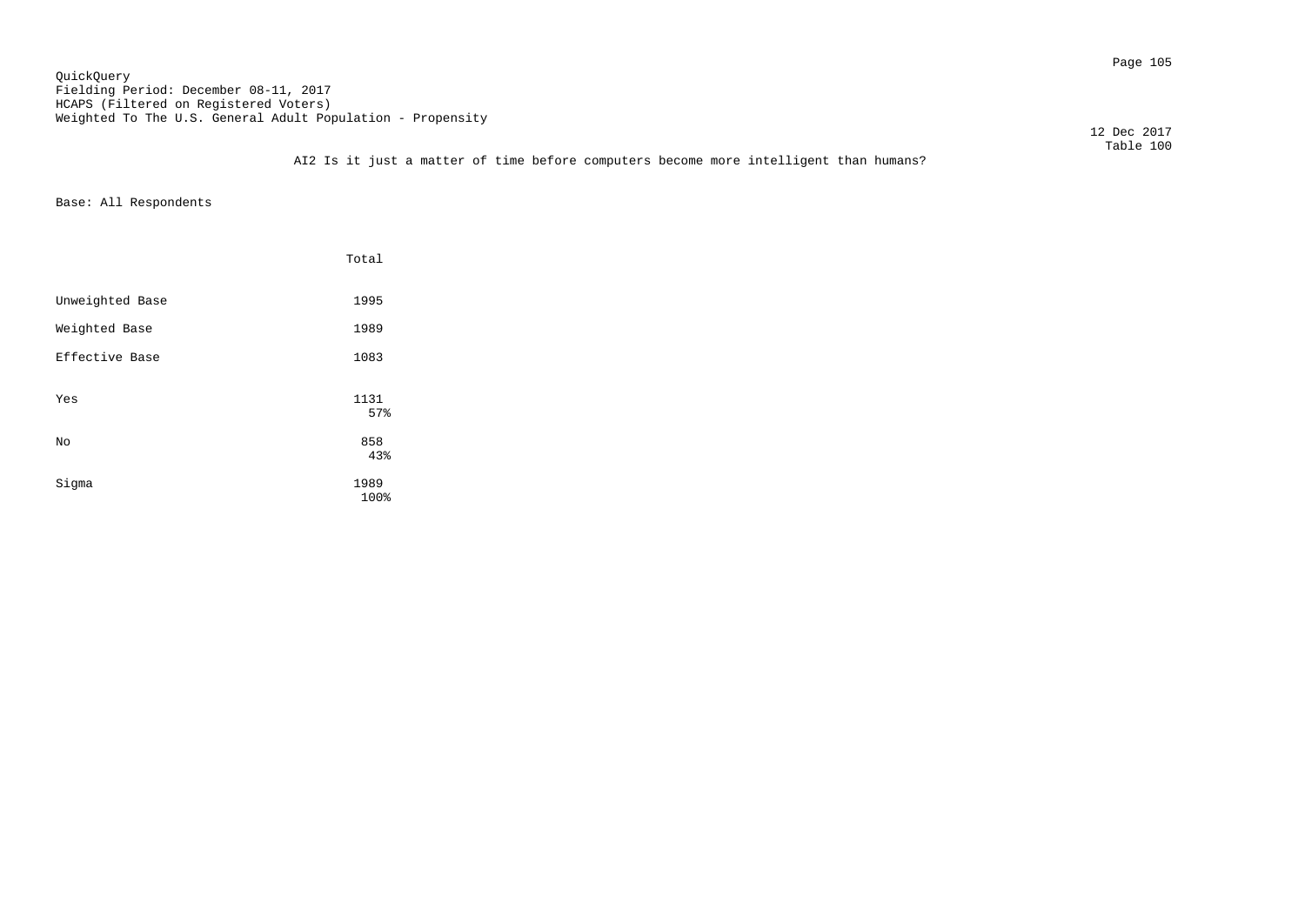QuickQuery
Fielding Period: December 08-11, 2017
HCAPS (Filtered on Registered Voters)
Weighted To The U.S. General Adult Population - Propensity

12 Dec 2017
Table 100

AI2 Is it just a matter of time before computers become more intelligent than humans?

Base: All Respondents

| | Total |
|---|---|
| Unweighted Base | 1995 |
| Weighted Base | 1989 |
| Effective Base | 1083 |
| Yes | 1131<br>57% |
| No | 858<br>43% |
| Sigma | 1989<br>100% |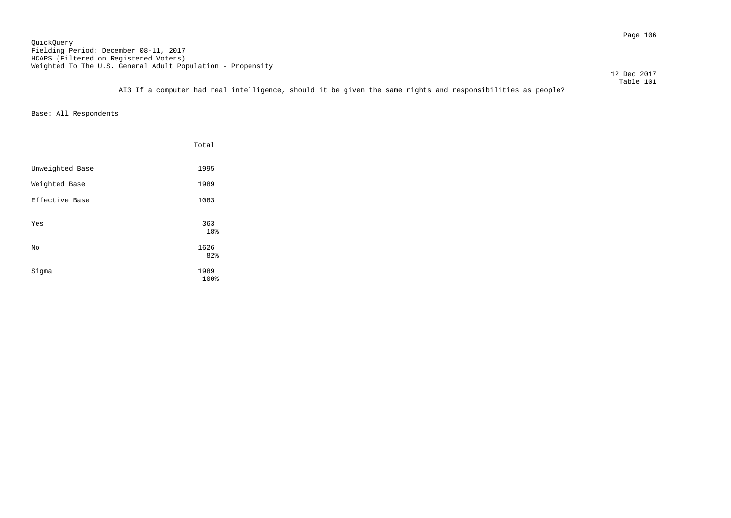QuickQuery
Fielding Period: December 08-11, 2017
HCAPS (Filtered on Registered Voters)
Weighted To The U.S. General Adult Population - Propensity

12 Dec 2017
Table 101

AI3 If a computer had real intelligence, should it be given the same rights and responsibilities as people?

Base: All Respondents

| | Total |
|---|---|
| Unweighted Base | 1995 |
| Weighted Base | 1989 |
| Effective Base | 1083 |
| Yes | 363<br>18% |
| No | 1626<br>82% |
| Sigma | 1989<br>100% |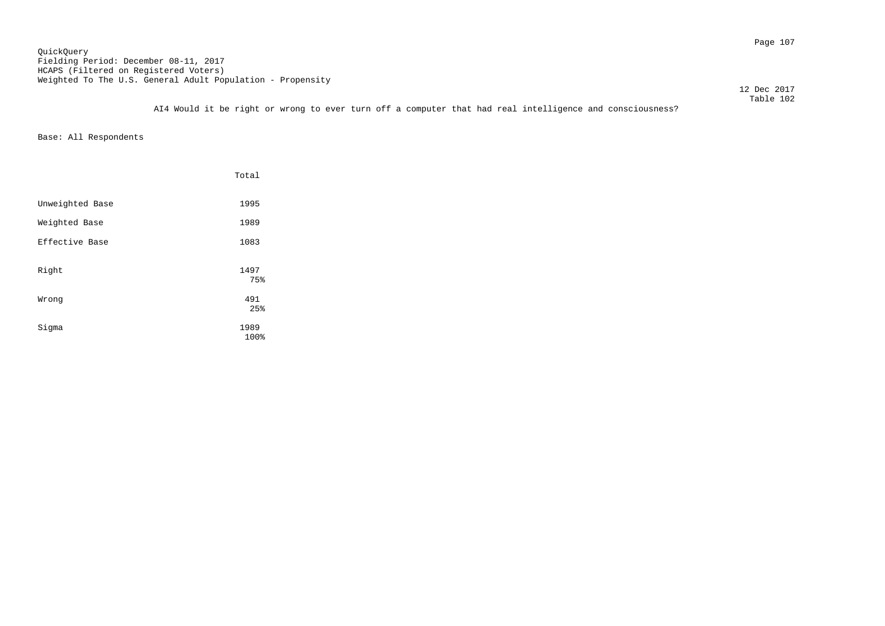QuickQuery
Fielding Period: December 08-11, 2017
HCAPS (Filtered on Registered Voters)
Weighted To The U.S. General Adult Population - Propensity

12 Dec 2017
Table 102

AI4 Would it be right or wrong to ever turn off a computer that had real intelligence and consciousness?

Base: All Respondents

| | Total |
|---|---|
| Unweighted Base | 1995 |
| Weighted Base | 1989 |
| Effective Base | 1083 |
| Right | 1497<br>75% |
| Wrong | 491<br>25% |
| Sigma | 1989<br>100% |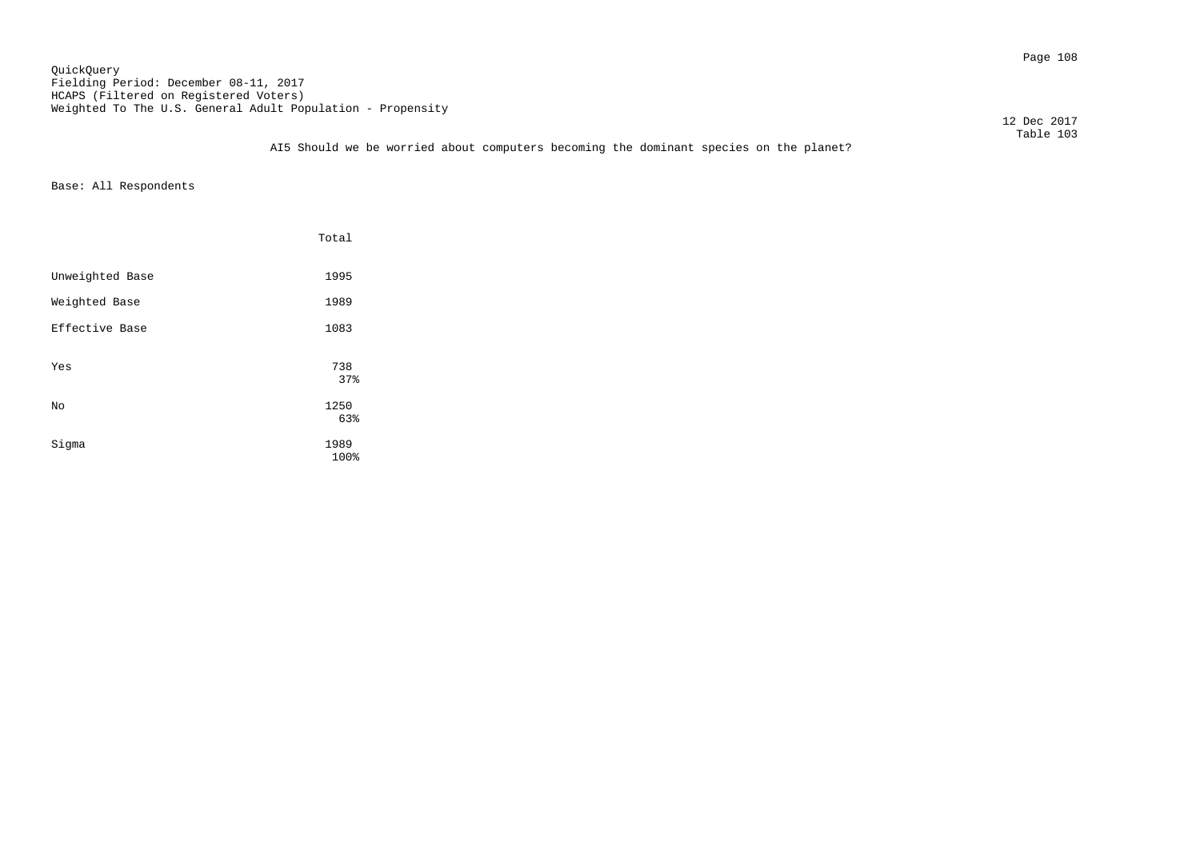QuickQuery
Fielding Period: December 08-11, 2017
HCAPS (Filtered on Registered Voters)
Weighted To The U.S. General Adult Population - Propensity

12 Dec 2017
Table 103

AI5 Should we be worried about computers becoming the dominant species on the planet?

Base: All Respondents

| | Total |
|---|---|
| Unweighted Base | 1995 |
| Weighted Base | 1989 |
| Effective Base | 1083 |
| Yes | 738<br>37% |
| No | 1250<br>63% |
| Sigma | 1989<br>100% |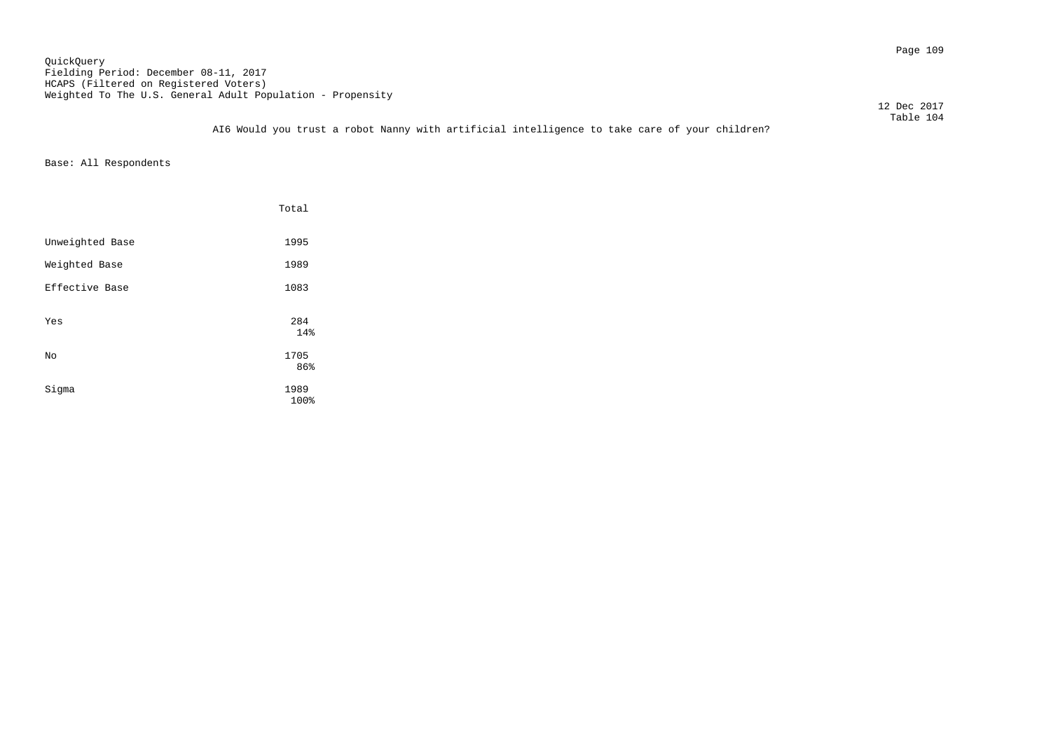QuickQuery
Fielding Period: December 08-11, 2017
HCAPS (Filtered on Registered Voters)
Weighted To The U.S. General Adult Population - Propensity

12 Dec 2017
Table 104

AI6 Would you trust a robot Nanny with artificial intelligence to take care of your children?

Base: All Respondents

| | Total |
|---|---|
| Unweighted Base | 1995 |
| Weighted Base | 1989 |
| Effective Base | 1083 |
| Yes | 284<br>14% |
| No | 1705<br>86% |
| Sigma | 1989<br>100% |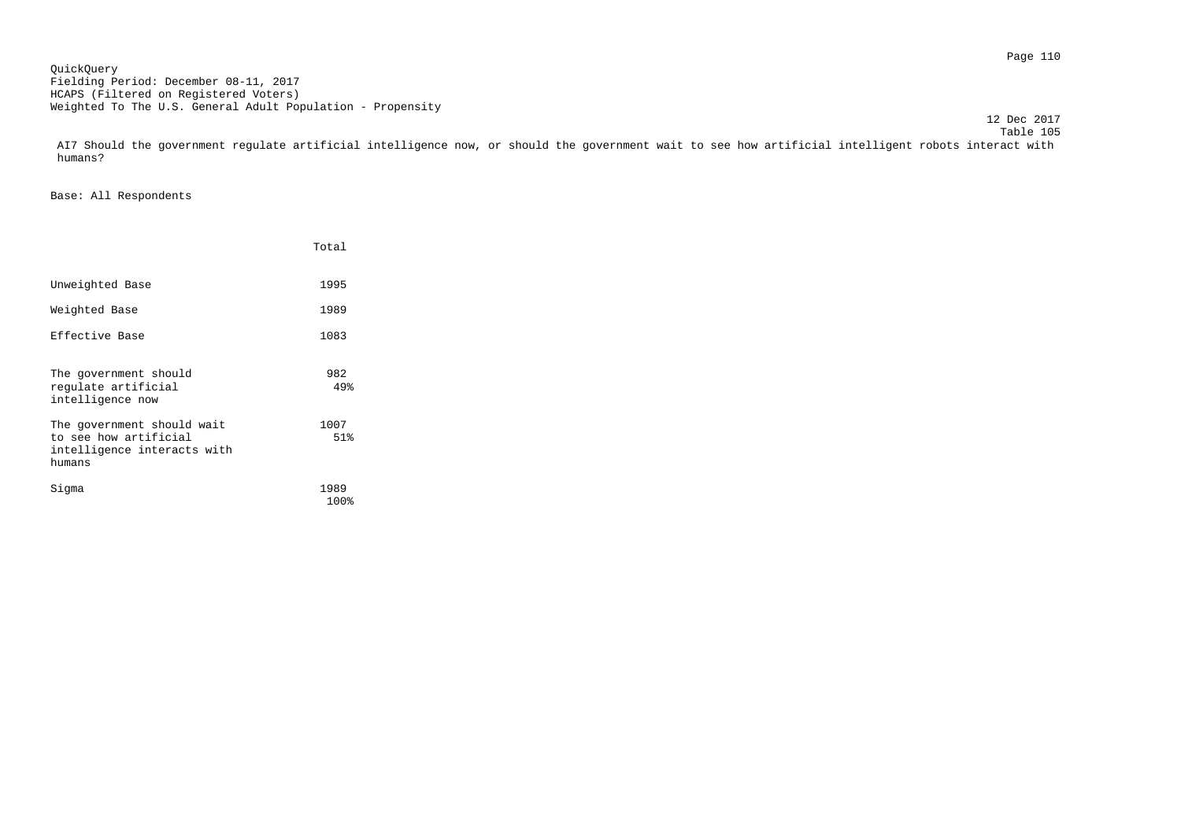QuickQuery
Fielding Period: December 08-11, 2017
HCAPS (Filtered on Registered Voters)
Weighted To The U.S. General Adult Population - Propensity

12 Dec 2017
Table 105

AI7 Should the government regulate artificial intelligence now, or should the government wait to see how artificial intelligent robots interact with humans?

Base: All Respondents

| | Total |
|---|---|
| Unweighted Base | 1995 |
| Weighted Base | 1989 |
| Effective Base | 1083 |
| The government should regulate artificial intelligence now | 982<br>49% |
| The government should wait to see how artificial intelligence interacts with humans | 1007<br>51% |
| Sigma | 1989<br>100% |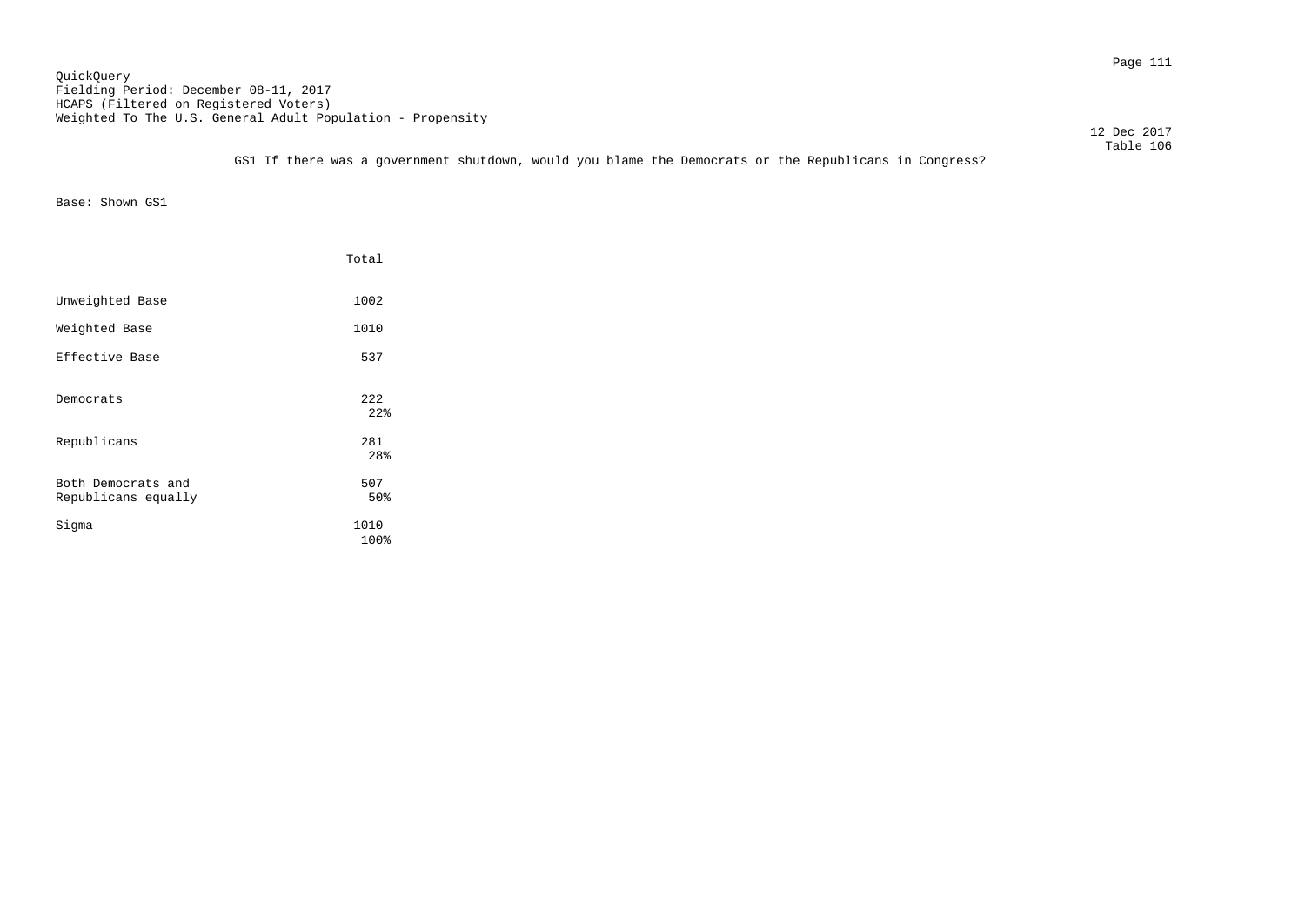QuickQuery
Fielding Period: December 08-11, 2017
HCAPS (Filtered on Registered Voters)
Weighted To The U.S. General Adult Population - Propensity

12 Dec 2017
Table 106

GS1 If there was a government shutdown, would you blame the Democrats or the Republicans in Congress?

Base: Shown GS1

| | Total |
|---|---|
| Unweighted Base | 1002 |
| Weighted Base | 1010 |
| Effective Base | 537 |
| Democrats | 222<br>22% |
| Republicans | 281<br>28% |
| Both Democrats and Republicans equally | 507<br>50% |
| Sigma | 1010<br>100% |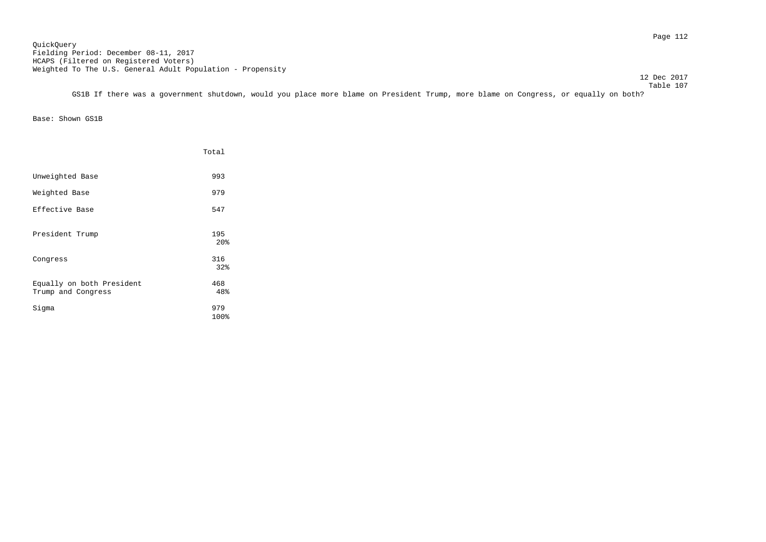QuickQuery
Fielding Period: December 08-11, 2017
HCAPS (Filtered on Registered Voters)
Weighted To The U.S. General Adult Population - Propensity

12 Dec 2017
Table 107

GS1B If there was a government shutdown, would you place more blame on President Trump, more blame on Congress, or equally on both?

Base: Shown GS1B

| | Total |
|---|---|
| Unweighted Base | 993 |
| Weighted Base | 979 |
| Effective Base | 547 |
| President Trump | 195<br>20% |
| Congress | 316<br>32% |
| Equally on both President Trump and Congress | 468<br>48% |
| Sigma | 979<br>100% |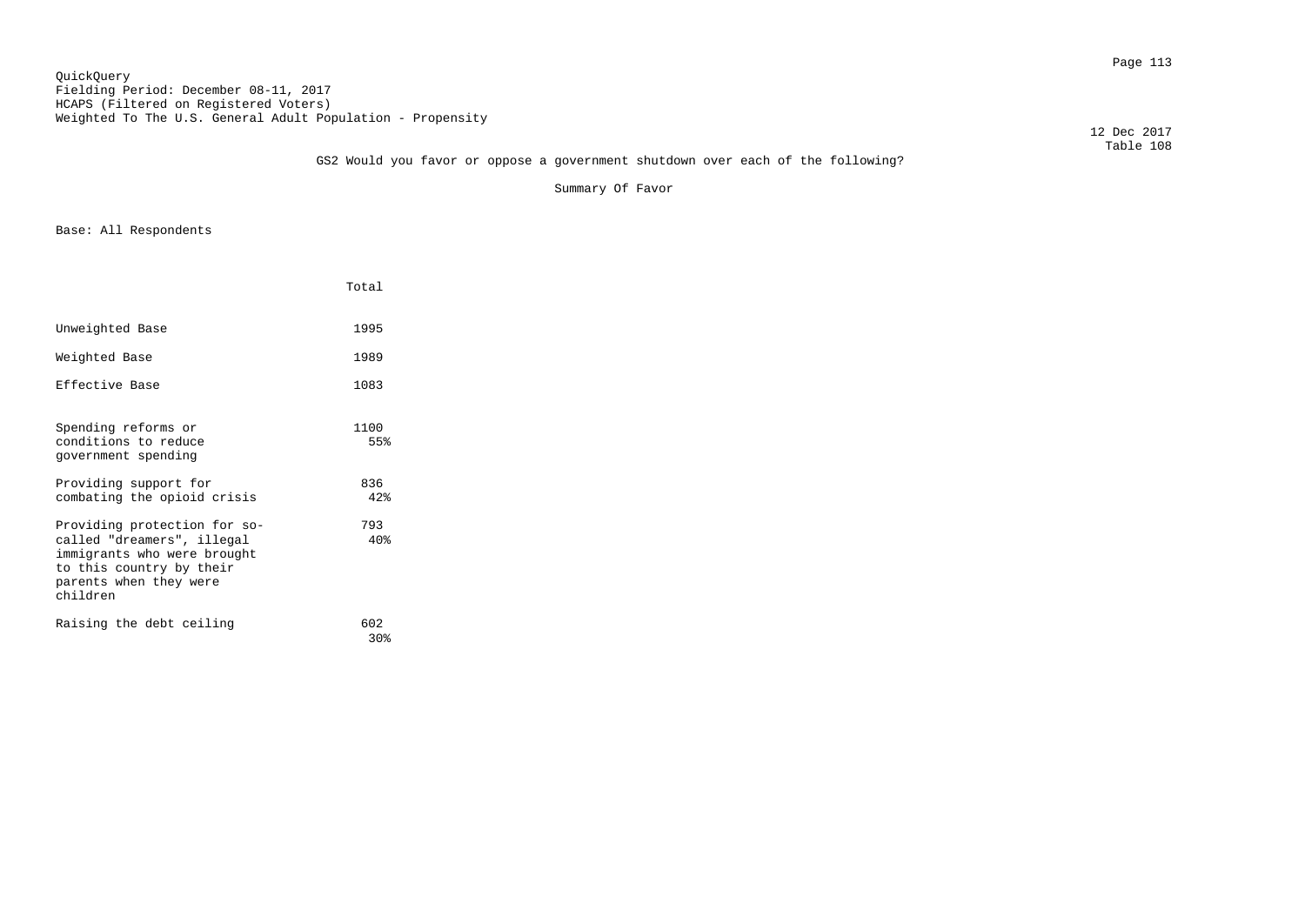QuickQuery
Fielding Period: December 08-11, 2017
HCAPS (Filtered on Registered Voters)
Weighted To The U.S. General Adult Population - Propensity

12 Dec 2017
Table 108

GS2 Would you favor or oppose a government shutdown over each of the following?

Summary Of Favor

Base: All Respondents

| | Total |
|---|---|
| Unweighted Base | 1995 |
| Weighted Base | 1989 |
| Effective Base | 1083 |
| Spending reforms or conditions to reduce government spending | 1100<br>55% |
| Providing support for combating the opioid crisis | 836<br>42% |
| Providing protection for so-called "dreamers", illegal immigrants who were brought to this country by their parents when they were children | 793<br>40% |
| Raising the debt ceiling | 602<br>30% |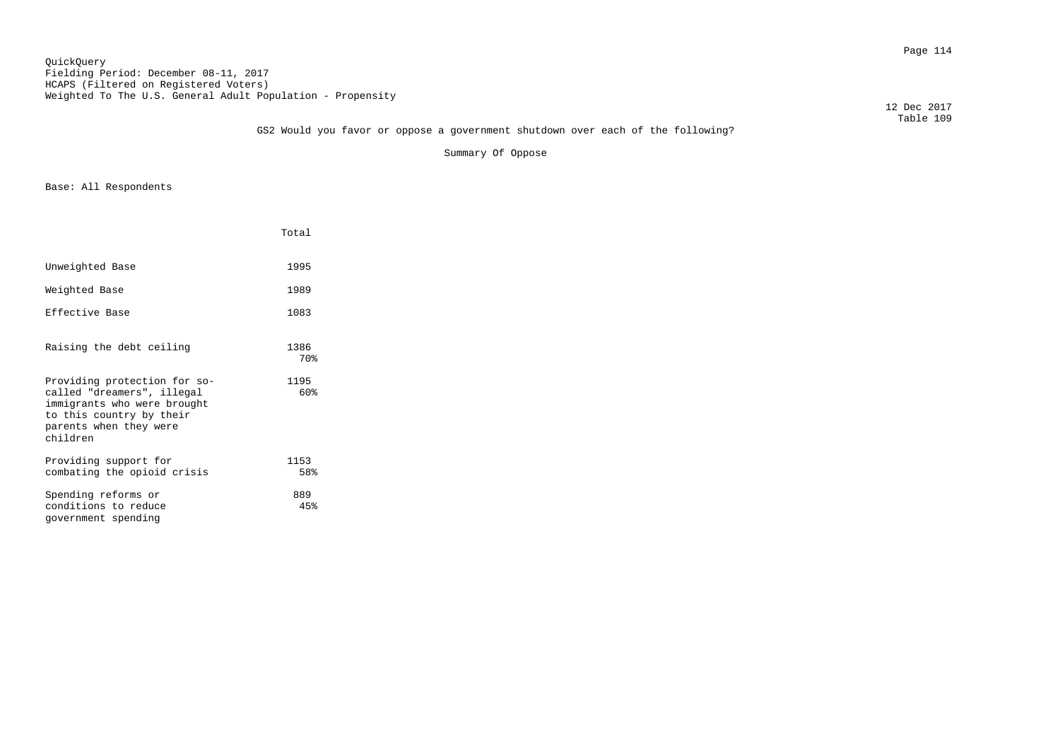QuickQuery
Fielding Period: December 08-11, 2017
HCAPS (Filtered on Registered Voters)
Weighted To The U.S. General Adult Population - Propensity

12 Dec 2017
Table 109

GS2 Would you favor or oppose a government shutdown over each of the following?

Summary Of Oppose

Base: All Respondents

| | Total |
|---|---|
| Unweighted Base | 1995 |
| Weighted Base | 1989 |
| Effective Base | 1083 |
| Raising the debt ceiling | 1386<br>70% |
| Providing protection for so-called "dreamers", illegal immigrants who were brought to this country by their parents when they were children | 1195<br>60% |
| Providing support for combating the opioid crisis | 1153<br>58% |
| Spending reforms or conditions to reduce government spending | 889<br>45% |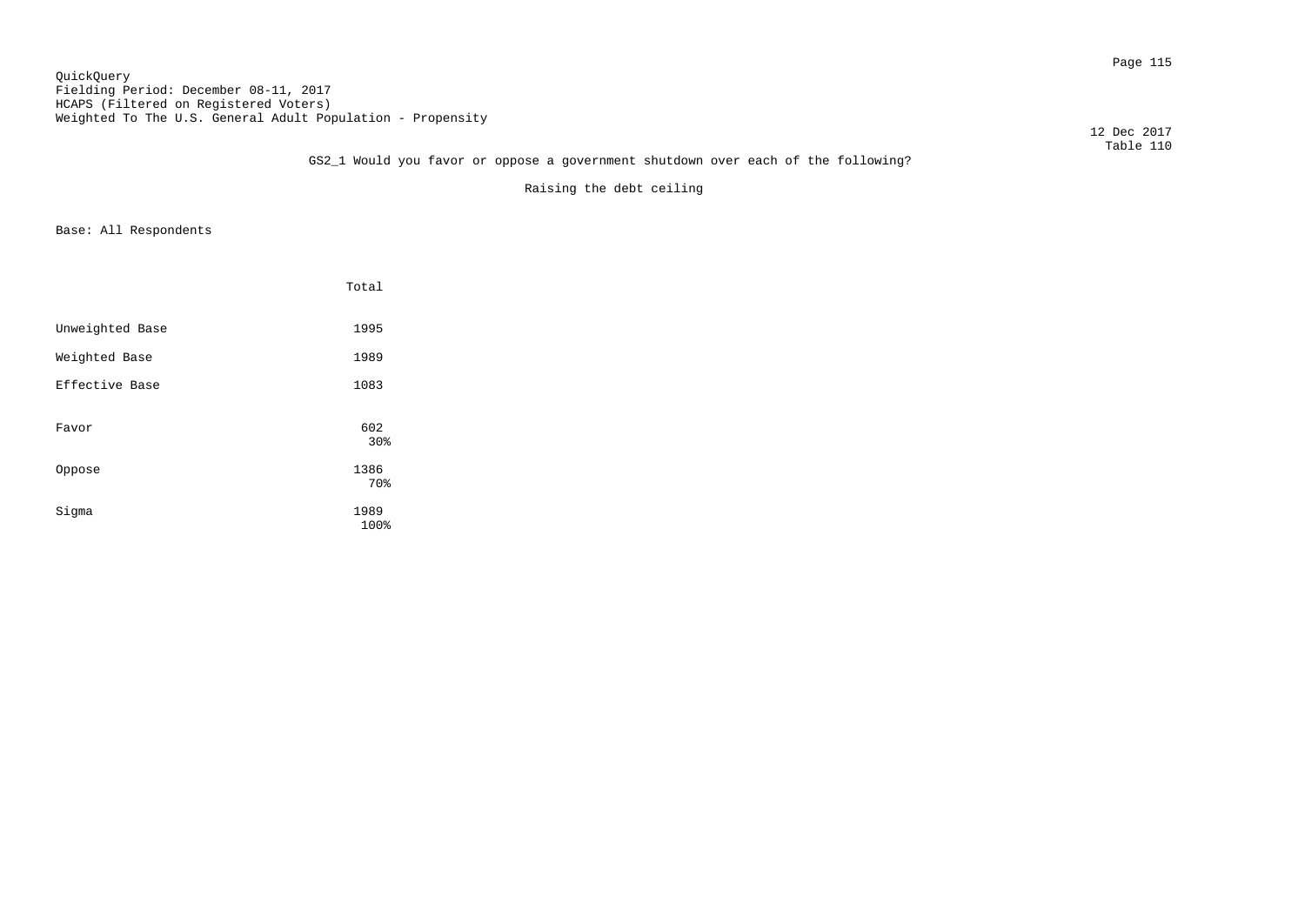QuickQuery
Fielding Period: December 08-11, 2017
HCAPS (Filtered on Registered Voters)
Weighted To The U.S. General Adult Population - Propensity

12 Dec 2017
Table 110

GS2_1 Would you favor or oppose a government shutdown over each of the following?

Raising the debt ceiling

Base: All Respondents

| | Total |
|---|---|
| Unweighted Base | 1995 |
| Weighted Base | 1989 |
| Effective Base | 1083 |
| Favor | 602<br>30% |
| Oppose | 1386<br>70% |
| Sigma | 1989<br>100% |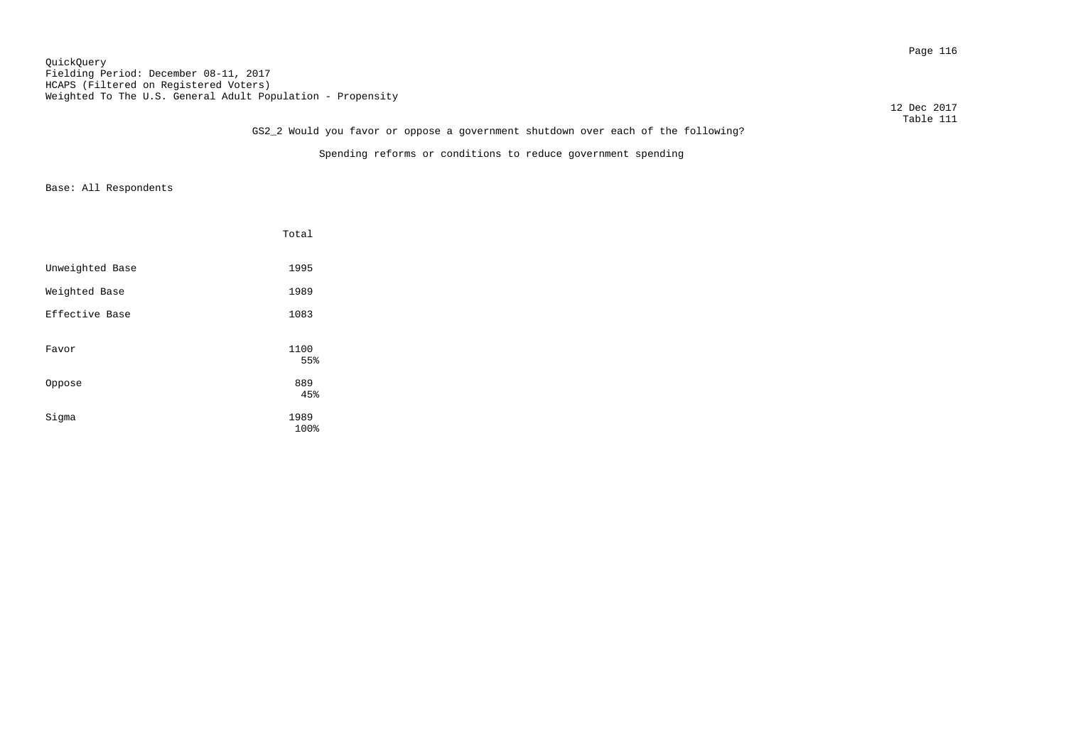QuickQuery
Fielding Period: December 08-11, 2017
HCAPS (Filtered on Registered Voters)
Weighted To The U.S. General Adult Population - Propensity

12 Dec 2017
Table 111

GS2_2 Would you favor or oppose a government shutdown over each of the following?

Spending reforms or conditions to reduce government spending

Base: All Respondents

| | Total |
|---|---|
| Unweighted Base | 1995 |
| Weighted Base | 1989 |
| Effective Base | 1083 |
| Favor | 1100<br>55% |
| Oppose | 889<br>45% |
| Sigma | 1989<br>100% |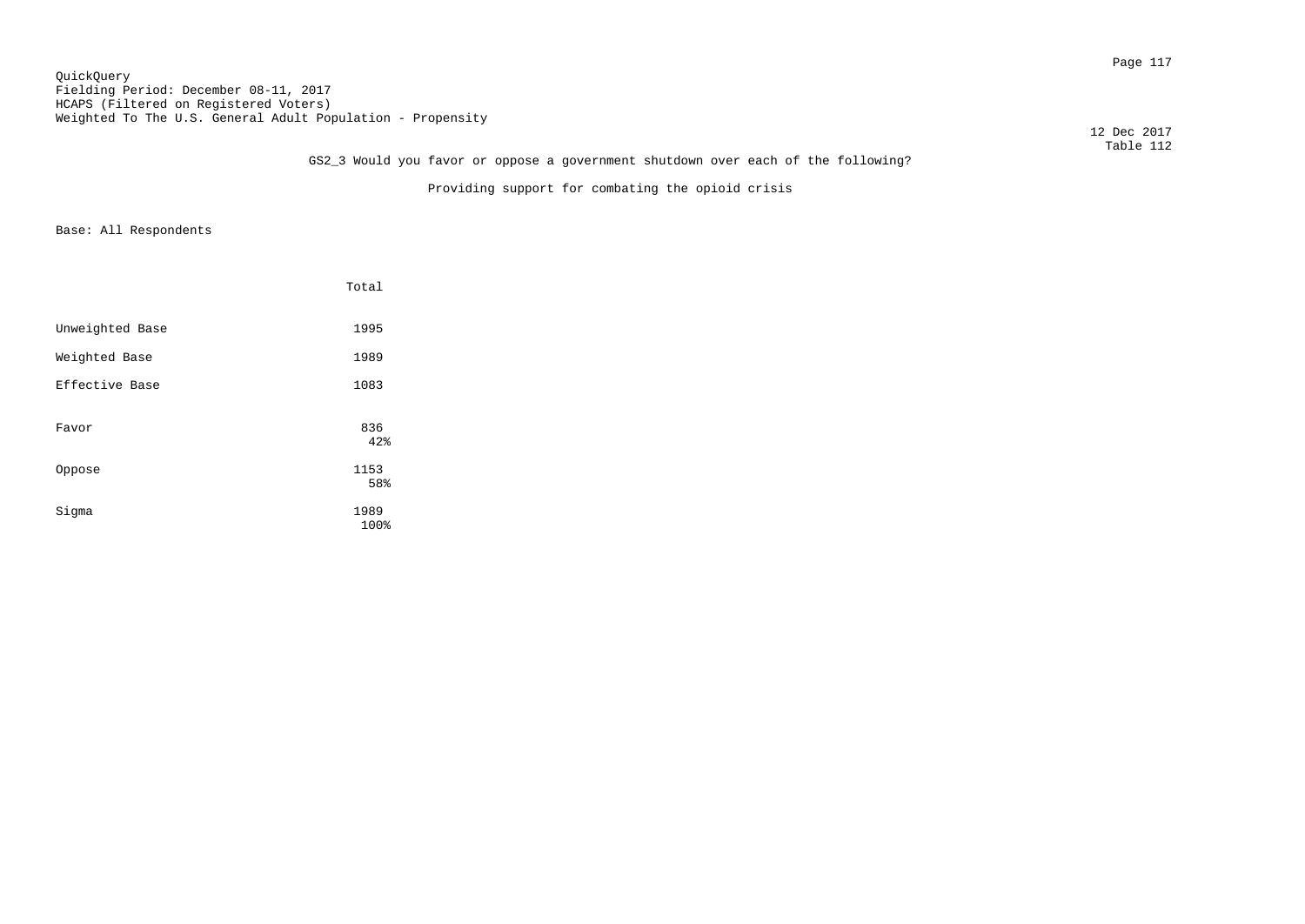QuickQuery
Fielding Period: December 08-11, 2017
HCAPS (Filtered on Registered Voters)
Weighted To The U.S. General Adult Population - Propensity

12 Dec 2017
Table 112

GS2_3 Would you favor or oppose a government shutdown over each of the following?

Providing support for combating the opioid crisis

Base: All Respondents

| | Total |
|---|---|
| Unweighted Base | 1995 |
| Weighted Base | 1989 |
| Effective Base | 1083 |
| Favor | 836<br>42% |
| Oppose | 1153<br>58% |
| Sigma | 1989<br>100% |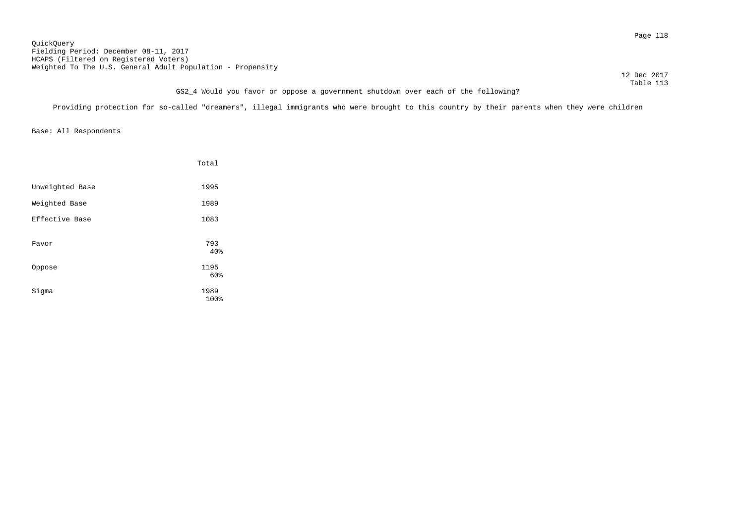QuickQuery
Fielding Period: December 08-11, 2017
HCAPS (Filtered on Registered Voters)
Weighted To The U.S. General Adult Population - Propensity

12 Dec 2017
Table 113

GS2_4 Would you favor or oppose a government shutdown over each of the following?

Providing protection for so-called "dreamers", illegal immigrants who were brought to this country by their parents when they were children

Base: All Respondents

| | Total |
|---|---|
| Unweighted Base | 1995 |
| Weighted Base | 1989 |
| Effective Base | 1083 |
| Favor | 793<br>40% |
| Oppose | 1195<br>60% |
| Sigma | 1989<br>100% |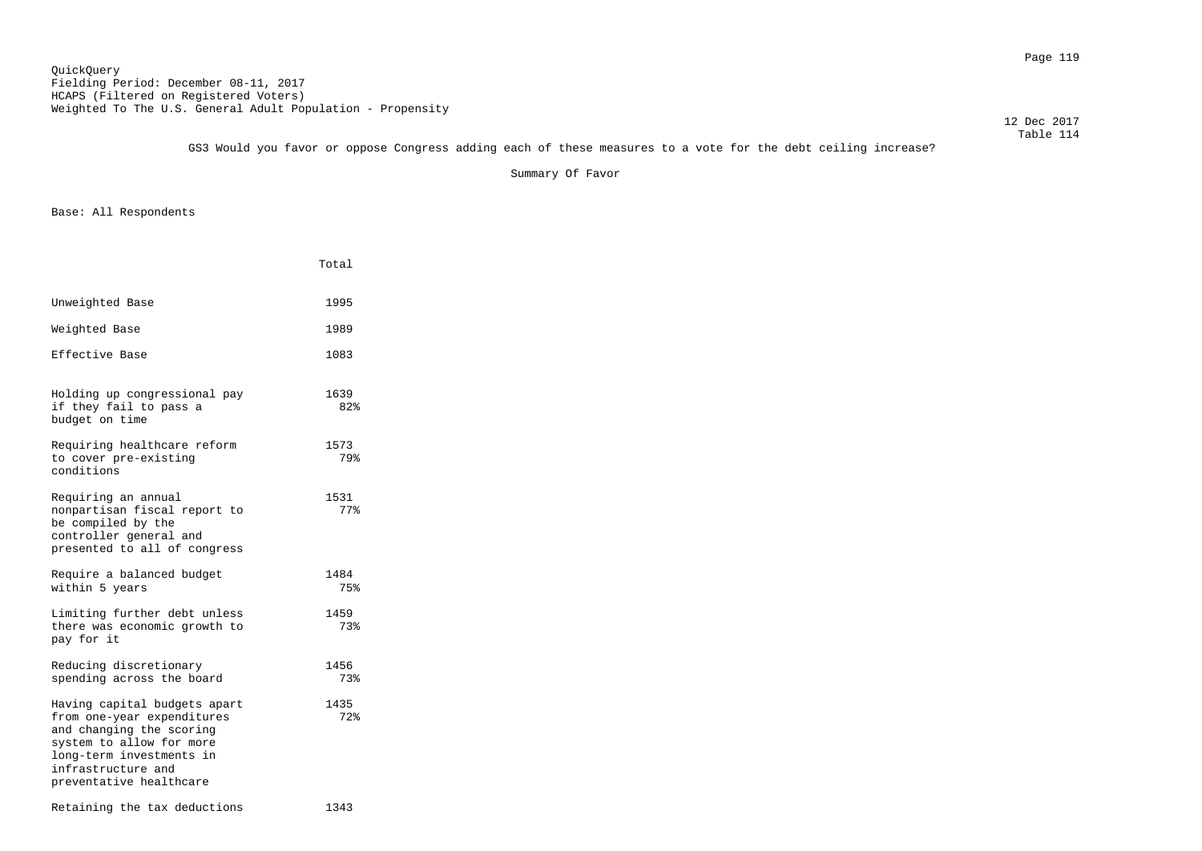QuickQuery
Fielding Period: December 08-11, 2017
HCAPS (Filtered on Registered Voters)
Weighted To The U.S. General Adult Population - Propensity

12 Dec 2017
Table 114

GS3 Would you favor or oppose Congress adding each of these measures to a vote for the debt ceiling increase?

Summary Of Favor

Base: All Respondents

| | Total |
|---|---|
| Unweighted Base | 1995 |
| Weighted Base | 1989 |
| Effective Base | 1083 |
| Holding up congressional pay if they fail to pass a budget on time | 1639<br>82% |
| Requiring healthcare reform to cover pre-existing conditions | 1573<br>79% |
| Requiring an annual nonpartisan fiscal report to be compiled by the controller general and presented to all of congress | 1531<br>77% |
| Require a balanced budget within 5 years | 1484<br>75% |
| Limiting further debt unless there was economic growth to pay for it | 1459<br>73% |
| Reducing discretionary spending across the board | 1456<br>73% |
| Having capital budgets apart from one-year expenditures and changing the scoring system to allow for more long-term investments in infrastructure and preventative healthcare | 1435<br>72% |
| Retaining the tax deductions | 1343 |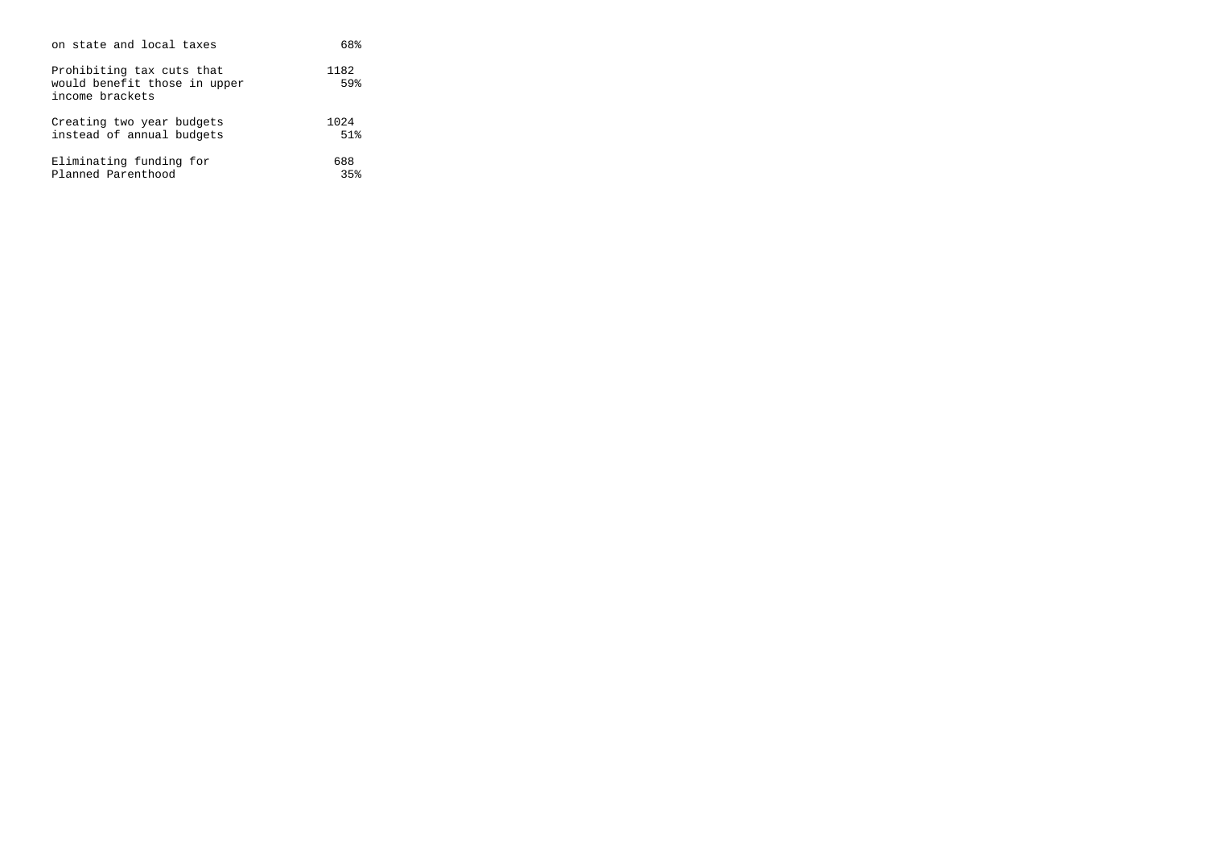| | |
|---|---|
| on state and local taxes | 68% |
| Prohibiting tax cuts that would benefit those in upper income brackets | 1182<br>59% |
| Creating two year budgets instead of annual budgets | 1024<br>51% |
| Eliminating funding for Planned Parenthood | 688<br>35% |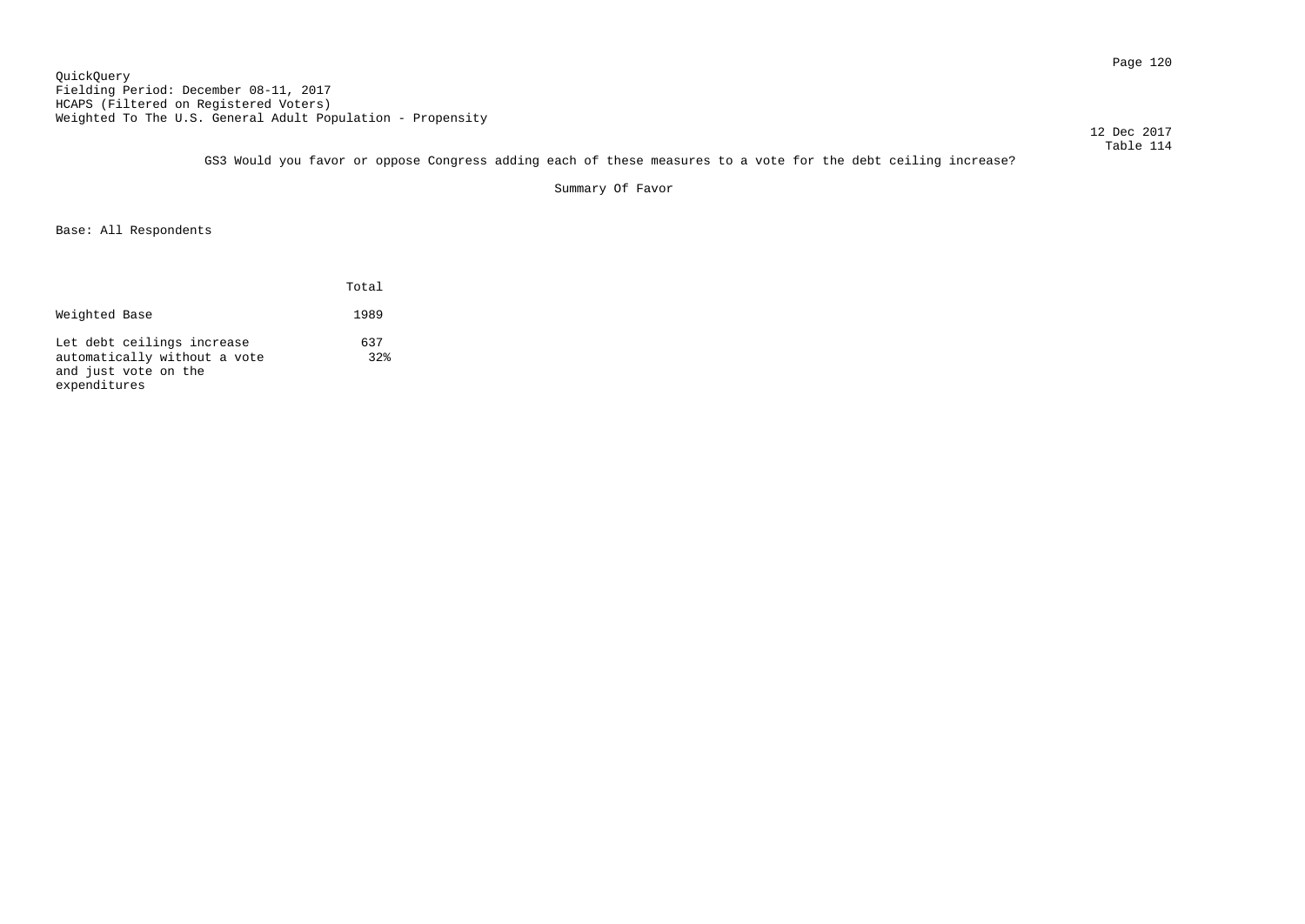QuickQuery
Fielding Period: December 08-11, 2017
HCAPS (Filtered on Registered Voters)
Weighted To The U.S. General Adult Population - Propensity

12 Dec 2017
Table 114

GS3 Would you favor or oppose Congress adding each of these measures to a vote for the debt ceiling increase?

Summary Of Favor

Base: All Respondents

| | Total |
|---|---|
| Weighted Base | 1989 |
| Let debt ceilings increase automatically without a vote and just vote on the expenditures | 637<br>32% |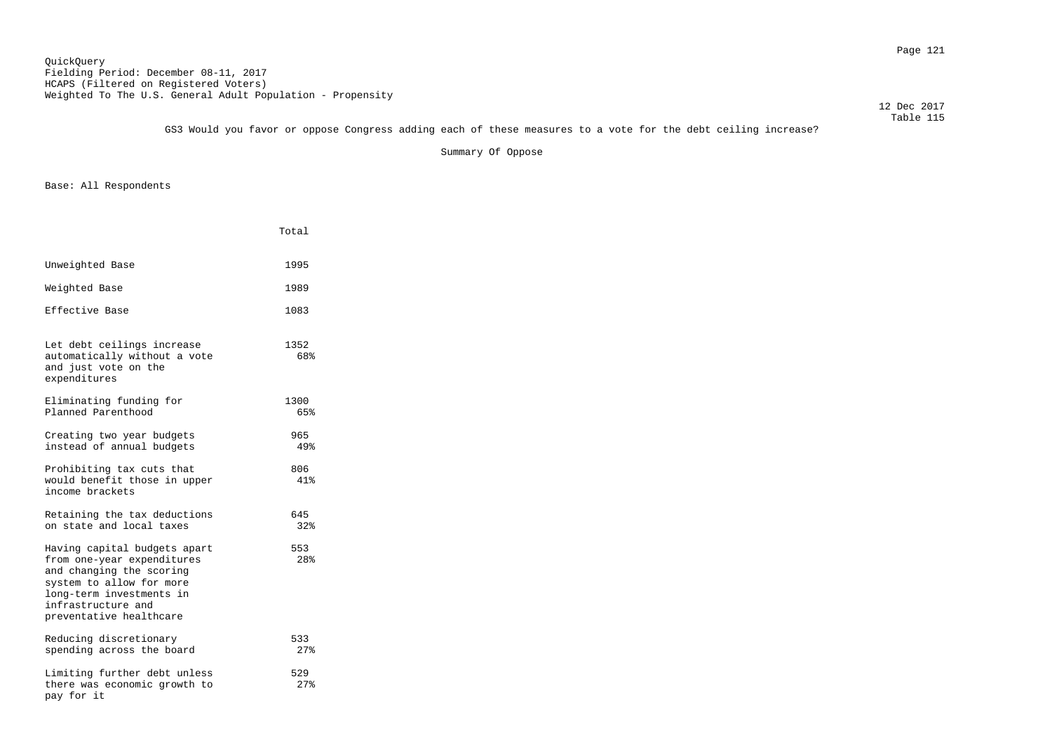QuickQuery
Fielding Period: December 08-11, 2017
HCAPS (Filtered on Registered Voters)
Weighted To The U.S. General Adult Population - Propensity

12 Dec 2017
Table 115

GS3 Would you favor or oppose Congress adding each of these measures to a vote for the debt ceiling increase?

Summary Of Oppose

Base: All Respondents

| | Total |
|---|---|
| Unweighted Base | 1995 |
| Weighted Base | 1989 |
| Effective Base | 1083 |
| Let debt ceilings increase automatically without a vote and just vote on the expenditures | 1352<br>68% |
| Eliminating funding for Planned Parenthood | 1300<br>65% |
| Creating two year budgets instead of annual budgets | 965<br>49% |
| Prohibiting tax cuts that would benefit those in upper income brackets | 806<br>41% |
| Retaining the tax deductions on state and local taxes | 645<br>32% |
| Having capital budgets apart from one-year expenditures and changing the scoring system to allow for more long-term investments in infrastructure and preventative healthcare | 553<br>28% |
| Reducing discretionary spending across the board | 533<br>27% |
| Limiting further debt unless there was economic growth to pay for it | 529<br>27% |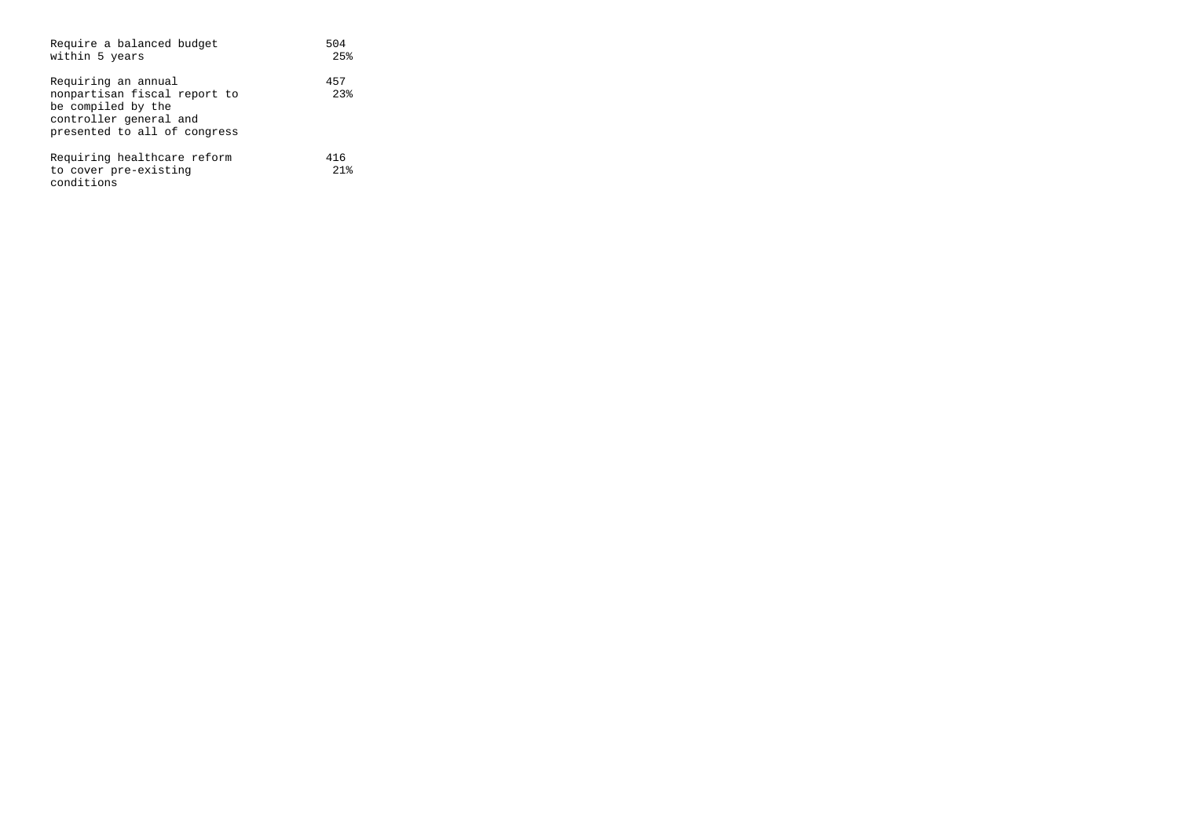| | |
|---|---|
| Require a balanced budget within 5 years | 504<br>25% |
| Requiring an annual nonpartisan fiscal report to be compiled by the controller general and presented to all of congress | 457<br>23% |
| Requiring healthcare reform to cover pre-existing conditions | 416<br>21% |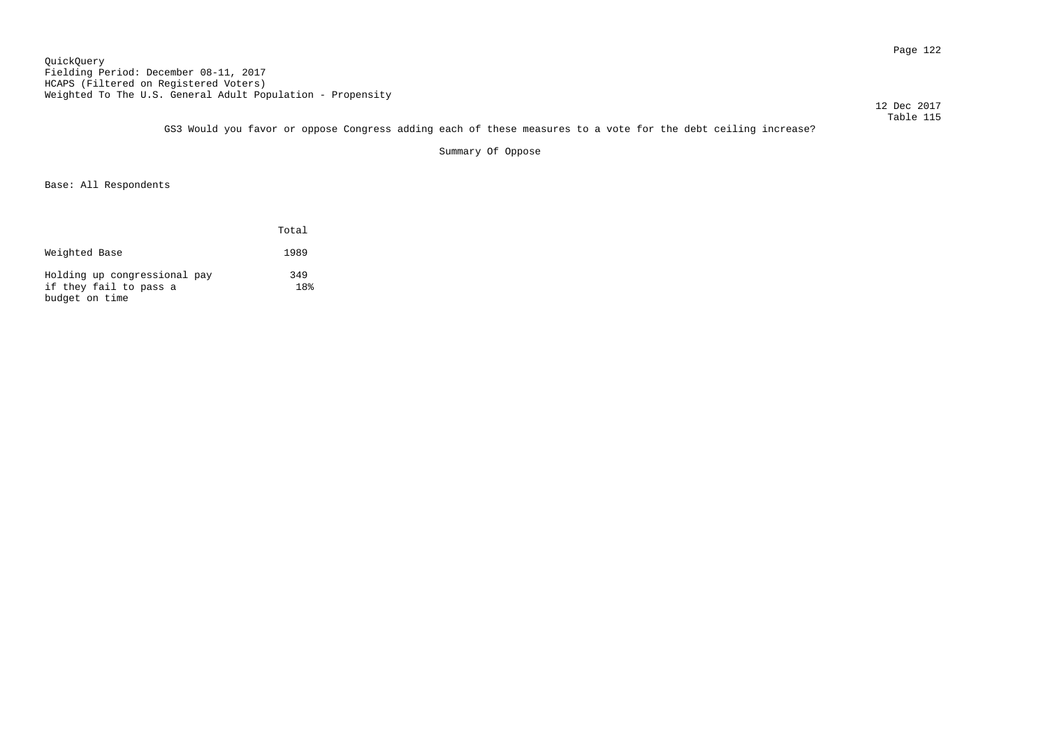QuickQuery
Fielding Period: December 08-11, 2017
HCAPS (Filtered on Registered Voters)
Weighted To The U.S. General Adult Population - Propensity

12 Dec 2017
Table 115

GS3 Would you favor or oppose Congress adding each of these measures to a vote for the debt ceiling increase?

Summary Of Oppose

Base: All Respondents

| | Total |
|---|---|
| Weighted Base | 1989 |
| Holding up congressional pay if they fail to pass a budget on time | 349<br>18% |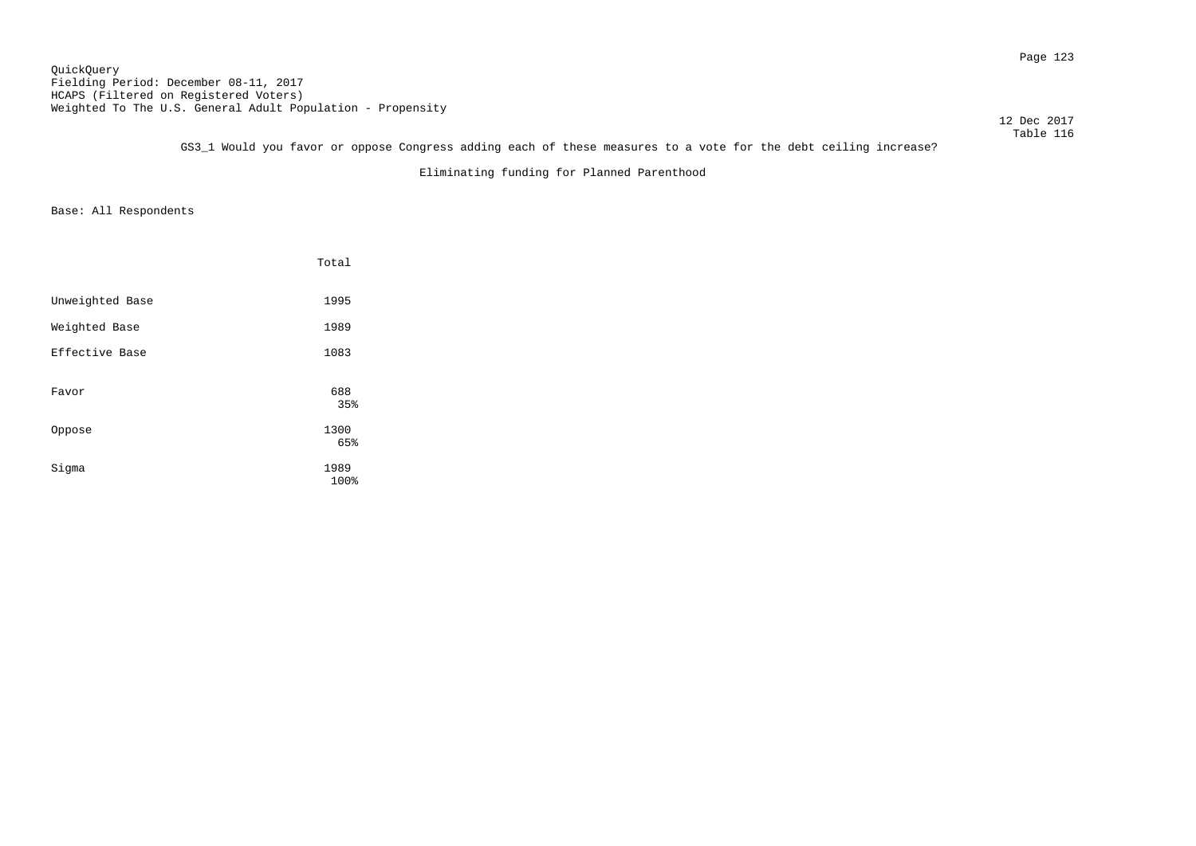QuickQuery
Fielding Period: December 08-11, 2017
HCAPS (Filtered on Registered Voters)
Weighted To The U.S. General Adult Population - Propensity

12 Dec 2017
Table 116

GS3_1 Would you favor or oppose Congress adding each of these measures to a vote for the debt ceiling increase?

Eliminating funding for Planned Parenthood

Base: All Respondents

| | Total |
|---|---|
| Unweighted Base | 1995 |
| Weighted Base | 1989 |
| Effective Base | 1083 |
| Favor | 688<br>35% |
| Oppose | 1300<br>65% |
| Sigma | 1989<br>100% |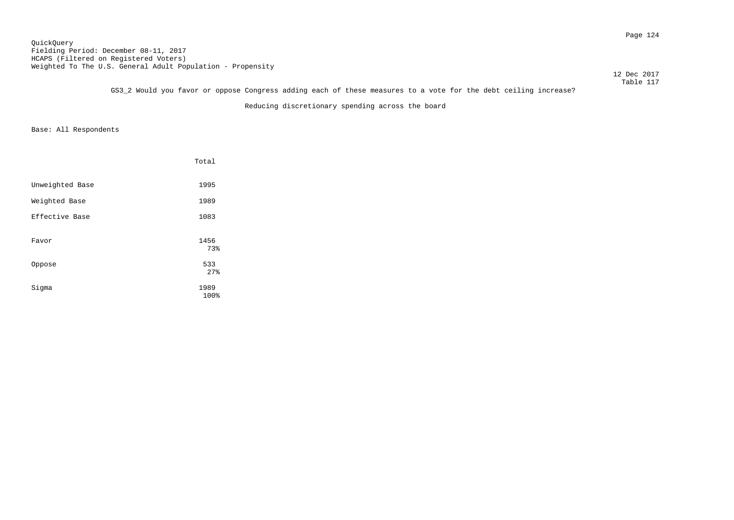QuickQuery
Fielding Period: December 08-11, 2017
HCAPS (Filtered on Registered Voters)
Weighted To The U.S. General Adult Population - Propensity

12 Dec 2017
Table 117

GS3_2 Would you favor or oppose Congress adding each of these measures to a vote for the debt ceiling increase?

Reducing discretionary spending across the board

Base: All Respondents

| | Total |
|---|---|
| Unweighted Base | 1995 |
| Weighted Base | 1989 |
| Effective Base | 1083 |
| Favor | 1456<br>73% |
| Oppose | 533<br>27% |
| Sigma | 1989<br>100% |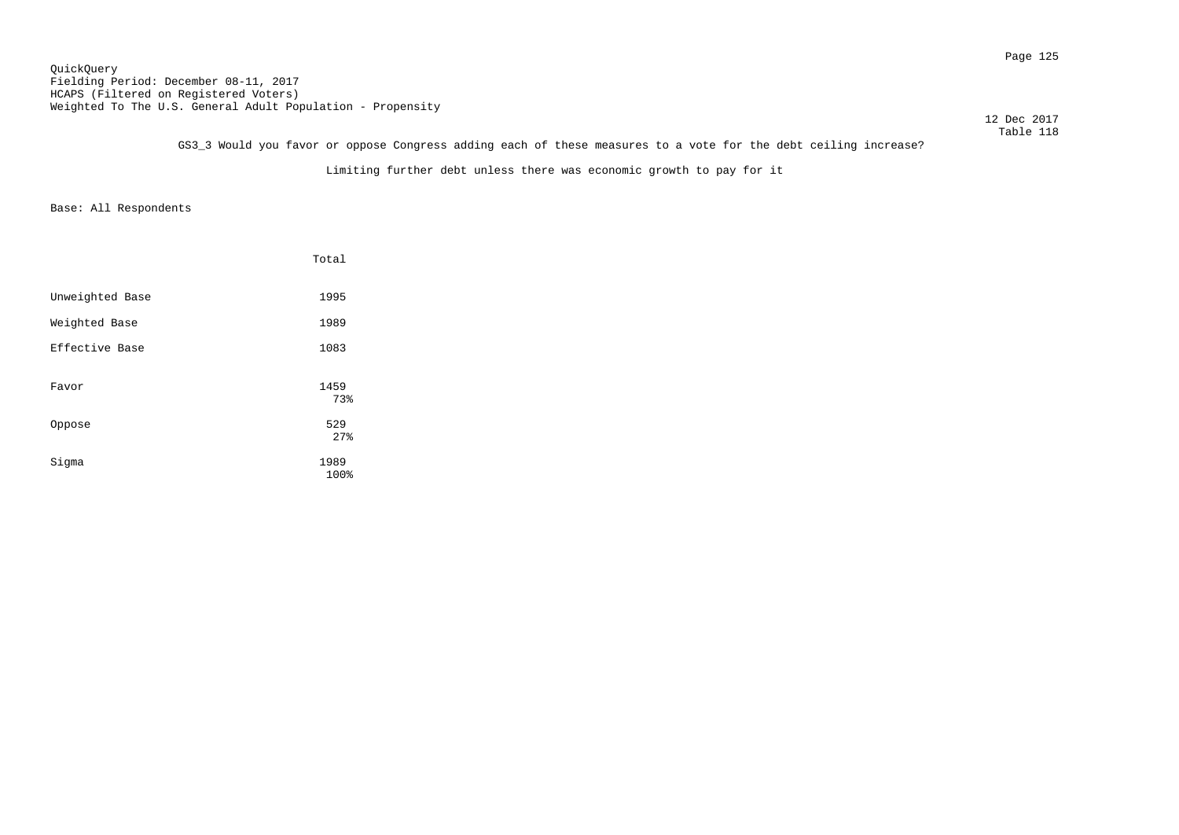QuickQuery
Fielding Period: December 08-11, 2017
HCAPS (Filtered on Registered Voters)
Weighted To The U.S. General Adult Population - Propensity

12 Dec 2017
Table 118

GS3_3 Would you favor or oppose Congress adding each of these measures to a vote for the debt ceiling increase?

Limiting further debt unless there was economic growth to pay for it

Base: All Respondents

| | Total |
|---|---|
| Unweighted Base | 1995 |
| Weighted Base | 1989 |
| Effective Base | 1083 |
| Favor | 1459<br>73% |
| Oppose | 529<br>27% |
| Sigma | 1989<br>100% |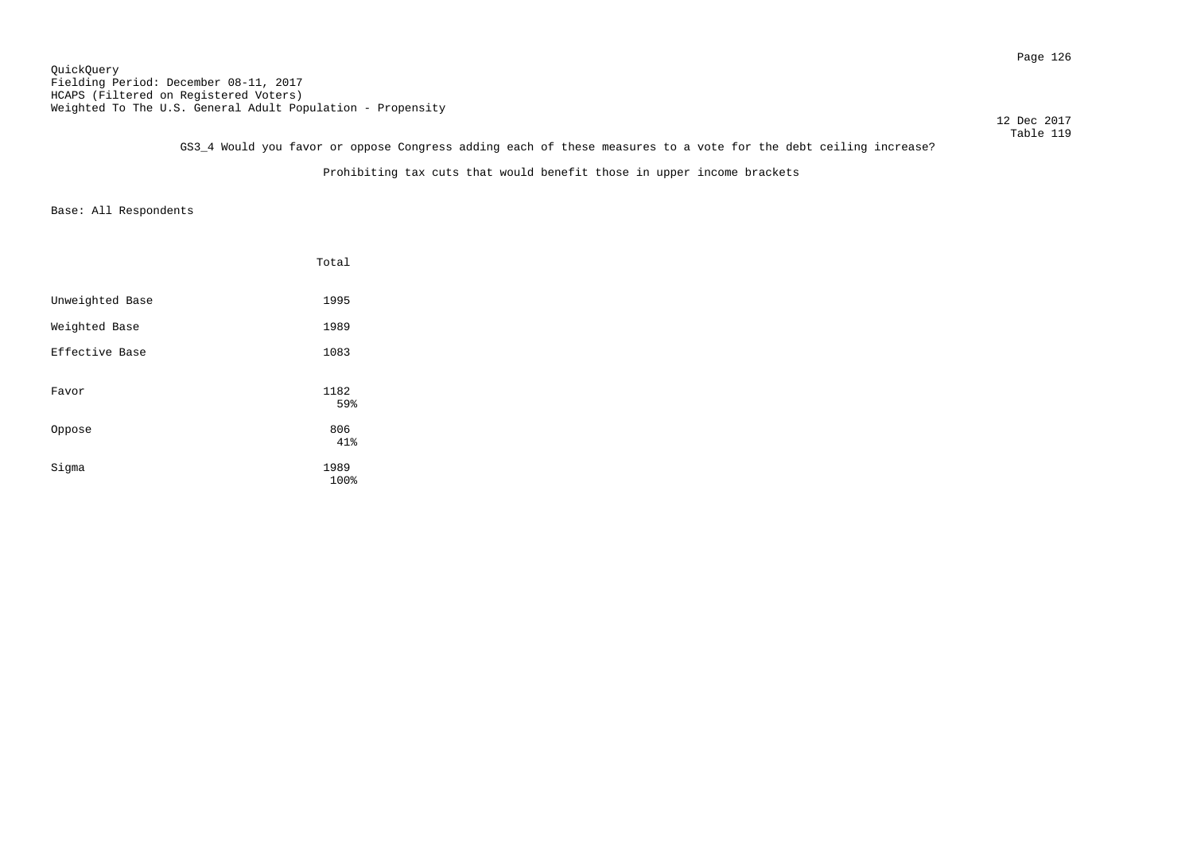QuickQuery
Fielding Period: December 08-11, 2017
HCAPS (Filtered on Registered Voters)
Weighted To The U.S. General Adult Population - Propensity

12 Dec 2017
Table 119

GS3_4 Would you favor or oppose Congress adding each of these measures to a vote for the debt ceiling increase?

Prohibiting tax cuts that would benefit those in upper income brackets

Base: All Respondents

| | Total |
|---|---|
| Unweighted Base | 1995 |
| Weighted Base | 1989 |
| Effective Base | 1083 |
| Favor | 1182<br>59% |
| Oppose | 806<br>41% |
| Sigma | 1989<br>100% |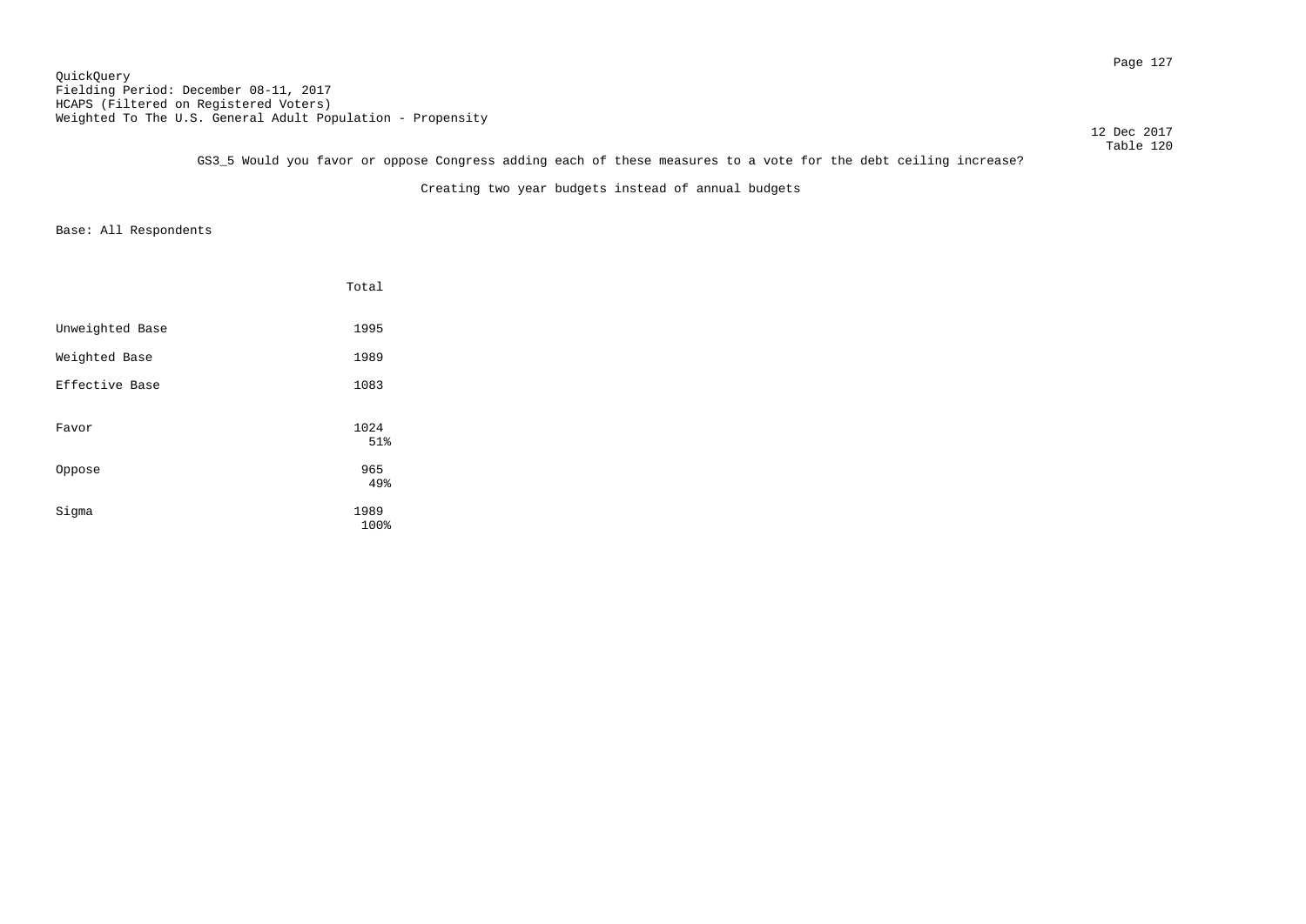QuickQuery
Fielding Period: December 08-11, 2017
HCAPS (Filtered on Registered Voters)
Weighted To The U.S. General Adult Population - Propensity

12 Dec 2017
Table 120

GS3_5 Would you favor or oppose Congress adding each of these measures to a vote for the debt ceiling increase?

Creating two year budgets instead of annual budgets

Base: All Respondents

| | Total |
|---|---|
| Unweighted Base | 1995 |
| Weighted Base | 1989 |
| Effective Base | 1083 |
| Favor | 1024<br>51% |
| Oppose | 965<br>49% |
| Sigma | 1989<br>100% |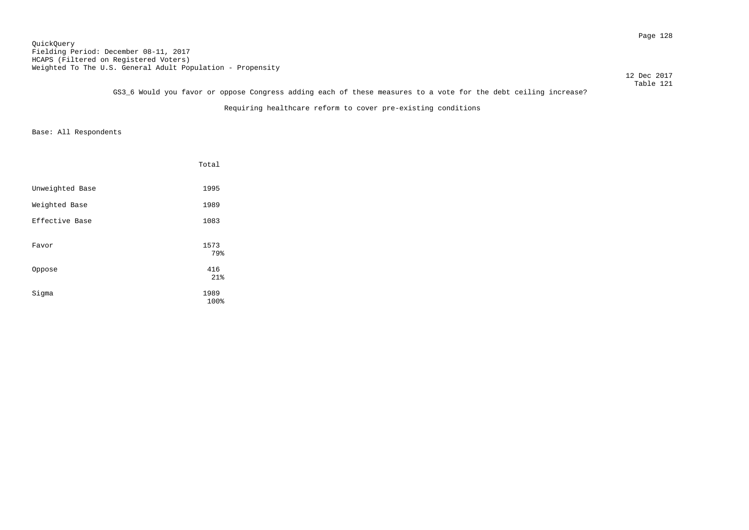QuickQuery
Fielding Period: December 08-11, 2017
HCAPS (Filtered on Registered Voters)
Weighted To The U.S. General Adult Population - Propensity

12 Dec 2017
Table 121

GS3_6 Would you favor or oppose Congress adding each of these measures to a vote for the debt ceiling increase?

Requiring healthcare reform to cover pre-existing conditions

Base: All Respondents

| | Total |
|---|---|
| Unweighted Base | 1995 |
| Weighted Base | 1989 |
| Effective Base | 1083 |
| Favor | 1573 |
| | 79% |
| Oppose | 416 |
| | 21% |
| Sigma | 1989 |
| | 100% |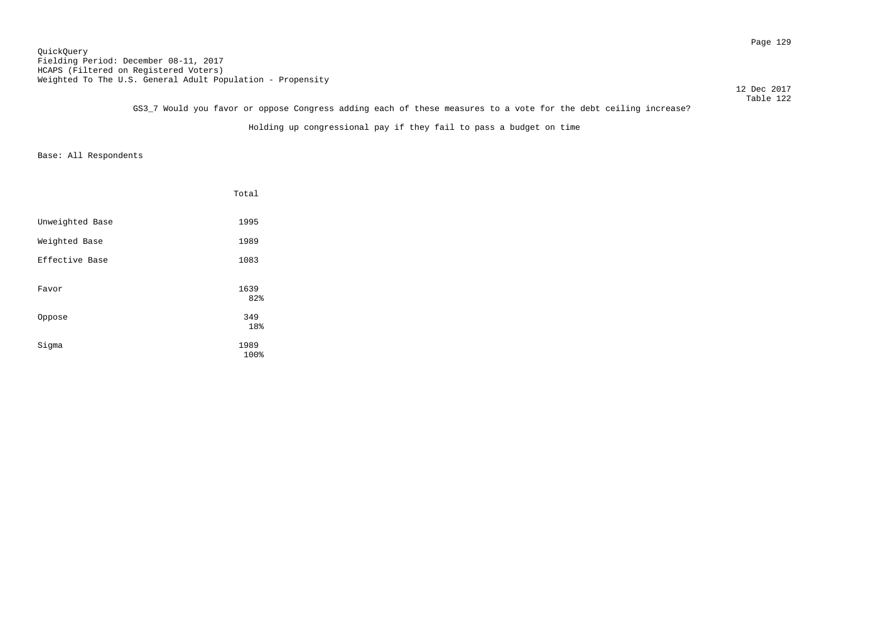QuickQuery
Fielding Period: December 08-11, 2017
HCAPS (Filtered on Registered Voters)
Weighted To The U.S. General Adult Population - Propensity

12 Dec 2017
Table 122

GS3_7 Would you favor or oppose Congress adding each of these measures to a vote for the debt ceiling increase?

Holding up congressional pay if they fail to pass a budget on time

Base: All Respondents

| | Total |
|---|---|
| Unweighted Base | 1995 |
| Weighted Base | 1989 |
| Effective Base | 1083 |
| Favor | 1639<br>82% |
| Oppose | 349<br>18% |
| Sigma | 1989<br>100% |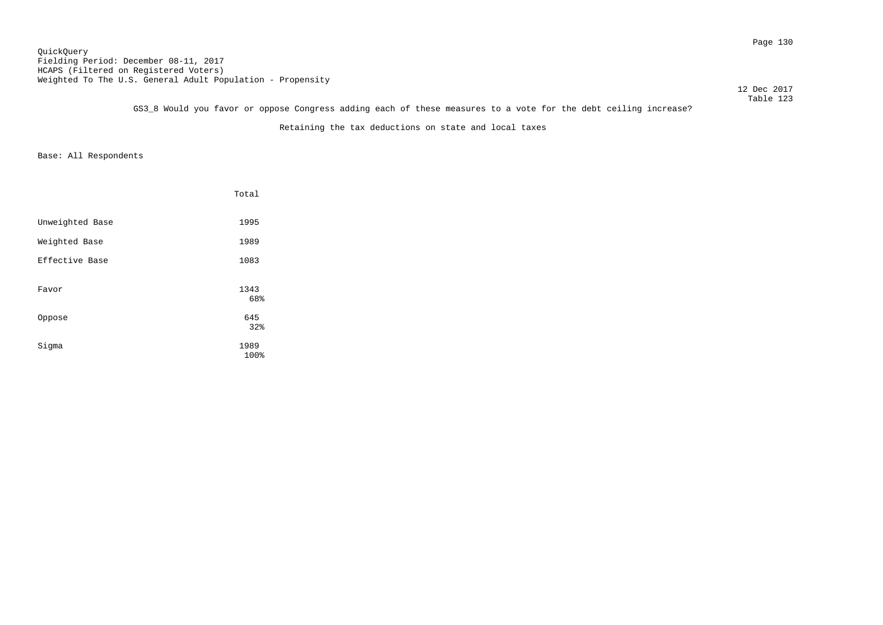QuickQuery
Fielding Period: December 08-11, 2017
HCAPS (Filtered on Registered Voters)
Weighted To The U.S. General Adult Population - Propensity

12 Dec 2017
Table 123

GS3_8 Would you favor or oppose Congress adding each of these measures to a vote for the debt ceiling increase?

Retaining the tax deductions on state and local taxes

Base: All Respondents

| | Total |
|---|---|
| Unweighted Base | 1995 |
| Weighted Base | 1989 |
| Effective Base | 1083 |
| Favor | 1343<br>68% |
| Oppose | 645<br>32% |
| Sigma | 1989<br>100% |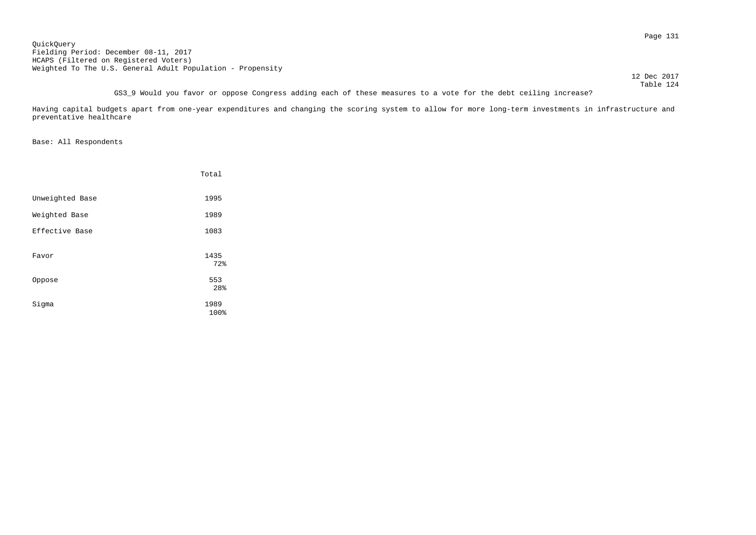QuickQuery
Fielding Period: December 08-11, 2017
HCAPS (Filtered on Registered Voters)
Weighted To The U.S. General Adult Population - Propensity

12 Dec 2017
Table 124

GS3_9 Would you favor or oppose Congress adding each of these measures to a vote for the debt ceiling increase?

Having capital budgets apart from one-year expenditures and changing the scoring system to allow for more long-term investments in infrastructure and preventative healthcare

Base: All Respondents

| | Total |
|---|---|
| Unweighted Base | 1995 |
| Weighted Base | 1989 |
| Effective Base | 1083 |
| Favor | 1435<br>72% |
| Oppose | 553<br>28% |
| Sigma | 1989<br>100% |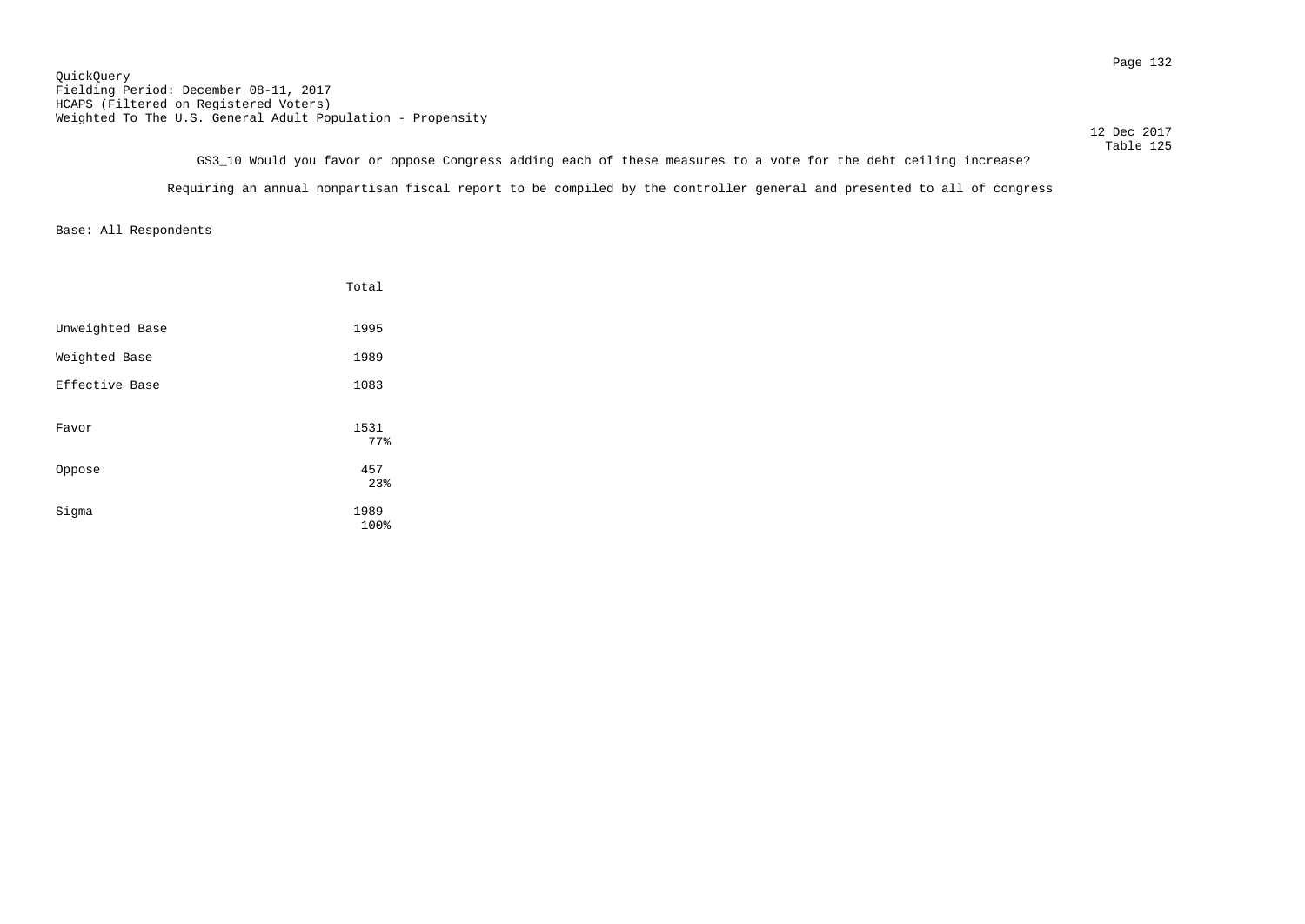QuickQuery
Fielding Period: December 08-11, 2017
HCAPS (Filtered on Registered Voters)
Weighted To The U.S. General Adult Population - Propensity

12 Dec 2017
Table 125

GS3_10 Would you favor or oppose Congress adding each of these measures to a vote for the debt ceiling increase?

Requiring an annual nonpartisan fiscal report to be compiled by the controller general and presented to all of congress

Base: All Respondents

| | Total |
|---|---|
| Unweighted Base | 1995 |
| Weighted Base | 1989 |
| Effective Base | 1083 |
| Favor | 1531<br>77% |
| Oppose | 457<br>23% |
| Sigma | 1989<br>100% |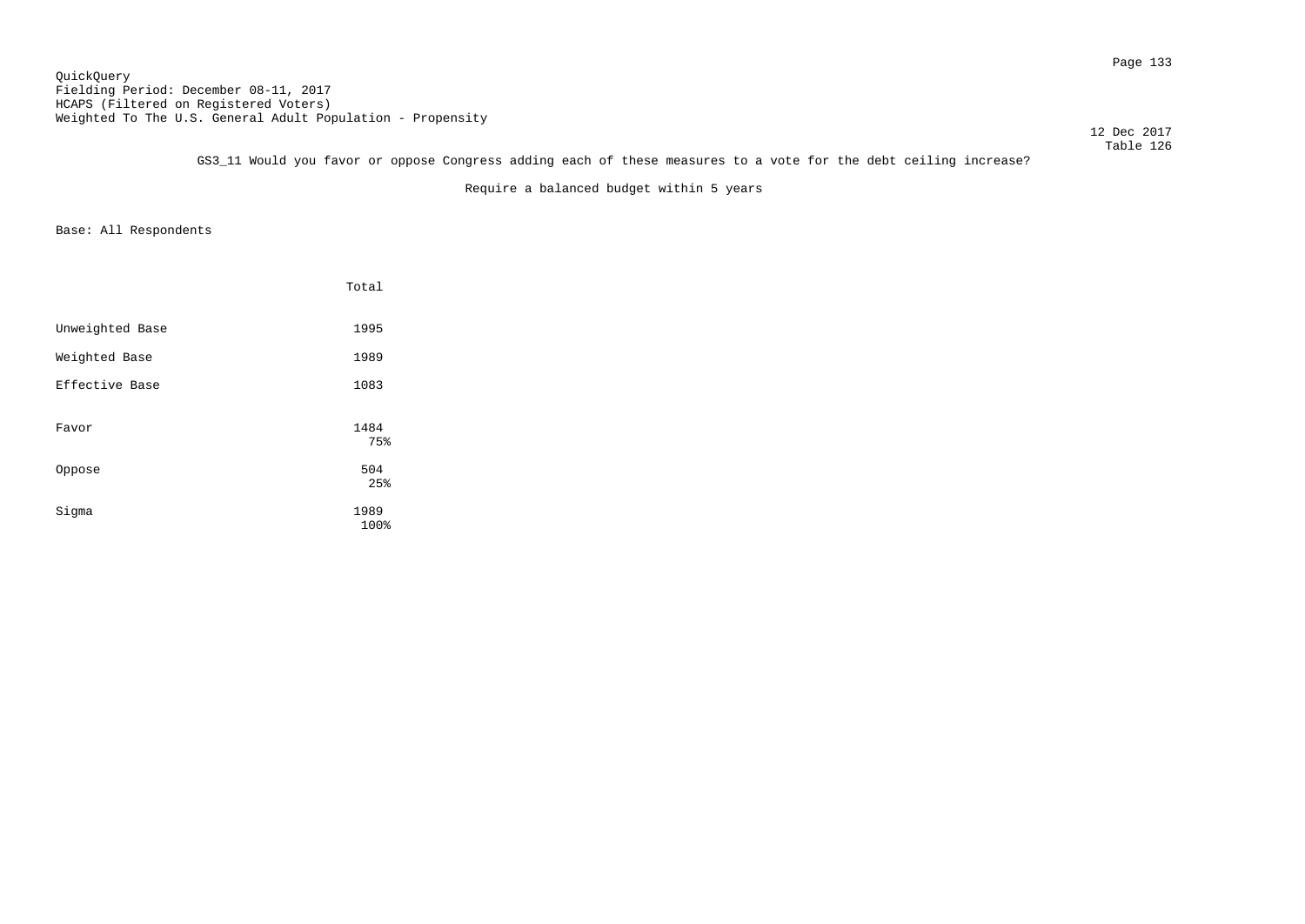QuickQuery
Fielding Period: December 08-11, 2017
HCAPS (Filtered on Registered Voters)
Weighted To The U.S. General Adult Population - Propensity

12 Dec 2017
Table 126

GS3_11 Would you favor or oppose Congress adding each of these measures to a vote for the debt ceiling increase?

Require a balanced budget within 5 years

Base: All Respondents

| | Total |
|---|---|
| Unweighted Base | 1995 |
| Weighted Base | 1989 |
| Effective Base | 1083 |
| Favor | 1484<br>75% |
| Oppose | 504<br>25% |
| Sigma | 1989<br>100% |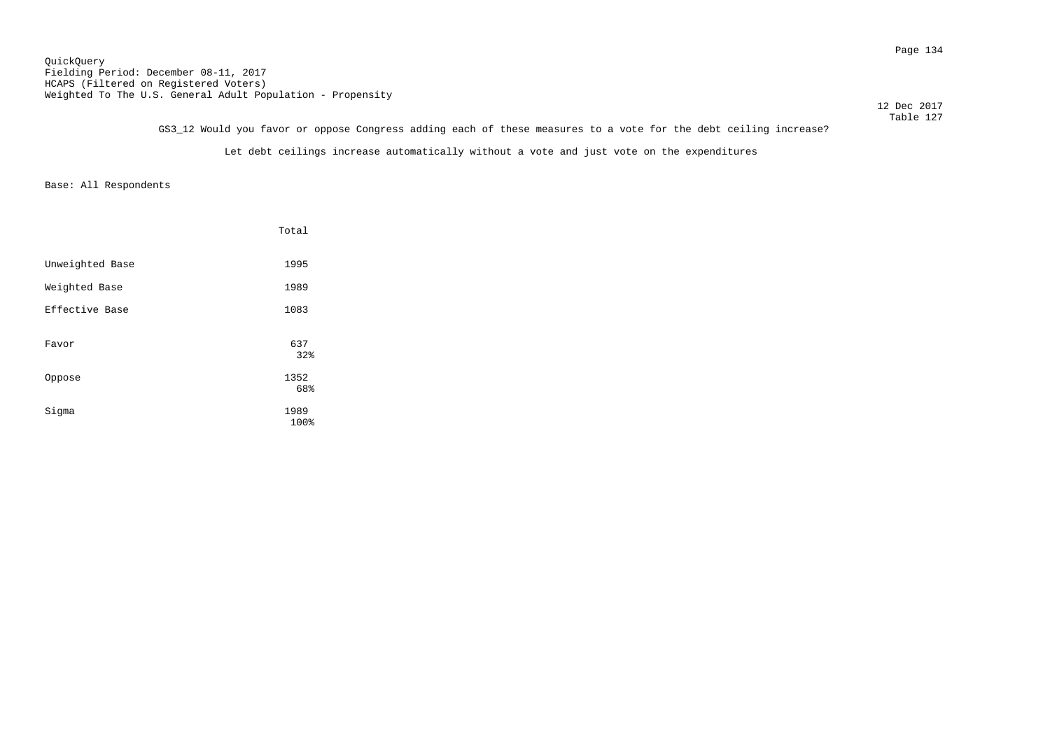QuickQuery
Fielding Period: December 08-11, 2017
HCAPS (Filtered on Registered Voters)
Weighted To The U.S. General Adult Population - Propensity

12 Dec 2017
Table 127

GS3_12 Would you favor or oppose Congress adding each of these measures to a vote for the debt ceiling increase?

Let debt ceilings increase automatically without a vote and just vote on the expenditures

Base: All Respondents

| | Total |
|---|---|
| Unweighted Base | 1995 |
| Weighted Base | 1989 |
| Effective Base | 1083 |
| Favor | 637<br>32% |
| Oppose | 1352<br>68% |
| Sigma | 1989<br>100% |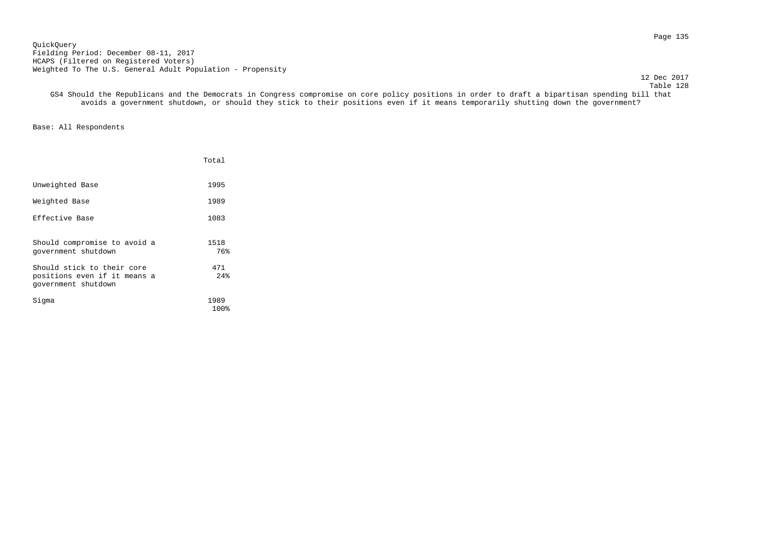QuickQuery
Fielding Period: December 08-11, 2017
HCAPS (Filtered on Registered Voters)
Weighted To The U.S. General Adult Population - Propensity

12 Dec 2017
Table 128

GS4 Should the Republicans and the Democrats in Congress compromise on core policy positions in order to draft a bipartisan spending bill that avoids a government shutdown, or should they stick to their positions even if it means temporarily shutting down the government?

Base: All Respondents

| | Total |
|---|---|
| Unweighted Base | 1995 |
| Weighted Base | 1989 |
| Effective Base | 1083 |
| Should compromise to avoid a government shutdown | 1518<br>76% |
| Should stick to their core positions even if it means a government shutdown | 471<br>24% |
| Sigma | 1989<br>100% |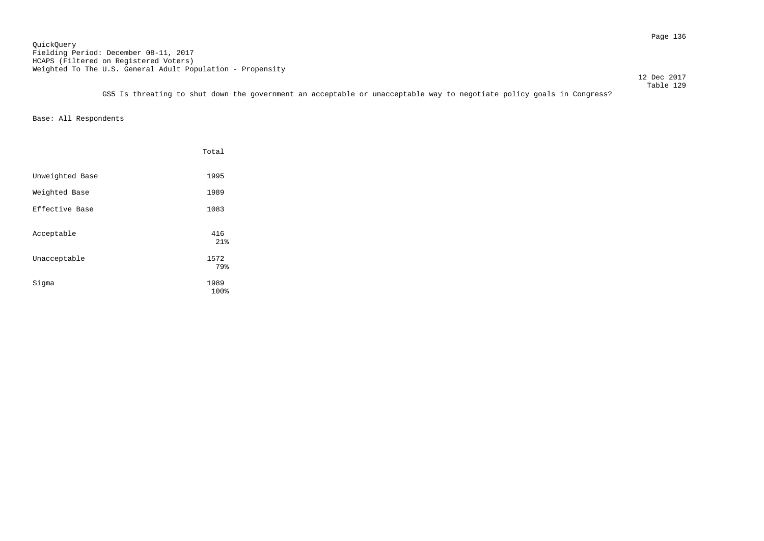QuickQuery
Fielding Period: December 08-11, 2017
HCAPS (Filtered on Registered Voters)
Weighted To The U.S. General Adult Population - Propensity

12 Dec 2017
Table 129

GS5 Is threating to shut down the government an acceptable or unacceptable way to negotiate policy goals in Congress?

Base: All Respondents

| | Total |
|---|---|
| Unweighted Base | 1995 |
| Weighted Base | 1989 |
| Effective Base | 1083 |
| Acceptable | 416<br>21% |
| Unacceptable | 1572<br>79% |
| Sigma | 1989<br>100% |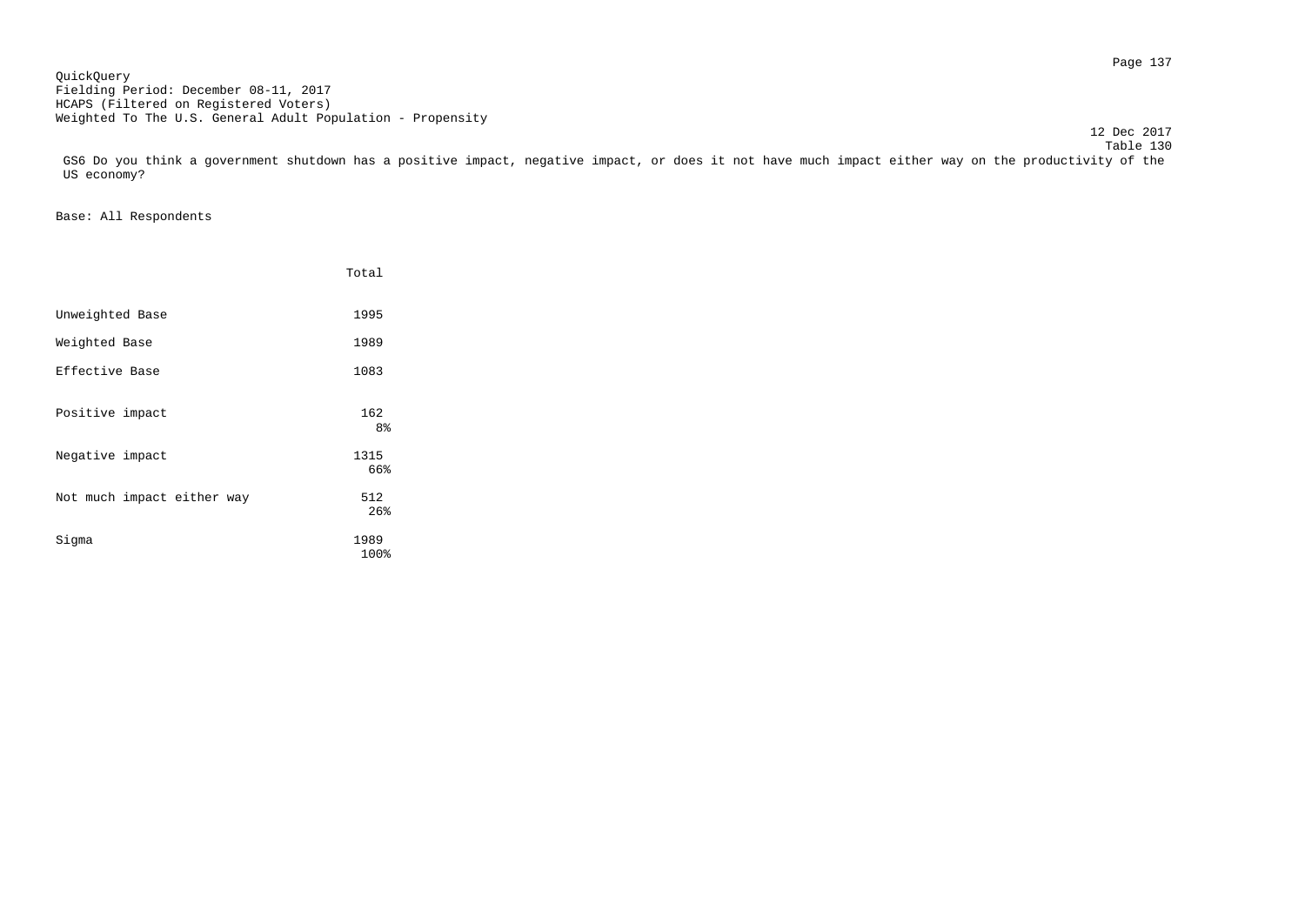QuickQuery
Fielding Period: December 08-11, 2017
HCAPS (Filtered on Registered Voters)
Weighted To The U.S. General Adult Population - Propensity

12 Dec 2017
Table 130

GS6 Do you think a government shutdown has a positive impact, negative impact, or does it not have much impact either way on the productivity of the US economy?

Base: All Respondents

| | Total |
|---|---|
| Unweighted Base | 1995 |
| Weighted Base | 1989 |
| Effective Base | 1083 |
| Positive impact | 162<br>8% |
| Negative impact | 1315<br>66% |
| Not much impact either way | 512<br>26% |
| Sigma | 1989<br>100% |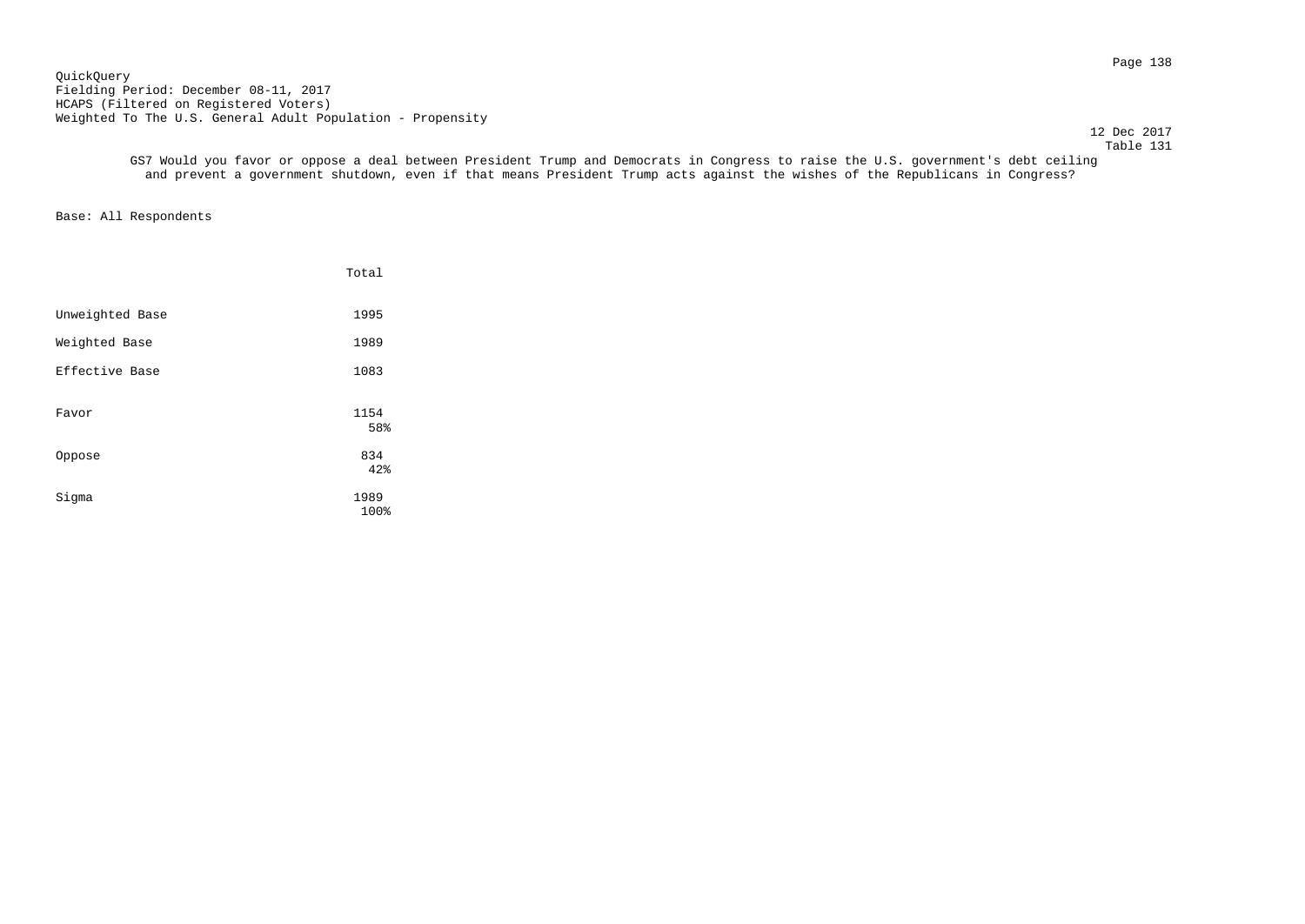QuickQuery
Fielding Period: December 08-11, 2017
HCAPS (Filtered on Registered Voters)
Weighted To The U.S. General Adult Population - Propensity

12 Dec 2017
Table 131

GS7 Would you favor or oppose a deal between President Trump and Democrats in Congress to raise the U.S. government's debt ceiling and prevent a government shutdown, even if that means President Trump acts against the wishes of the Republicans in Congress?

Base: All Respondents

| | Total |
|---|---|
| Unweighted Base | 1995 |
| Weighted Base | 1989 |
| Effective Base | 1083 |
| Favor | 1154<br>58% |
| Oppose | 834<br>42% |
| Sigma | 1989<br>100% |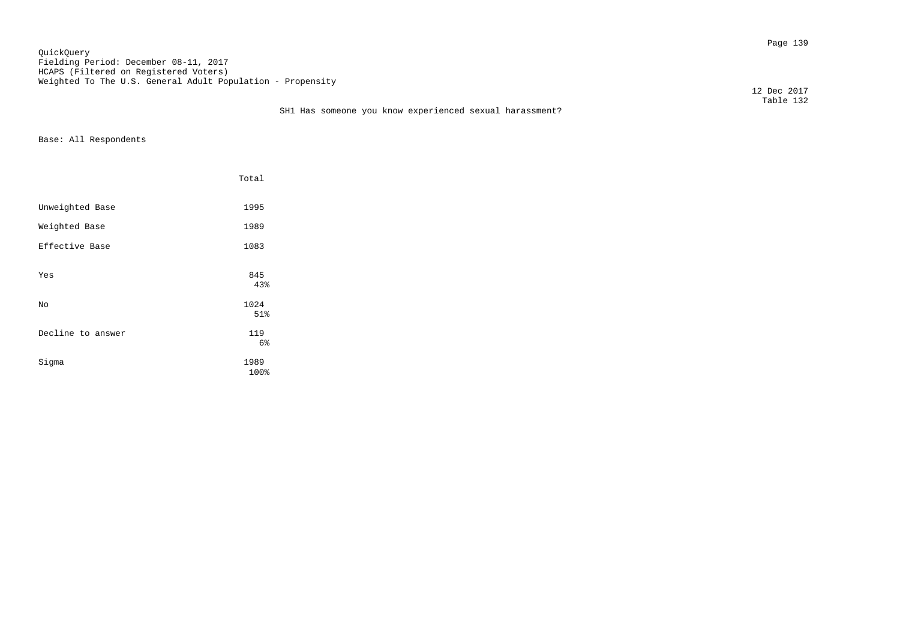QuickQuery
Fielding Period: December 08-11, 2017
HCAPS (Filtered on Registered Voters)
Weighted To The U.S. General Adult Population - Propensity

12 Dec 2017
Table 132

SH1 Has someone you know experienced sexual harassment?

Base: All Respondents

| | Total |
|---|---|
| Unweighted Base | 1995 |
| Weighted Base | 1989 |
| Effective Base | 1083 |
| Yes | 845<br>43% |
| No | 1024<br>51% |
| Decline to answer | 119<br>6% |
| Sigma | 1989<br>100% |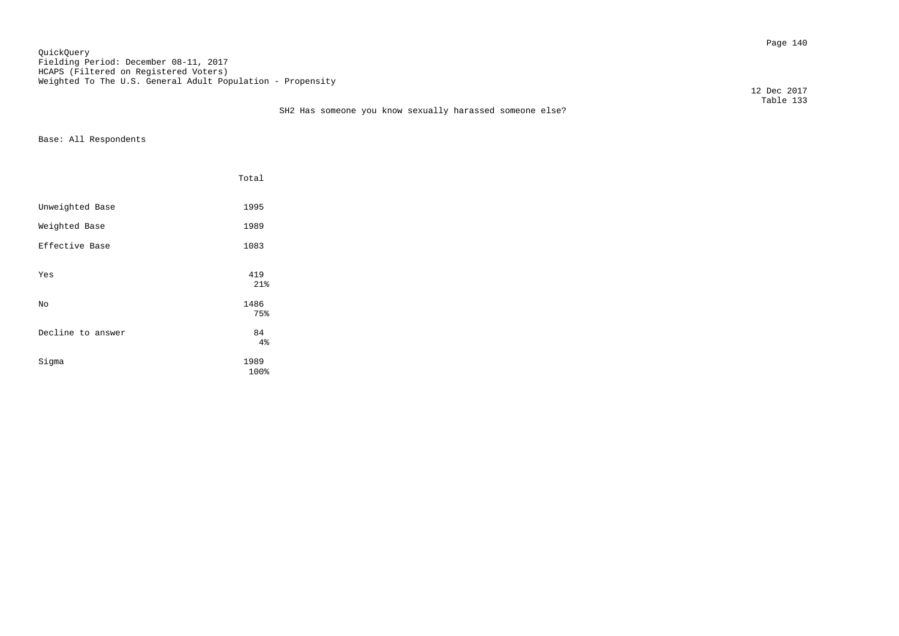QuickQuery
Fielding Period: December 08-11, 2017
HCAPS (Filtered on Registered Voters)
Weighted To The U.S. General Adult Population - Propensity

12 Dec 2017
Table 133

SH2 Has someone you know sexually harassed someone else?

Base: All Respondents

| | Total |
|---|---|
| Unweighted Base | 1995 |
| Weighted Base | 1989 |
| Effective Base | 1083 |
| Yes | 419<br>21% |
| No | 1486<br>75% |
| Decline to answer | 84<br>4% |
| Sigma | 1989<br>100% |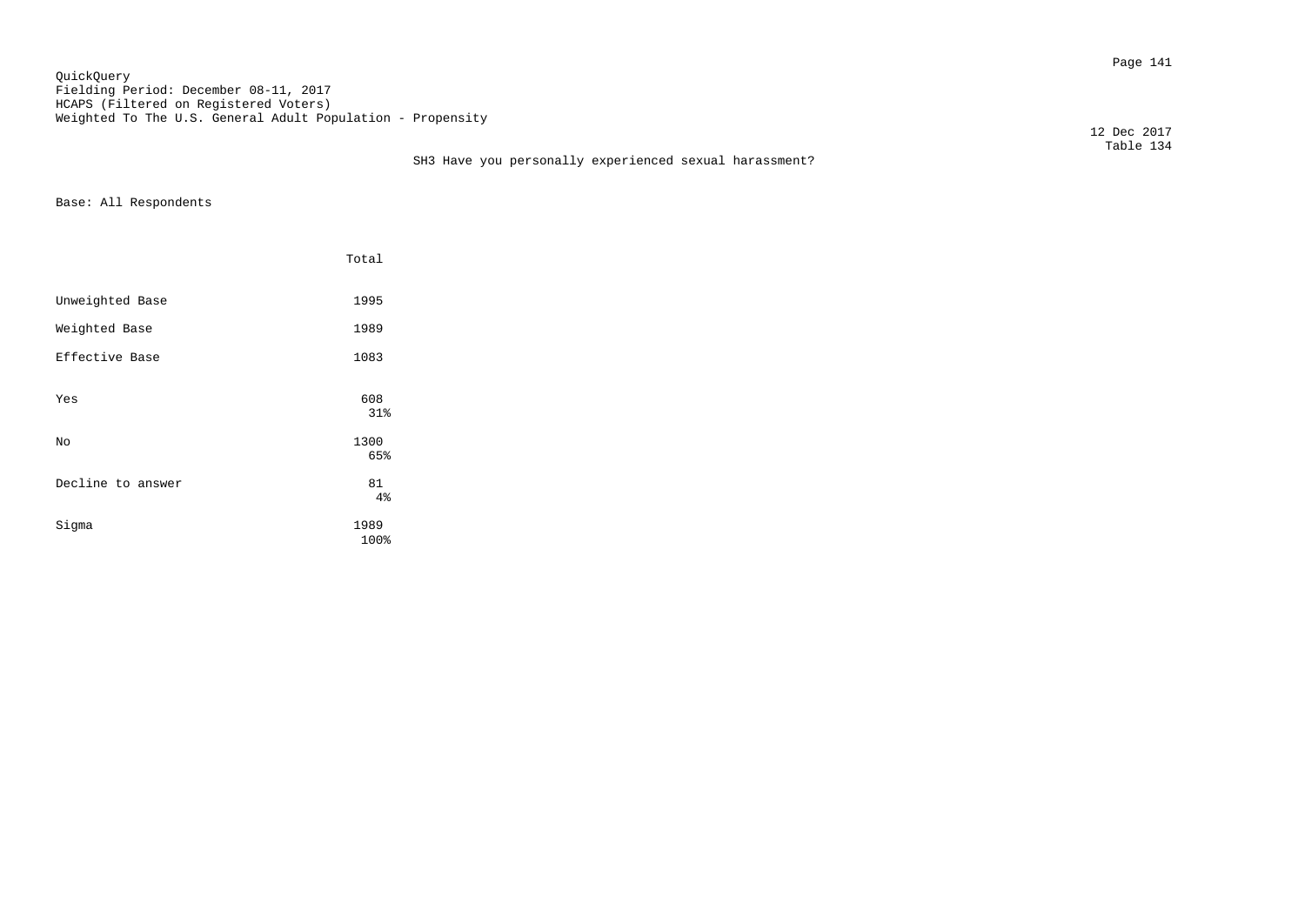QuickQuery
Fielding Period: December 08-11, 2017
HCAPS (Filtered on Registered Voters)
Weighted To The U.S. General Adult Population - Propensity

12 Dec 2017
Table 134

SH3 Have you personally experienced sexual harassment?

Base: All Respondents

| | Total |
|---|---|
| Unweighted Base | 1995 |
| Weighted Base | 1989 |
| Effective Base | 1083 |
| Yes | 608<br>31% |
| No | 1300<br>65% |
| Decline to answer | 81<br>4% |
| Sigma | 1989<br>100% |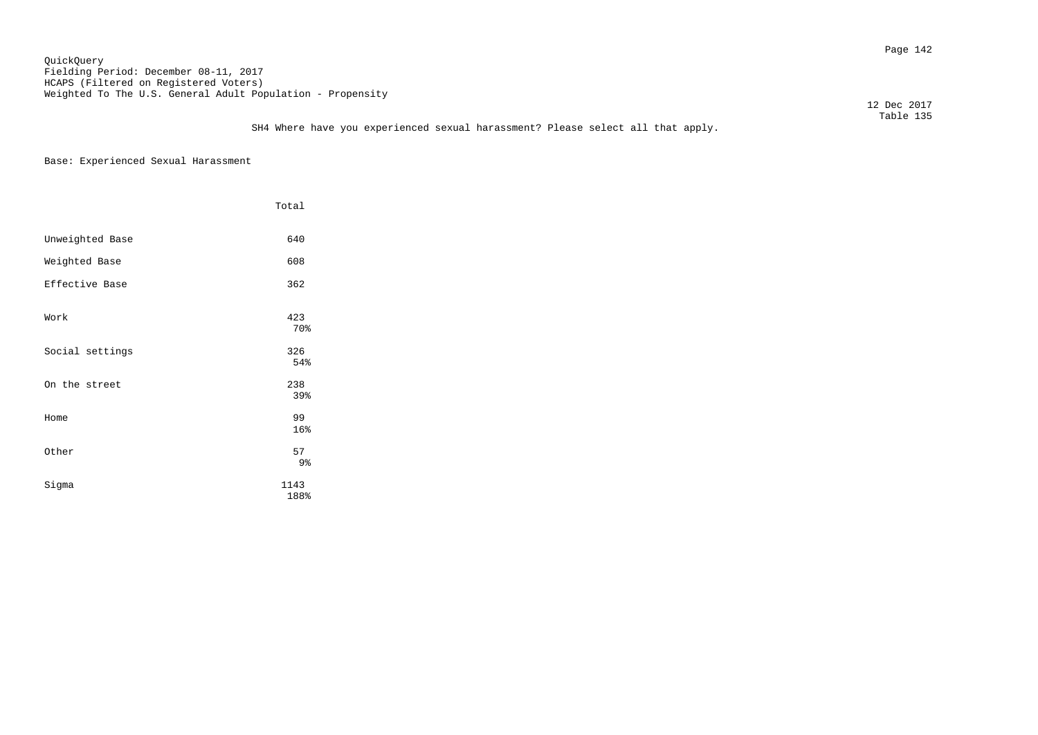QuickQuery
Fielding Period: December 08-11, 2017
HCAPS (Filtered on Registered Voters)
Weighted To The U.S. General Adult Population - Propensity

12 Dec 2017
Table 135

SH4 Where have you experienced sexual harassment? Please select all that apply.

Base: Experienced Sexual Harassment

| | Total |
|---|---|
| Unweighted Base | 640 |
| Weighted Base | 608 |
| Effective Base | 362 |
| Work | 423<br>70% |
| Social settings | 326<br>54% |
| On the street | 238<br>39% |
| Home | 99<br>16% |
| Other | 57<br>9% |
| Sigma | 1143<br>188% |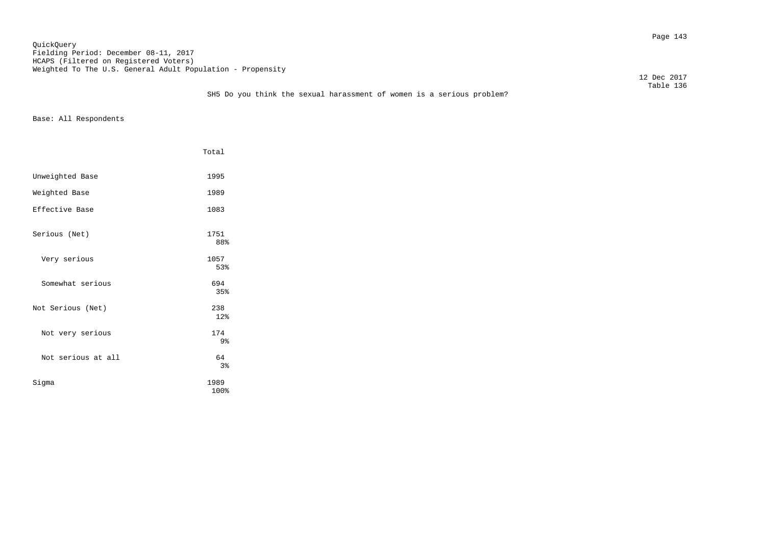QuickQuery
Fielding Period: December 08-11, 2017
HCAPS (Filtered on Registered Voters)
Weighted To The U.S. General Adult Population - Propensity

12 Dec 2017
Table 136

SH5 Do you think the sexual harassment of women is a serious problem?

Base: All Respondents

| | Total |
|---|---|
| Unweighted Base | 1995 |
| Weighted Base | 1989 |
| Effective Base | 1083 |
| Serious (Net) | 1751<br>88% |
| Very serious | 1057<br>53% |
| Somewhat serious | 694<br>35% |
| Not Serious (Net) | 238<br>12% |
| Not very serious | 174<br>9% |
| Not serious at all | 64<br>3% |
| Sigma | 1989<br>100% |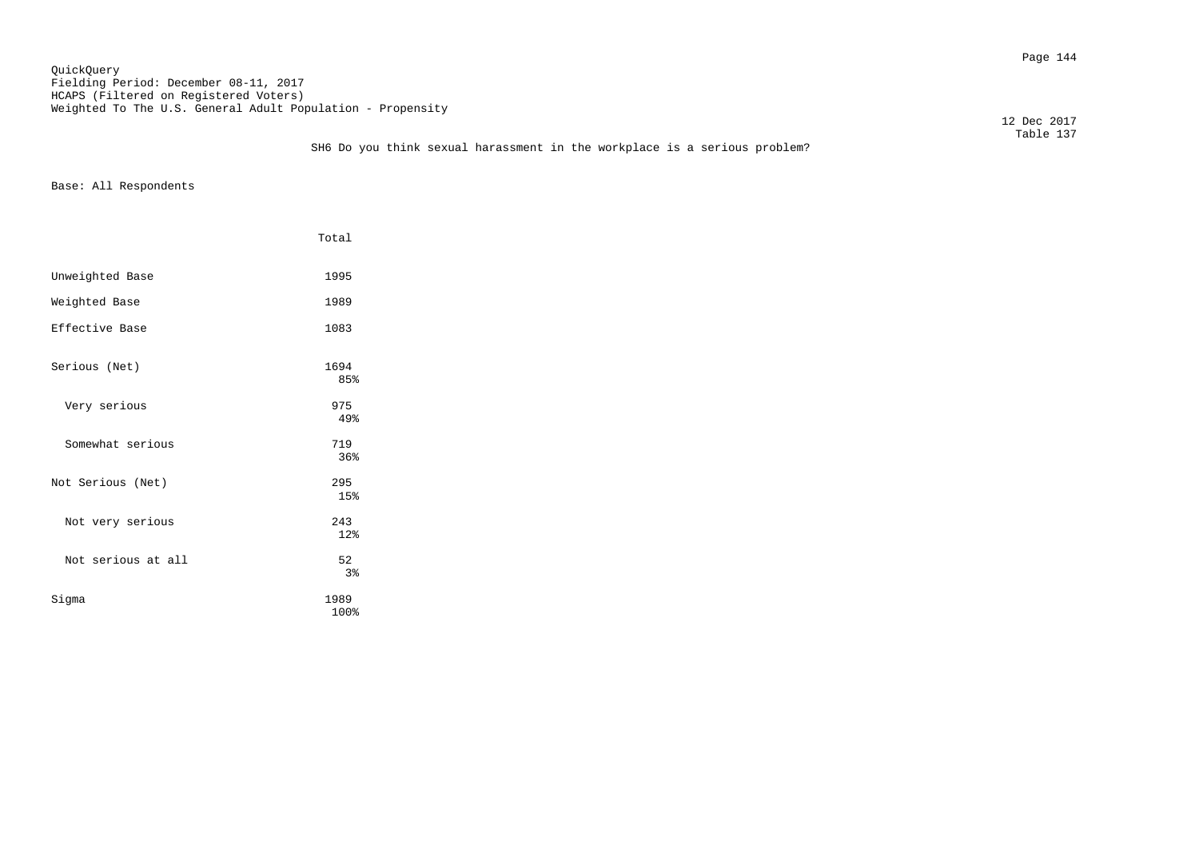QuickQuery
Fielding Period: December 08-11, 2017
HCAPS (Filtered on Registered Voters)
Weighted To The U.S. General Adult Population - Propensity

12 Dec 2017
Table 137

SH6 Do you think sexual harassment in the workplace is a serious problem?

Base: All Respondents

| | Total |
|---|---|
| Unweighted Base | 1995 |
| Weighted Base | 1989 |
| Effective Base | 1083 |
| Serious (Net) | 1694<br>85% |
| Very serious | 975<br>49% |
| Somewhat serious | 719<br>36% |
| Not Serious (Net) | 295<br>15% |
| Not very serious | 243<br>12% |
| Not serious at all | 52<br>3% |
| Sigma | 1989<br>100% |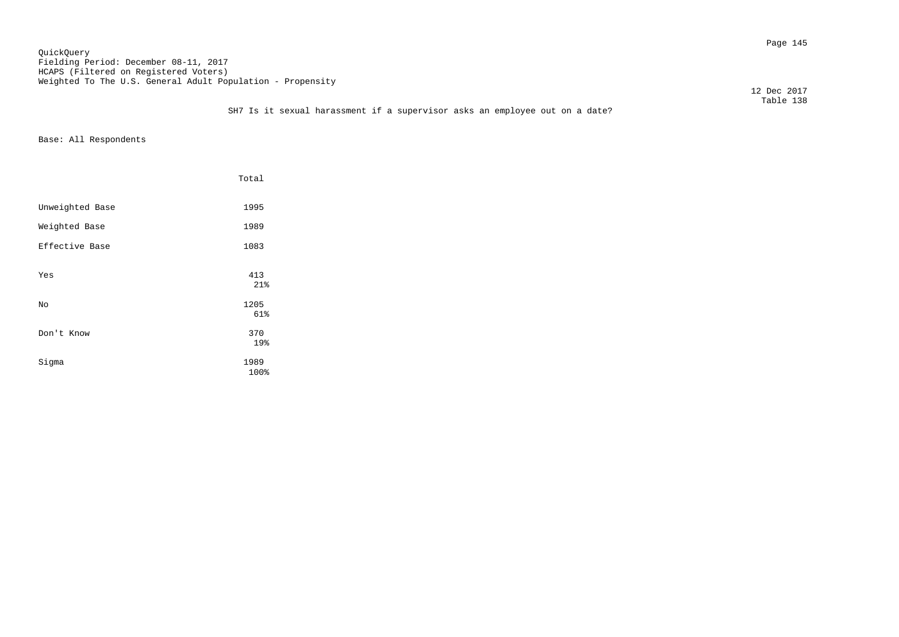QuickQuery
Fielding Period: December 08-11, 2017
HCAPS (Filtered on Registered Voters)
Weighted To The U.S. General Adult Population - Propensity

12 Dec 2017
Table 138

SH7 Is it sexual harassment if a supervisor asks an employee out on a date?

Base: All Respondents

| | Total |
|---|---|
| Unweighted Base | 1995 |
| Weighted Base | 1989 |
| Effective Base | 1083 |
| Yes | 413<br>21% |
| No | 1205<br>61% |
| Don't Know | 370<br>19% |
| Sigma | 1989<br>100% |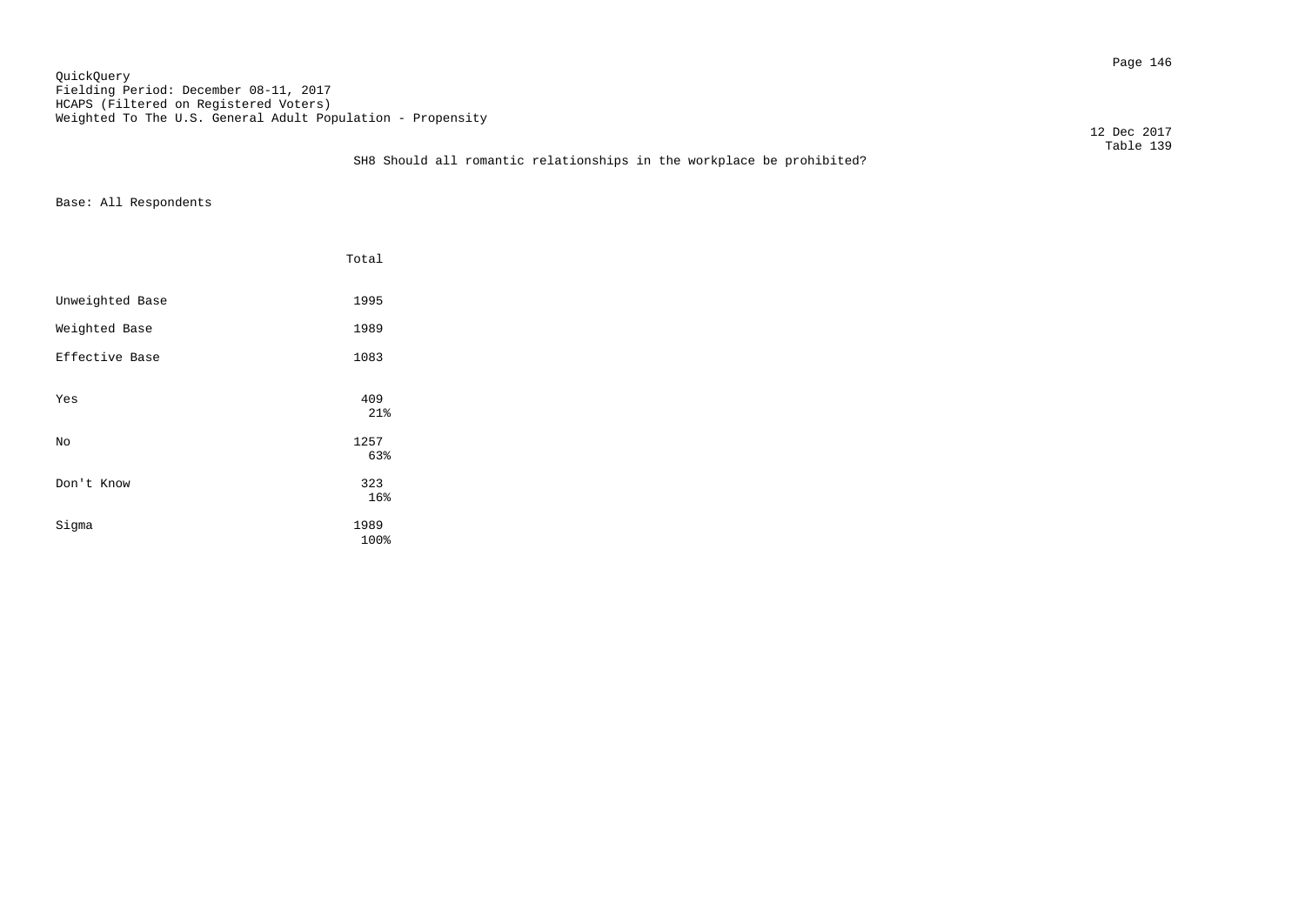QuickQuery
Fielding Period: December 08-11, 2017
HCAPS (Filtered on Registered Voters)
Weighted To The U.S. General Adult Population - Propensity

12 Dec 2017
Table 139

SH8 Should all romantic relationships in the workplace be prohibited?

Base: All Respondents

| | Total |
|---|---|
| Unweighted Base | 1995 |
| Weighted Base | 1989 |
| Effective Base | 1083 |
| Yes | 409<br>21% |
| No | 1257<br>63% |
| Don't Know | 323<br>16% |
| Sigma | 1989<br>100% |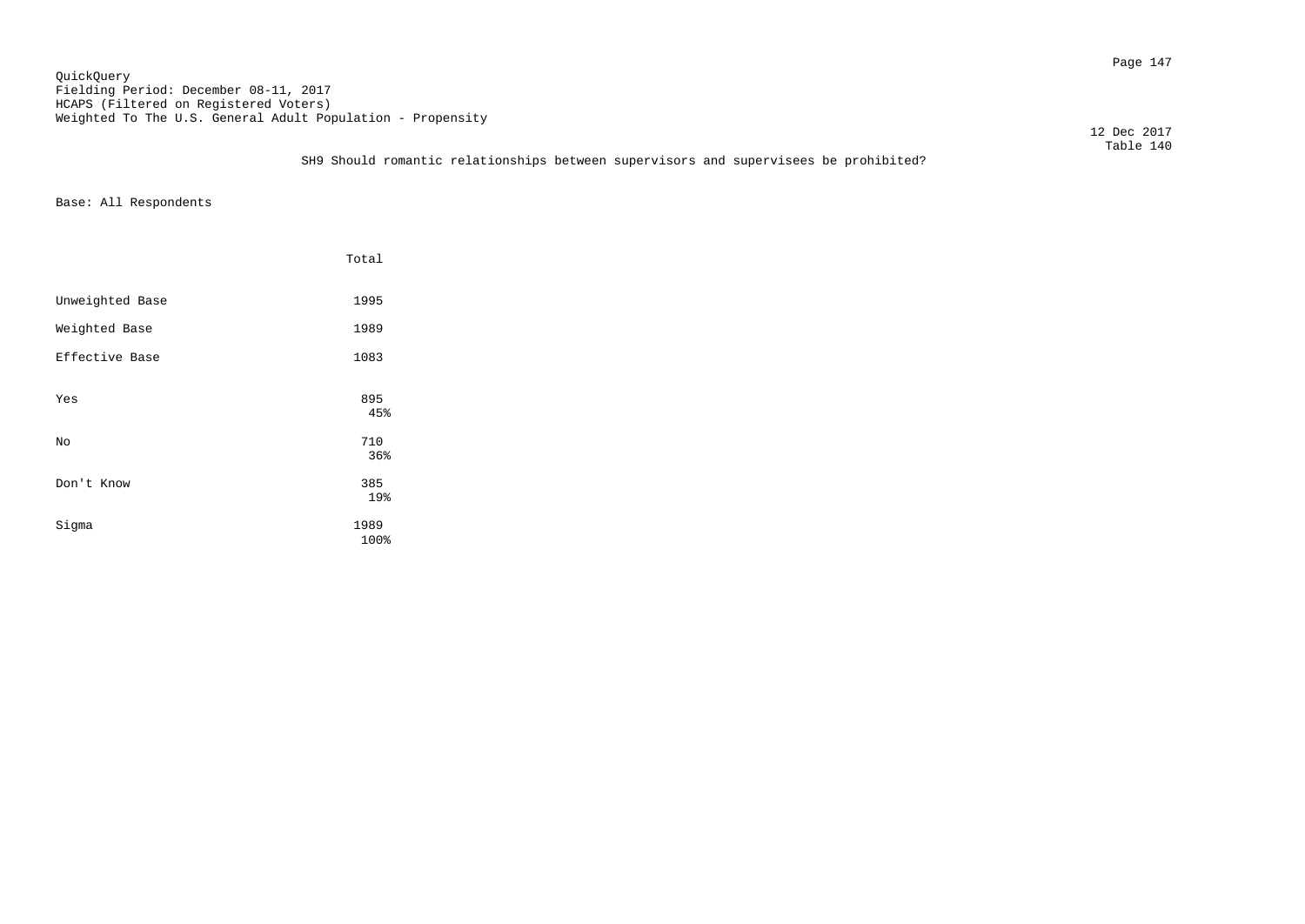QuickQuery
Fielding Period: December 08-11, 2017
HCAPS (Filtered on Registered Voters)
Weighted To The U.S. General Adult Population - Propensity

12 Dec 2017
Table 140

SH9 Should romantic relationships between supervisors and supervisees be prohibited?

Base: All Respondents

| | Total |
|---|---|
| Unweighted Base | 1995 |
| Weighted Base | 1989 |
| Effective Base | 1083 |
| Yes | 895<br>45% |
| No | 710<br>36% |
| Don't Know | 385<br>19% |
| Sigma | 1989<br>100% |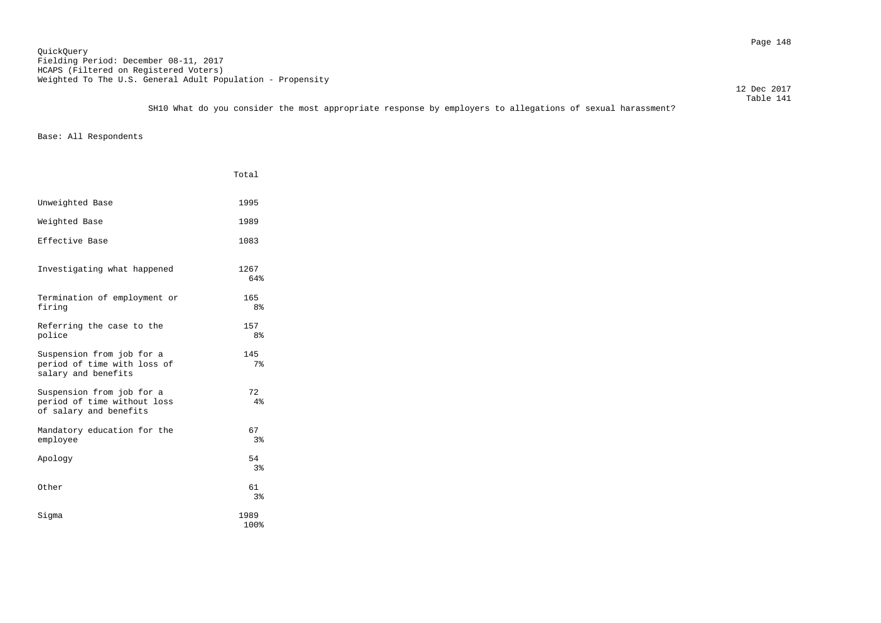QuickQuery
Fielding Period: December 08-11, 2017
HCAPS (Filtered on Registered Voters)
Weighted To The U.S. General Adult Population - Propensity

12 Dec 2017
Table 141

SH10 What do you consider the most appropriate response by employers to allegations of sexual harassment?

Base: All Respondents

| | Total |
|---|---|
| Unweighted Base | 1995 |
| Weighted Base | 1989 |
| Effective Base | 1083 |
| Investigating what happened | 1267<br>64% |
| Termination of employment or firing | 165<br>8% |
| Referring the case to the police | 157<br>8% |
| Suspension from job for a period of time with loss of salary and benefits | 145<br>7% |
| Suspension from job for a period of time without loss of salary and benefits | 72<br>4% |
| Mandatory education for the employee | 67<br>3% |
| Apology | 54<br>3% |
| Other | 61<br>3% |
| Sigma | 1989<br>100% |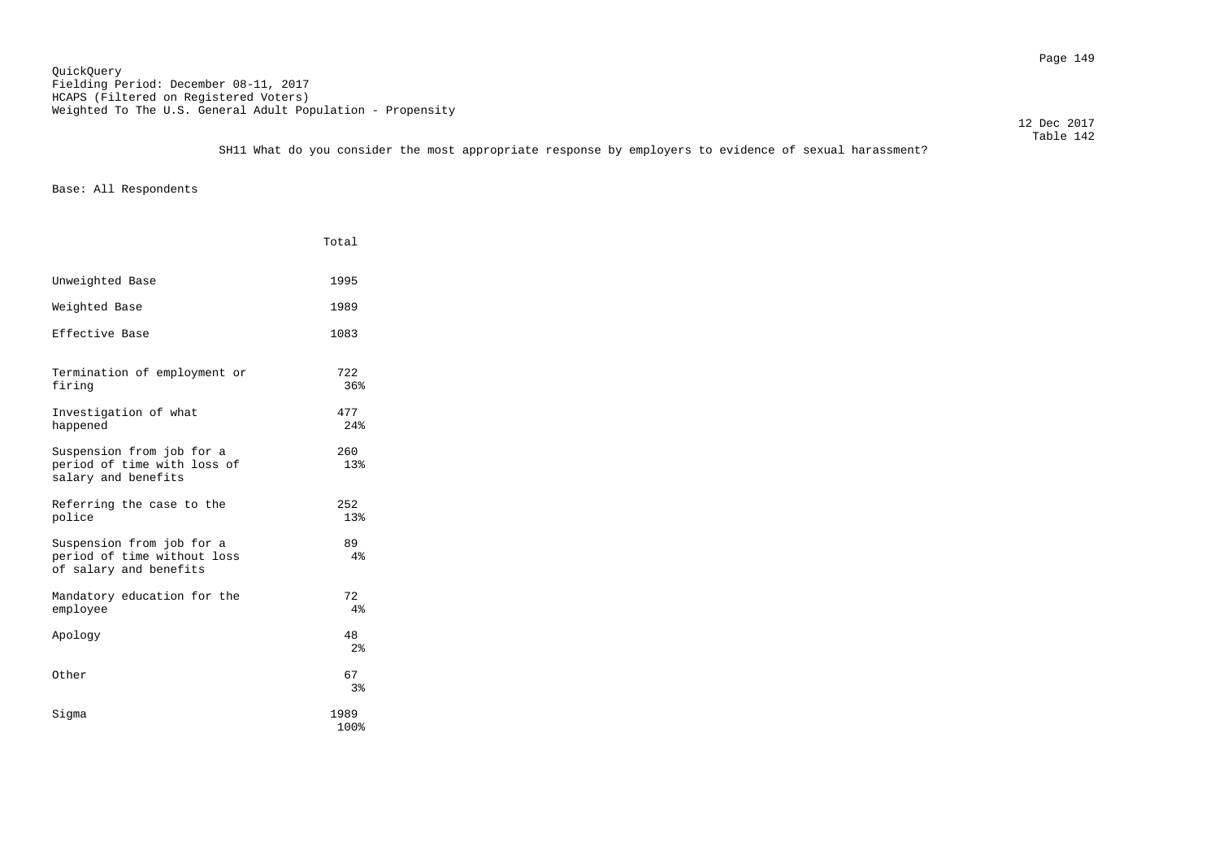QuickQuery
Fielding Period: December 08-11, 2017
HCAPS (Filtered on Registered Voters)
Weighted To The U.S. General Adult Population - Propensity

12 Dec 2017
Table 142

SH11 What do you consider the most appropriate response by employers to evidence of sexual harassment?

Base: All Respondents

| | Total |
|---|---|
| Unweighted Base | 1995 |
| Weighted Base | 1989 |
| Effective Base | 1083 |
| Termination of employment or firing | 722<br>36% |
| Investigation of what happened | 477<br>24% |
| Suspension from job for a period of time with loss of salary and benefits | 260<br>13% |
| Referring the case to the police | 252<br>13% |
| Suspension from job for a period of time without loss of salary and benefits | 89<br>4% |
| Mandatory education for the employee | 72<br>4% |
| Apology | 48<br>2% |
| Other | 67<br>3% |
| Sigma | 1989<br>100% |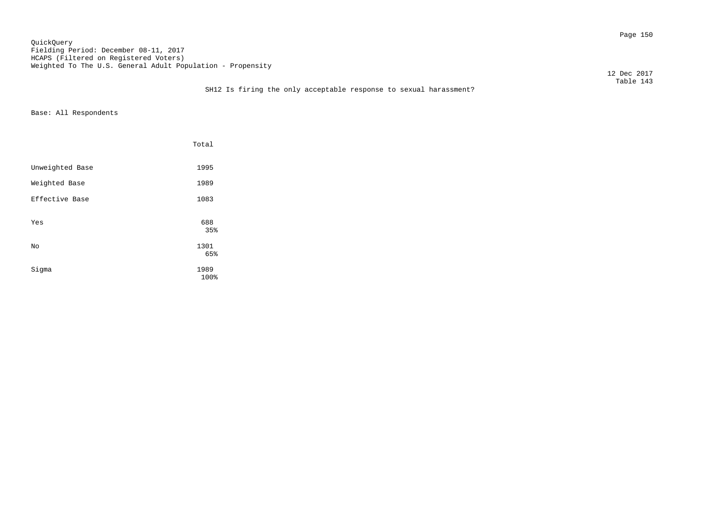QuickQuery
Fielding Period: December 08-11, 2017
HCAPS (Filtered on Registered Voters)
Weighted To The U.S. General Adult Population - Propensity

12 Dec 2017
Table 143

## SH12 Is firing the only acceptable response to sexual harassment?

Base: All Respondents

| | Total |
|---|---|
| Unweighted Base | 1995 |
| Weighted Base | 1989 |
| Effective Base | 1083 |
| Yes | 688<br>35% |
| No | 1301<br>65% |
| Sigma | 1989<br>100% |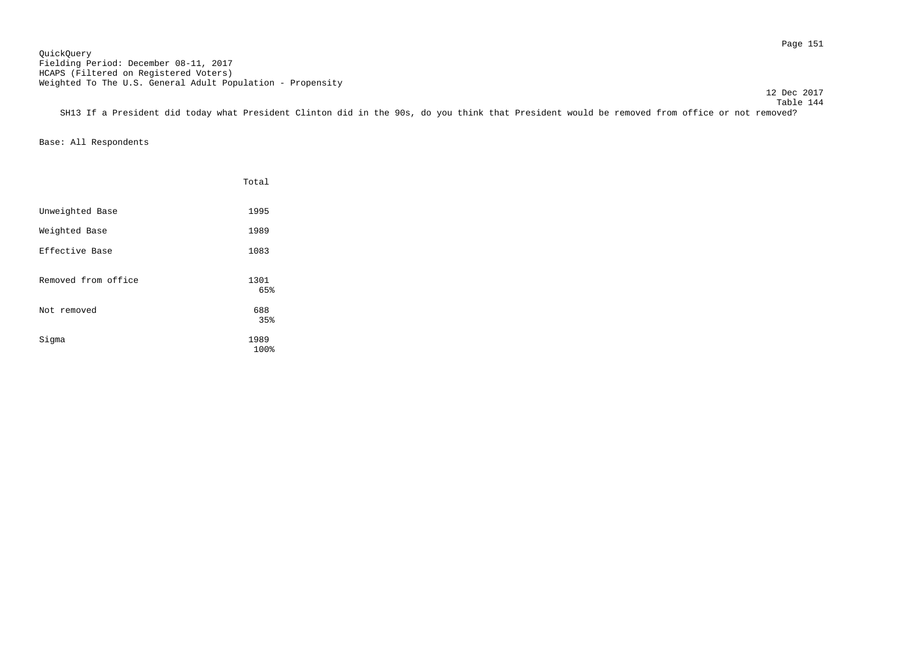QuickQuery
Fielding Period: December 08-11, 2017
HCAPS (Filtered on Registered Voters)
Weighted To The U.S. General Adult Population - Propensity

12 Dec 2017
Table 144

SH13 If a President did today what President Clinton did in the 90s, do you think that President would be removed from office or not removed?

Base: All Respondents

| | Total |
|---|---|
| Unweighted Base | 1995 |
| Weighted Base | 1989 |
| Effective Base | 1083 |
| Removed from office | 1301<br>65% |
| Not removed | 688<br>35% |
| Sigma | 1989<br>100% |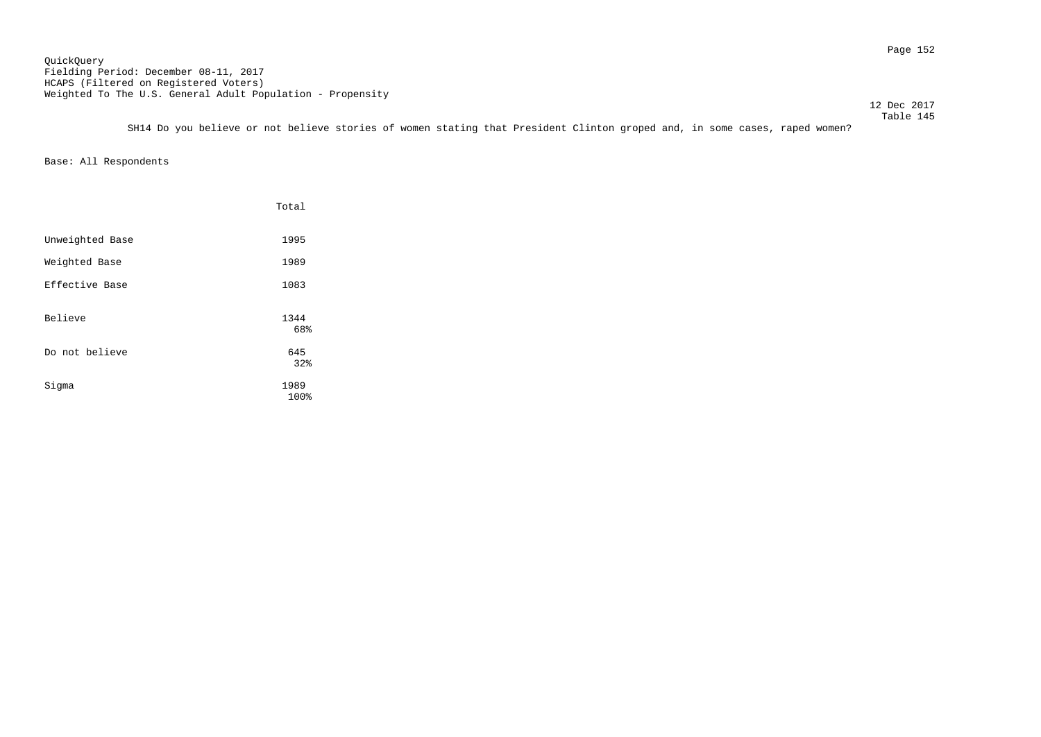QuickQuery
Fielding Period: December 08-11, 2017
HCAPS (Filtered on Registered Voters)
Weighted To The U.S. General Adult Population - Propensity

12 Dec 2017
Table 145

SH14 Do you believe or not believe stories of women stating that President Clinton groped and, in some cases, raped women?

Base: All Respondents

| | Total |
|---|---|
| Unweighted Base | 1995 |
| Weighted Base | 1989 |
| Effective Base | 1083 |
| Believe | 1344<br>68% |
| Do not believe | 645<br>32% |
| Sigma | 1989<br>100% |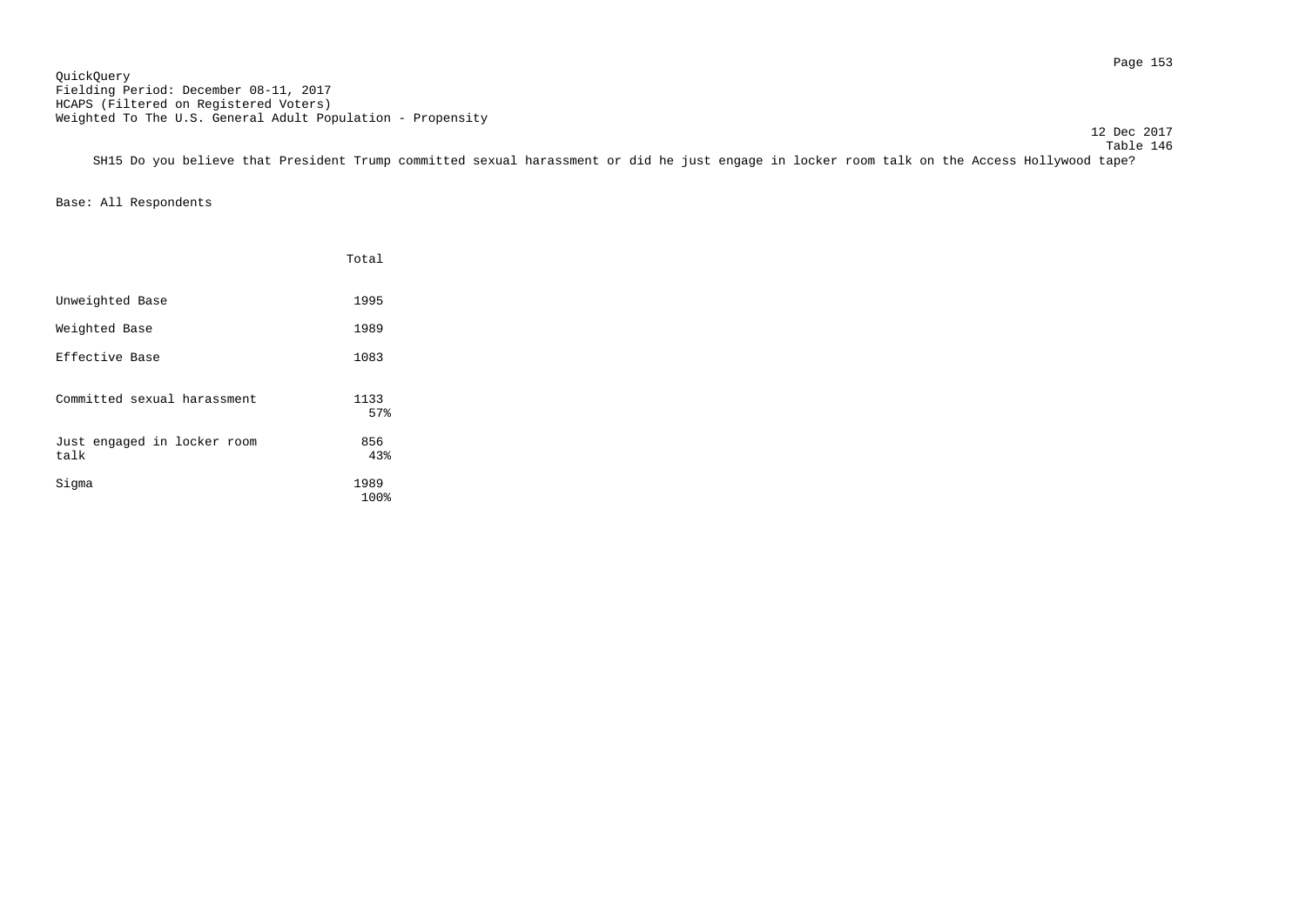QuickQuery
Fielding Period: December 08-11, 2017
HCAPS (Filtered on Registered Voters)
Weighted To The U.S. General Adult Population - Propensity

12 Dec 2017
Table 146

SH15 Do you believe that President Trump committed sexual harassment or did he just engage in locker room talk on the Access Hollywood tape?

Base: All Respondents

| | Total |
|---|---|
| Unweighted Base | 1995 |
| Weighted Base | 1989 |
| Effective Base | 1083 |
| Committed sexual harassment | 1133<br>57% |
| Just engaged in locker room talk | 856<br>43% |
| Sigma | 1989<br>100% |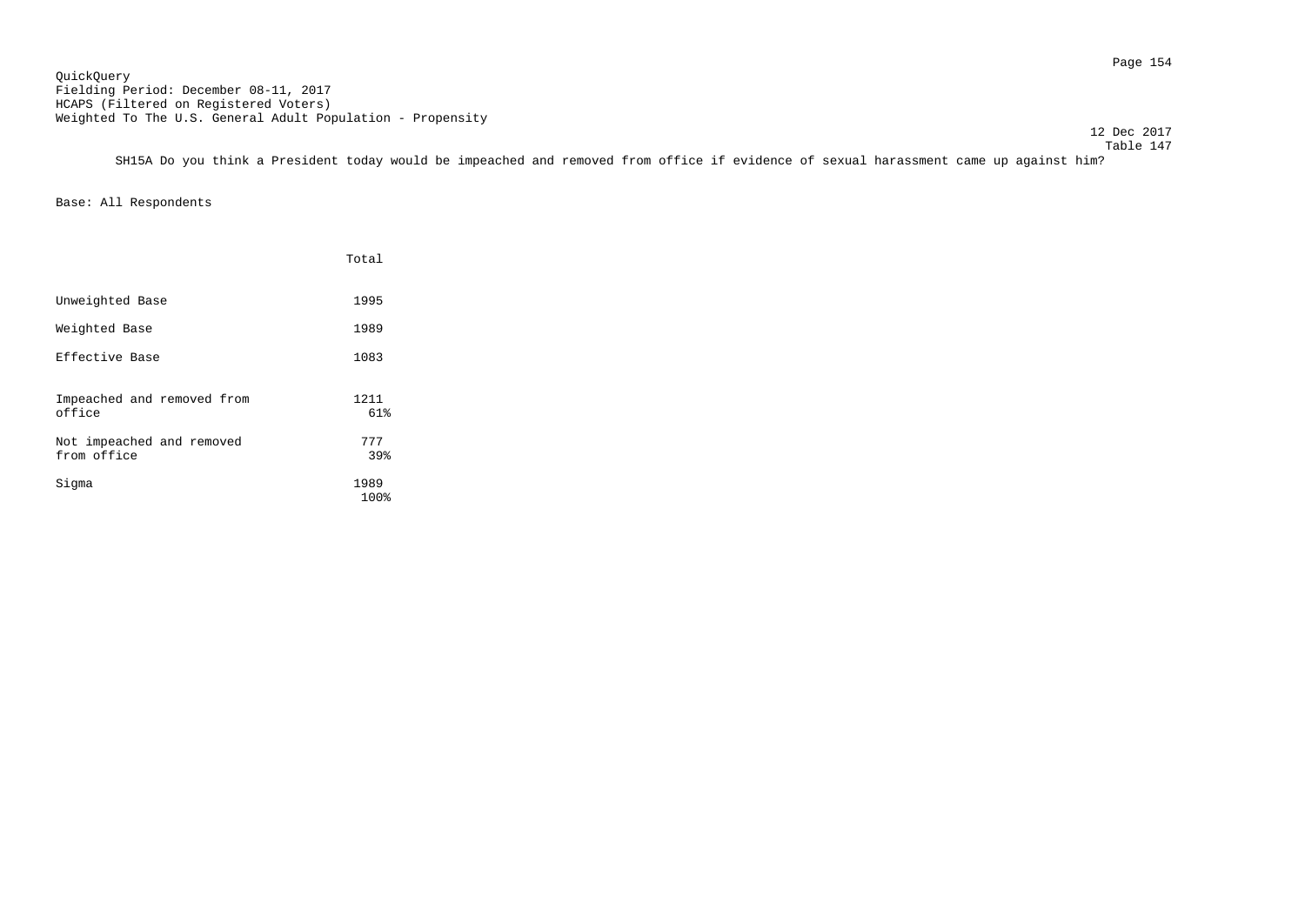QuickQuery
Fielding Period: December 08-11, 2017
HCAPS (Filtered on Registered Voters)
Weighted To The U.S. General Adult Population - Propensity

12 Dec 2017
Table 147

SH15A Do you think a President today would be impeached and removed from office if evidence of sexual harassment came up against him?

Base: All Respondents

| | Total |
|---|---|
| Unweighted Base | 1995 |
| Weighted Base | 1989 |
| Effective Base | 1083 |
| Impeached and removed from office | 1211<br>61% |
| Not impeached and removed from office | 777<br>39% |
| Sigma | 1989<br>100% |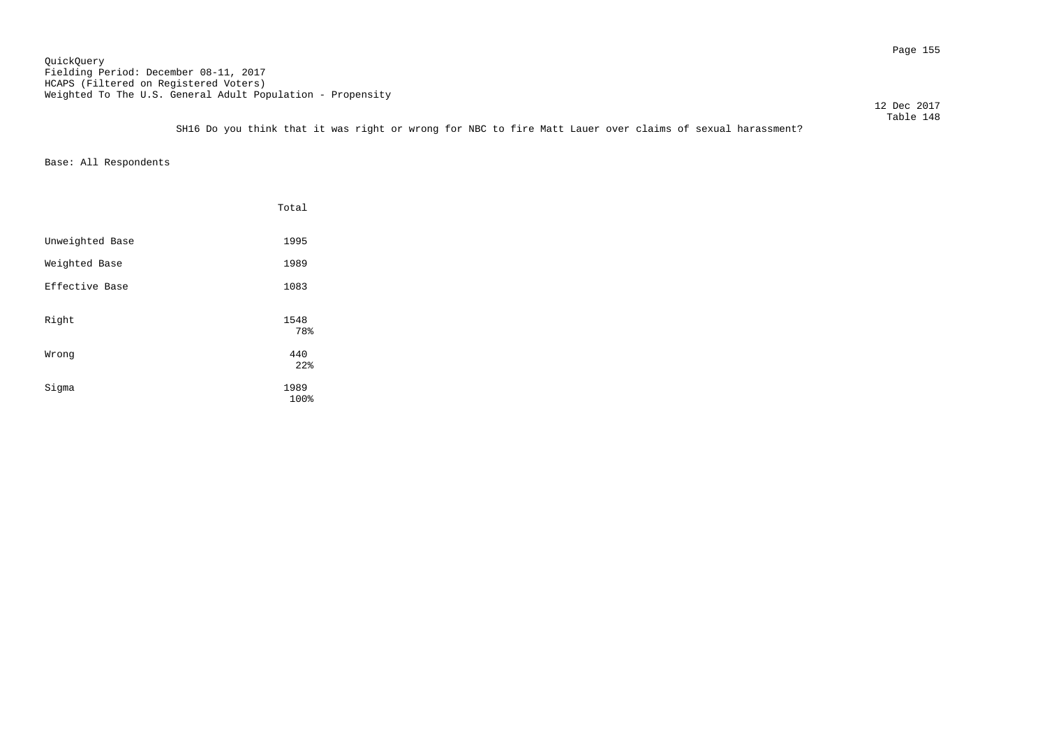QuickQuery
Fielding Period: December 08-11, 2017
HCAPS (Filtered on Registered Voters)
Weighted To The U.S. General Adult Population - Propensity

12 Dec 2017
Table 148

SH16 Do you think that it was right or wrong for NBC to fire Matt Lauer over claims of sexual harassment?

Base: All Respondents

| | Total |
|---|---|
| Unweighted Base | 1995 |
| Weighted Base | 1989 |
| Effective Base | 1083 |
| Right | 1548<br>78% |
| Wrong | 440<br>22% |
| Sigma | 1989<br>100% |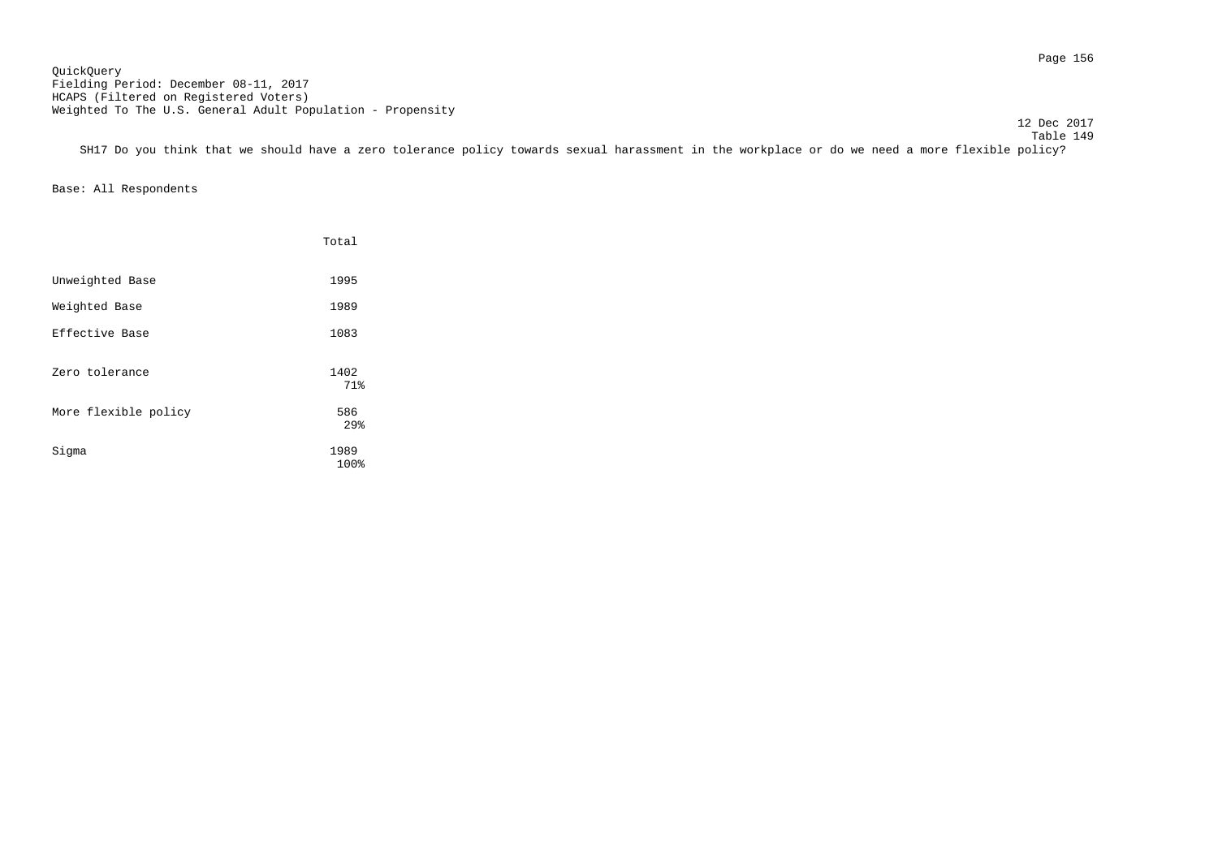QuickQuery
Fielding Period: December 08-11, 2017
HCAPS (Filtered on Registered Voters)
Weighted To The U.S. General Adult Population - Propensity

12 Dec 2017
Table 149

SH17 Do you think that we should have a zero tolerance policy towards sexual harassment in the workplace or do we need a more flexible policy?

Base: All Respondents

| | Total |
|---|---|
| Unweighted Base | 1995 |
| Weighted Base | 1989 |
| Effective Base | 1083 |
| Zero tolerance | 1402<br>71% |
| More flexible policy | 586<br>29% |
| Sigma | 1989<br>100% |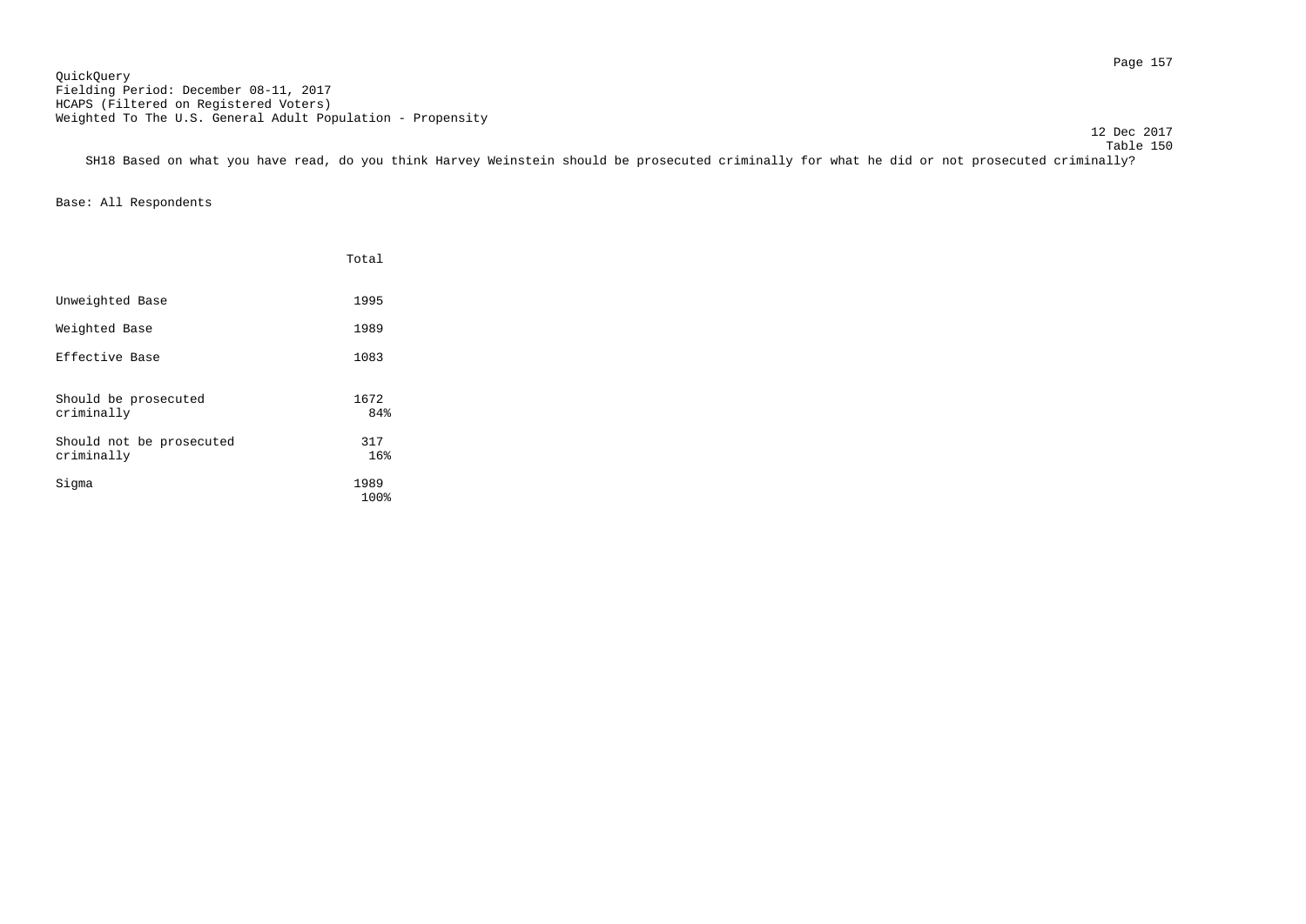QuickQuery
Fielding Period: December 08-11, 2017
HCAPS (Filtered on Registered Voters)
Weighted To The U.S. General Adult Population - Propensity

12 Dec 2017
Table 150

SH18 Based on what you have read, do you think Harvey Weinstein should be prosecuted criminally for what he did or not prosecuted criminally?

Base: All Respondents

| | Total |
|---|---|
| Unweighted Base | 1995 |
| Weighted Base | 1989 |
| Effective Base | 1083 |
| Should be prosecuted criminally | 1672<br>84% |
| Should not be prosecuted criminally | 317<br>16% |
| Sigma | 1989<br>100% |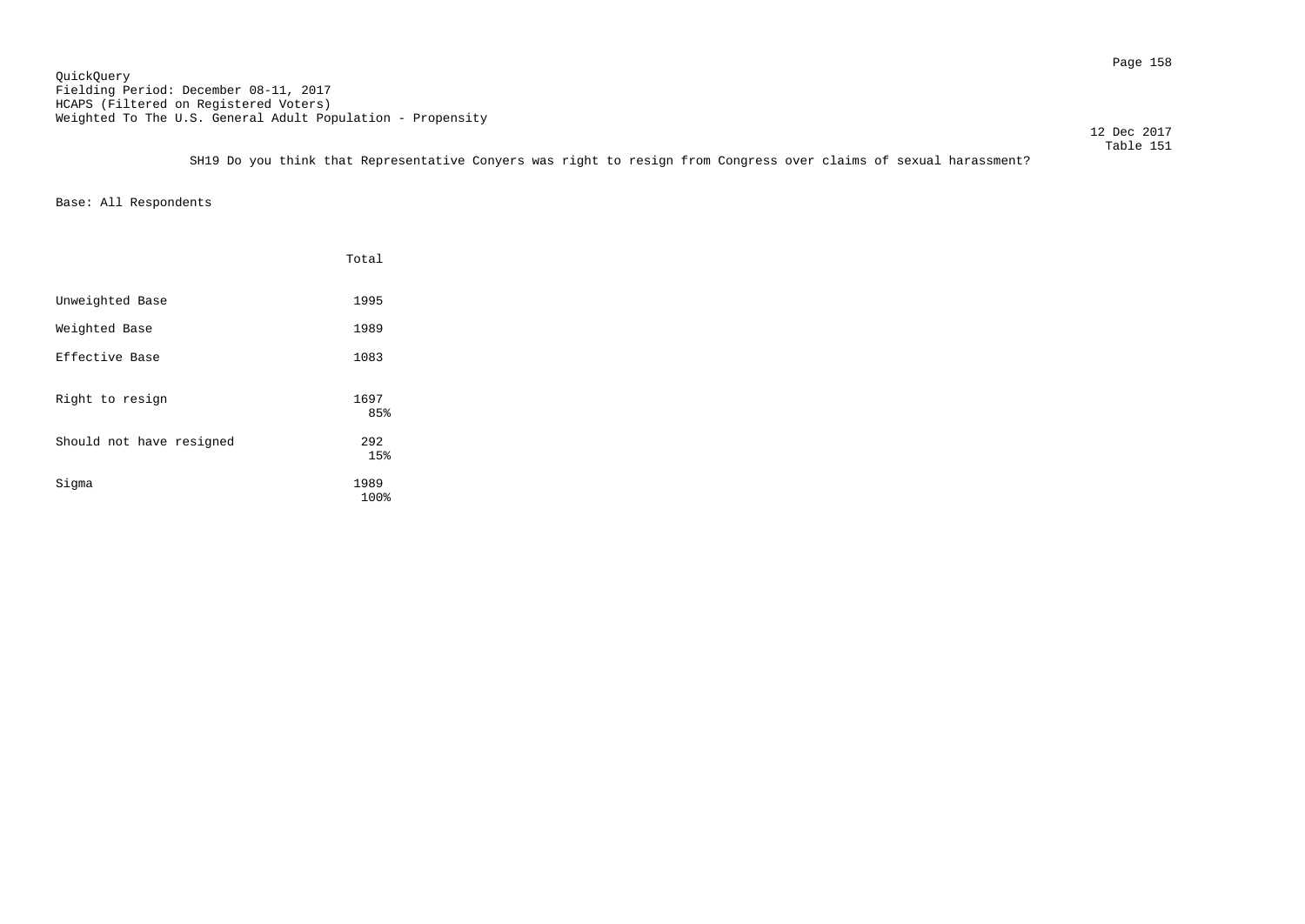QuickQuery
Fielding Period: December 08-11, 2017
HCAPS (Filtered on Registered Voters)
Weighted To The U.S. General Adult Population - Propensity

12 Dec 2017
Table 151

SH19 Do you think that Representative Conyers was right to resign from Congress over claims of sexual harassment?

Base: All Respondents

| | Total |
|---|---|
| Unweighted Base | 1995 |
| Weighted Base | 1989 |
| Effective Base | 1083 |
| Right to resign | 1697<br>85% |
| Should not have resigned | 292<br>15% |
| Sigma | 1989<br>100% |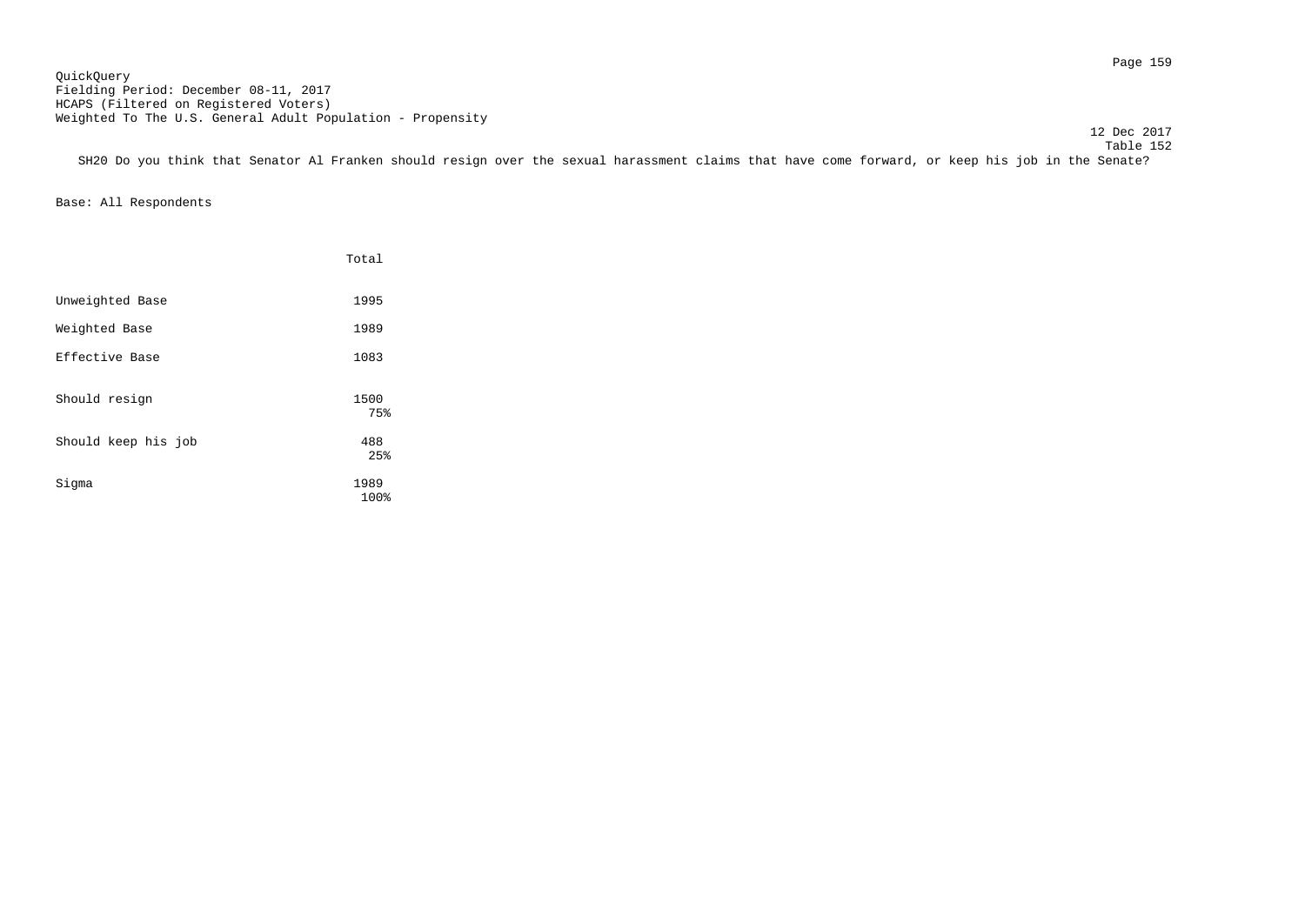QuickQuery
Fielding Period: December 08-11, 2017
HCAPS (Filtered on Registered Voters)
Weighted To The U.S. General Adult Population - Propensity

12 Dec 2017
Table 152

SH20 Do you think that Senator Al Franken should resign over the sexual harassment claims that have come forward, or keep his job in the Senate?

Base: All Respondents

| | Total |
|---|---|
| Unweighted Base | 1995 |
| Weighted Base | 1989 |
| Effective Base | 1083 |
| Should resign | 1500<br>75% |
| Should keep his job | 488<br>25% |
| Sigma | 1989<br>100% |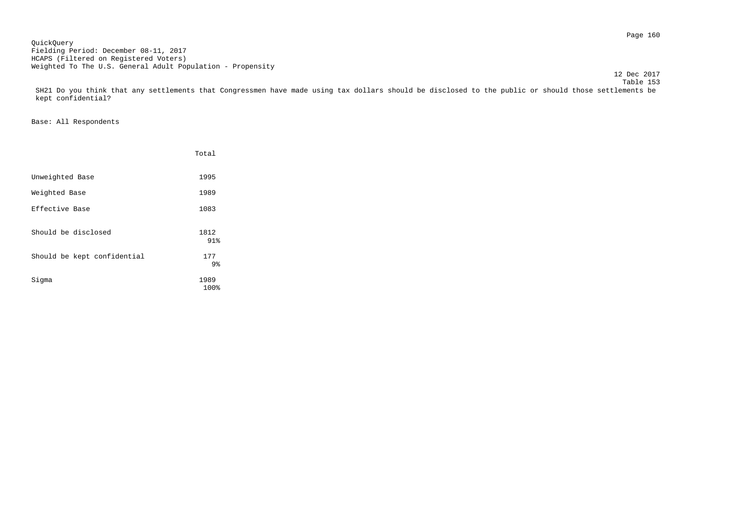QuickQuery
Fielding Period: December 08-11, 2017
HCAPS (Filtered on Registered Voters)
Weighted To The U.S. General Adult Population - Propensity

12 Dec 2017
Table 153

SH21 Do you think that any settlements that Congressmen have made using tax dollars should be disclosed to the public or should those settlements be kept confidential?

Base: All Respondents

| | Total |
|---|---|
| Unweighted Base | 1995 |
| Weighted Base | 1989 |
| Effective Base | 1083 |
| Should be disclosed | 1812<br>91% |
| Should be kept confidential | 177<br>9% |
| Sigma | 1989<br>100% |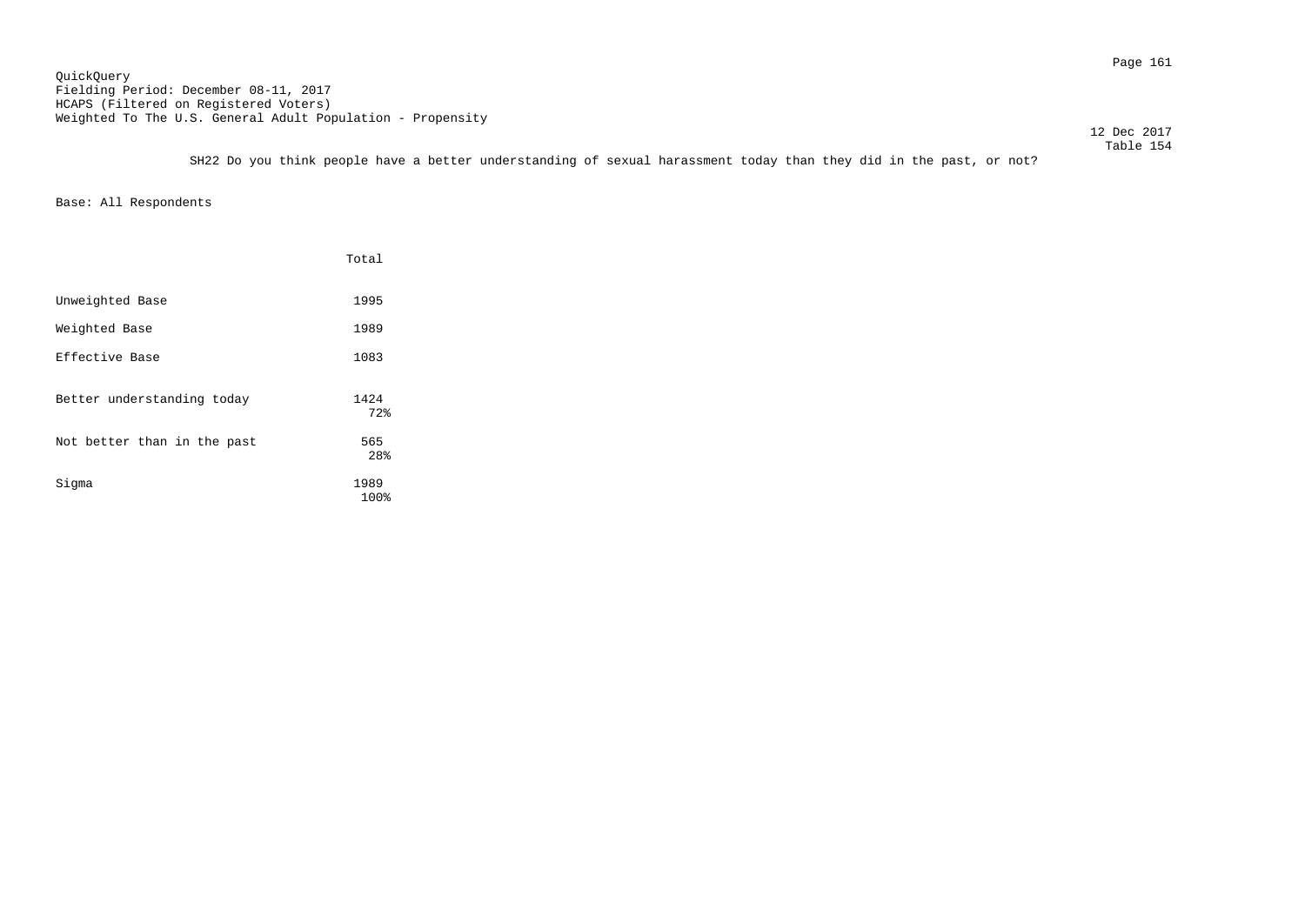QuickQuery
Fielding Period: December 08-11, 2017
HCAPS (Filtered on Registered Voters)
Weighted To The U.S. General Adult Population - Propensity

12 Dec 2017
Table 154

SH22 Do you think people have a better understanding of sexual harassment today than they did in the past, or not?

Base: All Respondents

| | Total |
|---|---|
| Unweighted Base | 1995 |
| Weighted Base | 1989 |
| Effective Base | 1083 |
| Better understanding today | 1424<br>72% |
| Not better than in the past | 565<br>28% |
| Sigma | 1989<br>100% |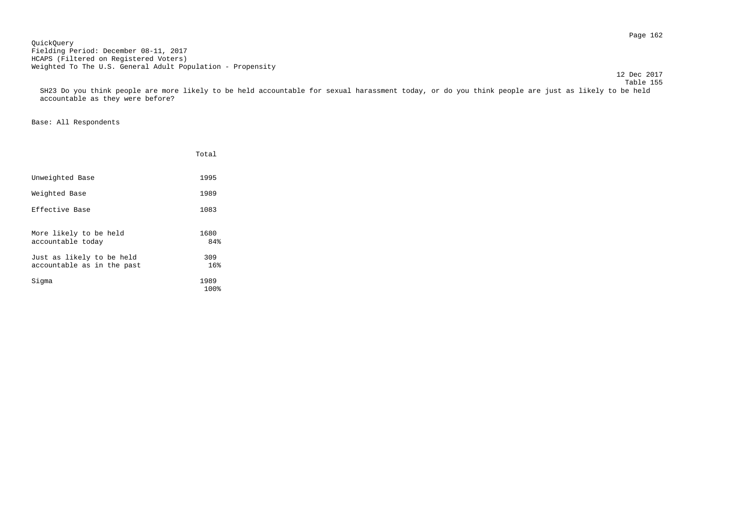QuickQuery
Fielding Period: December 08-11, 2017
HCAPS (Filtered on Registered Voters)
Weighted To The U.S. General Adult Population - Propensity

12 Dec 2017
Table 155

SH23 Do you think people are more likely to be held accountable for sexual harassment today, or do you think people are just as likely to be held accountable as they were before?

Base: All Respondents

| | Total |
|---|---|
| Unweighted Base | 1995 |
| Weighted Base | 1989 |
| Effective Base | 1083 |
| More likely to be held accountable today | 1680<br>84% |
| Just as likely to be held accountable as in the past | 309<br>16% |
| Sigma | 1989<br>100% |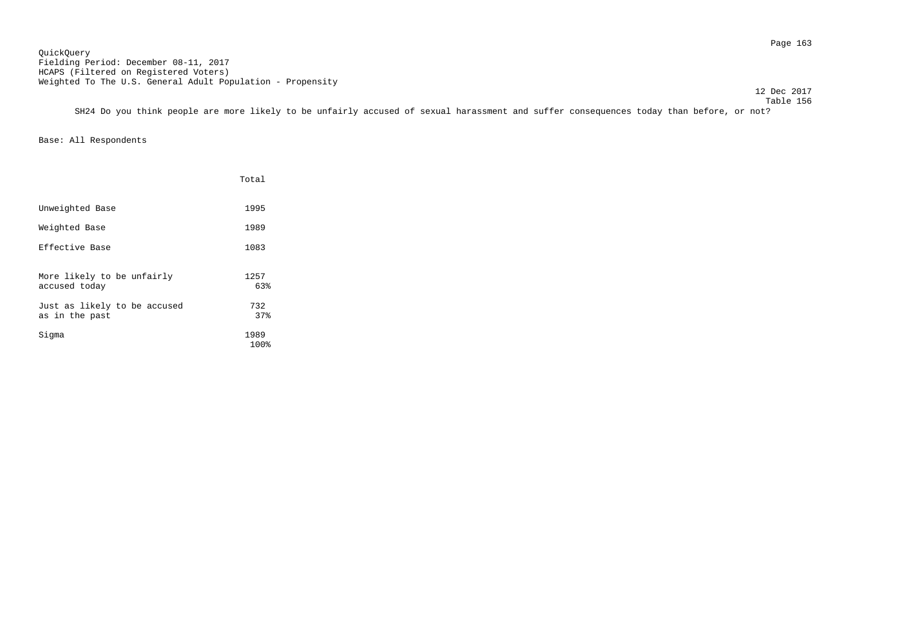QuickQuery
Fielding Period: December 08-11, 2017
HCAPS (Filtered on Registered Voters)
Weighted To The U.S. General Adult Population - Propensity

12 Dec 2017
Table 156

SH24 Do you think people are more likely to be unfairly accused of sexual harassment and suffer consequences today than before, or not?

Base: All Respondents

| | Total |
|---|---|
| Unweighted Base | 1995 |
| Weighted Base | 1989 |
| Effective Base | 1083 |
| More likely to be unfairly accused today | 1257<br>63% |
| Just as likely to be accused as in the past | 732<br>37% |
| Sigma | 1989<br>100% |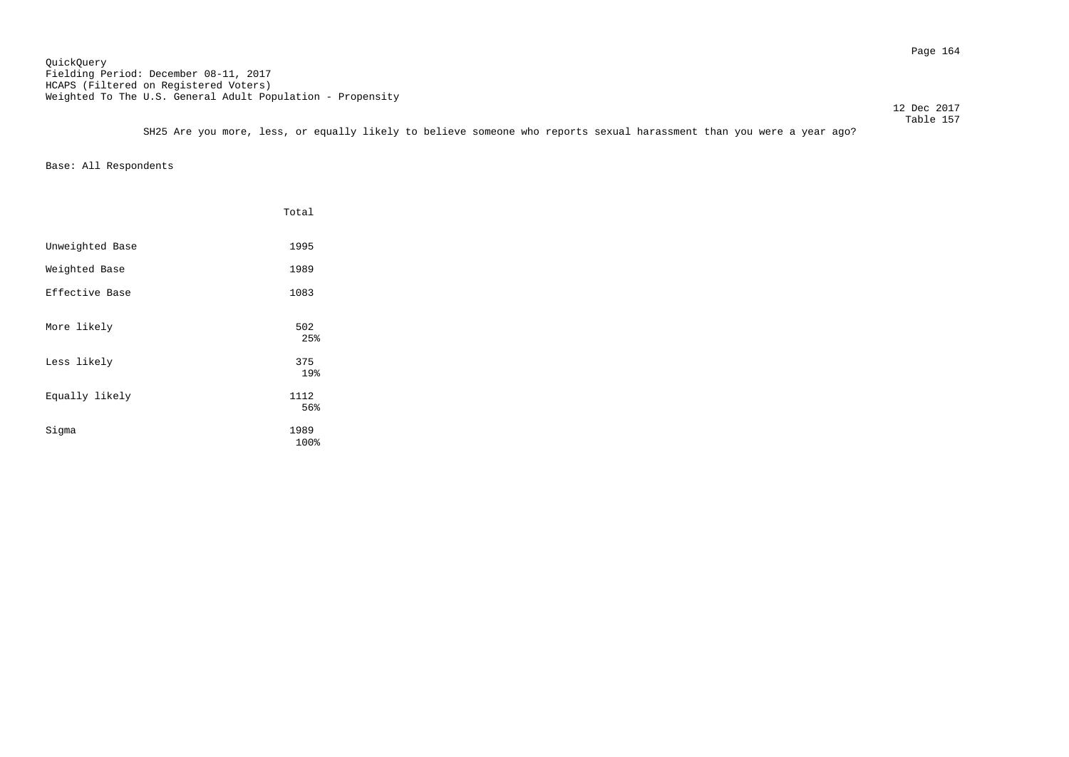QuickQuery
Fielding Period: December 08-11, 2017
HCAPS (Filtered on Registered Voters)
Weighted To The U.S. General Adult Population - Propensity

12 Dec 2017
Table 157

SH25 Are you more, less, or equally likely to believe someone who reports sexual harassment than you were a year ago?

Base: All Respondents

| | Total |
|---|---|
| Unweighted Base | 1995 |
| Weighted Base | 1989 |
| Effective Base | 1083 |
| More likely | 502<br>25% |
| Less likely | 375<br>19% |
| Equally likely | 1112<br>56% |
| Sigma | 1989<br>100% |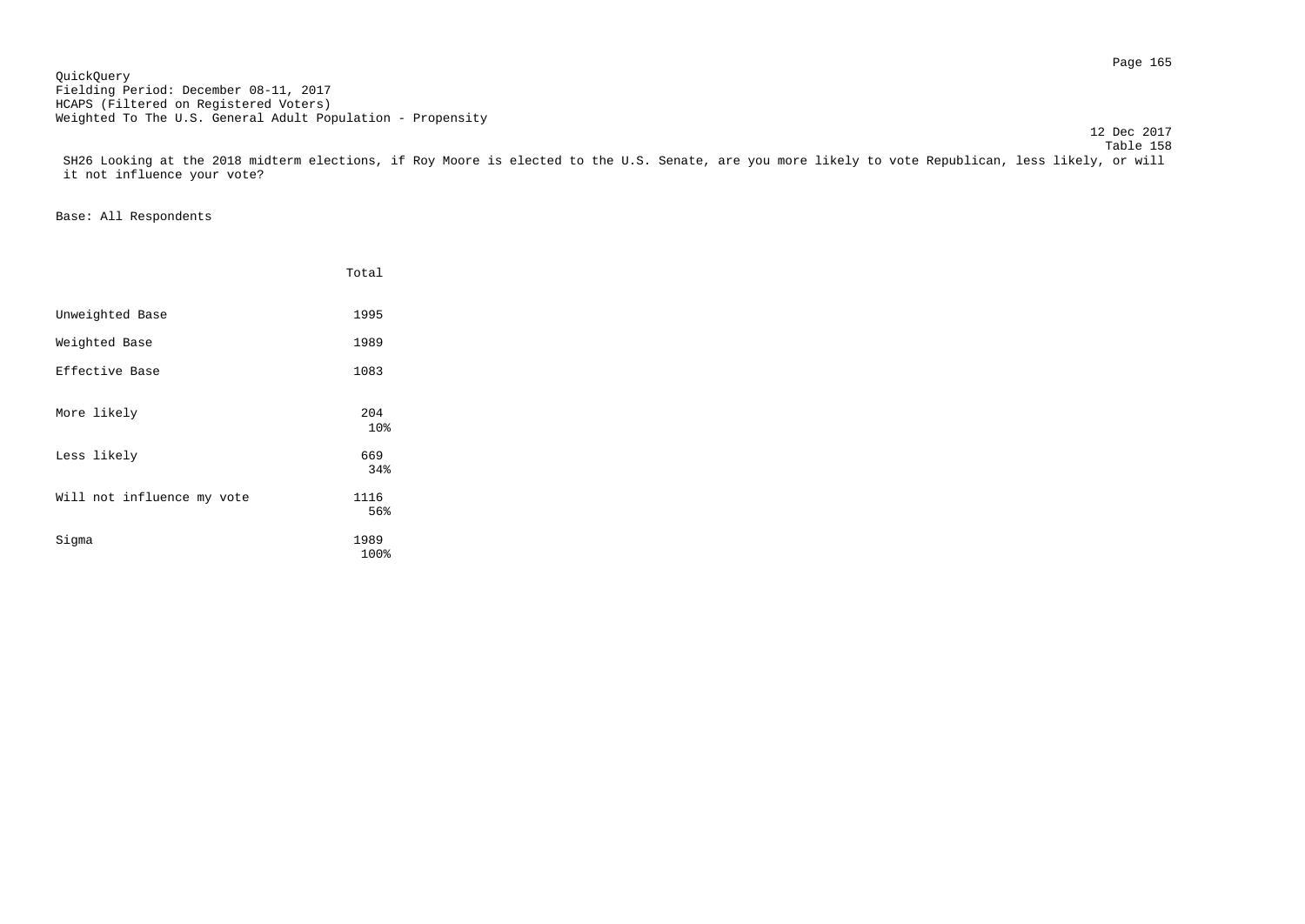QuickQuery
Fielding Period: December 08-11, 2017
HCAPS (Filtered on Registered Voters)
Weighted To The U.S. General Adult Population - Propensity

12 Dec 2017
Table 158

SH26 Looking at the 2018 midterm elections, if Roy Moore is elected to the U.S. Senate, are you more likely to vote Republican, less likely, or will it not influence your vote?

Base: All Respondents

| | Total |
|---|---|
| Unweighted Base | 1995 |
| Weighted Base | 1989 |
| Effective Base | 1083 |
| More likely | 204<br>10% |
| Less likely | 669<br>34% |
| Will not influence my vote | 1116<br>56% |
| Sigma | 1989<br>100% |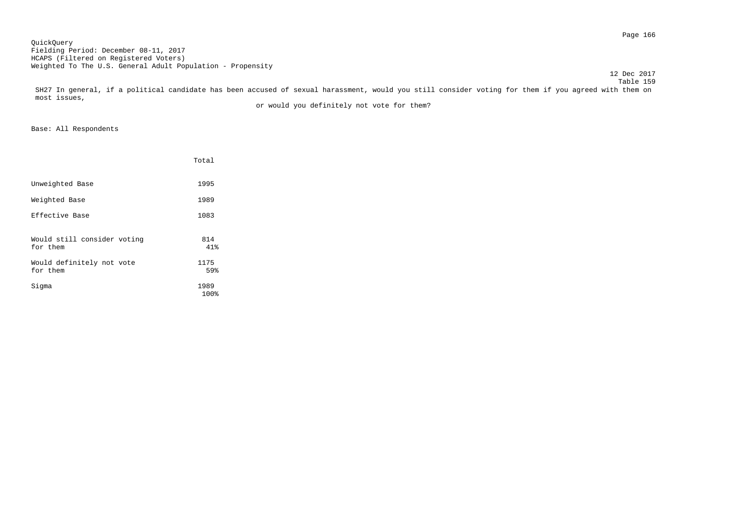QuickQuery
Fielding Period: December 08-11, 2017
HCAPS (Filtered on Registered Voters)
Weighted To The U.S. General Adult Population - Propensity

12 Dec 2017
Table 159

SH27 In general, if a political candidate has been accused of sexual harassment, would you still consider voting for them if you agreed with them on most issues, or would you definitely not vote for them?

Base: All Respondents

| | Total |
|---|---|
| Unweighted Base | 1995 |
| Weighted Base | 1989 |
| Effective Base | 1083 |
| Would still consider voting for them | 814<br>41% |
| Would definitely not vote for them | 1175<br>59% |
| Sigma | 1989<br>100% |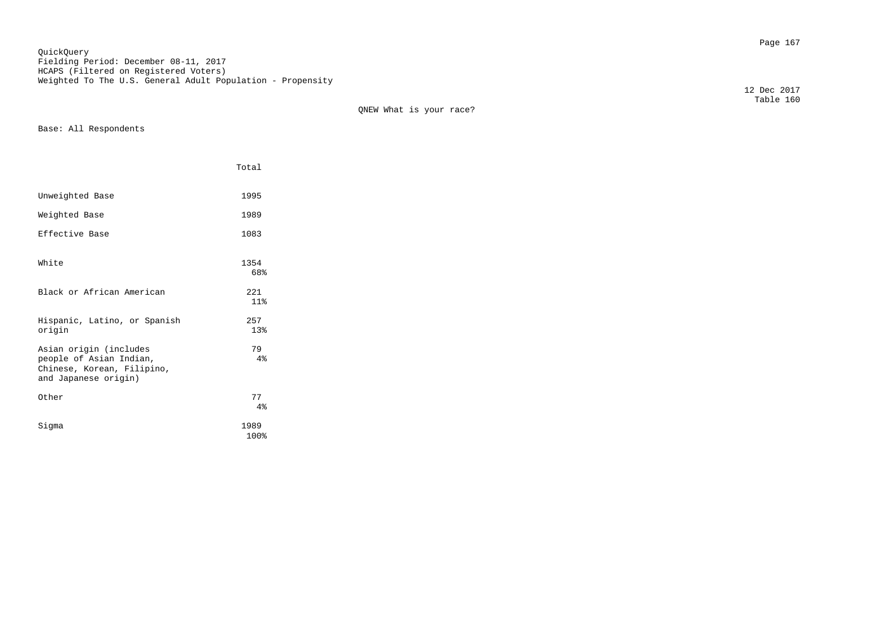QuickQuery
Fielding Period: December 08-11, 2017
HCAPS (Filtered on Registered Voters)
Weighted To The U.S. General Adult Population - Propensity

12 Dec 2017
Table 160

QNEW What is your race?

Base: All Respondents

| | Total |
|---|---|
| Unweighted Base | 1995 |
| Weighted Base | 1989 |
| Effective Base | 1083 |
| White | 1354<br>68% |
| Black or African American | 221<br>11% |
| Hispanic, Latino, or Spanish origin | 257<br>13% |
| Asian origin (includes people of Asian Indian, Chinese, Korean, Filipino, and Japanese origin) | 79<br>4% |
| Other | 77<br>4% |
| Sigma | 1989<br>100% |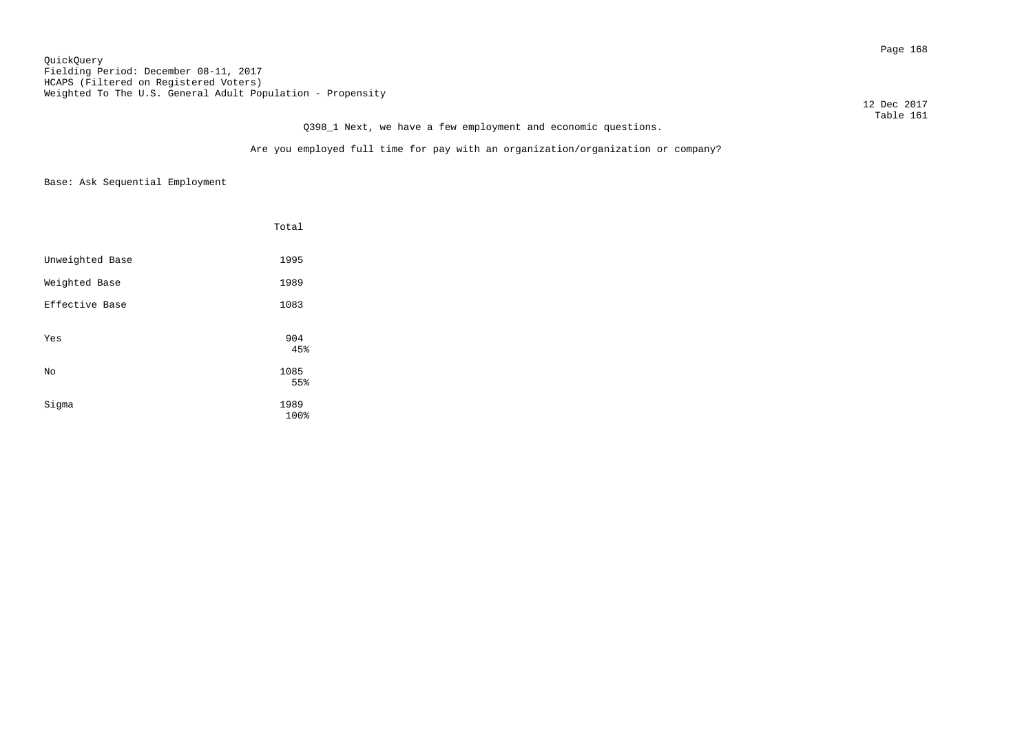QuickQuery
Fielding Period: December 08-11, 2017
HCAPS (Filtered on Registered Voters)
Weighted To The U.S. General Adult Population - Propensity

12 Dec 2017
Table 161

Q398_1 Next, we have a few employment and economic questions.

Are you employed full time for pay with an organization/organization or company?

Base: Ask Sequential Employment

| | Total |
|---|---|
| Unweighted Base | 1995 |
| Weighted Base | 1989 |
| Effective Base | 1083 |
| Yes | 904<br>45% |
| No | 1085<br>55% |
| Sigma | 1989<br>100% |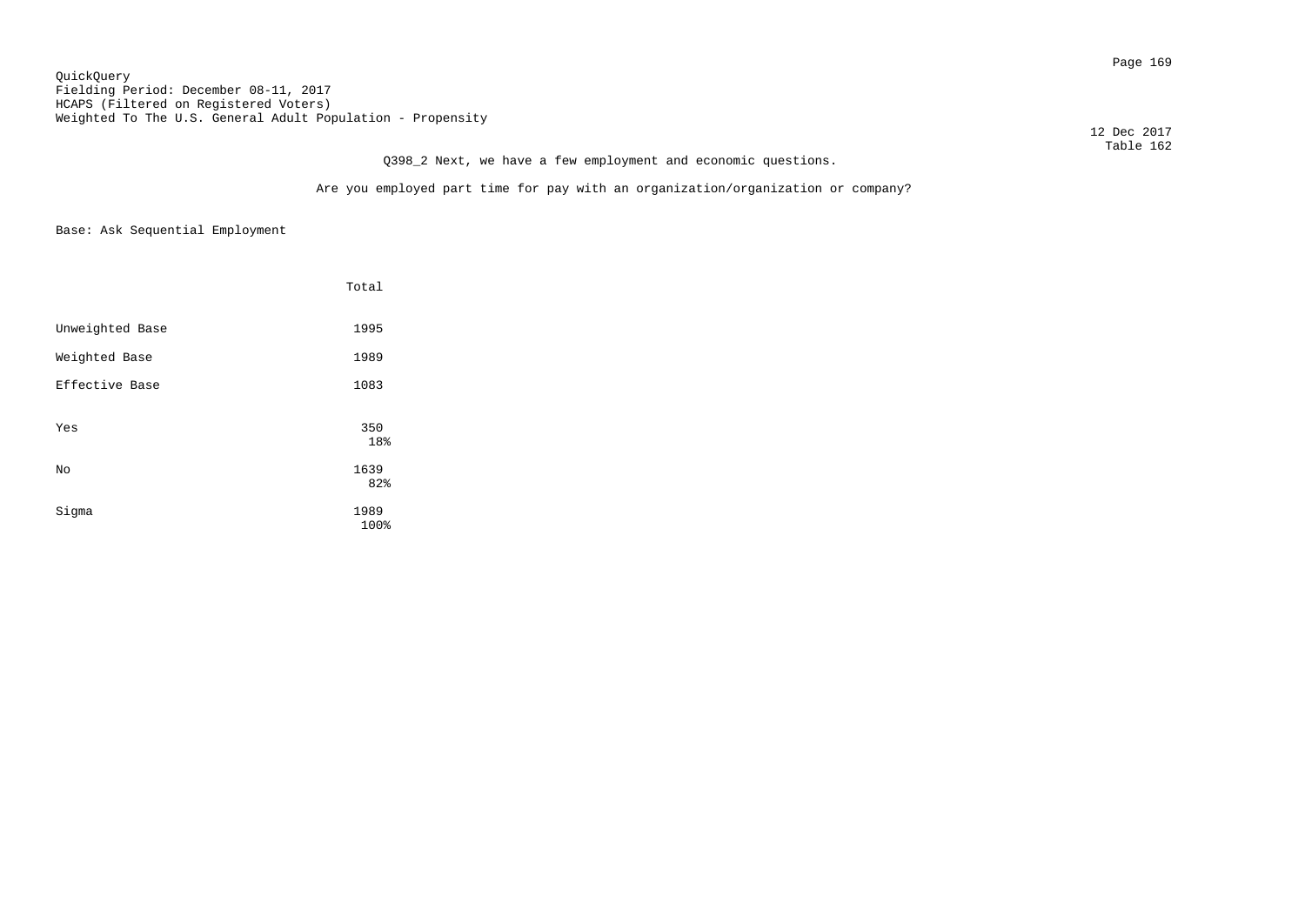QuickQuery
Fielding Period: December 08-11, 2017
HCAPS (Filtered on Registered Voters)
Weighted To The U.S. General Adult Population - Propensity

12 Dec 2017
Table 162

Q398_2 Next, we have a few employment and economic questions.

Are you employed part time for pay with an organization/organization or company?

Base: Ask Sequential Employment

| | Total |
|---|---|
| Unweighted Base | 1995 |
| Weighted Base | 1989 |
| Effective Base | 1083 |
| Yes | 350<br>18% |
| No | 1639<br>82% |
| Sigma | 1989<br>100% |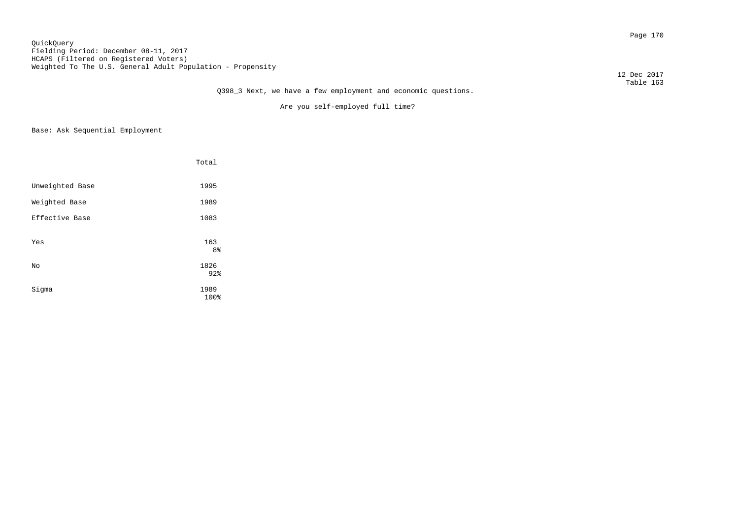QuickQuery
Fielding Period: December 08-11, 2017
HCAPS (Filtered on Registered Voters)
Weighted To The U.S. General Adult Population - Propensity

12 Dec 2017
Table 163

Q398_3 Next, we have a few employment and economic questions.

Are you self-employed full time?

Base: Ask Sequential Employment

| | Total |
|---|---|
| Unweighted Base | 1995 |
| Weighted Base | 1989 |
| Effective Base | 1083 |
| Yes | 163<br>8% |
| No | 1826<br>92% |
| Sigma | 1989<br>100% |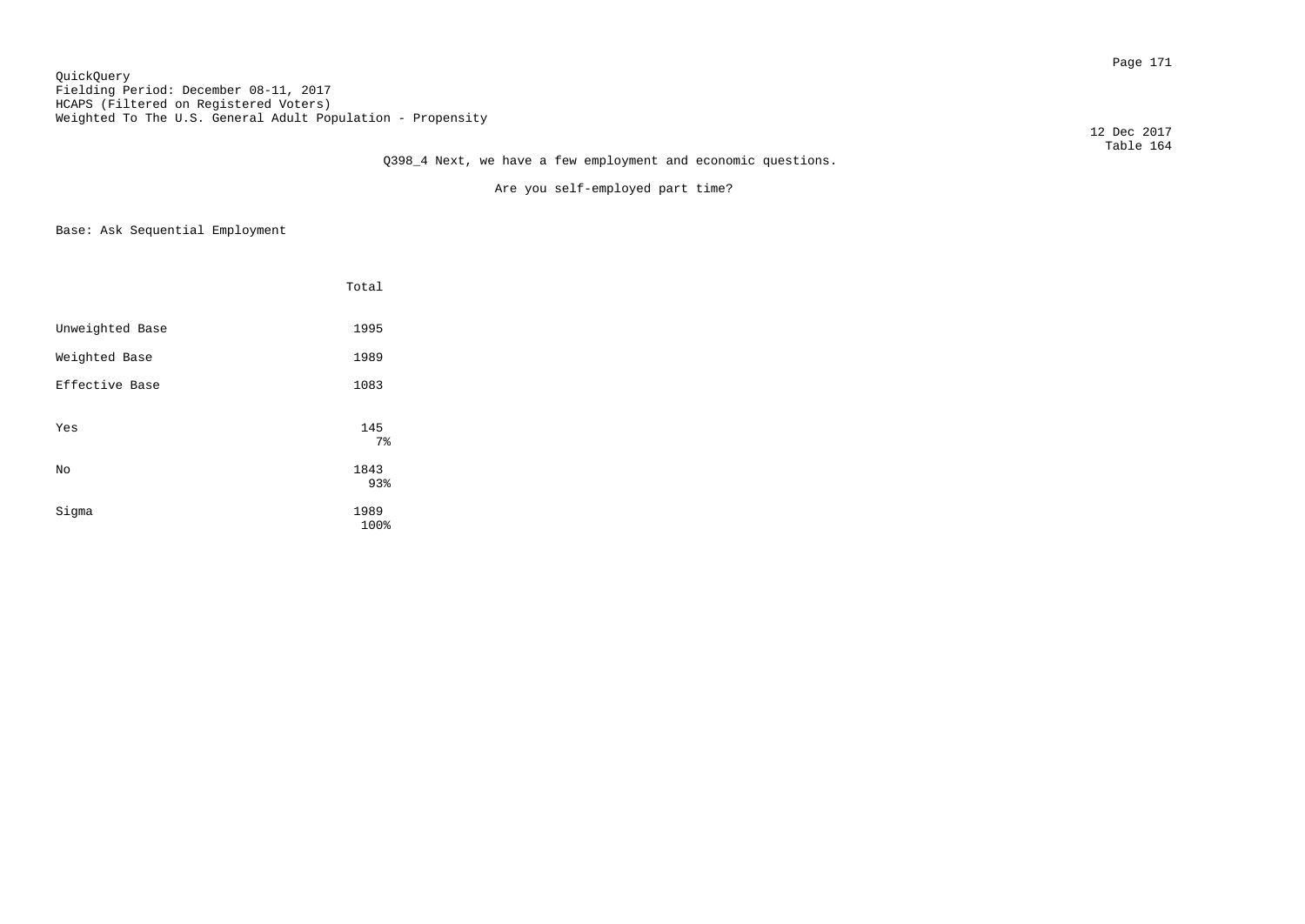QuickQuery
Fielding Period: December 08-11, 2017
HCAPS (Filtered on Registered Voters)
Weighted To The U.S. General Adult Population - Propensity

12 Dec 2017
Table 164

Q398_4 Next, we have a few employment and economic questions.

Are you self-employed part time?

Base: Ask Sequential Employment

| | Total |
|---|---|
| Unweighted Base | 1995 |
| Weighted Base | 1989 |
| Effective Base | 1083 |
| Yes | 145 |
| | 7% |
| No | 1843 |
| | 93% |
| Sigma | 1989 |
| | 100% |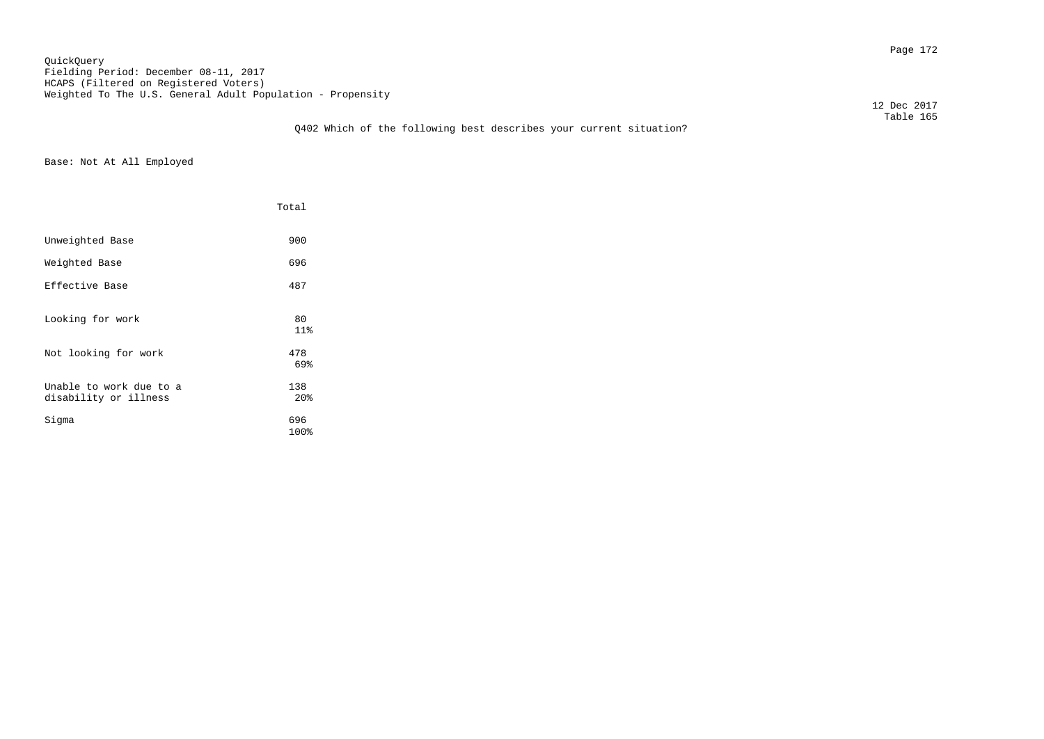QuickQuery
Fielding Period: December 08-11, 2017
HCAPS (Filtered on Registered Voters)
Weighted To The U.S. General Adult Population - Propensity

12 Dec 2017
Table 165

Q402 Which of the following best describes your current situation?

Base: Not At All Employed

| | Total |
|---|---|
| Unweighted Base | 900 |
| Weighted Base | 696 |
| Effective Base | 487 |
| Looking for work | 80<br>11% |
| Not looking for work | 478<br>69% |
| Unable to work due to a disability or illness | 138<br>20% |
| Sigma | 696<br>100% |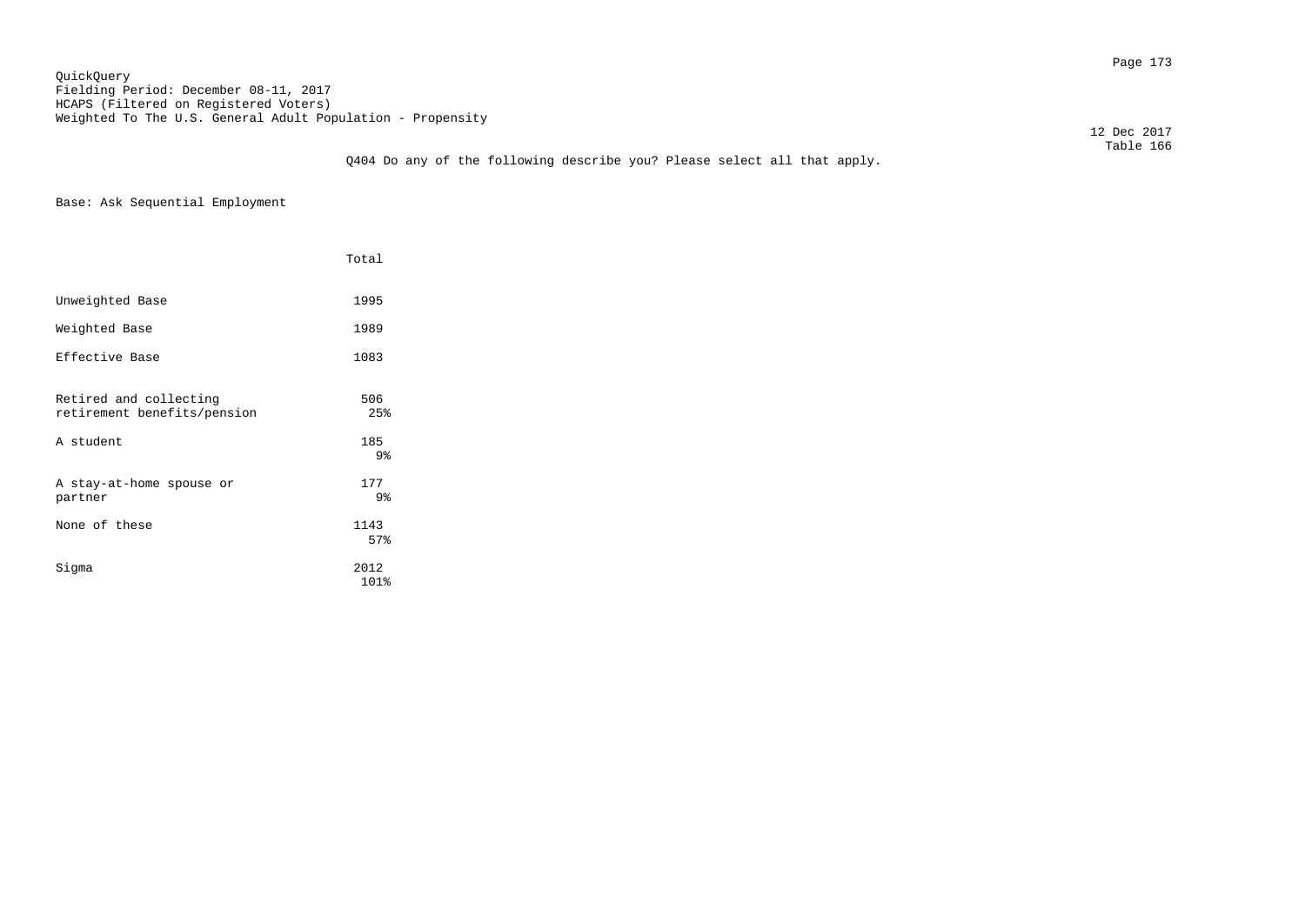QuickQuery
Fielding Period: December 08-11, 2017
HCAPS (Filtered on Registered Voters)
Weighted To The U.S. General Adult Population - Propensity

12 Dec 2017
Table 166

Q404 Do any of the following describe you? Please select all that apply.

Base: Ask Sequential Employment

| | Total |
|---|---|
| Unweighted Base | 1995 |
| Weighted Base | 1989 |
| Effective Base | 1083 |
| Retired and collecting retirement benefits/pension | 506<br>25% |
| A student | 185<br>9% |
| A stay-at-home spouse or partner | 177<br>9% |
| None of these | 1143<br>57% |
| Sigma | 2012<br>101% |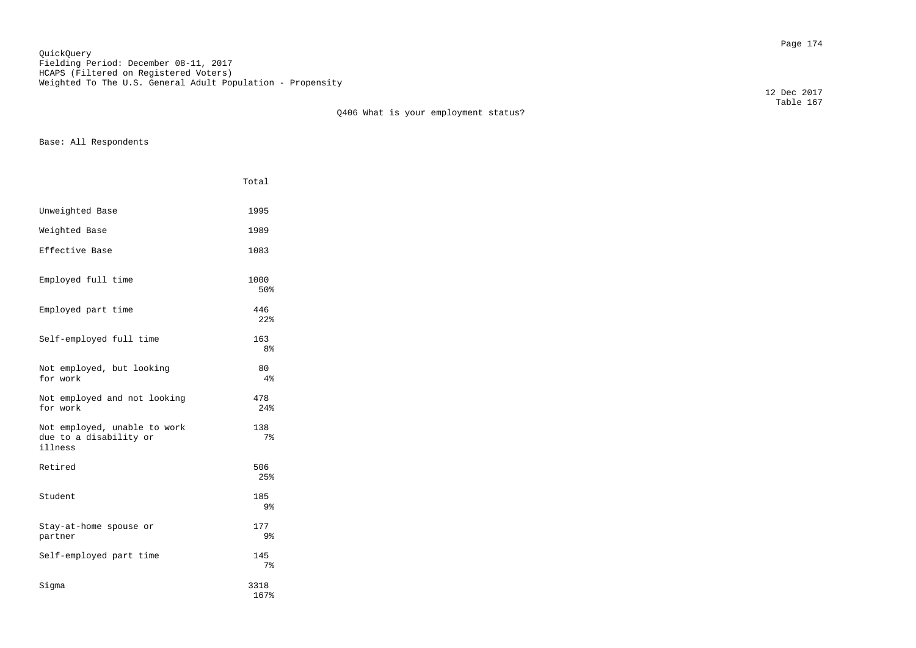QuickQuery
Fielding Period: December 08-11, 2017
HCAPS (Filtered on Registered Voters)
Weighted To The U.S. General Adult Population - Propensity

12 Dec 2017
Table 167

Q406 What is your employment status?

Base: All Respondents

| | Total |
|---|---|
| Unweighted Base | 1995 |
| Weighted Base | 1989 |
| Effective Base | 1083 |
| Employed full time | 1000<br>50% |
| Employed part time | 446<br>22% |
| Self-employed full time | 163<br>8% |
| Not employed, but looking for work | 80<br>4% |
| Not employed and not looking for work | 478<br>24% |
| Not employed, unable to work due to a disability or illness | 138<br>7% |
| Retired | 506<br>25% |
| Student | 185<br>9% |
| Stay-at-home spouse or partner | 177<br>9% |
| Self-employed part time | 145<br>7% |
| Sigma | 3318<br>167% |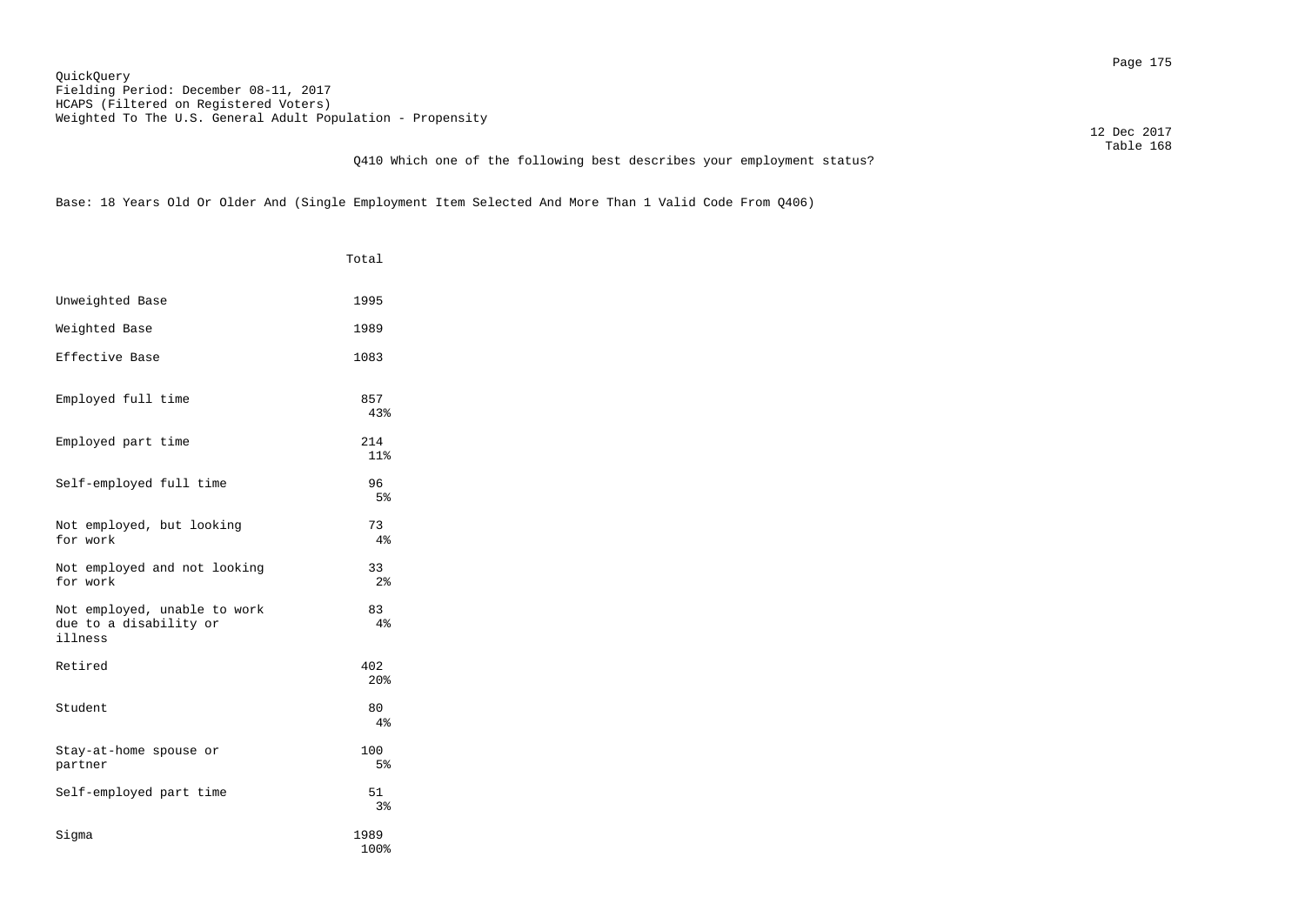QuickQuery
Fielding Period: December 08-11, 2017
HCAPS (Filtered on Registered Voters)
Weighted To The U.S. General Adult Population - Propensity

12 Dec 2017
Table 168

Q410 Which one of the following best describes your employment status?

Base: 18 Years Old Or Older And (Single Employment Item Selected And More Than 1 Valid Code From Q406)

| | Total |
|---|---|
| Unweighted Base | 1995 |
| Weighted Base | 1989 |
| Effective Base | 1083 |
| Employed full time | 857<br>43% |
| Employed part time | 214<br>11% |
| Self-employed full time | 96<br>5% |
| Not employed, but looking for work | 73<br>4% |
| Not employed and not looking for work | 33<br>2% |
| Not employed, unable to work due to a disability or illness | 83<br>4% |
| Retired | 402<br>20% |
| Student | 80<br>4% |
| Stay-at-home spouse or partner | 100<br>5% |
| Self-employed part time | 51<br>3% |
| Sigma | 1989<br>100% |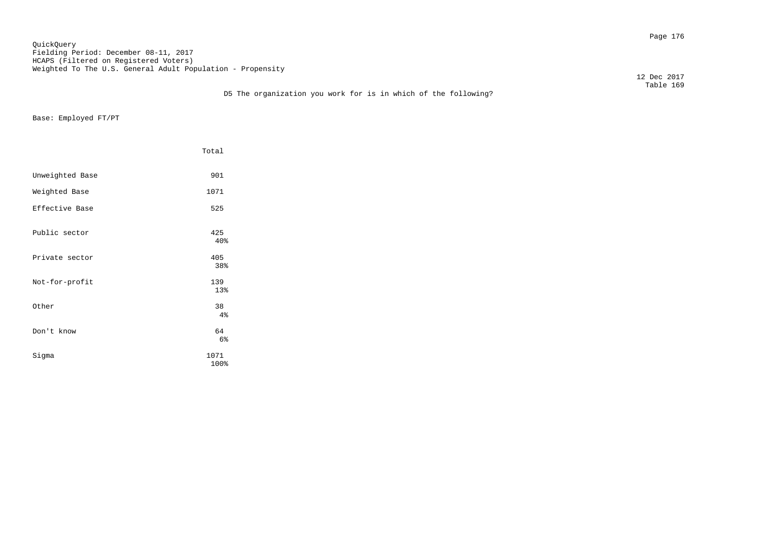QuickQuery
Fielding Period: December 08-11, 2017
HCAPS (Filtered on Registered Voters)
Weighted To The U.S. General Adult Population - Propensity

12 Dec 2017
Table 169

## D5 The organization you work for is in which of the following?

Base: Employed FT/PT

| | Total |
|---|---|
| Unweighted Base | 901 |
| Weighted Base | 1071 |
| Effective Base | 525 |
| Public sector | 425<br>40% |
| Private sector | 405<br>38% |
| Not-for-profit | 139<br>13% |
| Other | 38<br>4% |
| Don't know | 64<br>6% |
| Sigma | 1071<br>100% |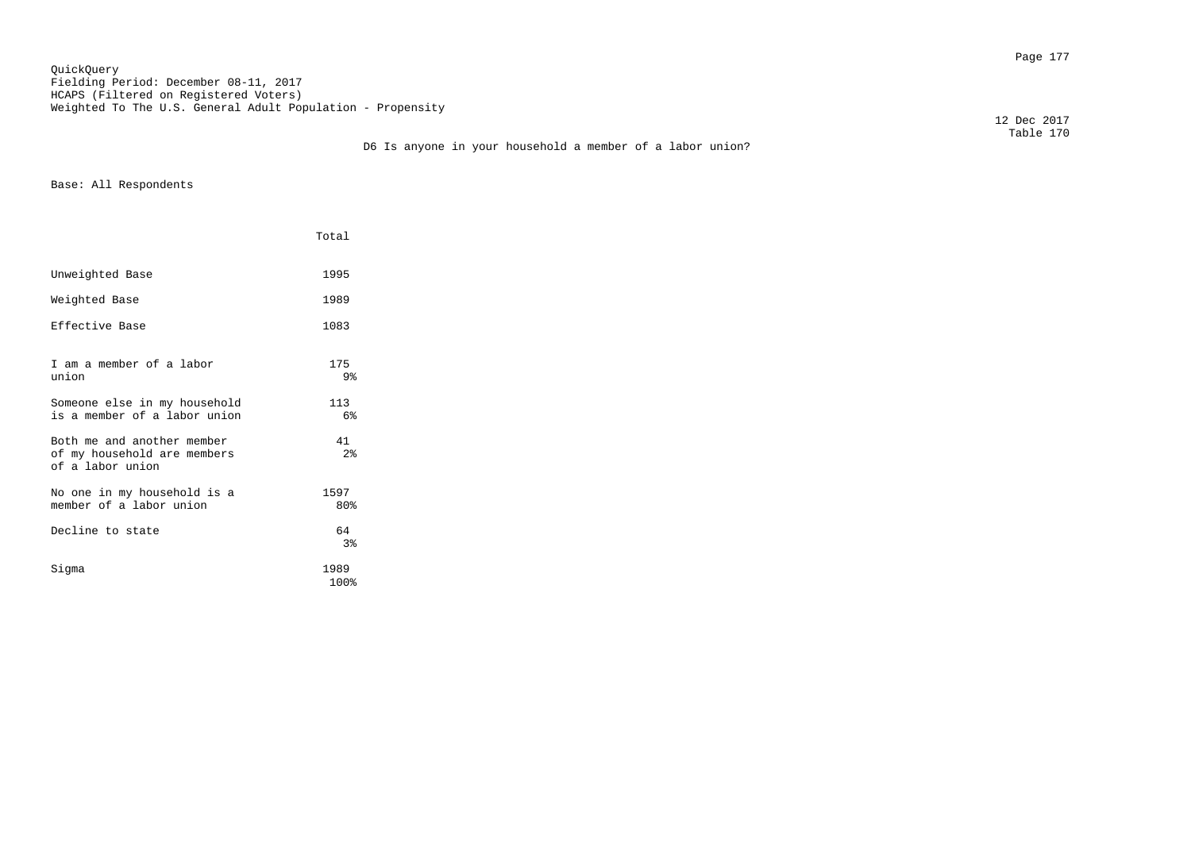QuickQuery
Fielding Period: December 08-11, 2017
HCAPS (Filtered on Registered Voters)
Weighted To The U.S. General Adult Population - Propensity

12 Dec 2017
Table 170

D6 Is anyone in your household a member of a labor union?

Base: All Respondents

| | Total |
|---|---|
| Unweighted Base | 1995 |
| Weighted Base | 1989 |
| Effective Base | 1083 |
| I am a member of a labor union | 175<br>9% |
| Someone else in my household is a member of a labor union | 113<br>6% |
| Both me and another member of my household are members of a labor union | 41<br>2% |
| No one in my household is a member of a labor union | 1597<br>80% |
| Decline to state | 64<br>3% |
| Sigma | 1989<br>100% |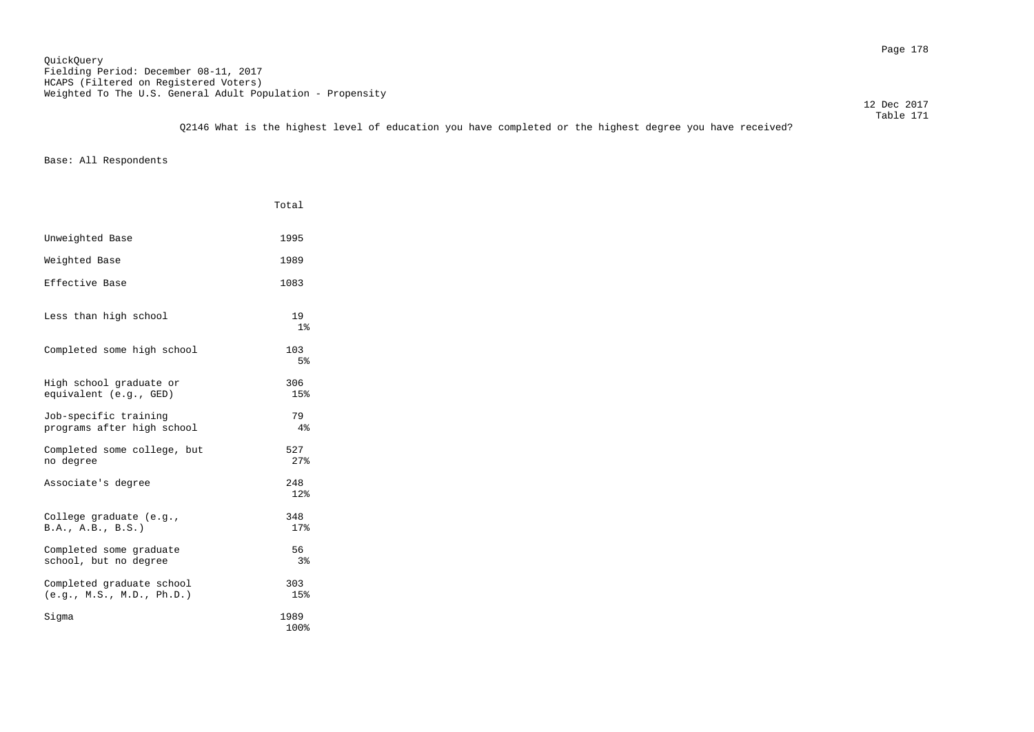QuickQuery
Fielding Period: December 08-11, 2017
HCAPS (Filtered on Registered Voters)
Weighted To The U.S. General Adult Population - Propensity

12 Dec 2017
Table 171

Q2146 What is the highest level of education you have completed or the highest degree you have received?

Base: All Respondents

| | Total |
|---|---|
| Unweighted Base | 1995 |
| Weighted Base | 1989 |
| Effective Base | 1083 |
| Less than high school | 19<br>1% |
| Completed some high school | 103<br>5% |
| High school graduate or equivalent (e.g., GED) | 306<br>15% |
| Job-specific training programs after high school | 79<br>4% |
| Completed some college, but no degree | 527<br>27% |
| Associate's degree | 248<br>12% |
| College graduate (e.g., B.A., A.B., B.S.) | 348<br>17% |
| Completed some graduate school, but no degree | 56<br>3% |
| Completed graduate school (e.g., M.S., M.D., Ph.D.) | 303<br>15% |
| Sigma | 1989<br>100% |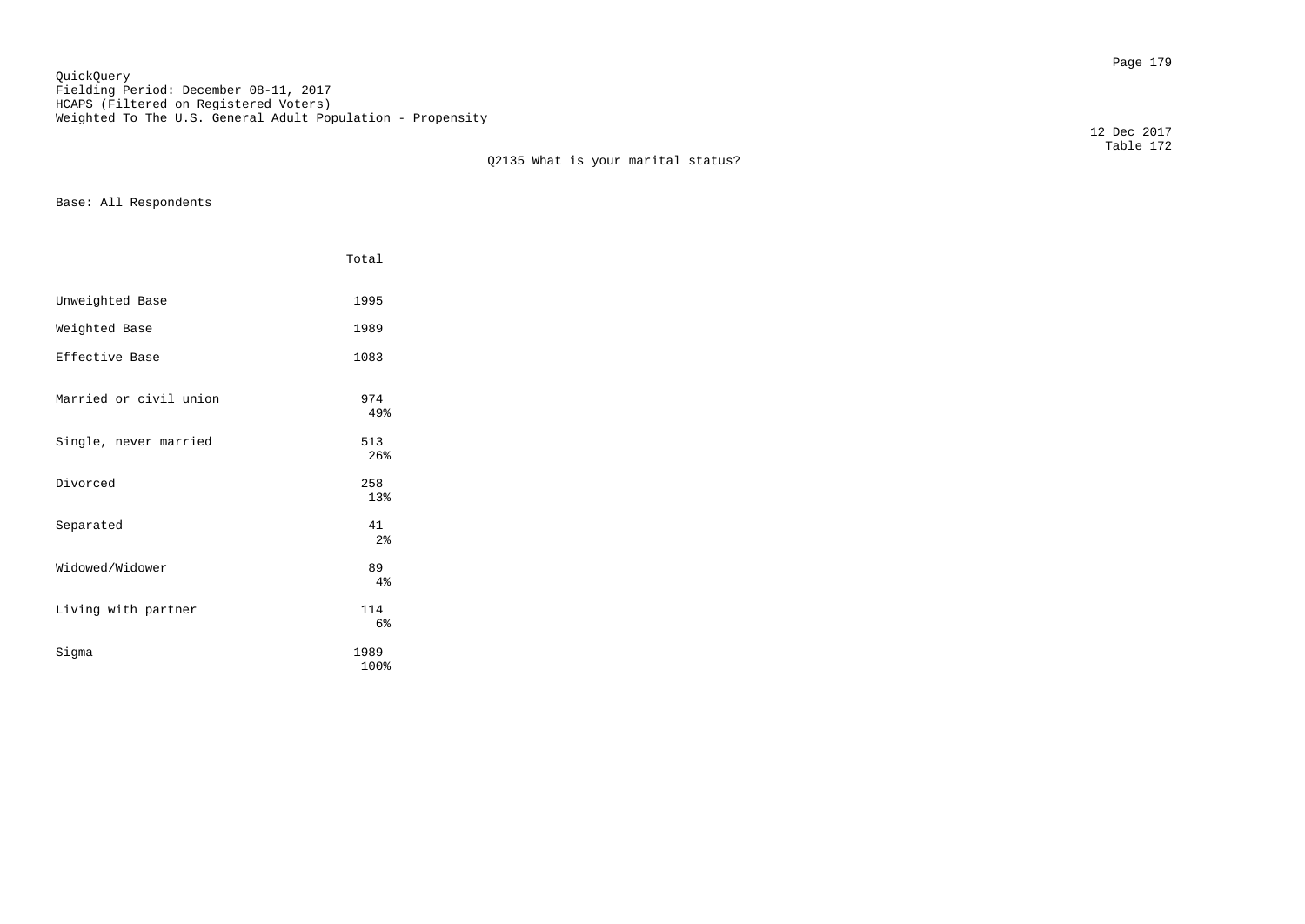QuickQuery
Fielding Period: December 08-11, 2017
HCAPS (Filtered on Registered Voters)
Weighted To The U.S. General Adult Population - Propensity

12 Dec 2017
Table 172

Q2135 What is your marital status?

Base: All Respondents

| | Total |
|---|---|
| Unweighted Base | 1995 |
| Weighted Base | 1989 |
| Effective Base | 1083 |
| Married or civil union | 974<br>49% |
| Single, never married | 513<br>26% |
| Divorced | 258<br>13% |
| Separated | 41<br>2% |
| Widowed/Widower | 89<br>4% |
| Living with partner | 114<br>6% |
| Sigma | 1989<br>100% |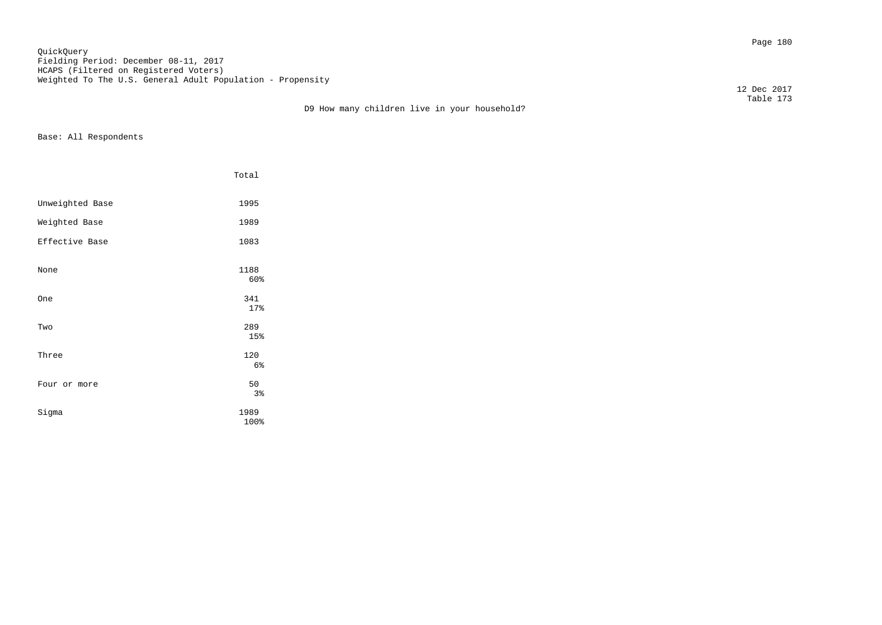QuickQuery
Fielding Period: December 08-11, 2017
HCAPS (Filtered on Registered Voters)
Weighted To The U.S. General Adult Population - Propensity

12 Dec 2017
Table 173

D9 How many children live in your household?

Base: All Respondents

| | Total |
|---|---|
| Unweighted Base | 1995 |
| Weighted Base | 1989 |
| Effective Base | 1083 |
| None | 1188<br>60% |
| One | 341<br>17% |
| Two | 289<br>15% |
| Three | 120<br>6% |
| Four or more | 50<br>3% |
| Sigma | 1989<br>100% |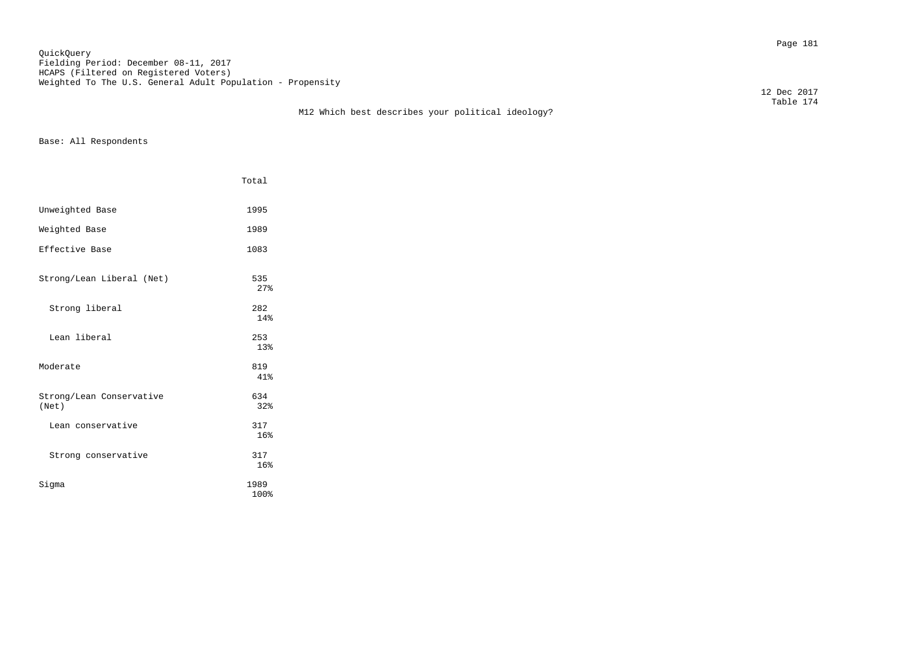QuickQuery
Fielding Period: December 08-11, 2017
HCAPS (Filtered on Registered Voters)
Weighted To The U.S. General Adult Population - Propensity

12 Dec 2017
Table 174

M12 Which best describes your political ideology?

Base: All Respondents

| | Total |
|---|---|
| Unweighted Base | 1995 |
| Weighted Base | 1989 |
| Effective Base | 1083 |
| Strong/Lean Liberal (Net) | 535<br>27% |
| Strong liberal | 282<br>14% |
| Lean liberal | 253<br>13% |
| Moderate | 819<br>41% |
| Strong/Lean Conservative (Net) | 634<br>32% |
| Lean conservative | 317<br>16% |
| Strong conservative | 317<br>16% |
| Sigma | 1989<br>100% |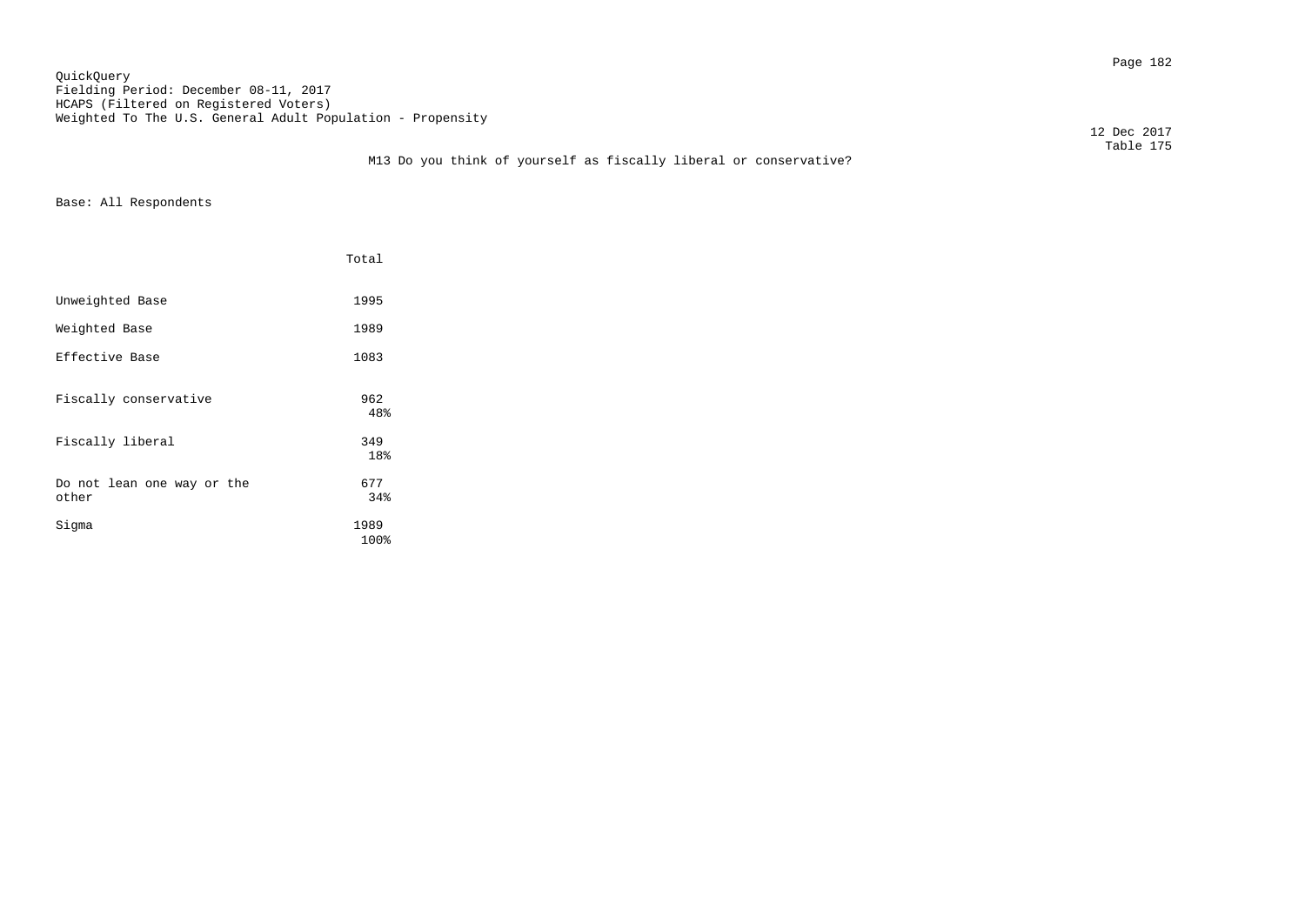QuickQuery
Fielding Period: December 08-11, 2017
HCAPS (Filtered on Registered Voters)
Weighted To The U.S. General Adult Population - Propensity

12 Dec 2017
Table 175

M13 Do you think of yourself as fiscally liberal or conservative?

Base: All Respondents

| | Total |
|---|---|
| Unweighted Base | 1995 |
| Weighted Base | 1989 |
| Effective Base | 1083 |
| Fiscally conservative | 962<br>48% |
| Fiscally liberal | 349<br>18% |
| Do not lean one way or the other | 677<br>34% |
| Sigma | 1989<br>100% |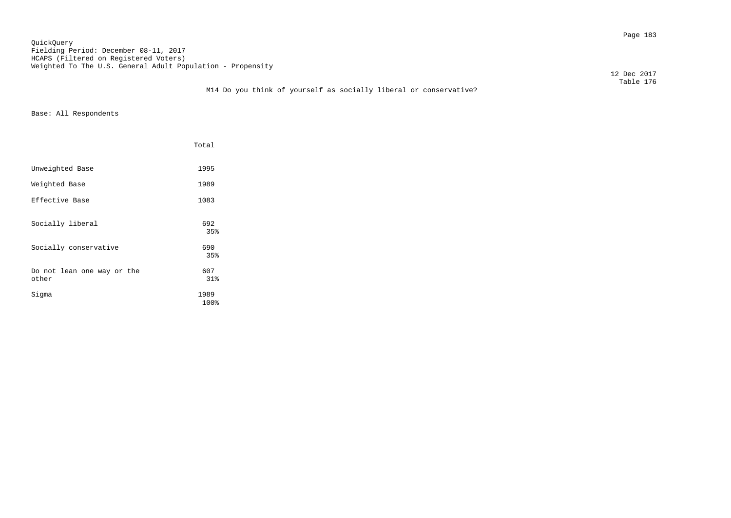QuickQuery
Fielding Period: December 08-11, 2017
HCAPS (Filtered on Registered Voters)
Weighted To The U.S. General Adult Population - Propensity

12 Dec 2017
Table 176

M14 Do you think of yourself as socially liberal or conservative?

Base: All Respondents

| | Total |
|---|---|
| Unweighted Base | 1995 |
| Weighted Base | 1989 |
| Effective Base | 1083 |
| Socially liberal | 692<br>35% |
| Socially conservative | 690<br>35% |
| Do not lean one way or the other | 607<br>31% |
| Sigma | 1989<br>100% |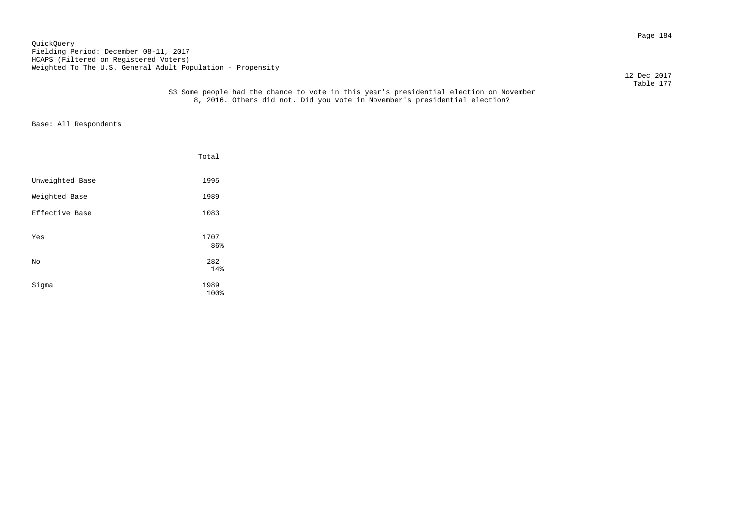QuickQuery
Fielding Period: December 08-11, 2017
HCAPS (Filtered on Registered Voters)
Weighted To The U.S. General Adult Population - Propensity

12 Dec 2017
Table 177

S3 Some people had the chance to vote in this year's presidential election on November 8, 2016. Others did not. Did you vote in November's presidential election?

Base: All Respondents

| | Total |
|---|---|
| Unweighted Base | 1995 |
| Weighted Base | 1989 |
| Effective Base | 1083 |
| Yes | 1707<br>86% |
| No | 282<br>14% |
| Sigma | 1989<br>100% |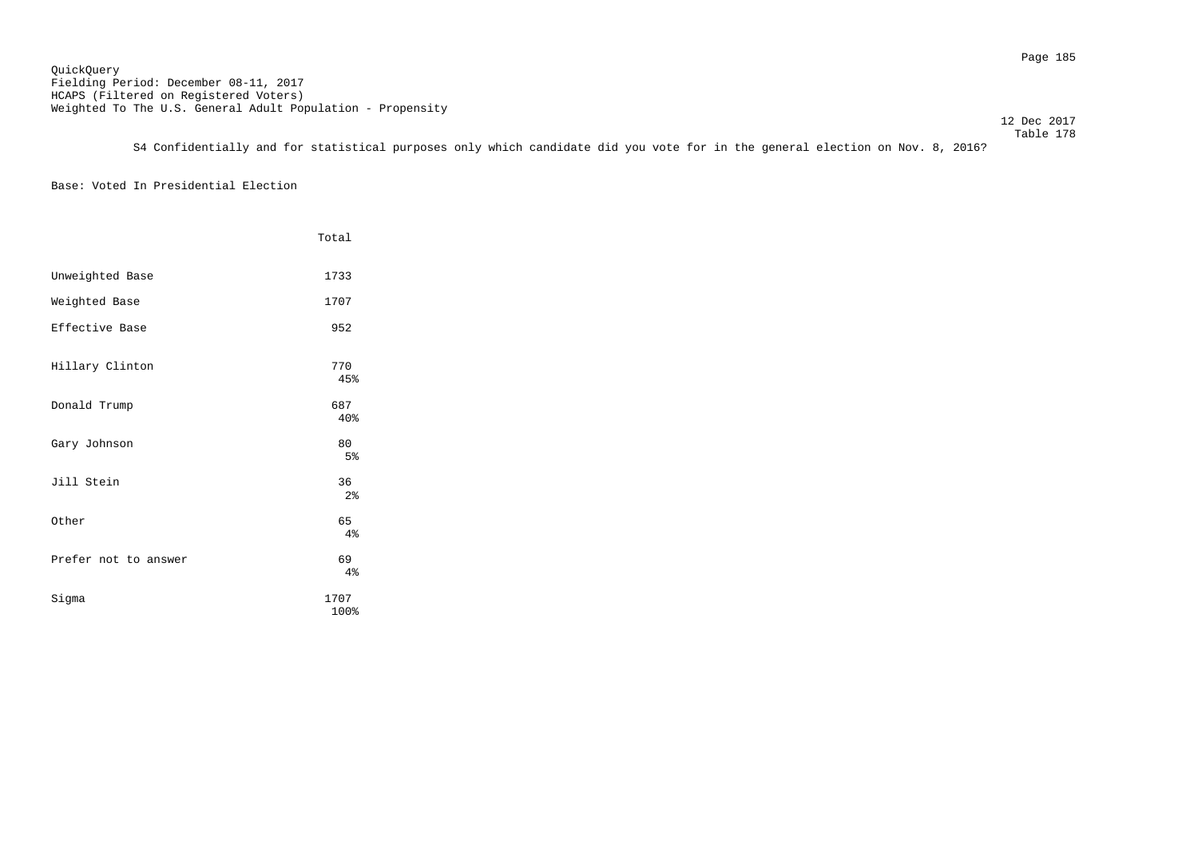QuickQuery
Fielding Period: December 08-11, 2017
HCAPS (Filtered on Registered Voters)
Weighted To The U.S. General Adult Population - Propensity

12 Dec 2017
Table 178

S4 Confidentially and for statistical purposes only which candidate did you vote for in the general election on Nov. 8, 2016?

Base: Voted In Presidential Election

| | Total |
|---|---|
| Unweighted Base | 1733 |
| Weighted Base | 1707 |
| Effective Base | 952 |
| Hillary Clinton | 770<br>45% |
| Donald Trump | 687<br>40% |
| Gary Johnson | 80<br>5% |
| Jill Stein | 36<br>2% |
| Other | 65<br>4% |
| Prefer not to answer | 69<br>4% |
| Sigma | 1707<br>100% |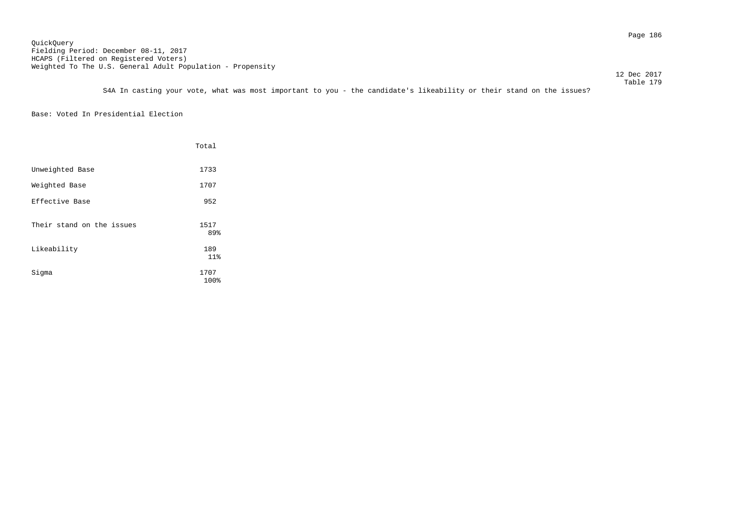QuickQuery
Fielding Period: December 08-11, 2017
HCAPS (Filtered on Registered Voters)
Weighted To The U.S. General Adult Population - Propensity

12 Dec 2017
Table 179

S4A In casting your vote, what was most important to you - the candidate's likeability or their stand on the issues?

Base: Voted In Presidential Election

| | Total |
|---|---|
| Unweighted Base | 1733 |
| Weighted Base | 1707 |
| Effective Base | 952 |
| Their stand on the issues | 1517 |
| | 89% |
| Likeability | 189 |
| | 11% |
| Sigma | 1707 |
| | 100% |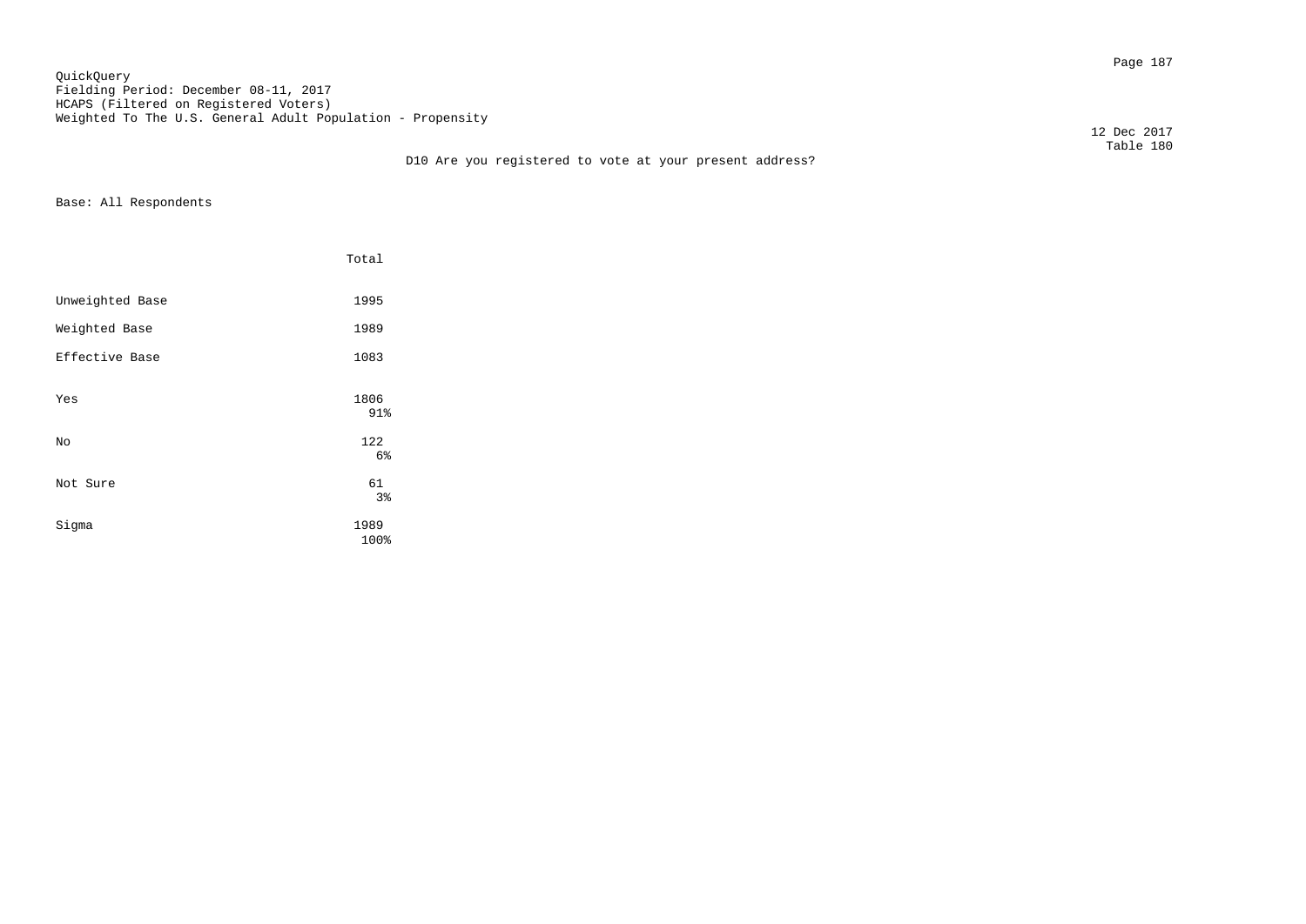QuickQuery
Fielding Period: December 08-11, 2017
HCAPS (Filtered on Registered Voters)
Weighted To The U.S. General Adult Population - Propensity

12 Dec 2017
Table 180

D10 Are you registered to vote at your present address?

Base: All Respondents

| | Total |
|---|---|
| Unweighted Base | 1995 |
| Weighted Base | 1989 |
| Effective Base | 1083 |
| Yes | 1806<br>91% |
| No | 122<br>6% |
| Not Sure | 61<br>3% |
| Sigma | 1989<br>100% |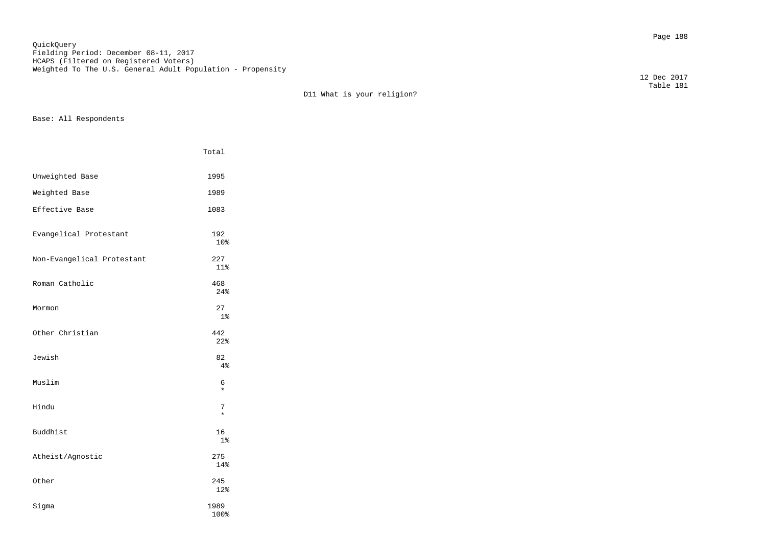QuickQuery
Fielding Period: December 08-11, 2017
HCAPS (Filtered on Registered Voters)
Weighted To The U.S. General Adult Population - Propensity

12 Dec 2017
Table 181

D11 What is your religion?

Base: All Respondents

| | Total |
|---|---|
| Unweighted Base | 1995 |
| Weighted Base | 1989 |
| Effective Base | 1083 |
| Evangelical Protestant | 192<br>10% |
| Non-Evangelical Protestant | 227<br>11% |
| Roman Catholic | 468<br>24% |
| Mormon | 27<br>1% |
| Other Christian | 442<br>22% |
| Jewish | 82<br>4% |
| Muslim | 6<br>* |
| Hindu | 7<br>* |
| Buddhist | 16<br>1% |
| Atheist/Agnostic | 275<br>14% |
| Other | 245<br>12% |
| Sigma | 1989<br>100% |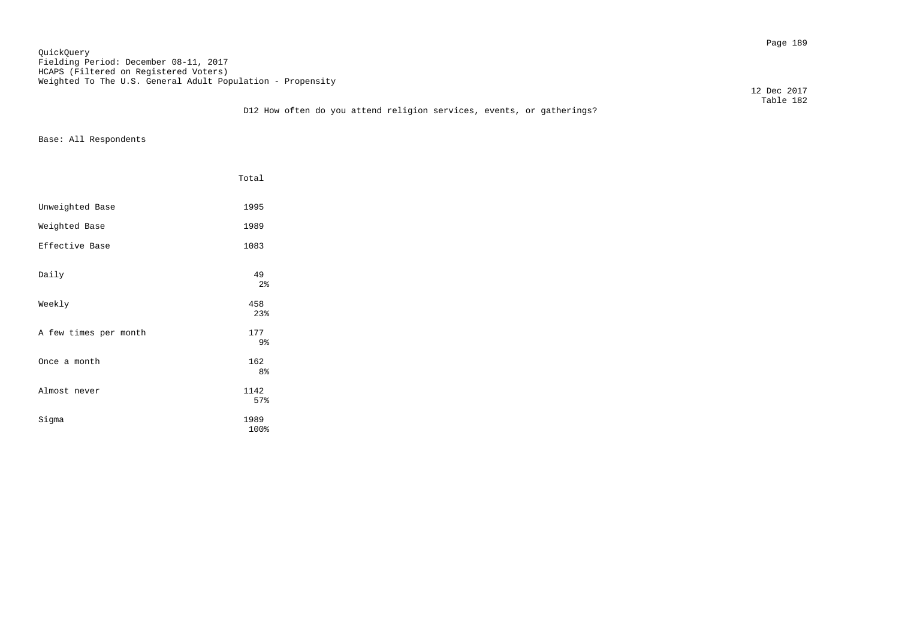QuickQuery
Fielding Period: December 08-11, 2017
HCAPS (Filtered on Registered Voters)
Weighted To The U.S. General Adult Population - Propensity

12 Dec 2017
Table 182

D12 How often do you attend religion services, events, or gatherings?

Base: All Respondents

| | Total |
|---|---|
| Unweighted Base | 1995 |
| Weighted Base | 1989 |
| Effective Base | 1083 |
| Daily | 49<br>2% |
| Weekly | 458<br>23% |
| A few times per month | 177<br>9% |
| Once a month | 162<br>8% |
| Almost never | 1142<br>57% |
| Sigma | 1989<br>100% |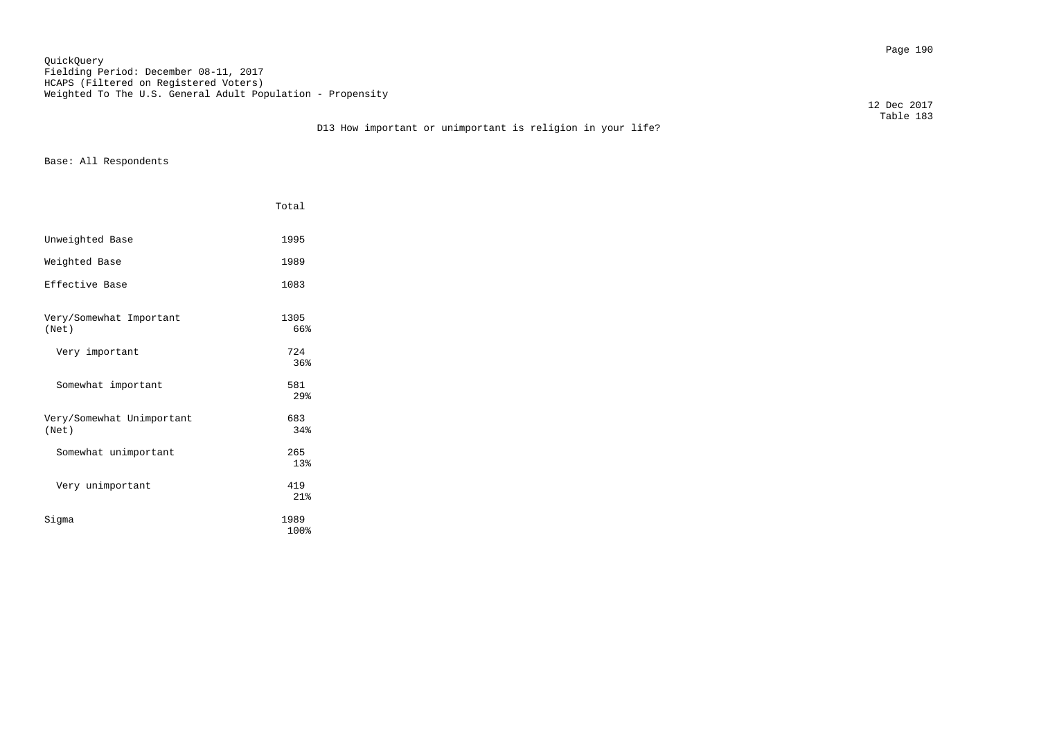QuickQuery
Fielding Period: December 08-11, 2017
HCAPS (Filtered on Registered Voters)
Weighted To The U.S. General Adult Population - Propensity

12 Dec 2017
Table 183

D13 How important or unimportant is religion in your life?

Base: All Respondents

| | Total |
|---|---|
| Unweighted Base | 1995 |
| Weighted Base | 1989 |
| Effective Base | 1083 |
| Very/Somewhat Important (Net) | 1305<br>66% |
| Very important | 724<br>36% |
| Somewhat important | 581<br>29% |
| Very/Somewhat Unimportant (Net) | 683<br>34% |
| Somewhat unimportant | 265<br>13% |
| Very unimportant | 419<br>21% |
| Sigma | 1989<br>100% |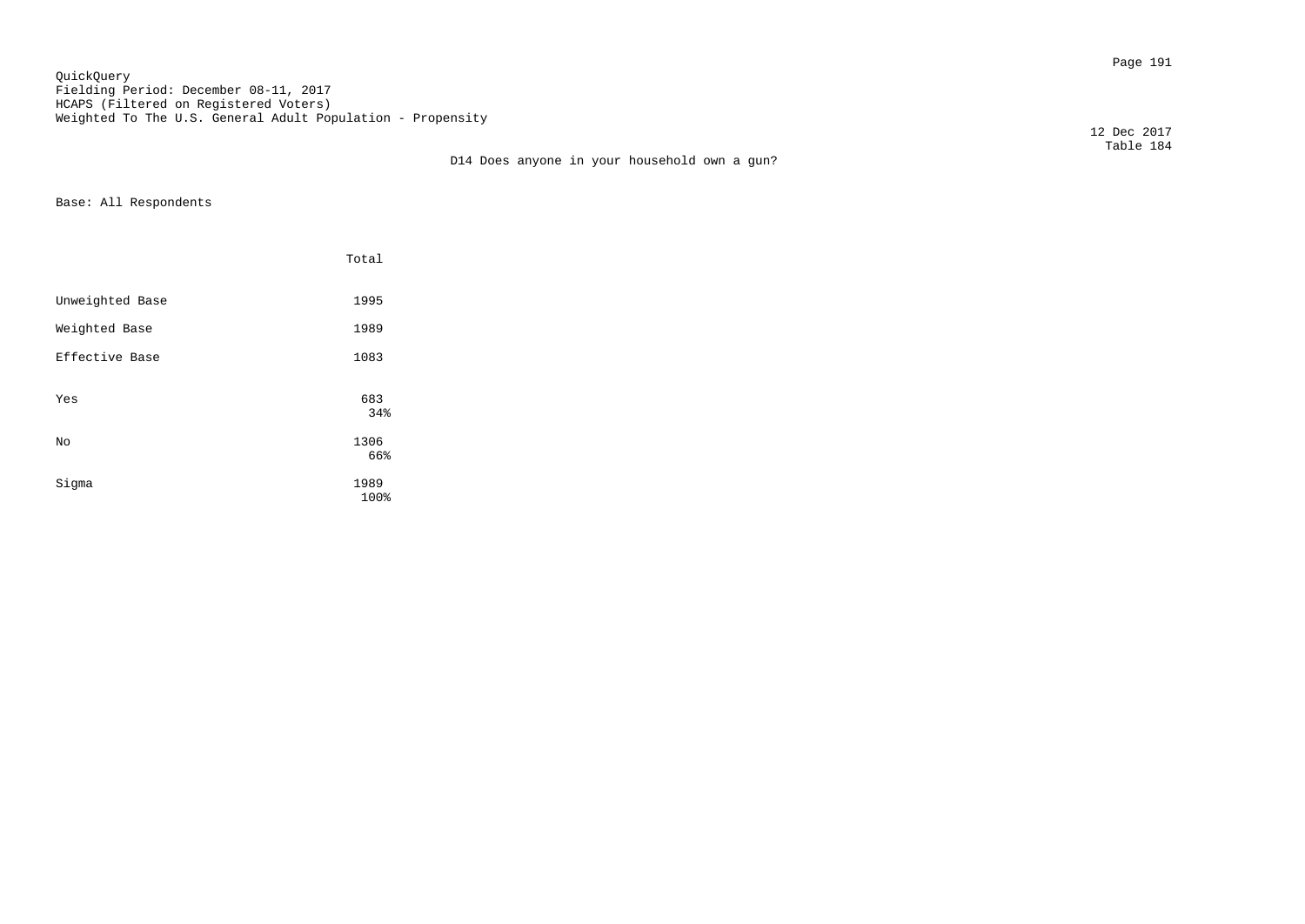QuickQuery
Fielding Period: December 08-11, 2017
HCAPS (Filtered on Registered Voters)
Weighted To The U.S. General Adult Population - Propensity

12 Dec 2017
Table 184

D14 Does anyone in your household own a gun?

Base: All Respondents

| | Total |
|---|---|
| Unweighted Base | 1995 |
| Weighted Base | 1989 |
| Effective Base | 1083 |
| Yes | 683 34% |
| No | 1306 66% |
| Sigma | 1989 100% |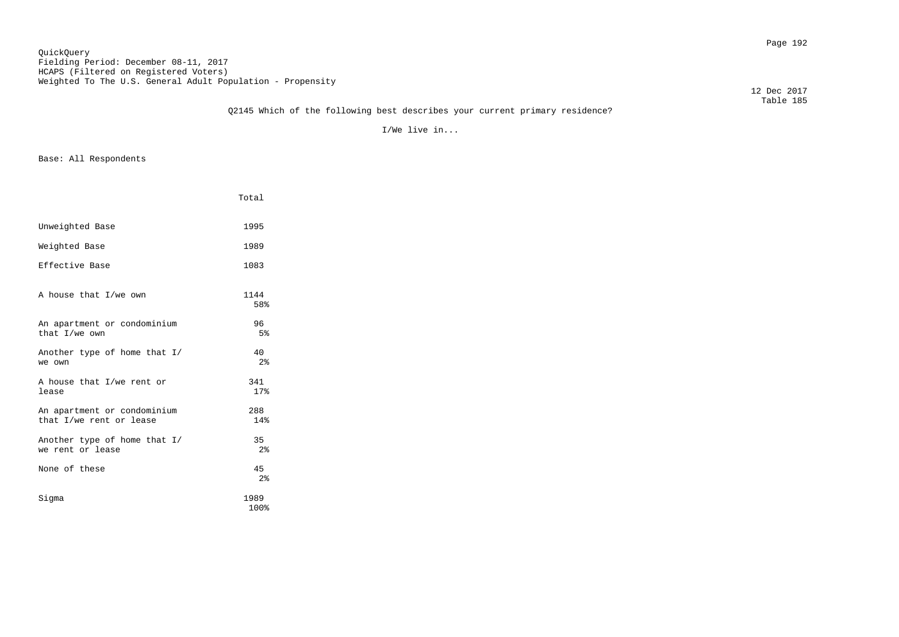QuickQuery
Fielding Period: December 08-11, 2017
HCAPS (Filtered on Registered Voters)
Weighted To The U.S. General Adult Population - Propensity

12 Dec 2017
Table 185

Q2145 Which of the following best describes your current primary residence?

I/We live in...

Base: All Respondents

| | Total |
|---|---|
| Unweighted Base | 1995 |
| Weighted Base | 1989 |
| Effective Base | 1083 |
| A house that I/we own | 1144<br>58% |
| An apartment or condominium that I/we own | 96<br>5% |
| Another type of home that I/we own | 40<br>2% |
| A house that I/we rent or lease | 341<br>17% |
| An apartment or condominium that I/we rent or lease | 288<br>14% |
| Another type of home that I/we rent or lease | 35<br>2% |
| None of these | 45<br>2% |
| Sigma | 1989<br>100% |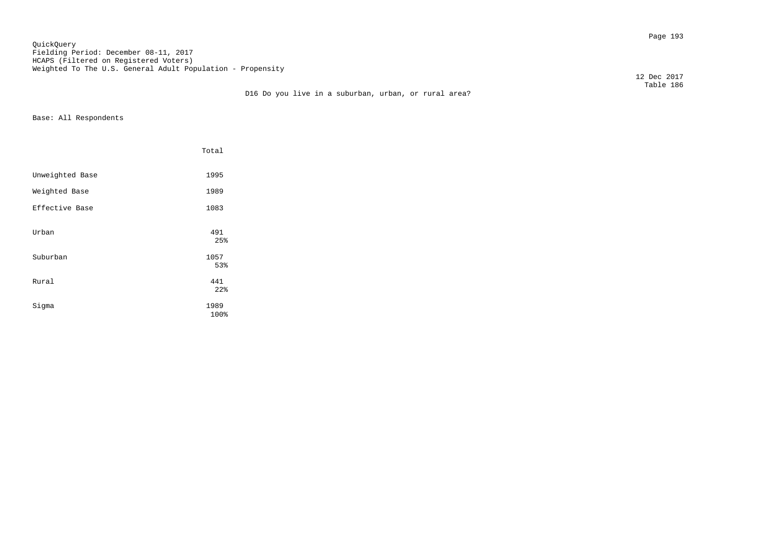QuickQuery
Fielding Period: December 08-11, 2017
HCAPS (Filtered on Registered Voters)
Weighted To The U.S. General Adult Population - Propensity

12 Dec 2017
Table 186

D16 Do you live in a suburban, urban, or rural area?

Base: All Respondents

| | Total |
|---|---|
| Unweighted Base | 1995 |
| Weighted Base | 1989 |
| Effective Base | 1083 |
| Urban | 491<br>25% |
| Suburban | 1057<br>53% |
| Rural | 441<br>22% |
| Sigma | 1989<br>100% |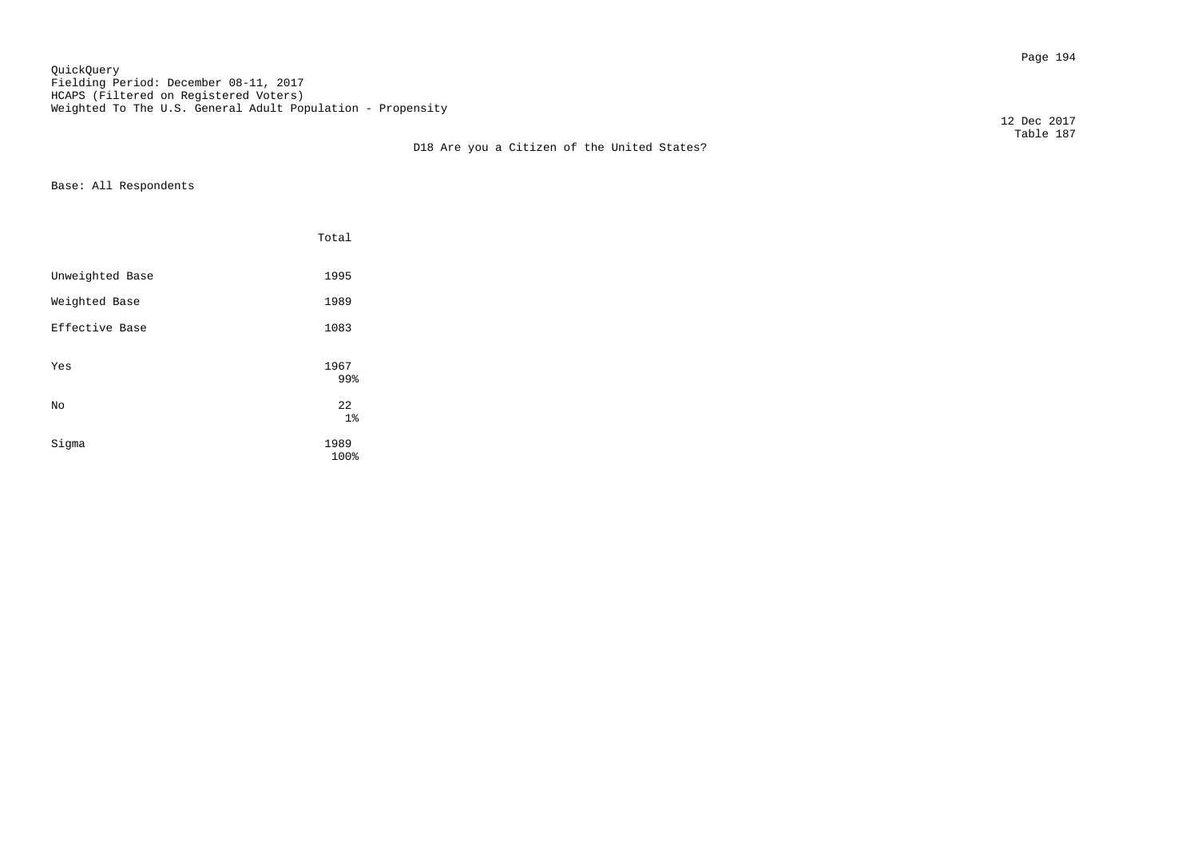QuickQuery
Fielding Period: December 08-11, 2017
HCAPS (Filtered on Registered Voters)
Weighted To The U.S. General Adult Population - Propensity

12 Dec 2017
Table 187

D18 Are you a Citizen of the United States?

Base: All Respondents

| | Total |
|---|---|
| Unweighted Base | 1995 |
| Weighted Base | 1989 |
| Effective Base | 1083 |
| Yes | 1967<br>99% |
| No | 22<br>1% |
| Sigma | 1989<br>100% |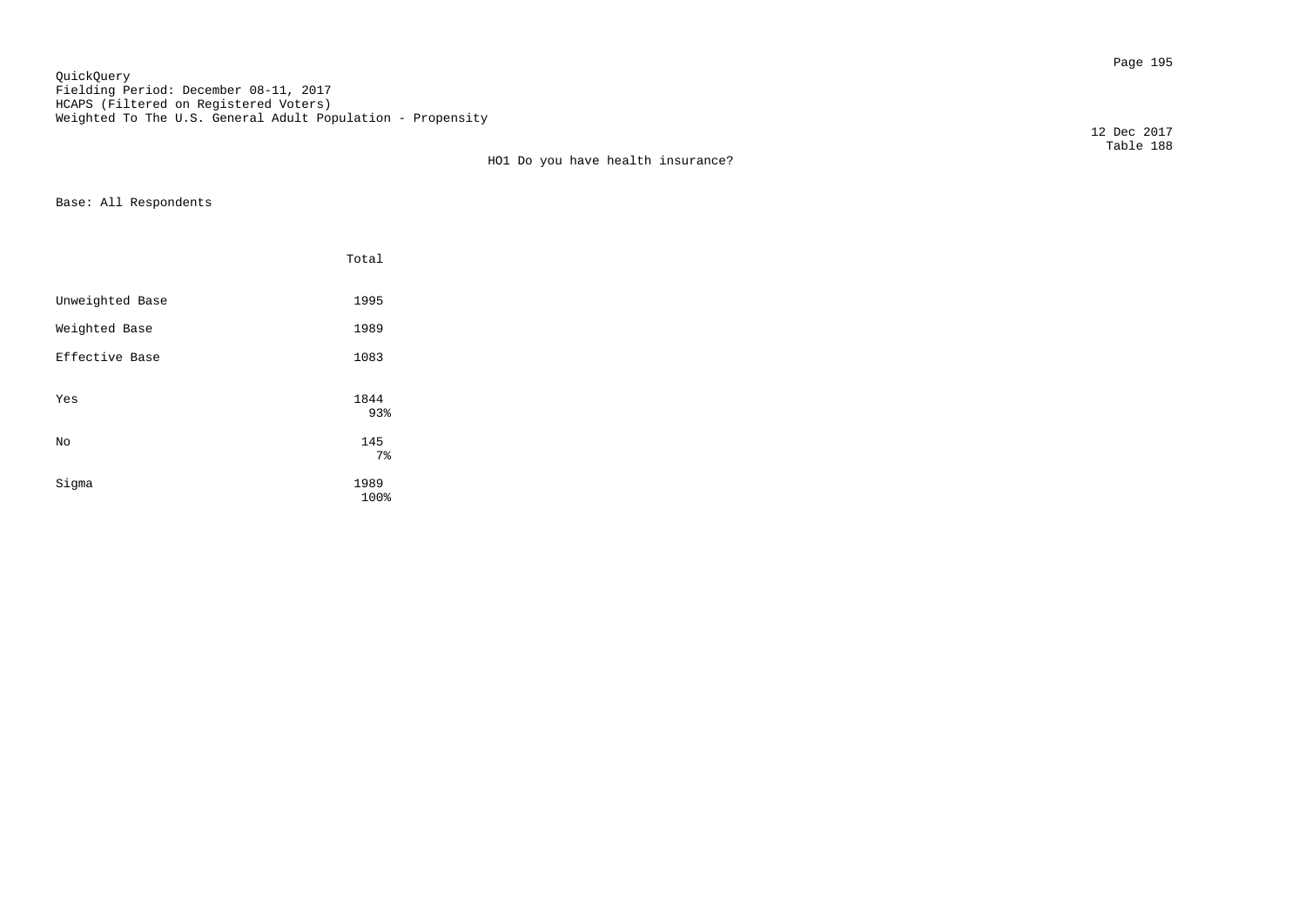QuickQuery
Fielding Period: December 08-11, 2017
HCAPS (Filtered on Registered Voters)
Weighted To The U.S. General Adult Population - Propensity

12 Dec 2017
Table 188

HO1 Do you have health insurance?

Base: All Respondents

| | Total |
|---|---|
| Unweighted Base | 1995 |
| Weighted Base | 1989 |
| Effective Base | 1083 |
| Yes | 1844<br>93% |
| No | 145<br>7% |
| Sigma | 1989<br>100% |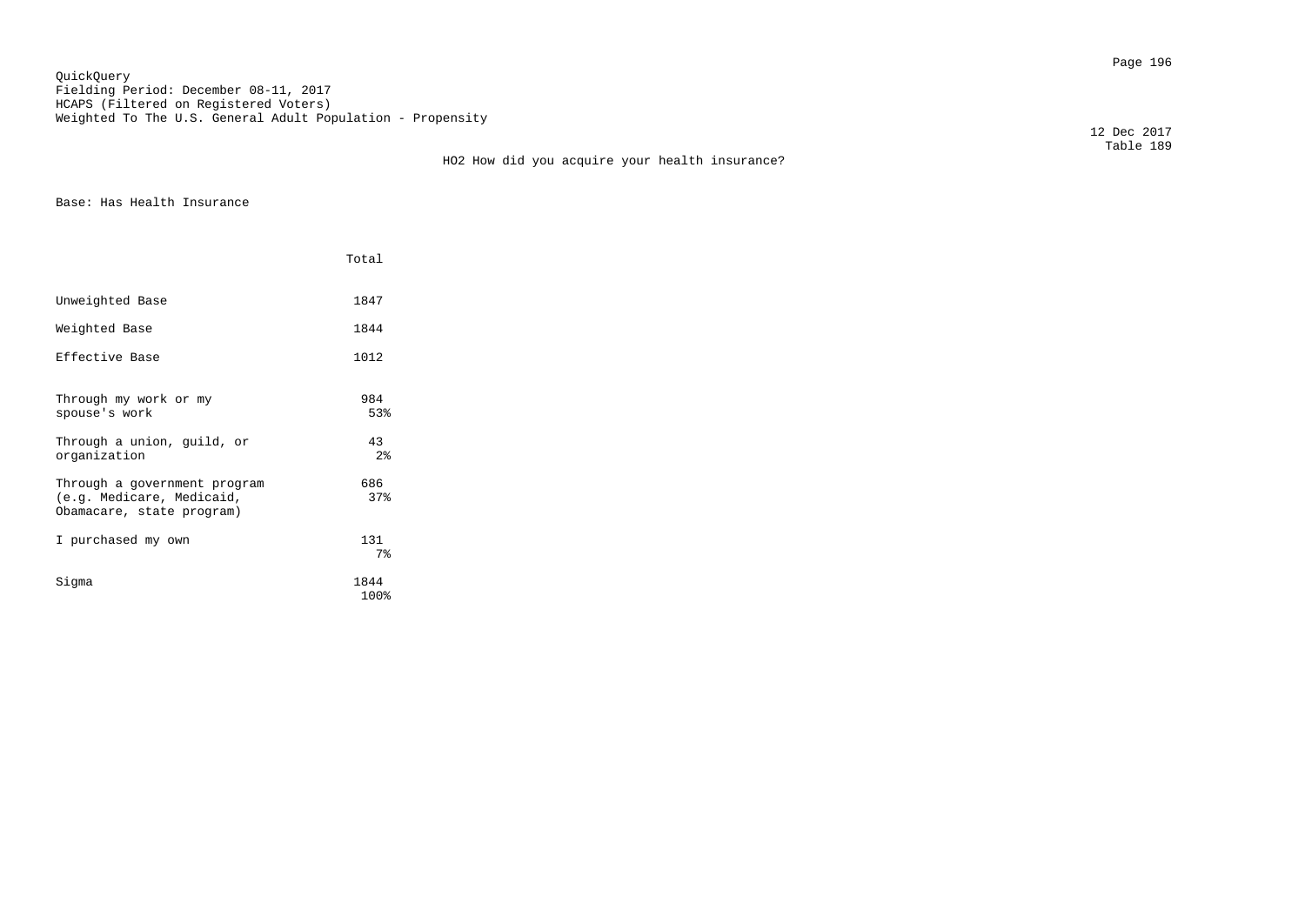QuickQuery
Fielding Period: December 08-11, 2017
HCAPS (Filtered on Registered Voters)
Weighted To The U.S. General Adult Population - Propensity

12 Dec 2017
Table 189

## HO2 How did you acquire your health insurance?

Base: Has Health Insurance

| | Total |
|---|---|
| Unweighted Base | 1847 |
| Weighted Base | 1844 |
| Effective Base | 1012 |
| Through my work or my spouse's work | 984<br>53% |
| Through a union, guild, or organization | 43<br>2% |
| Through a government program (e.g. Medicare, Medicaid, Obamacare, state program) | 686<br>37% |
| I purchased my own | 131<br>7% |
| Sigma | 1844<br>100% |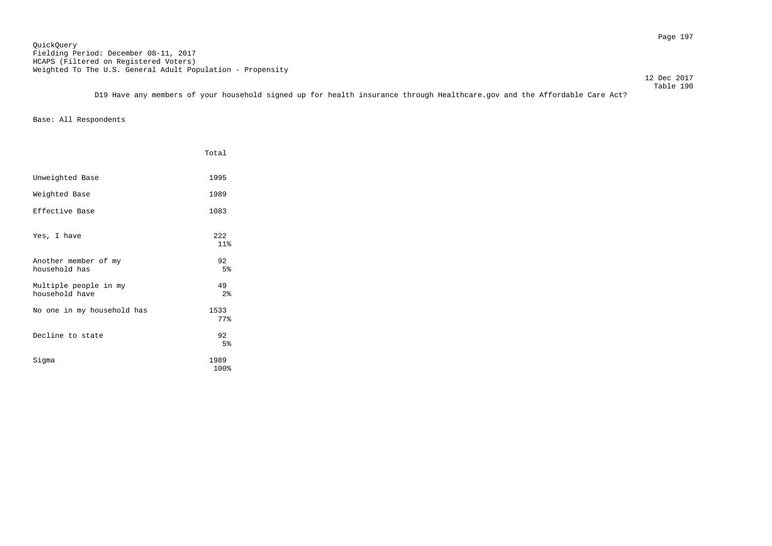QuickQuery
Fielding Period: December 08-11, 2017
HCAPS (Filtered on Registered Voters)
Weighted To The U.S. General Adult Population - Propensity

12 Dec 2017
Table 190

D19 Have any members of your household signed up for health insurance through Healthcare.gov and the Affordable Care Act?

Base: All Respondents

| | Total |
|---|---|
| Unweighted Base | 1995 |
| Weighted Base | 1989 |
| Effective Base | 1083 |
| Yes, I have | 222<br>11% |
| Another member of my household has | 92<br>5% |
| Multiple people in my household have | 49<br>2% |
| No one in my household has | 1533<br>77% |
| Decline to state | 92<br>5% |
| Sigma | 1989<br>100% |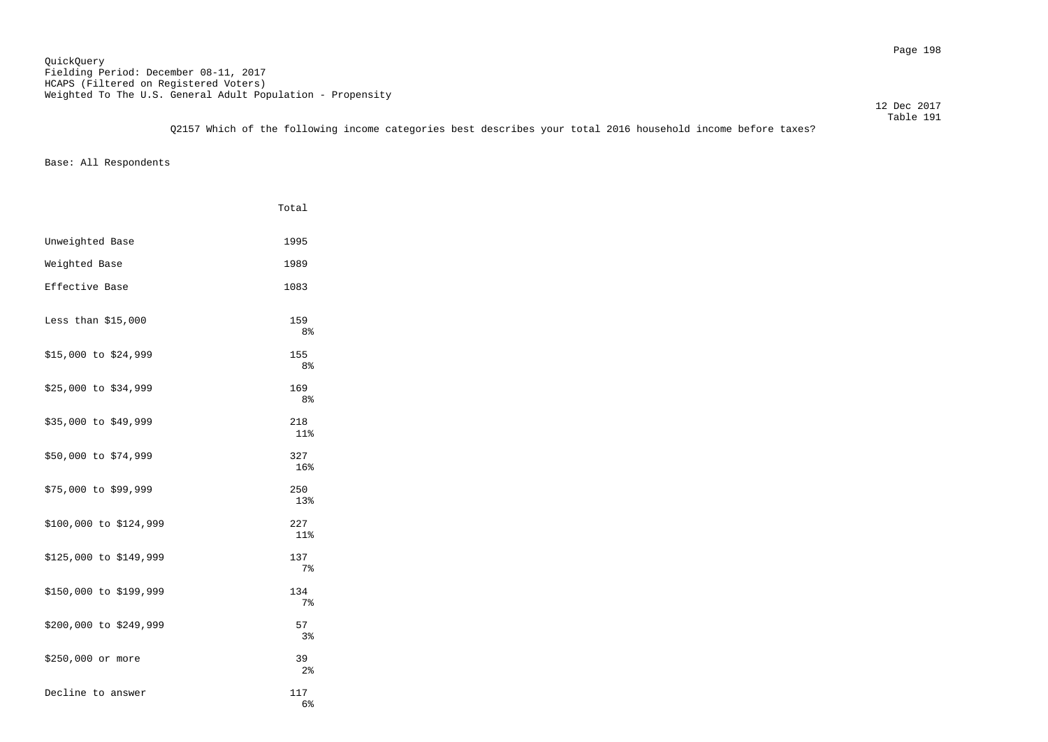QuickQuery
Fielding Period: December 08-11, 2017
HCAPS (Filtered on Registered Voters)
Weighted To The U.S. General Adult Population - Propensity

12 Dec 2017
Table 191

Q2157 Which of the following income categories best describes your total 2016 household income before taxes?

Base: All Respondents

| | Total |
|---|---|
| Unweighted Base | 1995 |
| Weighted Base | 1989 |
| Effective Base | 1083 |
| Less than $15,000 | 159<br>8% |
| $15,000 to $24,999 | 155<br>8% |
| $25,000 to $34,999 | 169<br>8% |
| $35,000 to $49,999 | 218<br>11% |
| $50,000 to $74,999 | 327<br>16% |
| $75,000 to $99,999 | 250<br>13% |
| $100,000 to $124,999 | 227<br>11% |
| $125,000 to $149,999 | 137<br>7% |
| $150,000 to $199,999 | 134<br>7% |
| $200,000 to $249,999 | 57<br>3% |
| $250,000 or more | 39<br>2% |
| Decline to answer | 117<br>6% |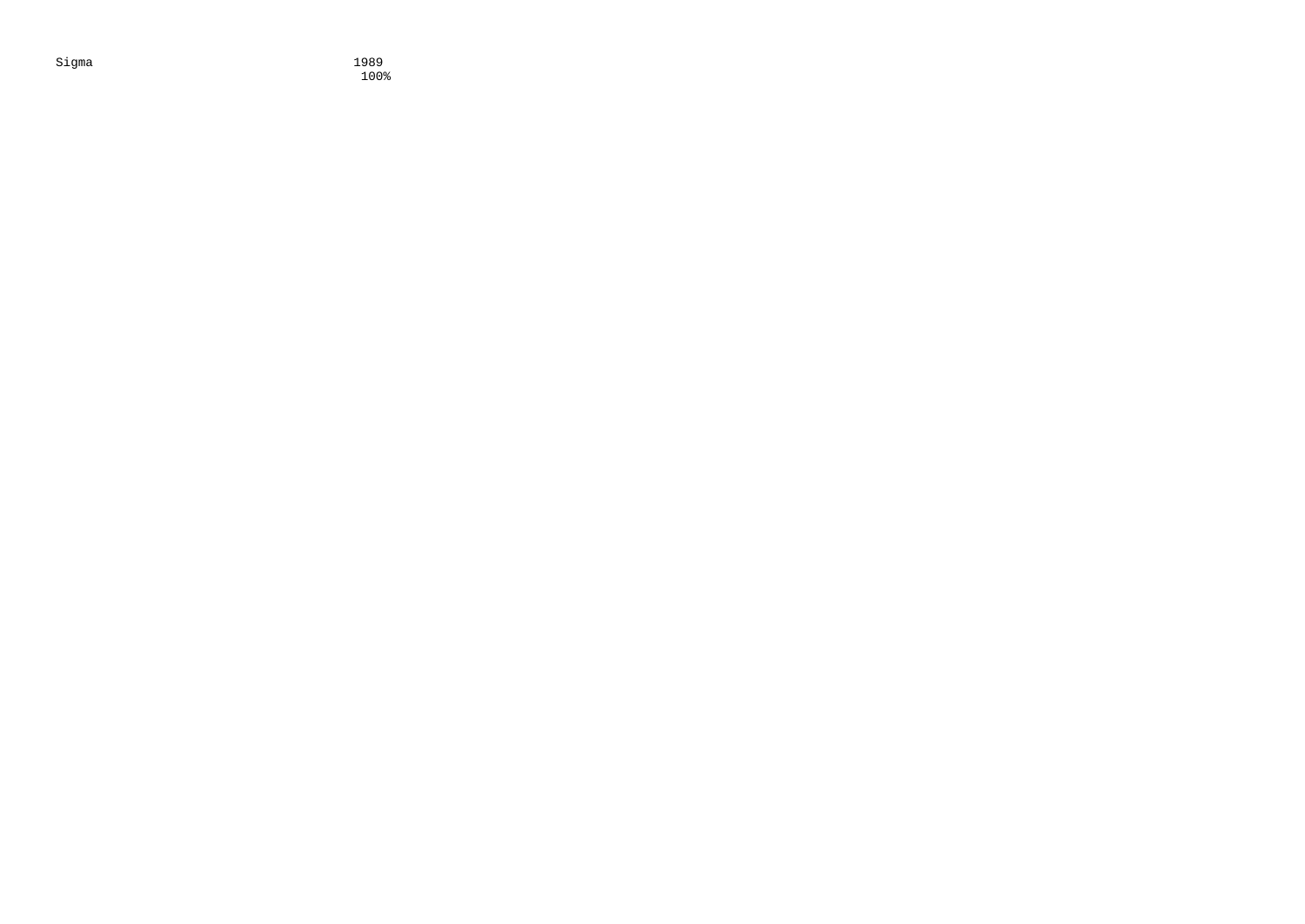| Sigma | 1989 |
| --- | --- |
| | 100% |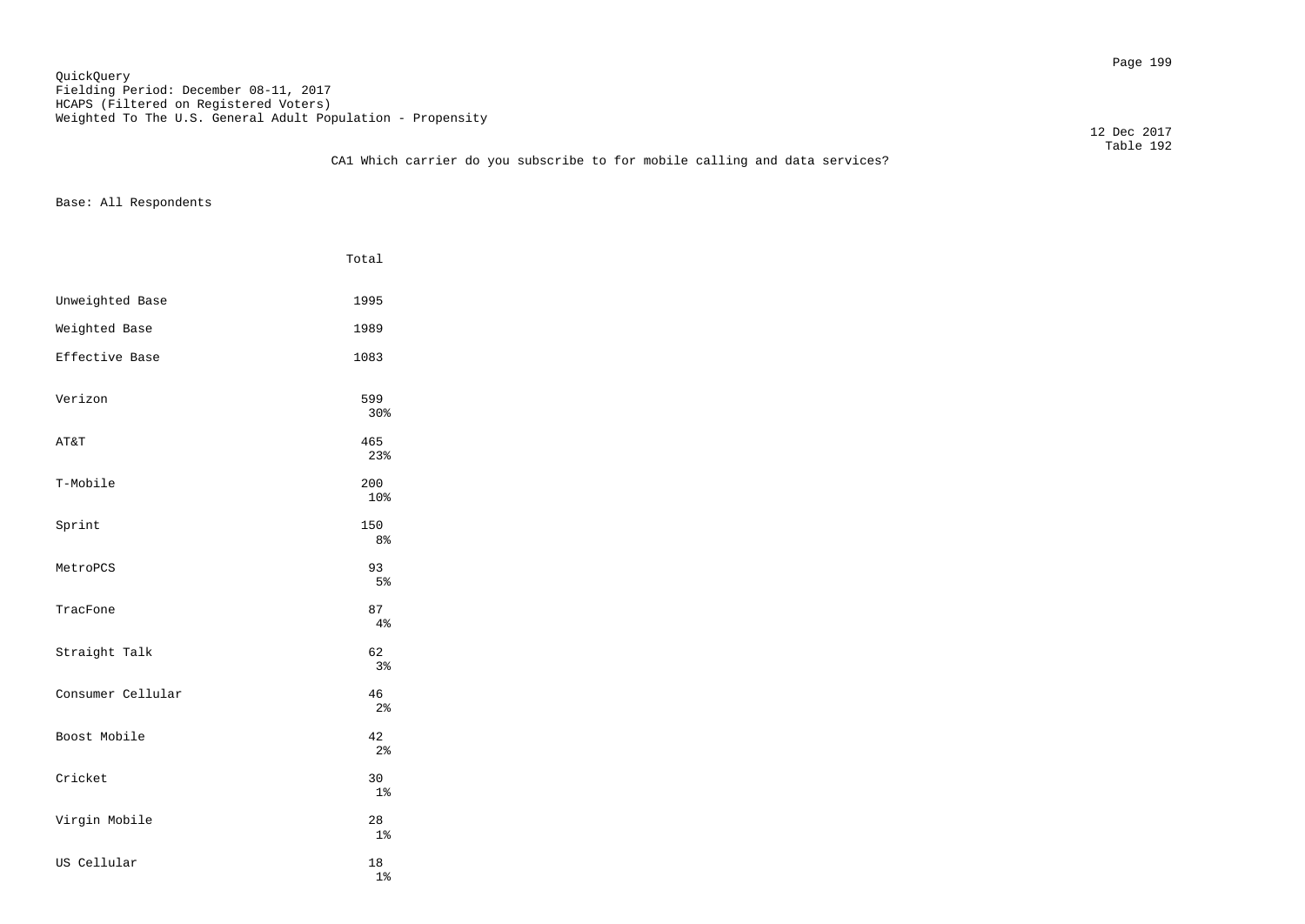QuickQuery
Fielding Period: December 08-11, 2017
HCAPS (Filtered on Registered Voters)
Weighted To The U.S. General Adult Population - Propensity

12 Dec 2017
Table 192

CA1 Which carrier do you subscribe to for mobile calling and data services?

Base: All Respondents

| | Total |
|---|---|
| Unweighted Base | 1995 |
| Weighted Base | 1989 |
| Effective Base | 1083 |
| Verizon | 599<br>30% |
| AT&T | 465<br>23% |
| T-Mobile | 200<br>10% |
| Sprint | 150<br>8% |
| MetroPCS | 93<br>5% |
| TracFone | 87<br>4% |
| Straight Talk | 62<br>3% |
| Consumer Cellular | 46<br>2% |
| Boost Mobile | 42<br>2% |
| Cricket | 30<br>1% |
| Virgin Mobile | 28<br>1% |
| US Cellular | 18<br>1% |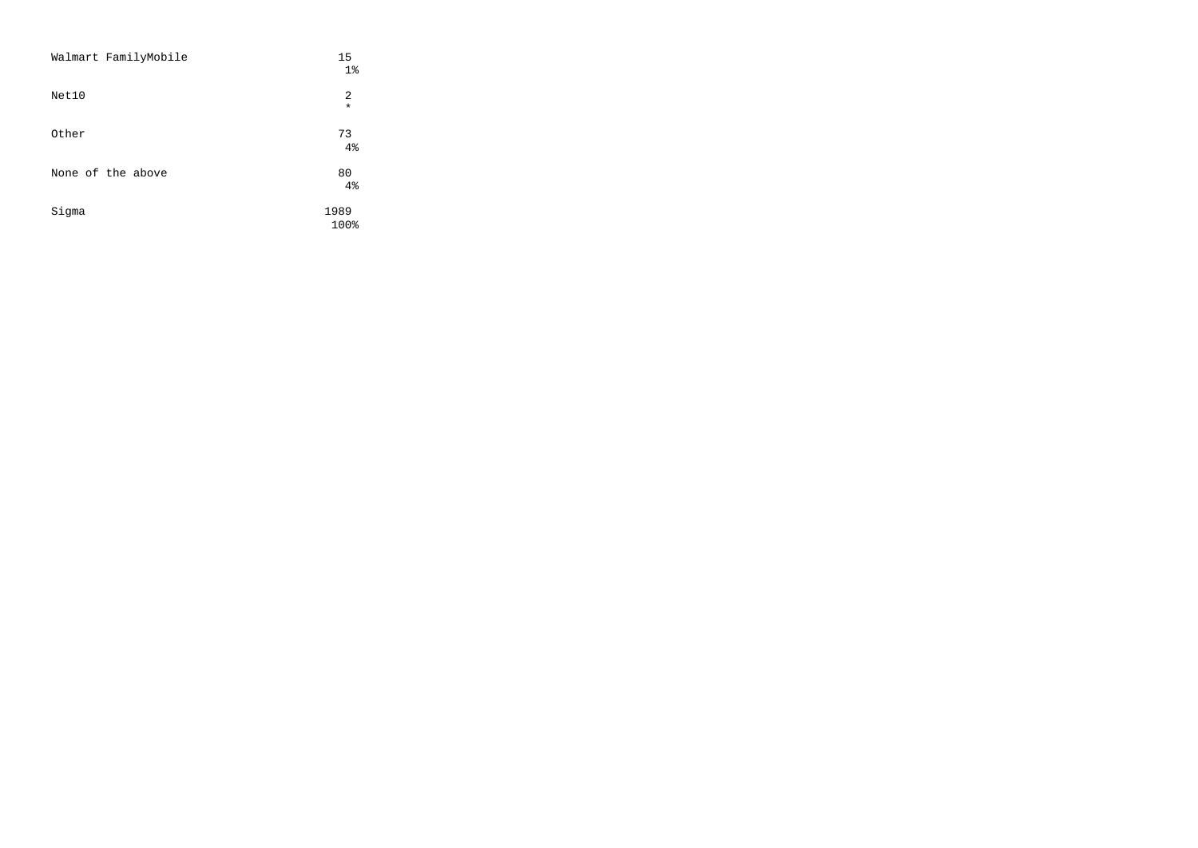| | |
|---|---|
| Walmart FamilyMobile | 15 |
| | 1% |
| Net10 | 2 |
| | * |
| Other | 73 |
| | 4% |
| None of the above | 80 |
| | 4% |
| Sigma | 1989 |
| | 100% |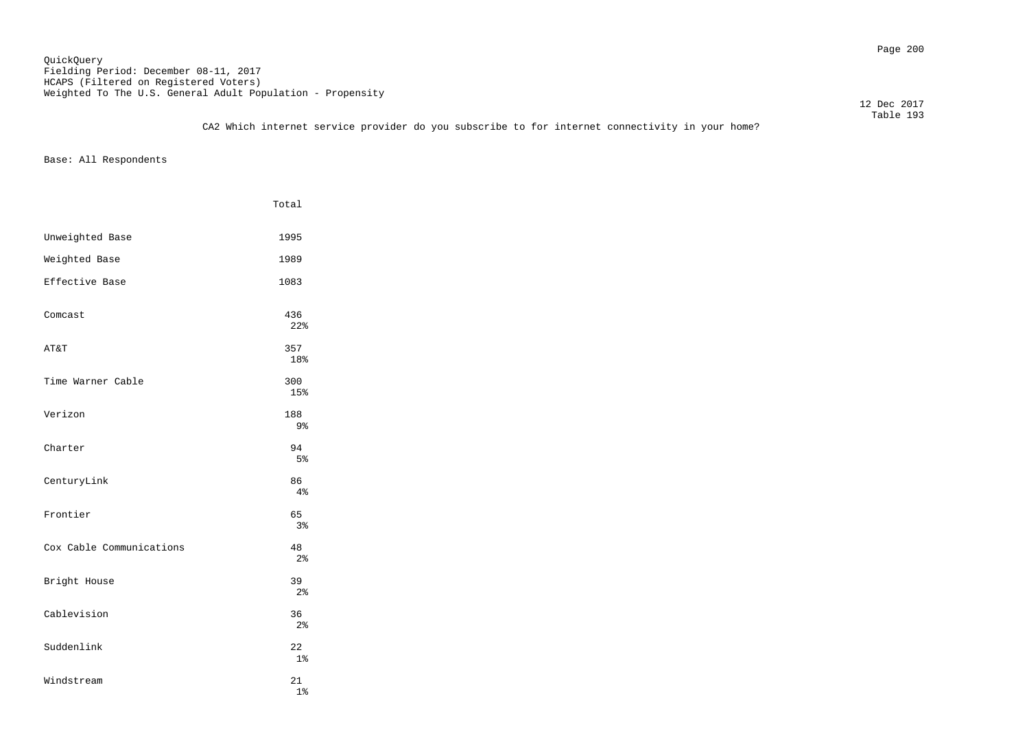QuickQuery
Fielding Period: December 08-11, 2017
HCAPS (Filtered on Registered Voters)
Weighted To The U.S. General Adult Population - Propensity

12 Dec 2017
Table 193

CA2 Which internet service provider do you subscribe to for internet connectivity in your home?

Base: All Respondents

| | Total |
|---|---|
| Unweighted Base | 1995 |
| Weighted Base | 1989 |
| Effective Base | 1083 |
| Comcast | 436<br>22% |
| AT&T | 357<br>18% |
| Time Warner Cable | 300<br>15% |
| Verizon | 188<br>9% |
| Charter | 94<br>5% |
| CenturyLink | 86<br>4% |
| Frontier | 65<br>3% |
| Cox Cable Communications | 48<br>2% |
| Bright House | 39<br>2% |
| Cablevision | 36<br>2% |
| Suddenlink | 22<br>1% |
| Windstream | 21<br>1% |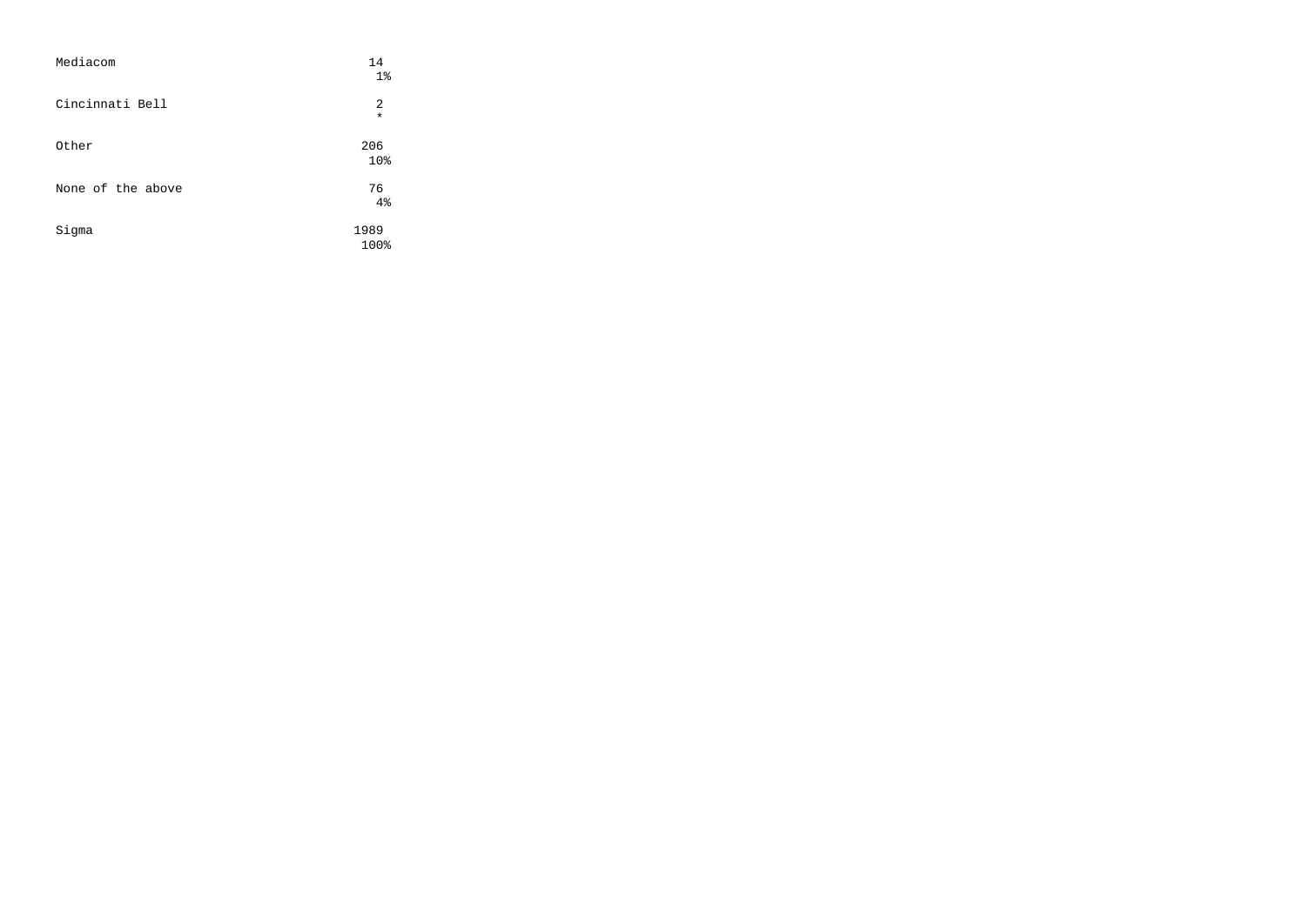| | |
|---|---|
| Mediacom | 14<br>1% |
| Cincinnati Bell | 2<br>* |
| Other | 206<br>10% |
| None of the above | 76<br>4% |
| Sigma | 1989<br>100% |